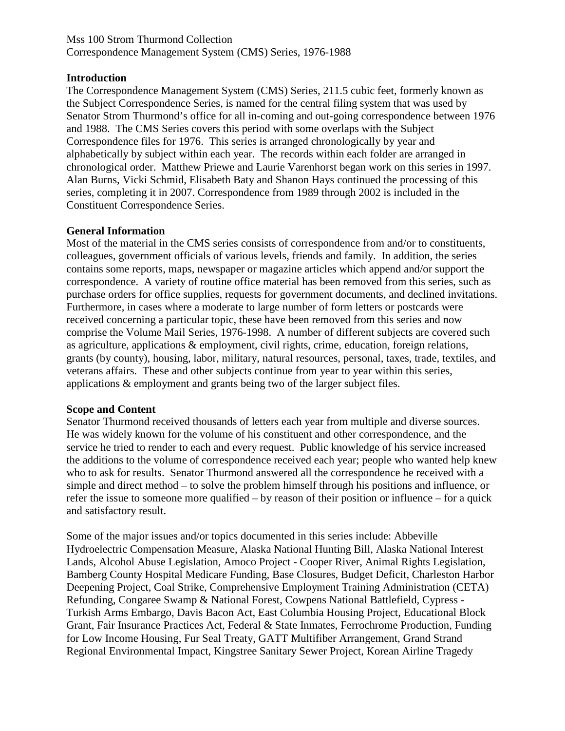Mss 100 Strom Thurmond Collection
Correspondence Management System (CMS) Series, 1976-1988

**Introduction**
The Correspondence Management System (CMS) Series, 211.5 cubic feet, formerly known as the Subject Correspondence Series, is named for the central filing system that was used by Senator Strom Thurmond's office for all in-coming and out-going correspondence between 1976 and 1988. The CMS Series covers this period with some overlaps with the Subject Correspondence files for 1976. This series is arranged chronologically by year and alphabetically by subject within each year. The records within each folder are arranged in chronological order. Matthew Priewe and Laurie Varenhorst began work on this series in 1997. Alan Burns, Vicki Schmid, Elisabeth Baty and Shanon Hays continued the processing of this series, completing it in 2007. Correspondence from 1989 through 2002 is included in the Constituent Correspondence Series.

**General Information**
Most of the material in the CMS series consists of correspondence from and/or to constituents, colleagues, government officials of various levels, friends and family. In addition, the series contains some reports, maps, newspaper or magazine articles which append and/or support the correspondence. A variety of routine office material has been removed from this series, such as purchase orders for office supplies, requests for government documents, and declined invitations. Furthermore, in cases where a moderate to large number of form letters or postcards were received concerning a particular topic, these have been removed from this series and now comprise the Volume Mail Series, 1976-1998. A number of different subjects are covered such as agriculture, applications & employment, civil rights, crime, education, foreign relations, grants (by county), housing, labor, military, natural resources, personal, taxes, trade, textiles, and veterans affairs. These and other subjects continue from year to year within this series, applications & employment and grants being two of the larger subject files.

**Scope and Content**
Senator Thurmond received thousands of letters each year from multiple and diverse sources. He was widely known for the volume of his constituent and other correspondence, and the service he tried to render to each and every request. Public knowledge of his service increased the additions to the volume of correspondence received each year; people who wanted help knew who to ask for results. Senator Thurmond answered all the correspondence he received with a simple and direct method – to solve the problem himself through his positions and influence, or refer the issue to someone more qualified – by reason of their position or influence – for a quick and satisfactory result.

Some of the major issues and/or topics documented in this series include: Abbeville Hydroelectric Compensation Measure, Alaska National Hunting Bill, Alaska National Interest Lands, Alcohol Abuse Legislation, Amoco Project - Cooper River, Animal Rights Legislation, Bamberg County Hospital Medicare Funding, Base Closures, Budget Deficit, Charleston Harbor Deepening Project, Coal Strike, Comprehensive Employment Training Administration (CETA) Refunding, Congaree Swamp & National Forest, Cowpens National Battlefield, Cypress - Turkish Arms Embargo, Davis Bacon Act, East Columbia Housing Project, Educational Block Grant, Fair Insurance Practices Act, Federal & State Inmates, Ferrochrome Production, Funding for Low Income Housing, Fur Seal Treaty, GATT Multifiber Arrangement, Grand Strand Regional Environmental Impact, Kingstree Sanitary Sewer Project, Korean Airline Tragedy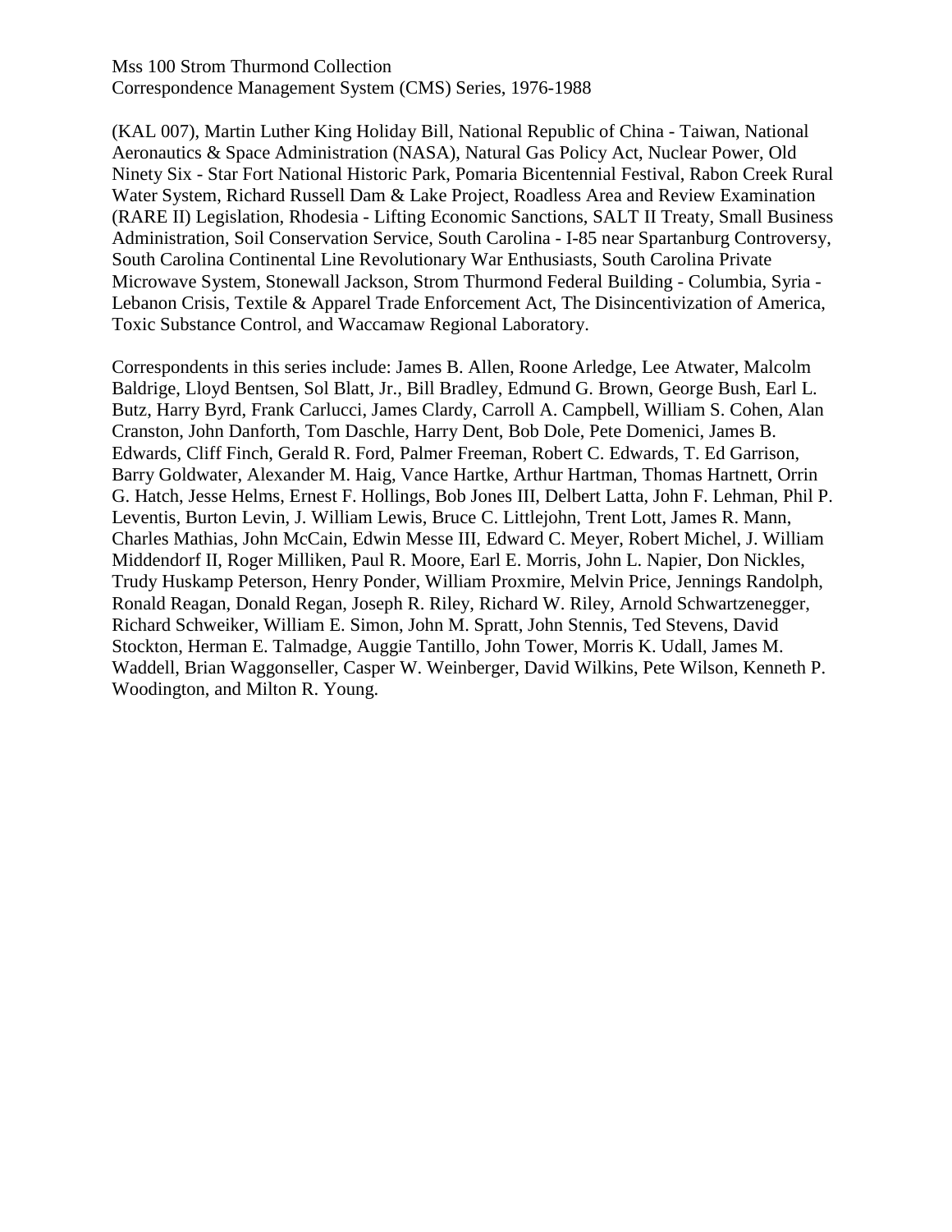(KAL 007), Martin Luther King Holiday Bill, National Republic of China - Taiwan, National Aeronautics & Space Administration (NASA), Natural Gas Policy Act, Nuclear Power, Old Ninety Six - Star Fort National Historic Park, Pomaria Bicentennial Festival, Rabon Creek Rural Water System, Richard Russell Dam & Lake Project, Roadless Area and Review Examination (RARE II) Legislation, Rhodesia - Lifting Economic Sanctions, SALT II Treaty, Small Business Administration, Soil Conservation Service, South Carolina - I-85 near Spartanburg Controversy, South Carolina Continental Line Revolutionary War Enthusiasts, South Carolina Private Microwave System, Stonewall Jackson, Strom Thurmond Federal Building - Columbia, Syria - Lebanon Crisis, Textile & Apparel Trade Enforcement Act, The Disincentivization of America, Toxic Substance Control, and Waccamaw Regional Laboratory.

Correspondents in this series include: James B. Allen, Roone Arledge, Lee Atwater, Malcolm Baldrige, Lloyd Bentsen, Sol Blatt, Jr., Bill Bradley, Edmund G. Brown, George Bush, Earl L. Butz, Harry Byrd, Frank Carlucci, James Clardy, Carroll A. Campbell, William S. Cohen, Alan Cranston, John Danforth, Tom Daschle, Harry Dent, Bob Dole, Pete Domenici, James B. Edwards, Cliff Finch, Gerald R. Ford, Palmer Freeman, Robert C. Edwards, T. Ed Garrison, Barry Goldwater, Alexander M. Haig, Vance Hartke, Arthur Hartman, Thomas Hartnett, Orrin G. Hatch, Jesse Helms, Ernest F. Hollings, Bob Jones III, Delbert Latta, John F. Lehman, Phil P. Leventis, Burton Levin, J. William Lewis, Bruce C. Littlejohn, Trent Lott, James R. Mann, Charles Mathias, John McCain, Edwin Messe III, Edward C. Meyer, Robert Michel, J. William Middendorf II, Roger Milliken, Paul R. Moore, Earl E. Morris, John L. Napier, Don Nickles, Trudy Huskamp Peterson, Henry Ponder, William Proxmire, Melvin Price, Jennings Randolph, Ronald Reagan, Donald Regan, Joseph R. Riley, Richard W. Riley, Arnold Schwartzenegger, Richard Schweiker, William E. Simon, John M. Spratt, John Stennis, Ted Stevens, David Stockton, Herman E. Talmadge, Auggie Tantillo, John Tower, Morris K. Udall, James M. Waddell, Brian Waggonseller, Casper W. Weinberger, David Wilkins, Pete Wilson, Kenneth P. Woodington, and Milton R. Young.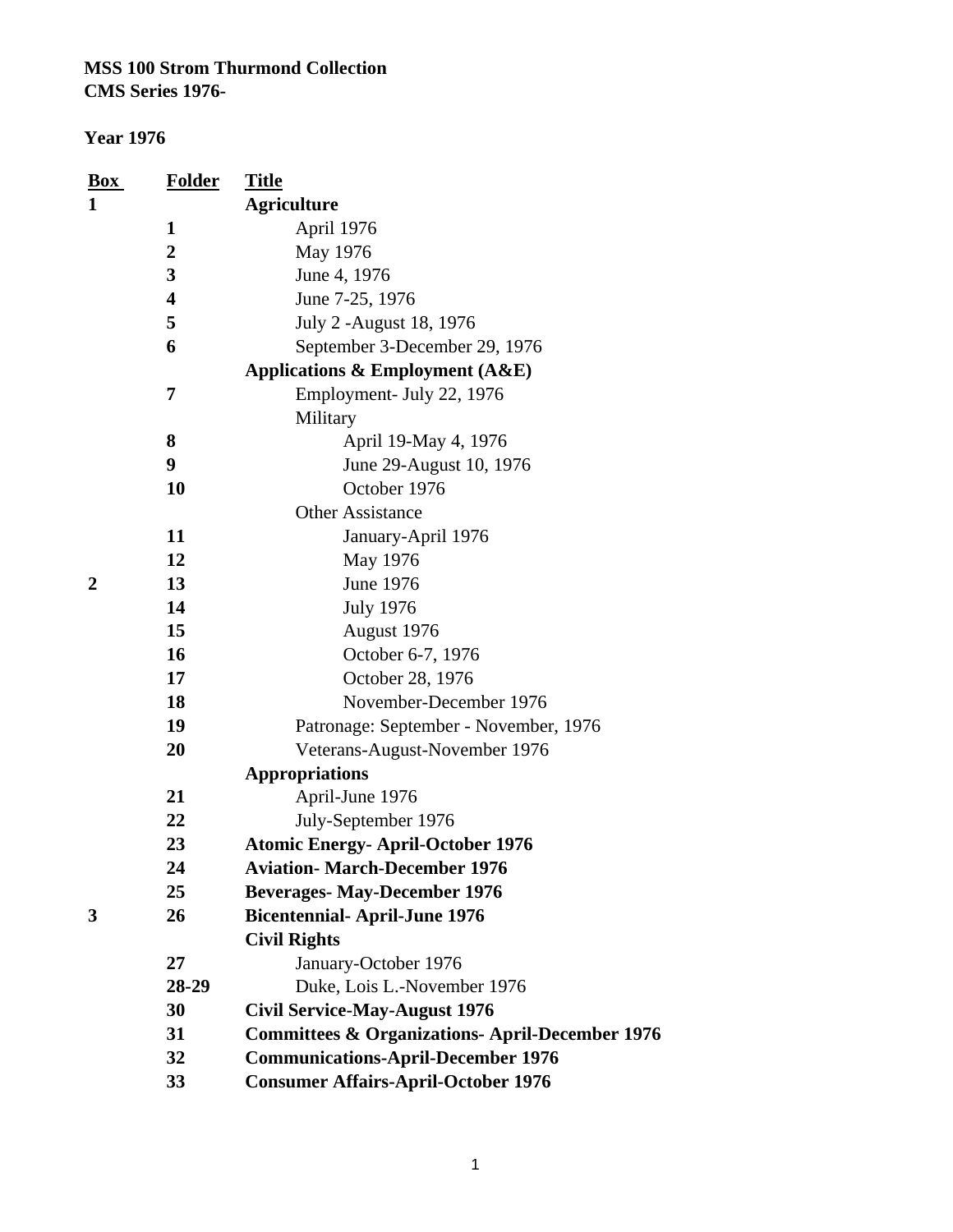**MSS 100 Strom Thurmond Collection**
**CMS Series 1976-**

**Year 1976**

| Box | Folder | Title |
|---|---|---|
| **1** | | **Agriculture** |
| | **1** | April 1976 |
| | **2** | May 1976 |
| | **3** | June 4, 1976 |
| | **4** | June 7-25, 1976 |
| | **5** | July 2 -August 18, 1976 |
| | **6** | September 3-December 29, 1976 |
| | | **Applications & Employment (A&E)** |
| | **7** | Employment- July 22, 1976 |
| | | Military |
| | **8** | April 19-May 4, 1976 |
| | **9** | June 29-August 10, 1976 |
| | **10** | October 1976 |
| | | Other Assistance |
| | **11** | January-April 1976 |
| | **12** | May 1976 |
| **2** | **13** | June 1976 |
| | **14** | July 1976 |
| | **15** | August 1976 |
| | **16** | October 6-7, 1976 |
| | **17** | October 28, 1976 |
| | **18** | November-December 1976 |
| | **19** | Patronage: September - November, 1976 |
| | **20** | Veterans-August-November 1976 |
| | | **Appropriations** |
| | **21** | April-June 1976 |
| | **22** | July-September 1976 |
| | **23** | **Atomic Energy- April-October 1976** |
| | **24** | **Aviation- March-December 1976** |
| | **25** | **Beverages- May-December 1976** |
| **3** | **26** | **Bicentennial- April-June 1976** |
| | | **Civil Rights** |
| | **27** | January-October 1976 |
| | **28-29** | Duke, Lois L.-November 1976 |
| | **30** | **Civil Service-May-August 1976** |
| | **31** | **Committees & Organizations- April-December 1976** |
| | **32** | **Communications-April-December 1976** |
| | **33** | **Consumer Affairs-April-October 1976** |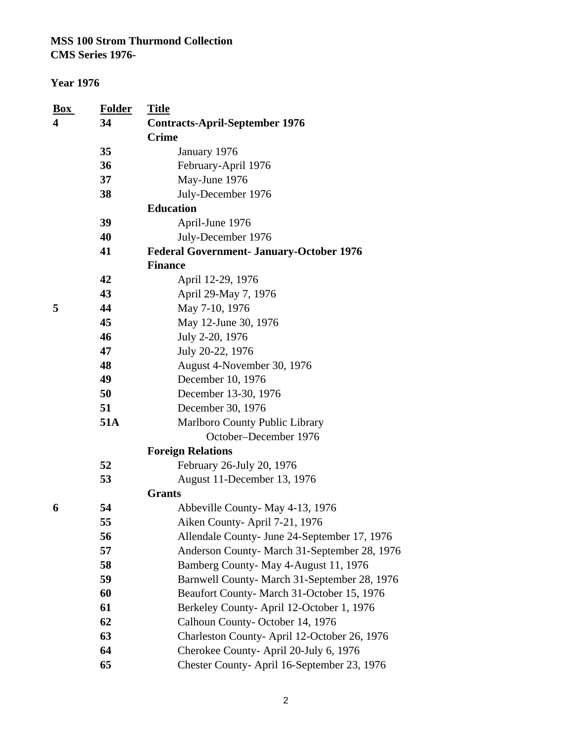**MSS 100 Strom Thurmond Collection**
**CMS Series 1976-**

**Year 1976**

| Box | Folder | Title |
|---|---|---|
| **4** | **34** | **Contracts-April-September 1976** |
| | | **Crime** |
| | **35** | January 1976 |
| | **36** | February-April 1976 |
| | **37** | May-June 1976 |
| | **38** | July-December 1976 |
| | | **Education** |
| | **39** | April-June 1976 |
| | **40** | July-December 1976 |
| | **41** | **Federal Government- January-October 1976** |
| | | **Finance** |
| | **42** | April 12-29, 1976 |
| | **43** | April 29-May 7, 1976 |
| **5** | **44** | May 7-10, 1976 |
| | **45** | May 12-June 30, 1976 |
| | **46** | July 2-20, 1976 |
| | **47** | July 20-22, 1976 |
| | **48** | August 4-November 30, 1976 |
| | **49** | December 10, 1976 |
| | **50** | December 13-30, 1976 |
| | **51** | December 30, 1976 |
| | **51A** | Marlboro County Public Library October–December 1976 |
| | | **Foreign Relations** |
| | **52** | February 26-July 20, 1976 |
| | **53** | August 11-December 13, 1976 |
| | | **Grants** |
| **6** | **54** | Abbeville County- May 4-13, 1976 |
| | **55** | Aiken County- April 7-21, 1976 |
| | **56** | Allendale County- June 24-September 17, 1976 |
| | **57** | Anderson County- March 31-September 28, 1976 |
| | **58** | Bamberg County- May 4-August 11, 1976 |
| | **59** | Barnwell County- March 31-September 28, 1976 |
| | **60** | Beaufort County- March 31-October 15, 1976 |
| | **61** | Berkeley County- April 12-October 1, 1976 |
| | **62** | Calhoun County- October 14, 1976 |
| | **63** | Charleston County- April 12-October 26, 1976 |
| | **64** | Cherokee County- April 20-July 6, 1976 |
| | **65** | Chester County- April 16-September 23, 1976 |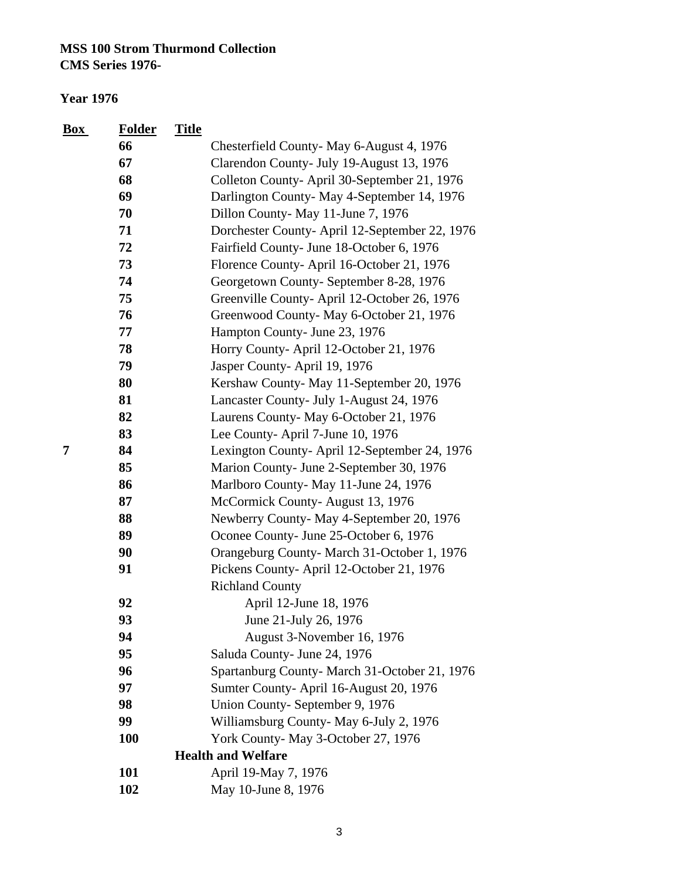**MSS 100 Strom Thurmond Collection**
**CMS Series 1976-**

**Year 1976**

| Box | Folder | Title |
|---|---|---|
| | **66** | Chesterfield County- May 6-August 4, 1976 |
| | **67** | Clarendon County- July 19-August 13, 1976 |
| | **68** | Colleton County- April 30-September 21, 1976 |
| | **69** | Darlington County- May 4-September 14, 1976 |
| | **70** | Dillon County- May 11-June 7, 1976 |
| | **71** | Dorchester County- April 12-September 22, 1976 |
| | **72** | Fairfield County- June 18-October 6, 1976 |
| | **73** | Florence County- April 16-October 21, 1976 |
| | **74** | Georgetown County- September 8-28, 1976 |
| | **75** | Greenville County- April 12-October 26, 1976 |
| | **76** | Greenwood County- May 6-October 21, 1976 |
| | **77** | Hampton County- June 23, 1976 |
| | **78** | Horry County- April 12-October 21, 1976 |
| | **79** | Jasper County- April 19, 1976 |
| | **80** | Kershaw County- May 11-September 20, 1976 |
| | **81** | Lancaster County- July 1-August 24, 1976 |
| | **82** | Laurens County- May 6-October 21, 1976 |
| | **83** | Lee County- April 7-June 10, 1976 |
| **7** | **84** | Lexington County- April 12-September 24, 1976 |
| | **85** | Marion County- June 2-September 30, 1976 |
| | **86** | Marlboro County- May 11-June 24, 1976 |
| | **87** | McCormick County- August 13, 1976 |
| | **88** | Newberry County- May 4-September 20, 1976 |
| | **89** | Oconee County- June 25-October 6, 1976 |
| | **90** | Orangeburg County- March 31-October 1, 1976 |
| | **91** | Pickens County- April 12-October 21, 1976 |
| | | Richland County |
| | **92** | April 12-June 18, 1976 |
| | **93** | June 21-July 26, 1976 |
| | **94** | August 3-November 16, 1976 |
| | **95** | Saluda County- June 24, 1976 |
| | **96** | Spartanburg County- March 31-October 21, 1976 |
| | **97** | Sumter County- April 16-August 20, 1976 |
| | **98** | Union County- September 9, 1976 |
| | **99** | Williamsburg County- May 6-July 2, 1976 |
| | **100** | York County- May 3-October 27, 1976 |
| | | **Health and Welfare** |
| | **101** | April 19-May 7, 1976 |
| | **102** | May 10-June 8, 1976 |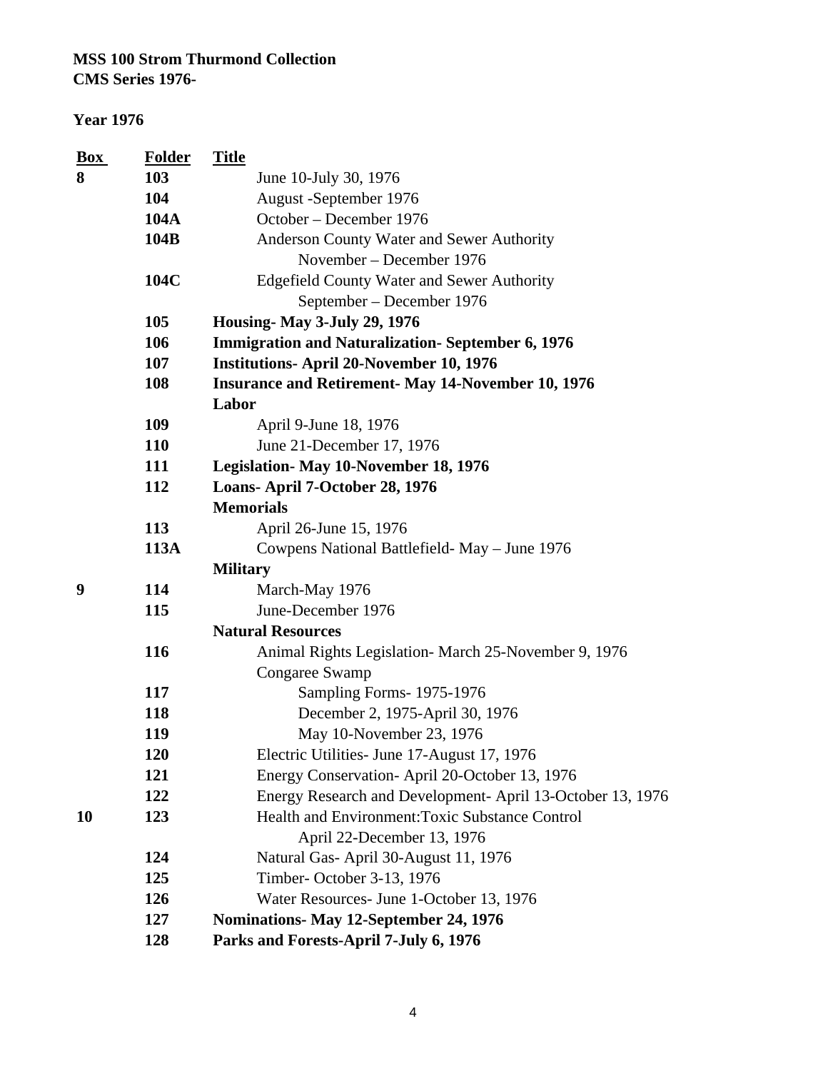**MSS 100 Strom Thurmond Collection**
**CMS Series 1976-**

**Year 1976**

| Box | Folder | Title |
|---|---|---|
| **8** | **103** | June 10-July 30, 1976 |
| | **104** | August -September 1976 |
| | **104A** | October – December 1976 |
| | **104B** | Anderson County Water and Sewer Authority November – December 1976 |
| | **104C** | Edgefield County Water and Sewer Authority September – December 1976 |
| | **105** | **Housing- May 3-July 29, 1976** |
| | **106** | **Immigration and Naturalization- September 6, 1976** |
| | **107** | **Institutions- April 20-November 10, 1976** |
| | **108** | **Insurance and Retirement- May 14-November 10, 1976** |
| | | **Labor** |
| | **109** | April 9-June 18, 1976 |
| | **110** | June 21-December 17, 1976 |
| | **111** | **Legislation- May 10-November 18, 1976** |
| | **112** | **Loans- April 7-October 28, 1976** |
| | | **Memorials** |
| | **113** | April 26-June 15, 1976 |
| | **113A** | Cowpens National Battlefield- May – June 1976 |
| | | **Military** |
| **9** | **114** | March-May 1976 |
| | **115** | June-December 1976 |
| | | **Natural Resources** |
| | **116** | Animal Rights Legislation- March 25-November 9, 1976 |
| | | Congaree Swamp |
| | **117** | Sampling Forms- 1975-1976 |
| | **118** | December 2, 1975-April 30, 1976 |
| | **119** | May 10-November 23, 1976 |
| | **120** | Electric Utilities- June 17-August 17, 1976 |
| | **121** | Energy Conservation- April 20-October 13, 1976 |
| | **122** | Energy Research and Development- April 13-October 13, 1976 |
| **10** | **123** | Health and Environment:Toxic Substance Control April 22-December 13, 1976 |
| | **124** | Natural Gas- April 30-August 11, 1976 |
| | **125** | Timber- October 3-13, 1976 |
| | **126** | Water Resources- June 1-October 13, 1976 |
| | **127** | **Nominations- May 12-September 24, 1976** |
| | **128** | **Parks and Forests-April 7-July 6, 1976** |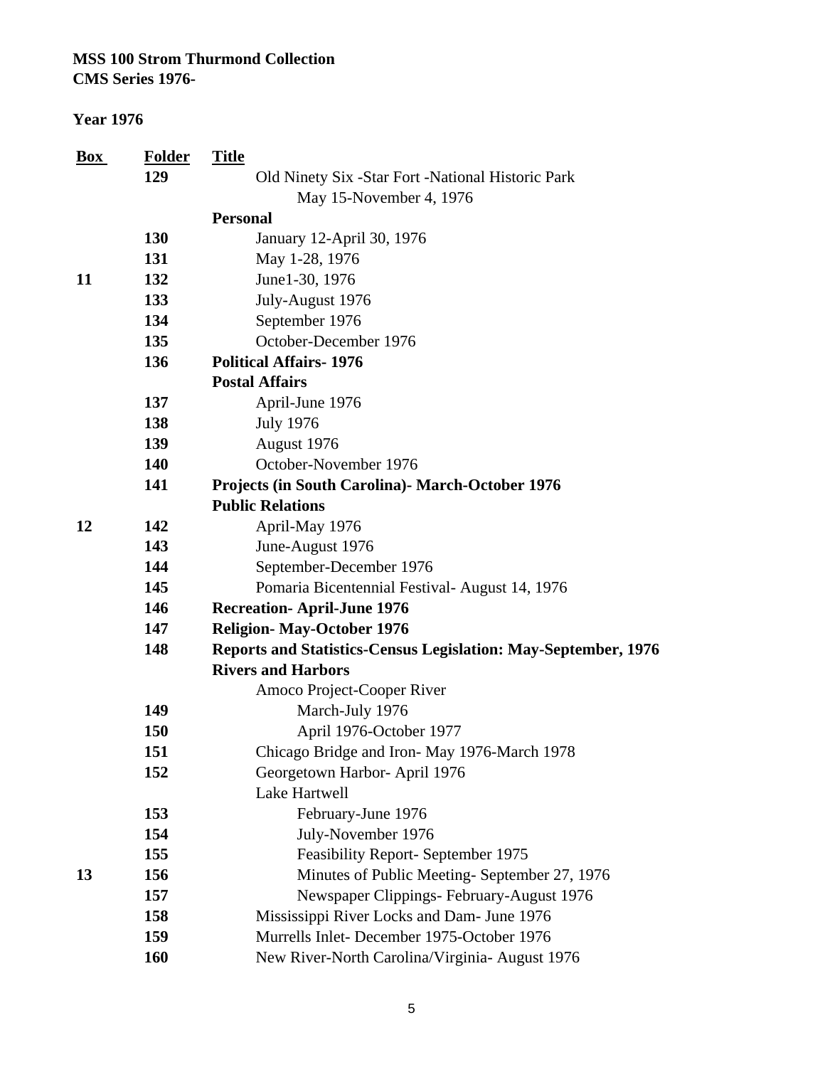**MSS 100 Strom Thurmond Collection**
**CMS Series 1976-**

**Year 1976**

| Box | Folder | Title |
|---|---|---|
| | 129 | Old Ninety Six -Star Fort -National Historic Park May 15-November 4, 1976 |
| | | **Personal** |
| | 130 | January 12-April 30, 1976 |
| | 131 | May 1-28, 1976 |
| 11 | 132 | June1-30, 1976 |
| | 133 | July-August 1976 |
| | 134 | September 1976 |
| | 135 | October-December 1976 |
| | 136 | **Political Affairs- 1976** |
| | | **Postal Affairs** |
| | 137 | April-June 1976 |
| | 138 | July 1976 |
| | 139 | August 1976 |
| | 140 | October-November 1976 |
| | 141 | **Projects (in South Carolina)- March-October 1976** |
| | | **Public Relations** |
| 12 | 142 | April-May 1976 |
| | 143 | June-August 1976 |
| | 144 | September-December 1976 |
| | 145 | Pomaria Bicentennial Festival- August 14, 1976 |
| | 146 | **Recreation- April-June 1976** |
| | 147 | **Religion- May-October 1976** |
| | 148 | **Reports and Statistics-Census Legislation: May-September, 1976** |
| | | **Rivers and Harbors** |
| | | Amoco Project-Cooper River |
| | 149 | March-July 1976 |
| | 150 | April 1976-October 1977 |
| | 151 | Chicago Bridge and Iron- May 1976-March 1978 |
| | 152 | Georgetown Harbor- April 1976 |
| | | Lake Hartwell |
| | 153 | February-June 1976 |
| | 154 | July-November 1976 |
| | 155 | Feasibility Report- September 1975 |
| 13 | 156 | Minutes of Public Meeting- September 27, 1976 |
| | 157 | Newspaper Clippings- February-August 1976 |
| | 158 | Mississippi River Locks and Dam- June 1976 |
| | 159 | Murrells Inlet- December 1975-October 1976 |
| | 160 | New River-North Carolina/Virginia- August 1976 |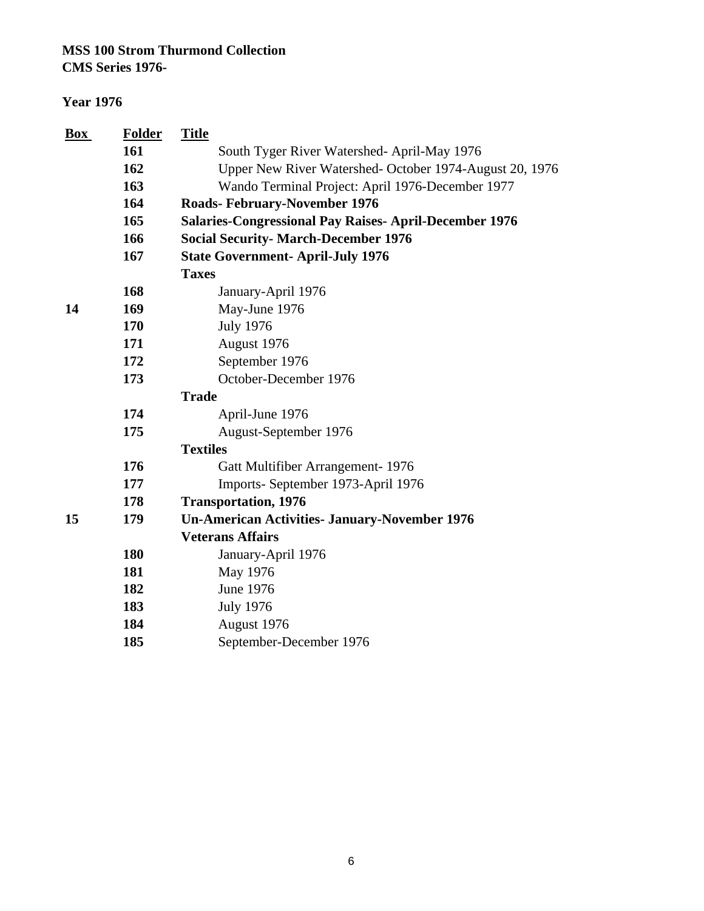**MSS 100 Strom Thurmond Collection**
**CMS Series 1976-**

**Year 1976**

| Box | Folder | Title |
|---|---|---|
| | **161** | South Tyger River Watershed- April-May 1976 |
| | **162** | Upper New River Watershed- October 1974-August 20, 1976 |
| | **163** | Wando Terminal Project: April 1976-December 1977 |
| | **164** | **Roads- February-November 1976** |
| | **165** | **Salaries-Congressional Pay Raises- April-December 1976** |
| | **166** | **Social Security- March-December 1976** |
| | **167** | **State Government- April-July 1976** |
| | | **Taxes** |
| | **168** | January-April 1976 |
| **14** | **169** | May-June 1976 |
| | **170** | July 1976 |
| | **171** | August 1976 |
| | **172** | September 1976 |
| | **173** | October-December 1976 |
| | | **Trade** |
| | **174** | April-June 1976 |
| | **175** | August-September 1976 |
| | | **Textiles** |
| | **176** | Gatt Multifiber Arrangement- 1976 |
| | **177** | Imports- September 1973-April 1976 |
| | **178** | **Transportation, 1976** |
| **15** | **179** | **Un-American Activities- January-November 1976** |
| | | **Veterans Affairs** |
| | **180** | January-April 1976 |
| | **181** | May 1976 |
| | **182** | June 1976 |
| | **183** | July 1976 |
| | **184** | August 1976 |
| | **185** | September-December 1976 |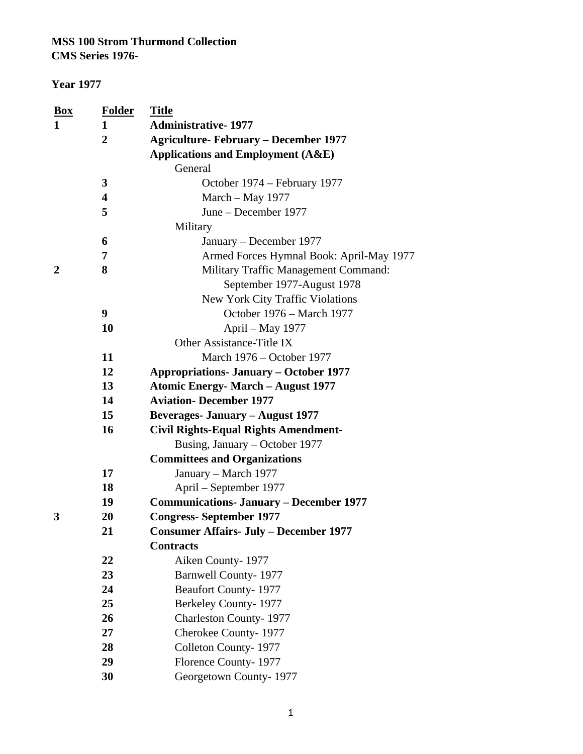**MSS 100 Strom Thurmond Collection**
**CMS Series 1976-**

**Year 1977**

| Box | Folder | Title |
|---|---|---|
| **1** | **1** | **Administrative- 1977** |
| | **2** | **Agriculture- February – December 1977** |
| | | **Applications and Employment (A&E)** |
| | | General |
| | **3** | October 1974 – February 1977 |
| | **4** | March – May 1977 |
| | **5** | June – December 1977 |
| | | Military |
| | **6** | January – December 1977 |
| | **7** | Armed Forces Hymnal Book: April-May 1977 |
| **2** | **8** | Military Traffic Management Command: September 1977-August 1978 |
| | | New York City Traffic Violations |
| | **9** | October 1976 – March 1977 |
| | **10** | April – May 1977 |
| | | Other Assistance-Title IX |
| | **11** | March 1976 – October 1977 |
| | **12** | **Appropriations- January – October 1977** |
| | **13** | **Atomic Energy- March – August 1977** |
| | **14** | **Aviation- December 1977** |
| | **15** | **Beverages- January – August 1977** |
| | **16** | **Civil Rights-Equal Rights Amendment-** Busing, January – October 1977 |
| | | **Committees and Organizations** |
| | **17** | January – March 1977 |
| | **18** | April – September 1977 |
| | **19** | **Communications- January – December 1977** |
| **3** | **20** | **Congress- September 1977** |
| | **21** | **Consumer Affairs- July – December 1977** |
| | | **Contracts** |
| | **22** | Aiken County- 1977 |
| | **23** | Barnwell County- 1977 |
| | **24** | Beaufort County- 1977 |
| | **25** | Berkeley County- 1977 |
| | **26** | Charleston County- 1977 |
| | **27** | Cherokee County- 1977 |
| | **28** | Colleton County- 1977 |
| | **29** | Florence County- 1977 |
| | **30** | Georgetown County- 1977 |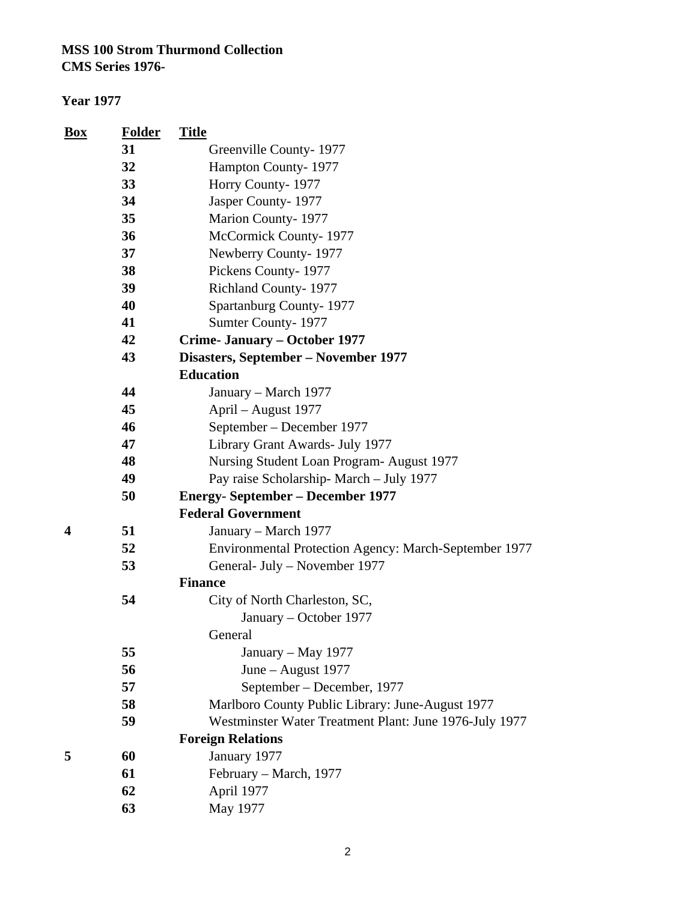**MSS 100 Strom Thurmond Collection**
**CMS Series 1976-**

**Year 1977**

| Box | Folder | Title |
|---|---|---|
| | **31** | Greenville County- 1977 |
| | **32** | Hampton County- 1977 |
| | **33** | Horry County- 1977 |
| | **34** | Jasper County- 1977 |
| | **35** | Marion County- 1977 |
| | **36** | McCormick County- 1977 |
| | **37** | Newberry County- 1977 |
| | **38** | Pickens County- 1977 |
| | **39** | Richland County- 1977 |
| | **40** | Spartanburg County- 1977 |
| | **41** | Sumter County- 1977 |
| | **42** | **Crime- January – October 1977** |
| | **43** | **Disasters, September – November 1977** |
| | | **Education** |
| | **44** | January – March 1977 |
| | **45** | April – August 1977 |
| | **46** | September – December 1977 |
| | **47** | Library Grant Awards- July 1977 |
| | **48** | Nursing Student Loan Program- August 1977 |
| | **49** | Pay raise Scholarship- March – July 1977 |
| | **50** | **Energy- September – December 1977** |
| | | **Federal Government** |
| **4** | **51** | January – March 1977 |
| | **52** | Environmental Protection Agency: March-September 1977 |
| | **53** | General- July – November 1977 |
| | | **Finance** |
| | **54** | City of North Charleston, SC, January – October 1977 |
| | | General |
| | **55** | January – May 1977 |
| | **56** | June – August 1977 |
| | **57** | September – December, 1977 |
| | **58** | Marlboro County Public Library: June-August 1977 |
| | **59** | Westminster Water Treatment Plant: June 1976-July 1977 |
| | | **Foreign Relations** |
| **5** | **60** | January 1977 |
| | **61** | February – March, 1977 |
| | **62** | April 1977 |
| | **63** | May 1977 |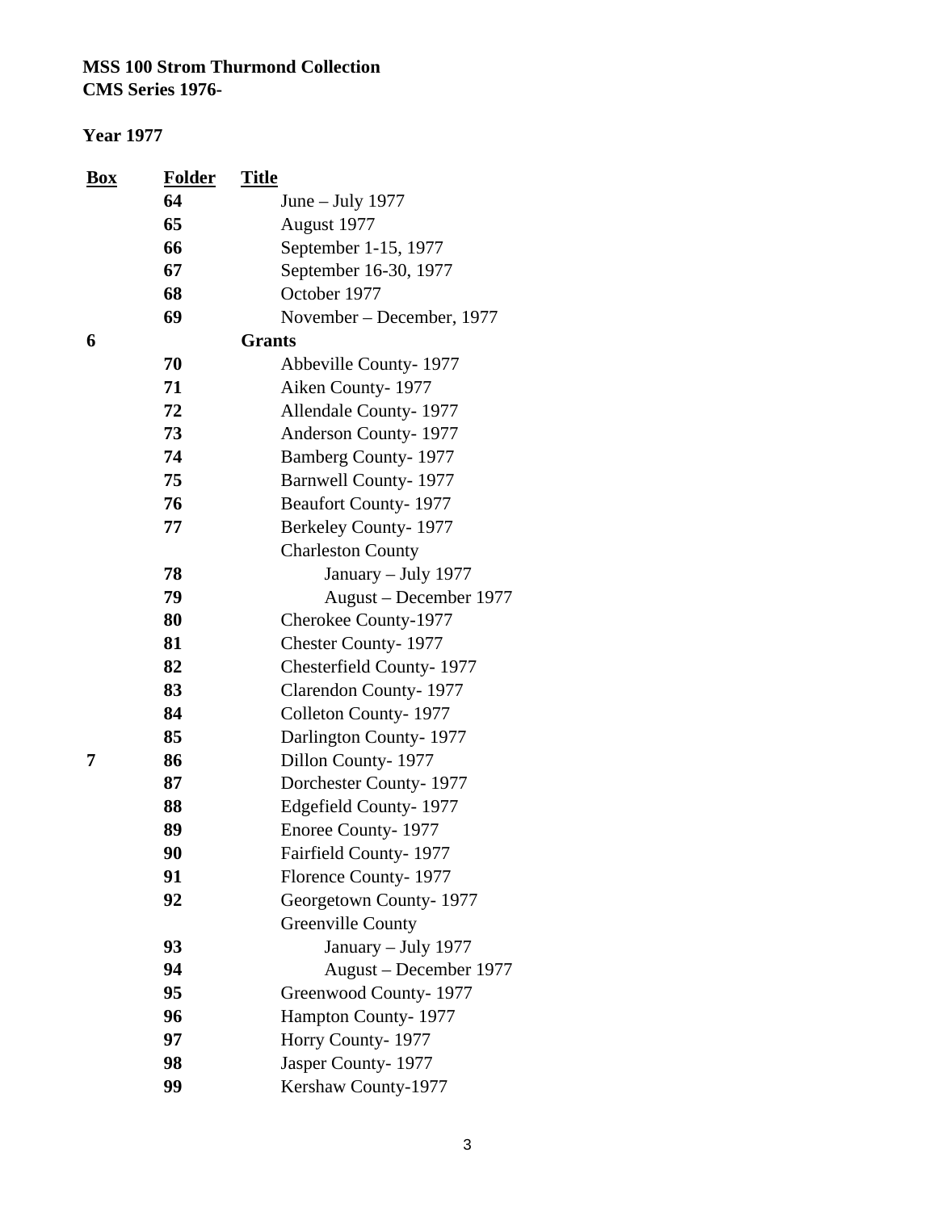**MSS 100 Strom Thurmond Collection**
**CMS Series 1976-**

**Year 1977**

| Box | Folder | Title |
|---|---|---|
| | **64** | June – July 1977 |
| | **65** | August 1977 |
| | **66** | September 1-15, 1977 |
| | **67** | September 16-30, 1977 |
| | **68** | October 1977 |
| | **69** | November – December, 1977 |
| **6** | | **Grants** |
| | **70** | Abbeville County- 1977 |
| | **71** | Aiken County- 1977 |
| | **72** | Allendale County- 1977 |
| | **73** | Anderson County- 1977 |
| | **74** | Bamberg County- 1977 |
| | **75** | Barnwell County- 1977 |
| | **76** | Beaufort County- 1977 |
| | **77** | Berkeley County- 1977 |
| | | Charleston County |
| | **78** | January – July 1977 |
| | **79** | August – December 1977 |
| | **80** | Cherokee County-1977 |
| | **81** | Chester County- 1977 |
| | **82** | Chesterfield County- 1977 |
| | **83** | Clarendon County- 1977 |
| | **84** | Colleton County- 1977 |
| | **85** | Darlington County- 1977 |
| **7** | **86** | Dillon County- 1977 |
| | **87** | Dorchester County- 1977 |
| | **88** | Edgefield County- 1977 |
| | **89** | Enoree County- 1977 |
| | **90** | Fairfield County- 1977 |
| | **91** | Florence County- 1977 |
| | **92** | Georgetown County- 1977 |
| | | Greenville County |
| | **93** | January – July 1977 |
| | **94** | August – December 1977 |
| | **95** | Greenwood County- 1977 |
| | **96** | Hampton County- 1977 |
| | **97** | Horry County- 1977 |
| | **98** | Jasper County- 1977 |
| | **99** | Kershaw County-1977 |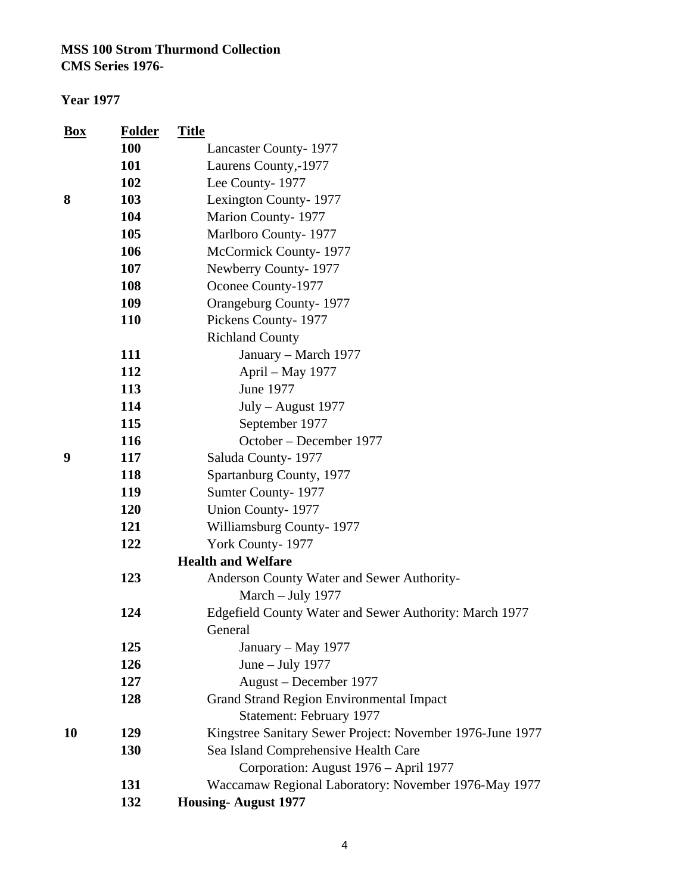**MSS 100 Strom Thurmond Collection**
**CMS Series 1976-**

**Year 1977**

| Box | Folder | Title |
|---|---|---|
| | **100** | Lancaster County- 1977 |
| | **101** | Laurens County,-1977 |
| | **102** | Lee County- 1977 |
| **8** | **103** | Lexington County- 1977 |
| | **104** | Marion County- 1977 |
| | **105** | Marlboro County- 1977 |
| | **106** | McCormick County- 1977 |
| | **107** | Newberry County- 1977 |
| | **108** | Oconee County-1977 |
| | **109** | Orangeburg County- 1977 |
| | **110** | Pickens County- 1977 |
| | | Richland County |
| | **111** | January – March 1977 |
| | **112** | April – May 1977 |
| | **113** | June 1977 |
| | **114** | July – August 1977 |
| | **115** | September 1977 |
| | **116** | October – December 1977 |
| **9** | **117** | Saluda County- 1977 |
| | **118** | Spartanburg County, 1977 |
| | **119** | Sumter County- 1977 |
| | **120** | Union County- 1977 |
| | **121** | Williamsburg County- 1977 |
| | **122** | York County- 1977 |
| | | **Health and Welfare** |
| | **123** | Anderson County Water and Sewer Authority- March – July 1977 |
| | **124** | Edgefield County Water and Sewer Authority: March 1977 |
| | | General |
| | **125** | January – May 1977 |
| | **126** | June – July 1977 |
| | **127** | August – December 1977 |
| | **128** | Grand Strand Region Environmental Impact Statement: February 1977 |
| **10** | **129** | Kingstree Sanitary Sewer Project: November 1976-June 1977 |
| | **130** | Sea Island Comprehensive Health Care Corporation: August 1976 – April 1977 |
| | **131** | Waccamaw Regional Laboratory: November 1976-May 1977 |
| | **132** | **Housing- August 1977** |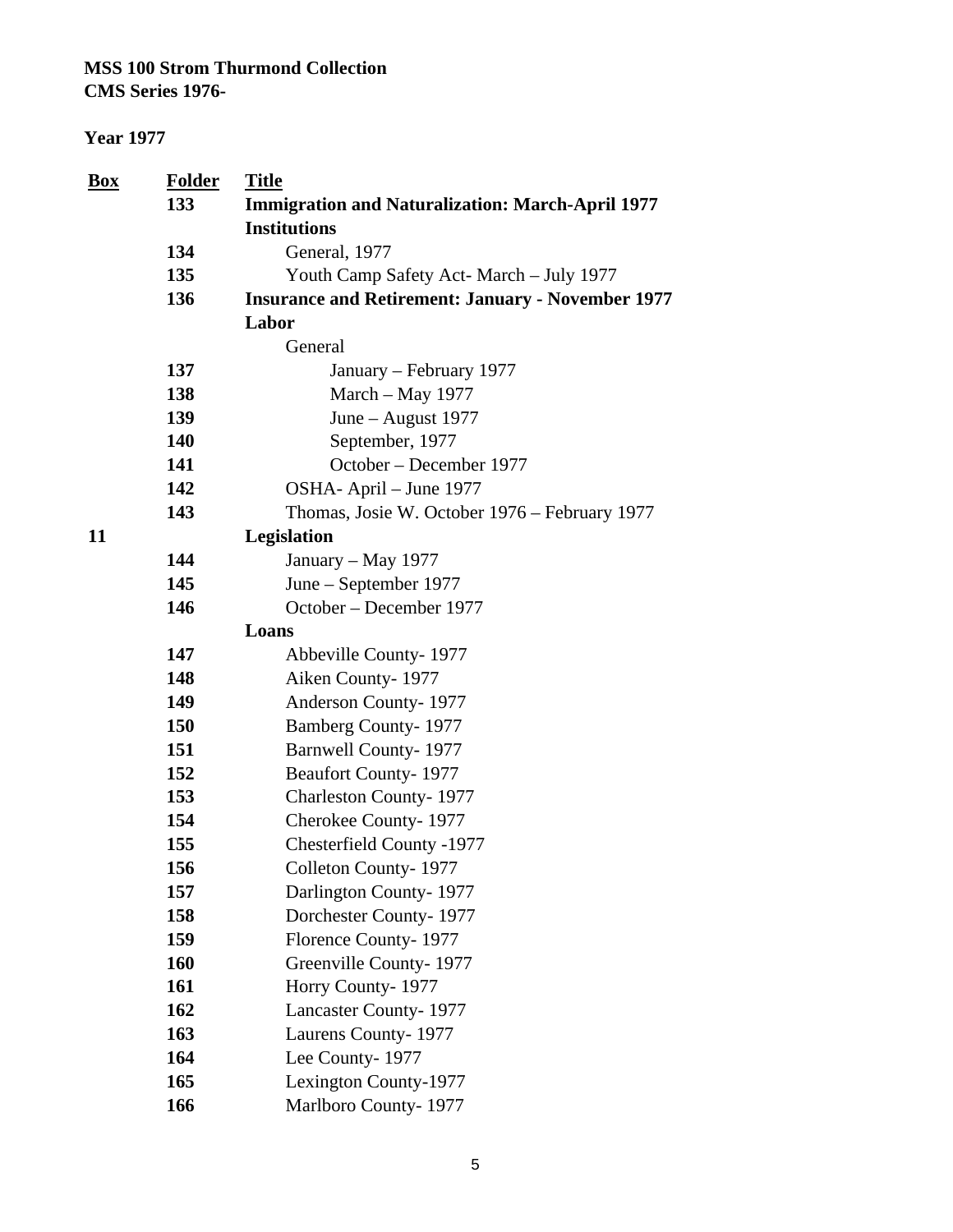**MSS 100 Strom Thurmond Collection**
**CMS Series 1976-**

**Year 1977**

| Box | Folder | Title |
|---|---|---|
| | 133 | **Immigration and Naturalization: March-April 1977** |
| | | **Institutions** |
| | 134 | General, 1977 |
| | 135 | Youth Camp Safety Act- March – July 1977 |
| | 136 | **Insurance and Retirement: January - November 1977** |
| | | **Labor** |
| | | General |
| | 137 | January – February 1977 |
| | 138 | March – May 1977 |
| | 139 | June – August 1977 |
| | 140 | September, 1977 |
| | 141 | October – December 1977 |
| | 142 | OSHA- April – June 1977 |
| | 143 | Thomas, Josie W. October 1976 – February 1977 |
| 11 | | **Legislation** |
| | 144 | January – May 1977 |
| | 145 | June – September 1977 |
| | 146 | October – December 1977 |
| | | **Loans** |
| | 147 | Abbeville County- 1977 |
| | 148 | Aiken County- 1977 |
| | 149 | Anderson County- 1977 |
| | 150 | Bamberg County- 1977 |
| | 151 | Barnwell County- 1977 |
| | 152 | Beaufort County- 1977 |
| | 153 | Charleston County- 1977 |
| | 154 | Cherokee County- 1977 |
| | 155 | Chesterfield County -1977 |
| | 156 | Colleton County- 1977 |
| | 157 | Darlington County- 1977 |
| | 158 | Dorchester County- 1977 |
| | 159 | Florence County- 1977 |
| | 160 | Greenville County- 1977 |
| | 161 | Horry County- 1977 |
| | 162 | Lancaster County- 1977 |
| | 163 | Laurens County- 1977 |
| | 164 | Lee County- 1977 |
| | 165 | Lexington County-1977 |
| | 166 | Marlboro County- 1977 |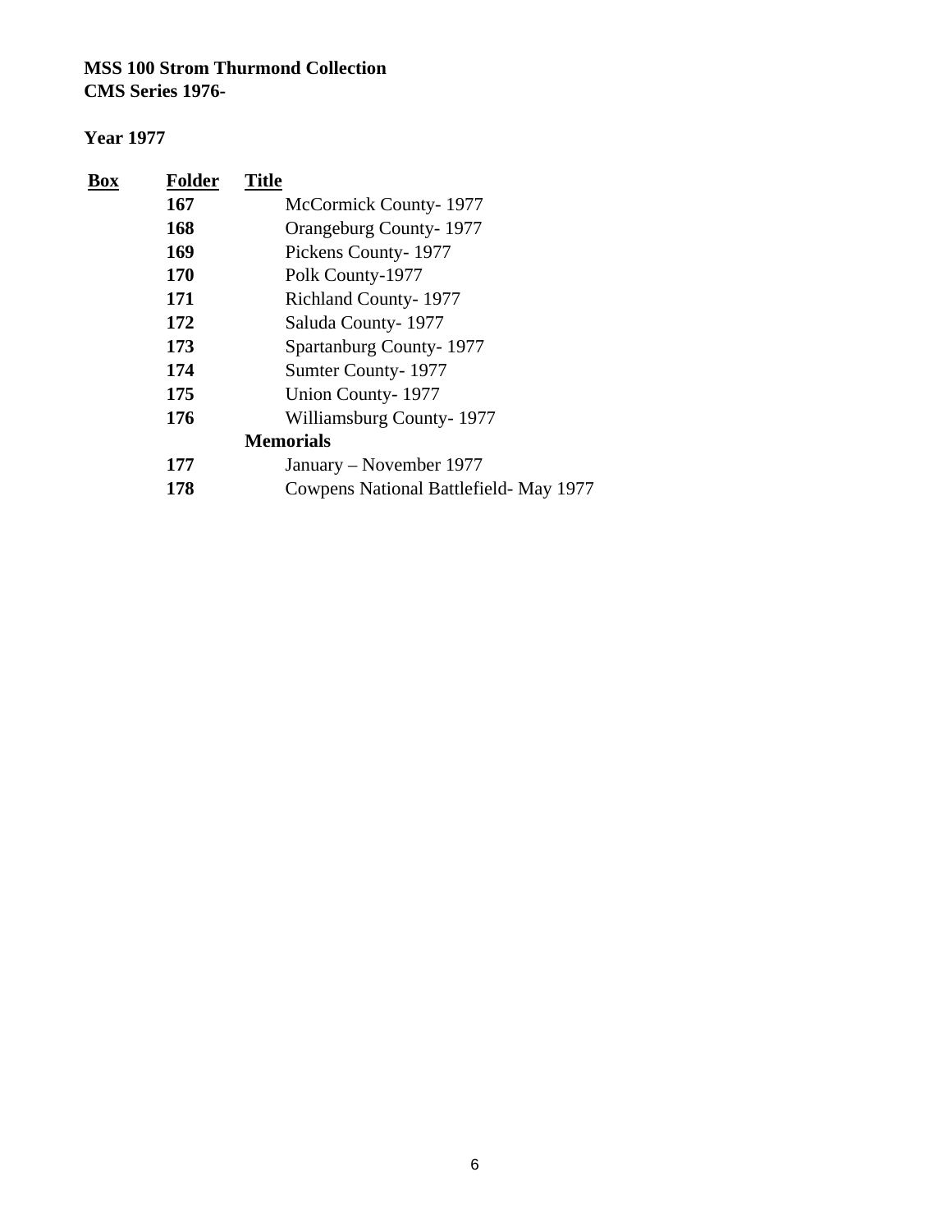**MSS 100 Strom Thurmond Collection**
**CMS Series 1976-**

**Year 1977**

| Box | Folder | Title |
|---|---|---|
| | **167** | McCormick County- 1977 |
| | **168** | Orangeburg County- 1977 |
| | **169** | Pickens County- 1977 |
| | **170** | Polk County-1977 |
| | **171** | Richland County- 1977 |
| | **172** | Saluda County- 1977 |
| | **173** | Spartanburg County- 1977 |
| | **174** | Sumter County- 1977 |
| | **175** | Union County- 1977 |
| | **176** | Williamsburg County- 1977 |
| | | **Memorials** |
| | **177** | January – November 1977 |
| | **178** | Cowpens National Battlefield- May 1977 |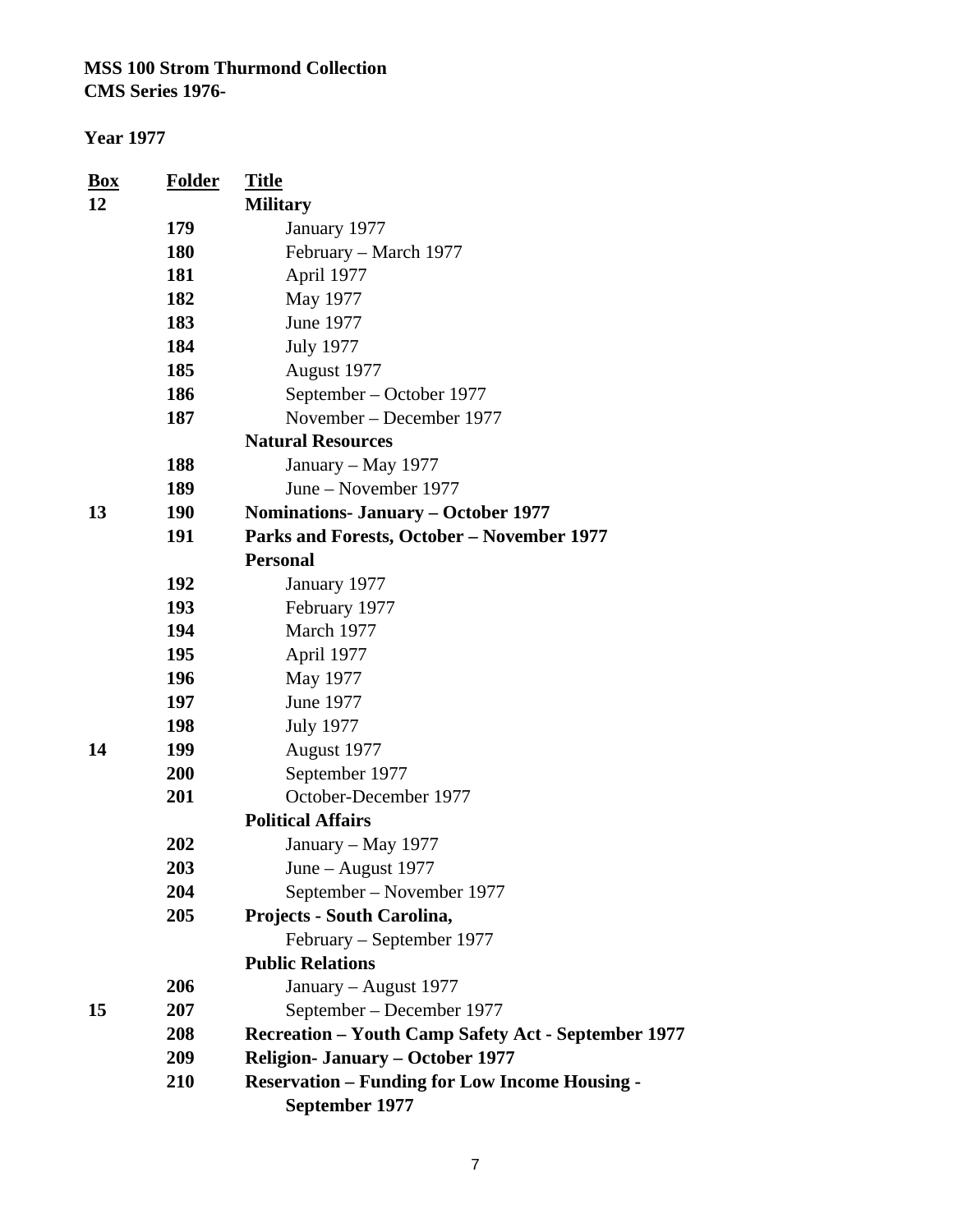**MSS 100 Strom Thurmond Collection**
**CMS Series 1976-**

**Year 1977**

| Box | Folder | Title |
|---|---|---|
| **12** | | **Military** |
| | **179** | January 1977 |
| | **180** | February – March 1977 |
| | **181** | April 1977 |
| | **182** | May 1977 |
| | **183** | June 1977 |
| | **184** | July 1977 |
| | **185** | August 1977 |
| | **186** | September – October 1977 |
| | **187** | November – December 1977 |
| | | **Natural Resources** |
| | **188** | January – May 1977 |
| | **189** | June – November 1977 |
| **13** | **190** | **Nominations- January – October 1977** |
| | **191** | **Parks and Forests, October – November 1977** |
| | | **Personal** |
| | **192** | January 1977 |
| | **193** | February 1977 |
| | **194** | March 1977 |
| | **195** | April 1977 |
| | **196** | May 1977 |
| | **197** | June 1977 |
| | **198** | July 1977 |
| **14** | **199** | August 1977 |
| | **200** | September 1977 |
| | **201** | October-December 1977 |
| | | **Political Affairs** |
| | **202** | January – May 1977 |
| | **203** | June – August 1977 |
| | **204** | September – November 1977 |
| | **205** | **Projects - South Carolina,** February – September 1977 |
| | | **Public Relations** |
| | **206** | January – August 1977 |
| **15** | **207** | September – December 1977 |
| | **208** | **Recreation – Youth Camp Safety Act - September 1977** |
| | **209** | **Religion- January – October 1977** |
| | **210** | **Reservation – Funding for Low Income Housing - September 1977** |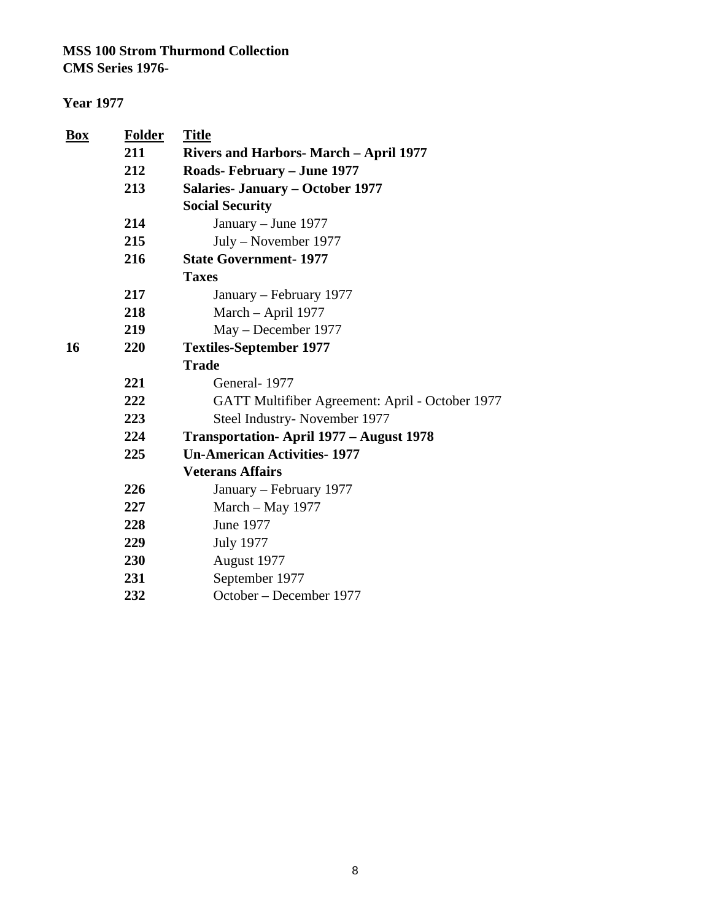**MSS 100 Strom Thurmond Collection**
**CMS Series 1976-**

**Year 1977**

| Box | Folder | Title |
|---|---|---|
| | 211 | **Rivers and Harbors- March – April 1977** |
| | 212 | **Roads- February – June 1977** |
| | 213 | **Salaries- January – October 1977** |
| | | **Social Security** |
| | 214 | January – June 1977 |
| | 215 | July – November 1977 |
| | 216 | **State Government- 1977** |
| | | **Taxes** |
| | 217 | January – February 1977 |
| | 218 | March – April 1977 |
| | 219 | May – December 1977 |
| 16 | 220 | **Textiles-September 1977** |
| | | **Trade** |
| | 221 | General- 1977 |
| | 222 | GATT Multifiber Agreement: April - October 1977 |
| | 223 | Steel Industry- November 1977 |
| | 224 | **Transportation- April 1977 – August 1978** |
| | 225 | **Un-American Activities- 1977** |
| | | **Veterans Affairs** |
| | 226 | January – February 1977 |
| | 227 | March – May 1977 |
| | 228 | June 1977 |
| | 229 | July 1977 |
| | 230 | August 1977 |
| | 231 | September 1977 |
| | 232 | October – December 1977 |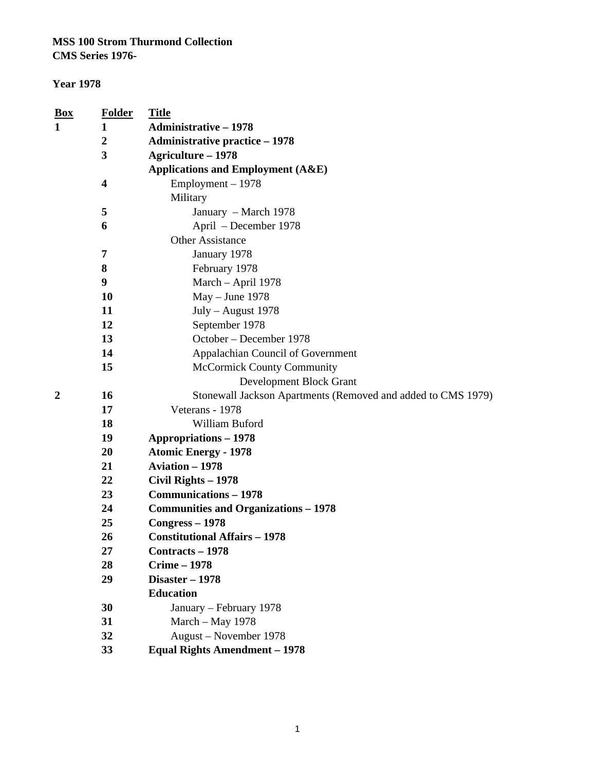**MSS 100 Strom Thurmond Collection**
**CMS Series 1976-**

**Year 1978**

| Box | Folder | Title |
|---|---|---|
| **1** | **1** | **Administrative – 1978** |
| | **2** | **Administrative practice – 1978** |
| | **3** | **Agriculture – 1978** |
| | | **Applications and Employment (A&E)** |
| | **4** | Employment – 1978 |
| | | Military |
| | **5** | January – March 1978 |
| | **6** | April – December 1978 |
| | | Other Assistance |
| | **7** | January 1978 |
| | **8** | February 1978 |
| | **9** | March – April 1978 |
| | **10** | May – June 1978 |
| | **11** | July – August 1978 |
| | **12** | September 1978 |
| | **13** | October – December 1978 |
| | **14** | Appalachian Council of Government |
| | **15** | McCormick County Community Development Block Grant |
| **2** | **16** | Stonewall Jackson Apartments (Removed and added to CMS 1979) |
| | **17** | Veterans - 1978 |
| | **18** | William Buford |
| | **19** | **Appropriations – 1978** |
| | **20** | **Atomic Energy - 1978** |
| | **21** | **Aviation – 1978** |
| | **22** | **Civil Rights – 1978** |
| | **23** | **Communications – 1978** |
| | **24** | **Communities and Organizations – 1978** |
| | **25** | **Congress – 1978** |
| | **26** | **Constitutional Affairs – 1978** |
| | **27** | **Contracts – 1978** |
| | **28** | **Crime – 1978** |
| | **29** | **Disaster – 1978** |
| | | **Education** |
| | **30** | January – February 1978 |
| | **31** | March – May 1978 |
| | **32** | August – November 1978 |
| | **33** | **Equal Rights Amendment – 1978** |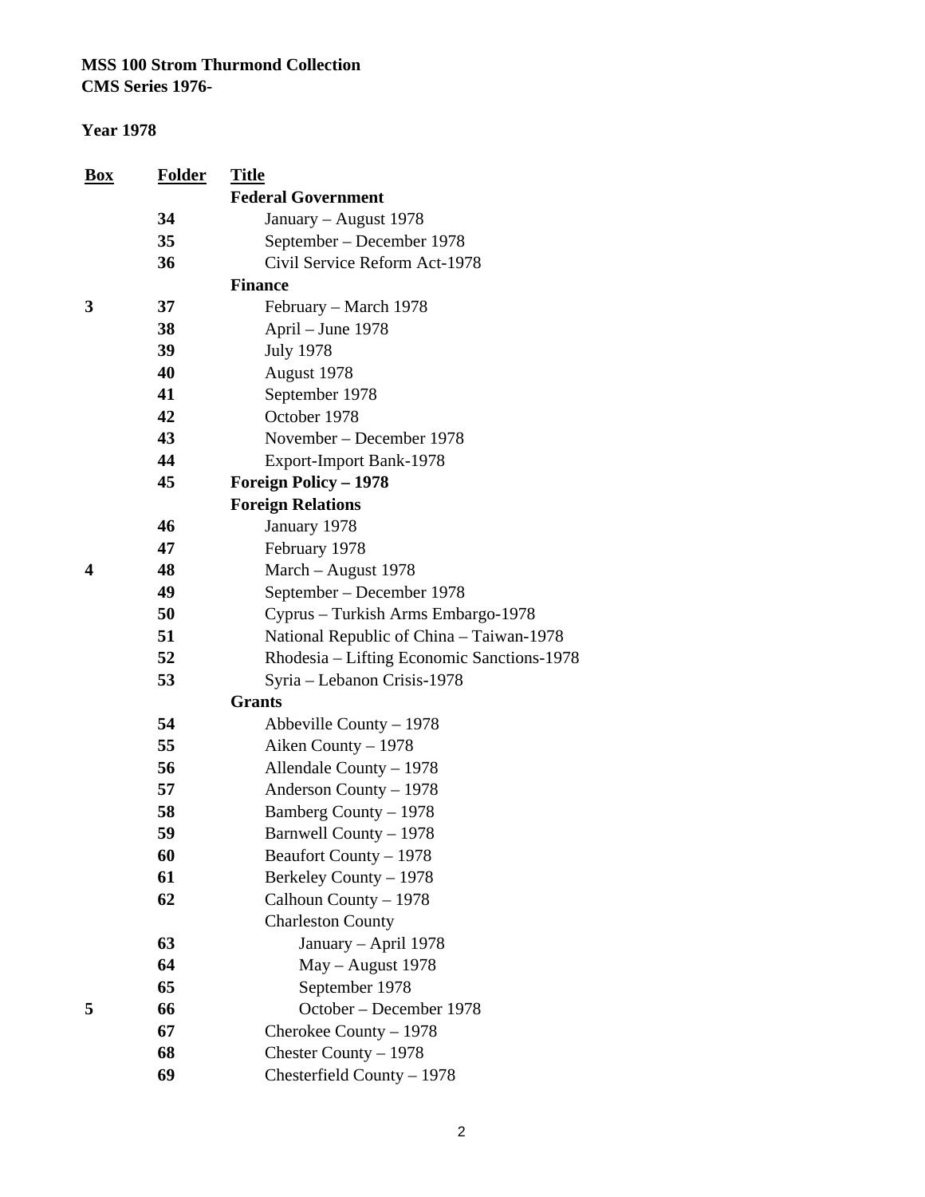**MSS 100 Strom Thurmond Collection**
**CMS Series 1976-**

**Year 1978**

| Box | Folder | Title |
|---|---|---|
| | | **Federal Government** |
| | **34** | January – August 1978 |
| | **35** | September – December 1978 |
| | **36** | Civil Service Reform Act-1978 |
| | | **Finance** |
| **3** | **37** | February – March 1978 |
| | **38** | April – June 1978 |
| | **39** | July 1978 |
| | **40** | August 1978 |
| | **41** | September 1978 |
| | **42** | October 1978 |
| | **43** | November – December 1978 |
| | **44** | Export-Import Bank-1978 |
| | **45** | **Foreign Policy – 1978** |
| | | **Foreign Relations** |
| | **46** | January 1978 |
| | **47** | February 1978 |
| **4** | **48** | March – August 1978 |
| | **49** | September – December 1978 |
| | **50** | Cyprus – Turkish Arms Embargo-1978 |
| | **51** | National Republic of China – Taiwan-1978 |
| | **52** | Rhodesia – Lifting Economic Sanctions-1978 |
| | **53** | Syria – Lebanon Crisis-1978 |
| | | **Grants** |
| | **54** | Abbeville County – 1978 |
| | **55** | Aiken County – 1978 |
| | **56** | Allendale County – 1978 |
| | **57** | Anderson County – 1978 |
| | **58** | Bamberg County – 1978 |
| | **59** | Barnwell County – 1978 |
| | **60** | Beaufort County – 1978 |
| | **61** | Berkeley County – 1978 |
| | **62** | Calhoun County – 1978 |
| | | Charleston County |
| | **63** | January – April 1978 |
| | **64** | May – August 1978 |
| | **65** | September 1978 |
| **5** | **66** | October – December 1978 |
| | **67** | Cherokee County – 1978 |
| | **68** | Chester County – 1978 |
| | **69** | Chesterfield County – 1978 |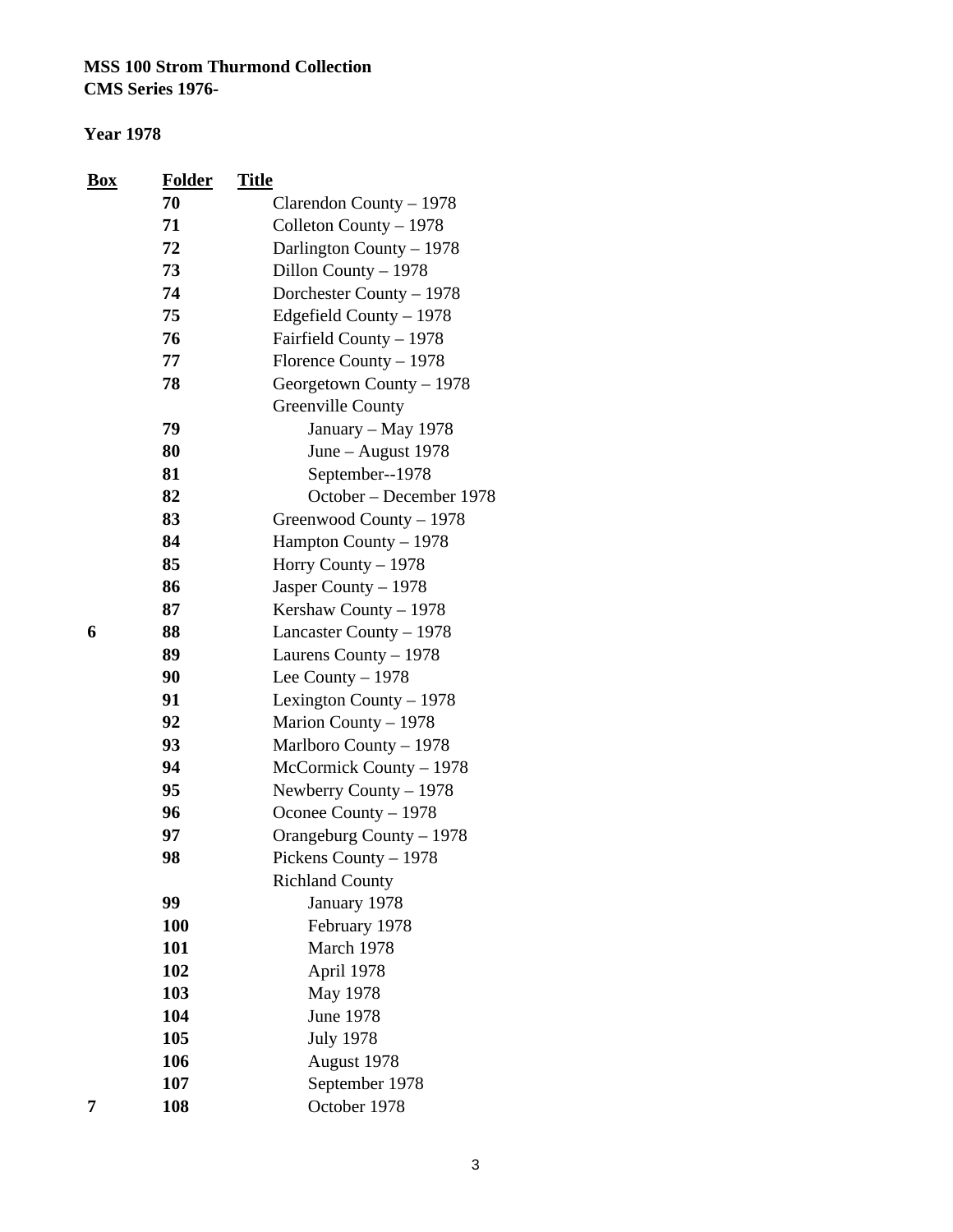**MSS 100 Strom Thurmond Collection**
**CMS Series 1976-**

**Year 1978**

| Box | Folder | Title |
|---|---|---|
| | 70 | Clarendon County – 1978 |
| | 71 | Colleton County – 1978 |
| | 72 | Darlington County – 1978 |
| | 73 | Dillon County – 1978 |
| | 74 | Dorchester County – 1978 |
| | 75 | Edgefield County – 1978 |
| | 76 | Fairfield County – 1978 |
| | 77 | Florence County – 1978 |
| | 78 | Georgetown County – 1978 |
| | | Greenville County |
| | 79 | January – May 1978 |
| | 80 | June – August 1978 |
| | 81 | September--1978 |
| | 82 | October – December 1978 |
| | 83 | Greenwood County – 1978 |
| | 84 | Hampton County – 1978 |
| | 85 | Horry County – 1978 |
| | 86 | Jasper County – 1978 |
| | 87 | Kershaw County – 1978 |
| 6 | 88 | Lancaster County – 1978 |
| | 89 | Laurens County – 1978 |
| | 90 | Lee County – 1978 |
| | 91 | Lexington County – 1978 |
| | 92 | Marion County – 1978 |
| | 93 | Marlboro County – 1978 |
| | 94 | McCormick County – 1978 |
| | 95 | Newberry County – 1978 |
| | 96 | Oconee County – 1978 |
| | 97 | Orangeburg County – 1978 |
| | 98 | Pickens County – 1978 |
| | | Richland County |
| | 99 | January 1978 |
| | 100 | February 1978 |
| | 101 | March 1978 |
| | 102 | April 1978 |
| | 103 | May 1978 |
| | 104 | June 1978 |
| | 105 | July 1978 |
| | 106 | August 1978 |
| | 107 | September 1978 |
| 7 | 108 | October 1978 |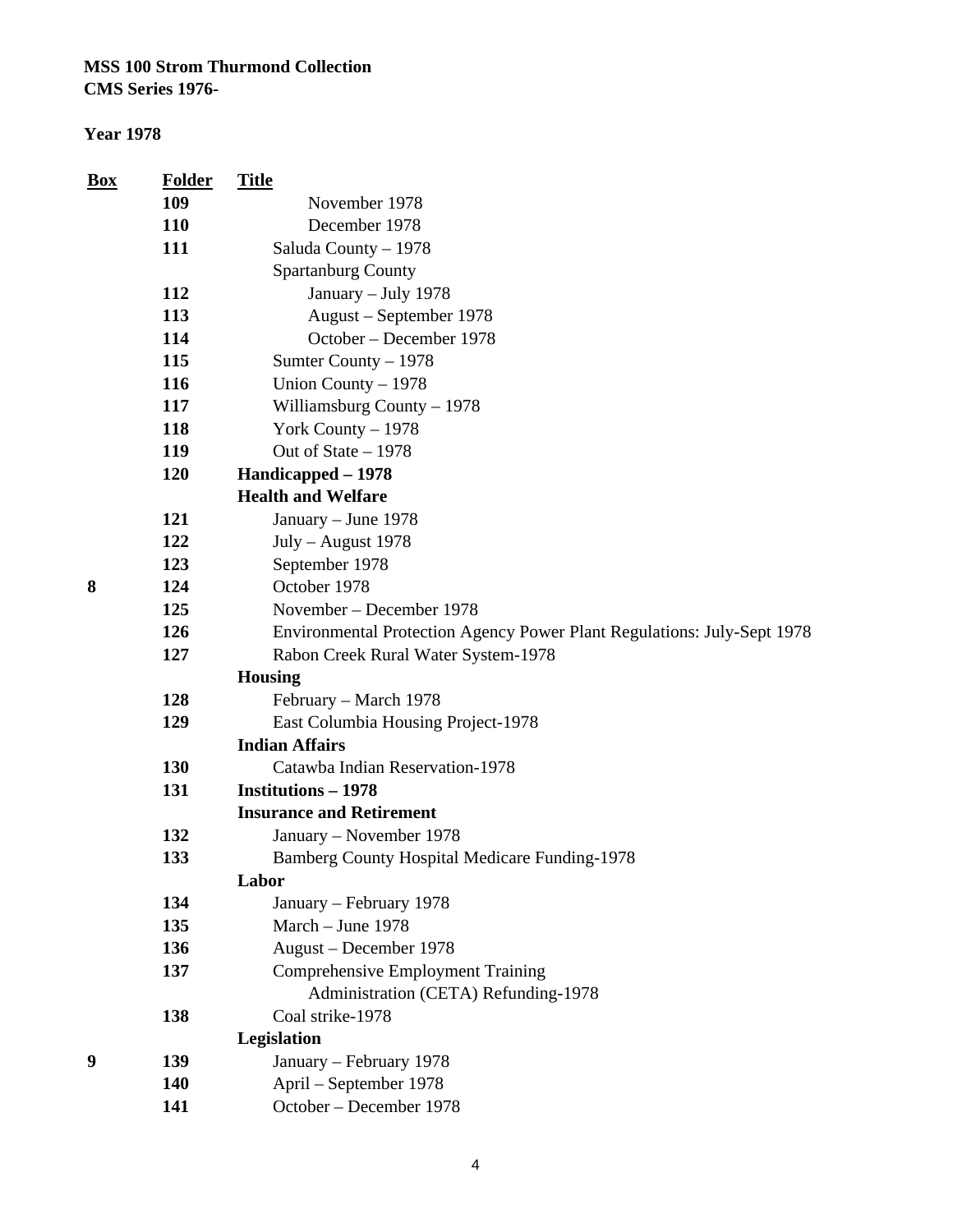**MSS 100 Strom Thurmond Collection**
**CMS Series 1976-**

**Year 1978**

| Box | Folder | Title |
|---|---|---|
| | **109** | November 1978 |
| | **110** | December 1978 |
| | **111** | Saluda County – 1978 |
| | | Spartanburg County |
| | **112** | January – July 1978 |
| | **113** | August – September 1978 |
| | **114** | October – December 1978 |
| | **115** | Sumter County – 1978 |
| | **116** | Union County – 1978 |
| | **117** | Williamsburg County – 1978 |
| | **118** | York County – 1978 |
| | **119** | Out of State – 1978 |
| | **120** | **Handicapped – 1978** |
| | | **Health and Welfare** |
| | **121** | January – June 1978 |
| | **122** | July – August 1978 |
| | **123** | September 1978 |
| **8** | **124** | October 1978 |
| | **125** | November – December 1978 |
| | **126** | Environmental Protection Agency Power Plant Regulations: July-Sept 1978 |
| | **127** | Rabon Creek Rural Water System-1978 |
| | | **Housing** |
| | **128** | February – March 1978 |
| | **129** | East Columbia Housing Project-1978 |
| | | **Indian Affairs** |
| | **130** | Catawba Indian Reservation-1978 |
| | **131** | **Institutions – 1978** |
| | | **Insurance and Retirement** |
| | **132** | January – November 1978 |
| | **133** | Bamberg County Hospital Medicare Funding-1978 |
| | | **Labor** |
| | **134** | January – February 1978 |
| | **135** | March – June 1978 |
| | **136** | August – December 1978 |
| | **137** | Comprehensive Employment Training Administration (CETA) Refunding-1978 |
| | **138** | Coal strike-1978 |
| | | **Legislation** |
| **9** | **139** | January – February 1978 |
| | **140** | April – September 1978 |
| | **141** | October – December 1978 |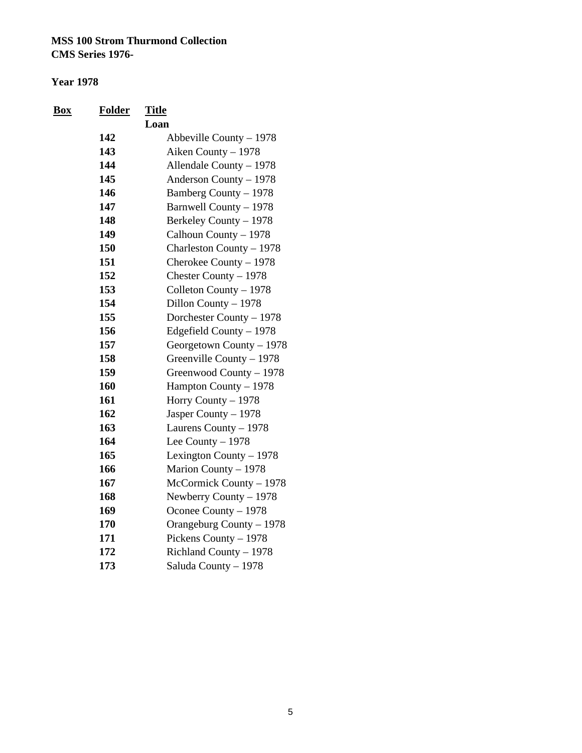**MSS 100 Strom Thurmond Collection**
**CMS Series 1976-**

**Year 1978**

| Box | Folder | Title |
|---|---|---|
| | | **Loan** |
| | **142** | Abbeville County – 1978 |
| | **143** | Aiken County – 1978 |
| | **144** | Allendale County – 1978 |
| | **145** | Anderson County – 1978 |
| | **146** | Bamberg County – 1978 |
| | **147** | Barnwell County – 1978 |
| | **148** | Berkeley County – 1978 |
| | **149** | Calhoun County – 1978 |
| | **150** | Charleston County – 1978 |
| | **151** | Cherokee County – 1978 |
| | **152** | Chester County – 1978 |
| | **153** | Colleton County – 1978 |
| | **154** | Dillon County – 1978 |
| | **155** | Dorchester County – 1978 |
| | **156** | Edgefield County – 1978 |
| | **157** | Georgetown County – 1978 |
| | **158** | Greenville County – 1978 |
| | **159** | Greenwood County – 1978 |
| | **160** | Hampton County – 1978 |
| | **161** | Horry County – 1978 |
| | **162** | Jasper County – 1978 |
| | **163** | Laurens County – 1978 |
| | **164** | Lee County – 1978 |
| | **165** | Lexington County – 1978 |
| | **166** | Marion County – 1978 |
| | **167** | McCormick County – 1978 |
| | **168** | Newberry County – 1978 |
| | **169** | Oconee County – 1978 |
| | **170** | Orangeburg County – 1978 |
| | **171** | Pickens County – 1978 |
| | **172** | Richland County – 1978 |
| | **173** | Saluda County – 1978 |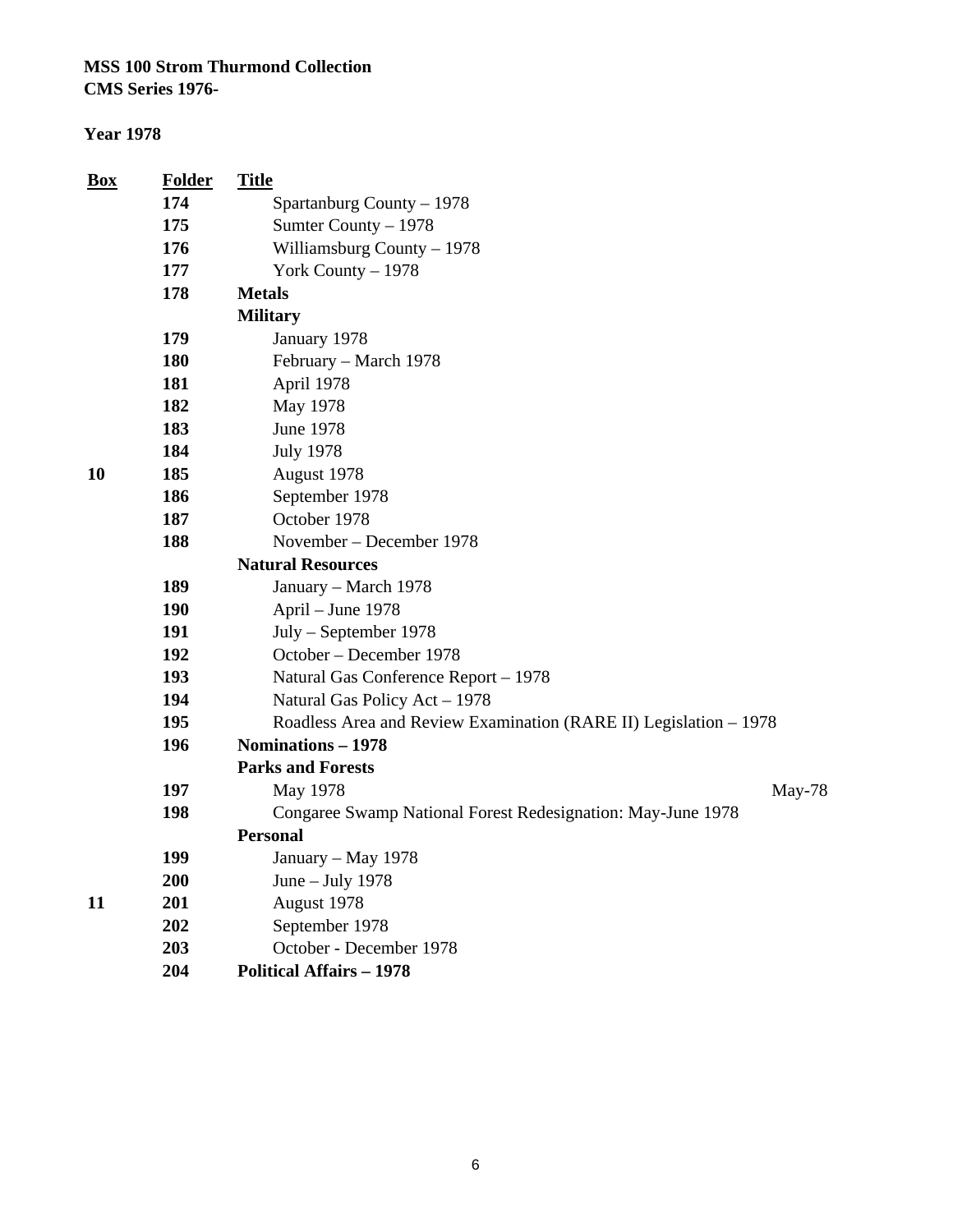**MSS 100 Strom Thurmond Collection**
**CMS Series 1976-**

**Year 1978**

| Box | Folder | Title | |
|---|---|---|---|
| | **174** | Spartanburg County – 1978 | |
| | **175** | Sumter County – 1978 | |
| | **176** | Williamsburg County – 1978 | |
| | **177** | York County – 1978 | |
| | **178** | **Metals** | |
| | | **Military** | |
| | **179** | January 1978 | |
| | **180** | February – March 1978 | |
| | **181** | April 1978 | |
| | **182** | May 1978 | |
| | **183** | June 1978 | |
| | **184** | July 1978 | |
| **10** | **185** | August 1978 | |
| | **186** | September 1978 | |
| | **187** | October 1978 | |
| | **188** | November – December 1978 | |
| | | **Natural Resources** | |
| | **189** | January – March 1978 | |
| | **190** | April – June 1978 | |
| | **191** | July – September 1978 | |
| | **192** | October – December 1978 | |
| | **193** | Natural Gas Conference Report – 1978 | |
| | **194** | Natural Gas Policy Act – 1978 | |
| | **195** | Roadless Area and Review Examination (RARE II) Legislation – 1978 | |
| | **196** | **Nominations – 1978** | |
| | | **Parks and Forests** | |
| | **197** | May 1978 | May-78 |
| | **198** | Congaree Swamp National Forest Redesignation: May-June 1978 | |
| | | **Personal** | |
| | **199** | January – May 1978 | |
| | **200** | June – July 1978 | |
| **11** | **201** | August 1978 | |
| | **202** | September 1978 | |
| | **203** | October - December 1978 | |
| | **204** | **Political Affairs – 1978** | |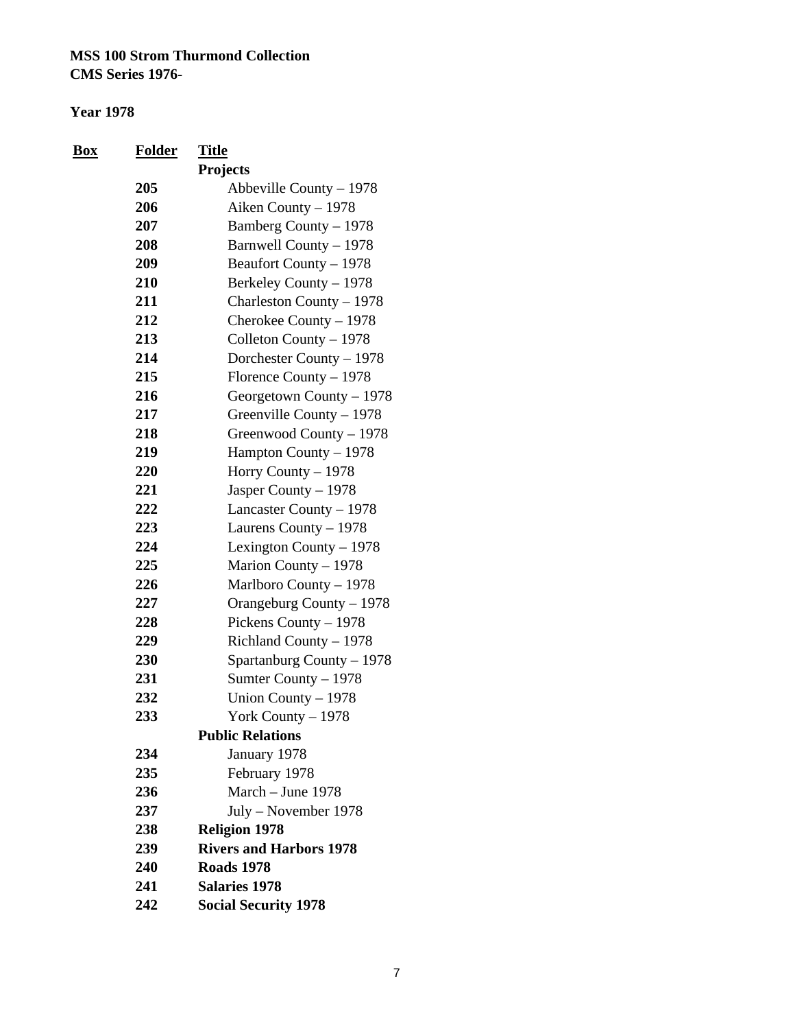**MSS 100 Strom Thurmond Collection**
**CMS Series 1976-**

**Year 1978**

| Box | Folder | Title |
|---|---|---|
| | | **Projects** |
| | **205** | Abbeville County – 1978 |
| | **206** | Aiken County – 1978 |
| | **207** | Bamberg County – 1978 |
| | **208** | Barnwell County – 1978 |
| | **209** | Beaufort County – 1978 |
| | **210** | Berkeley County – 1978 |
| | **211** | Charleston County – 1978 |
| | **212** | Cherokee County – 1978 |
| | **213** | Colleton County – 1978 |
| | **214** | Dorchester County – 1978 |
| | **215** | Florence County – 1978 |
| | **216** | Georgetown County – 1978 |
| | **217** | Greenville County – 1978 |
| | **218** | Greenwood County – 1978 |
| | **219** | Hampton County – 1978 |
| | **220** | Horry County – 1978 |
| | **221** | Jasper County – 1978 |
| | **222** | Lancaster County – 1978 |
| | **223** | Laurens County – 1978 |
| | **224** | Lexington County – 1978 |
| | **225** | Marion County – 1978 |
| | **226** | Marlboro County – 1978 |
| | **227** | Orangeburg County – 1978 |
| | **228** | Pickens County – 1978 |
| | **229** | Richland County – 1978 |
| | **230** | Spartanburg County – 1978 |
| | **231** | Sumter County – 1978 |
| | **232** | Union County – 1978 |
| | **233** | York County – 1978 |
| | | **Public Relations** |
| | **234** | January 1978 |
| | **235** | February 1978 |
| | **236** | March – June 1978 |
| | **237** | July – November 1978 |
| | **238** | **Religion 1978** |
| | **239** | **Rivers and Harbors 1978** |
| | **240** | **Roads 1978** |
| | **241** | **Salaries 1978** |
| | **242** | **Social Security 1978** |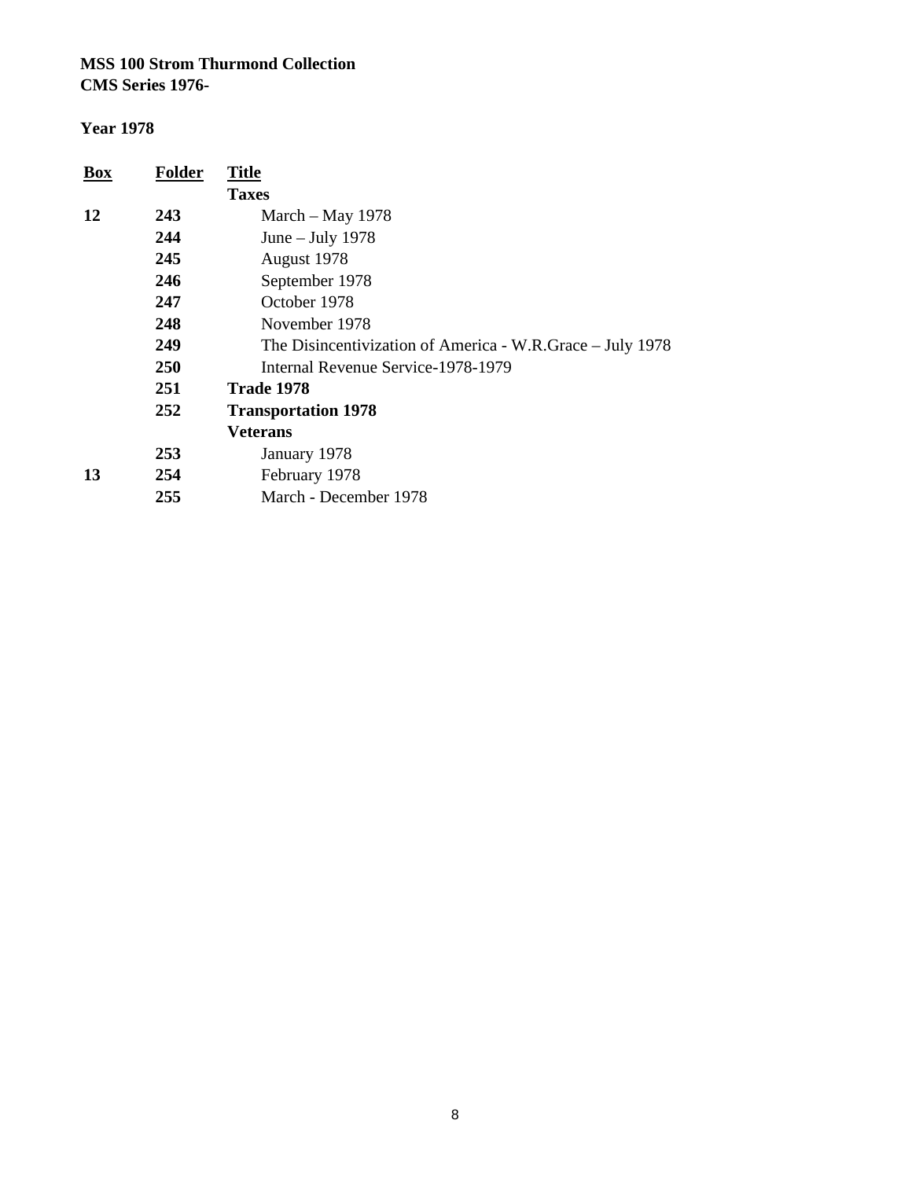**MSS 100 Strom Thurmond Collection**
**CMS Series 1976-**

**Year 1978**

| Box | Folder | Title |
|---|---|---|
| | | **Taxes** |
| **12** | **243** | March – May 1978 |
| | **244** | June – July 1978 |
| | **245** | August 1978 |
| | **246** | September 1978 |
| | **247** | October 1978 |
| | **248** | November 1978 |
| | **249** | The Disincentivization of America - W.R.Grace – July 1978 |
| | **250** | Internal Revenue Service-1978-1979 |
| | **251** | **Trade 1978** |
| | **252** | **Transportation 1978** |
| | | **Veterans** |
| | **253** | January 1978 |
| **13** | **254** | February 1978 |
| | **255** | March - December 1978 |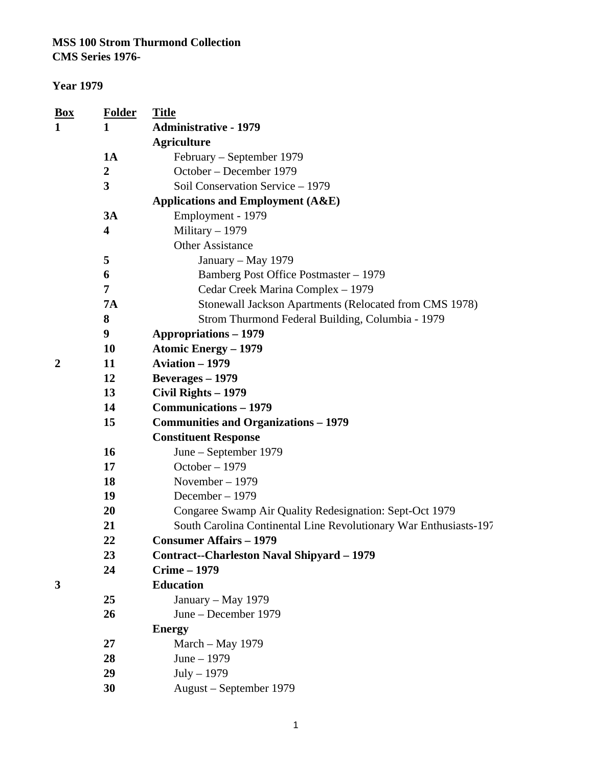**MSS 100 Strom Thurmond Collection**
**CMS Series 1976-**

**Year 1979**

| Box | Folder | Title |
|---|---|---|
| **1** | **1** | **Administrative - 1979** |
| | | **Agriculture** |
| | **1A** | February – September 1979 |
| | **2** | October – December 1979 |
| | **3** | Soil Conservation Service – 1979 |
| | | **Applications and Employment (A&E)** |
| | **3A** | Employment - 1979 |
| | **4** | Military – 1979 |
| | | Other Assistance |
| | **5** | January – May 1979 |
| | **6** | Bamberg Post Office Postmaster – 1979 |
| | **7** | Cedar Creek Marina Complex – 1979 |
| | **7A** | Stonewall Jackson Apartments (Relocated from CMS 1978) |
| | **8** | Strom Thurmond Federal Building, Columbia - 1979 |
| | **9** | **Appropriations – 1979** |
| | **10** | **Atomic Energy – 1979** |
| **2** | **11** | **Aviation – 1979** |
| | **12** | **Beverages – 1979** |
| | **13** | **Civil Rights – 1979** |
| | **14** | **Communications – 1979** |
| | **15** | **Communities and Organizations – 1979** |
| | | **Constituent Response** |
| | **16** | June – September 1979 |
| | **17** | October – 1979 |
| | **18** | November – 1979 |
| | **19** | December – 1979 |
| | **20** | Congaree Swamp Air Quality Redesignation: Sept-Oct 1979 |
| | **21** | South Carolina Continental Line Revolutionary War Enthusiasts-197 |
| | **22** | **Consumer Affairs – 1979** |
| | **23** | **Contract--Charleston Naval Shipyard – 1979** |
| | **24** | **Crime – 1979** |
| **3** | | **Education** |
| | **25** | January – May 1979 |
| | **26** | June – December 1979 |
| | | **Energy** |
| | **27** | March – May 1979 |
| | **28** | June – 1979 |
| | **29** | July – 1979 |
| | **30** | August – September 1979 |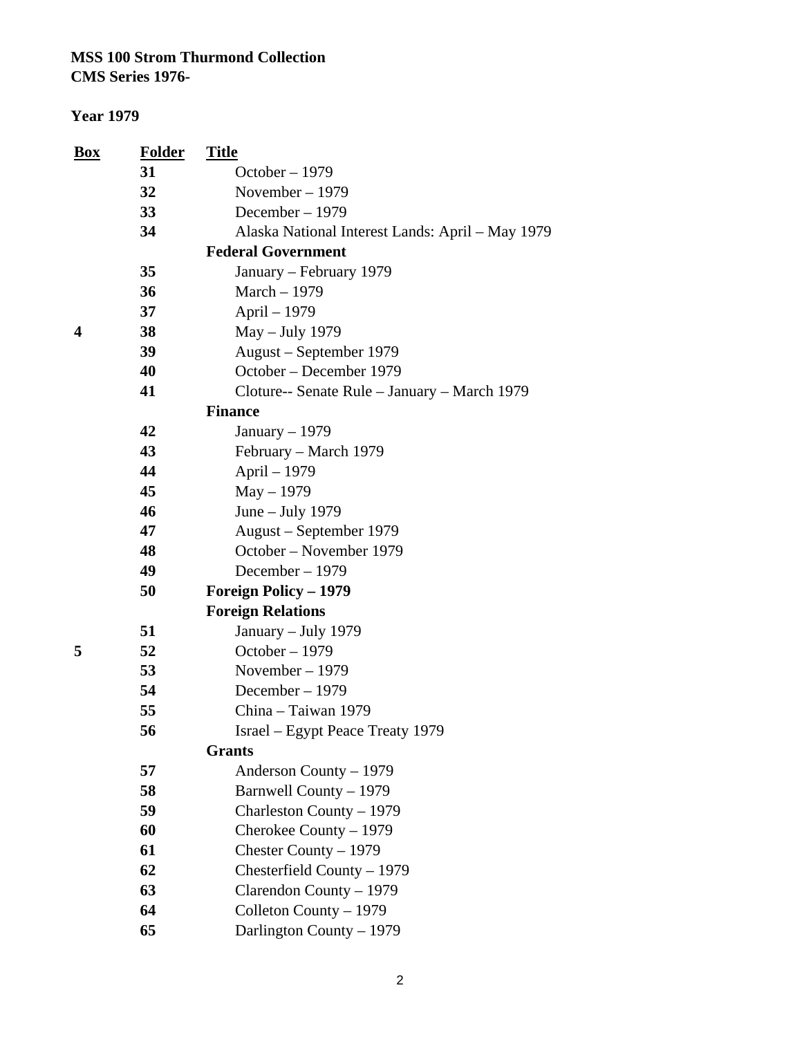**MSS 100 Strom Thurmond Collection**
**CMS Series 1976-**

**Year 1979**

| Box | Folder | Title |
|---|---|---|
| | 31 | October – 1979 |
| | 32 | November – 1979 |
| | 33 | December – 1979 |
| | 34 | Alaska National Interest Lands: April – May 1979 |
| | | **Federal Government** |
| | 35 | January – February 1979 |
| | 36 | March – 1979 |
| | 37 | April – 1979 |
| 4 | 38 | May – July 1979 |
| | 39 | August – September 1979 |
| | 40 | October – December 1979 |
| | 41 | Cloture-- Senate Rule – January – March 1979 |
| | | **Finance** |
| | 42 | January – 1979 |
| | 43 | February – March 1979 |
| | 44 | April – 1979 |
| | 45 | May – 1979 |
| | 46 | June – July 1979 |
| | 47 | August – September 1979 |
| | 48 | October – November 1979 |
| | 49 | December – 1979 |
| | 50 | **Foreign Policy – 1979** |
| | | **Foreign Relations** |
| | 51 | January – July 1979 |
| 5 | 52 | October – 1979 |
| | 53 | November – 1979 |
| | 54 | December – 1979 |
| | 55 | China – Taiwan 1979 |
| | 56 | Israel – Egypt Peace Treaty 1979 |
| | | **Grants** |
| | 57 | Anderson County – 1979 |
| | 58 | Barnwell County – 1979 |
| | 59 | Charleston County – 1979 |
| | 60 | Cherokee County – 1979 |
| | 61 | Chester County – 1979 |
| | 62 | Chesterfield County – 1979 |
| | 63 | Clarendon County – 1979 |
| | 64 | Colleton County – 1979 |
| | 65 | Darlington County – 1979 |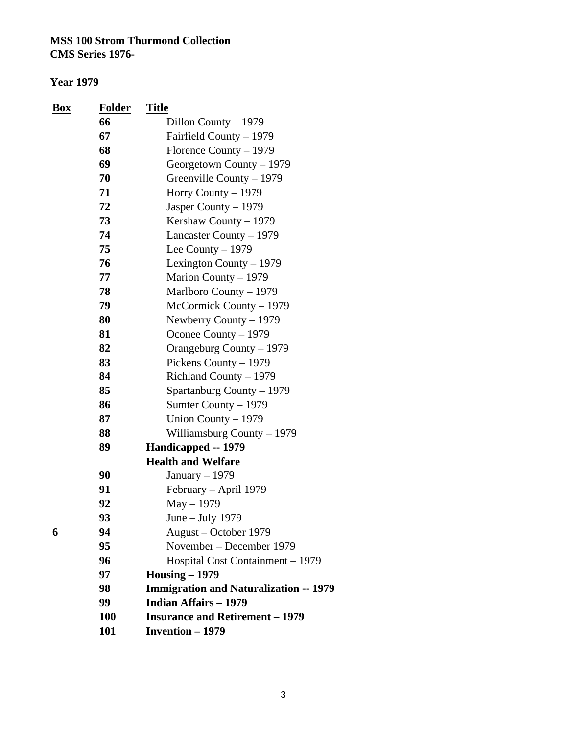**MSS 100 Strom Thurmond Collection**
**CMS Series 1976-**

**Year 1979**

| Box | Folder | Title |
|---|---|---|
| | **66** | Dillon County – 1979 |
| | **67** | Fairfield County – 1979 |
| | **68** | Florence County – 1979 |
| | **69** | Georgetown County – 1979 |
| | **70** | Greenville County – 1979 |
| | **71** | Horry County – 1979 |
| | **72** | Jasper County – 1979 |
| | **73** | Kershaw County – 1979 |
| | **74** | Lancaster County – 1979 |
| | **75** | Lee County – 1979 |
| | **76** | Lexington County – 1979 |
| | **77** | Marion County – 1979 |
| | **78** | Marlboro County – 1979 |
| | **79** | McCormick County – 1979 |
| | **80** | Newberry County – 1979 |
| | **81** | Oconee County – 1979 |
| | **82** | Orangeburg County – 1979 |
| | **83** | Pickens County – 1979 |
| | **84** | Richland County – 1979 |
| | **85** | Spartanburg County – 1979 |
| | **86** | Sumter County – 1979 |
| | **87** | Union County – 1979 |
| | **88** | Williamsburg County – 1979 |
| | **89** | **Handicapped -- 1979** |
| | | **Health and Welfare** |
| | **90** | January – 1979 |
| | **91** | February – April 1979 |
| | **92** | May – 1979 |
| | **93** | June – July 1979 |
| **6** | **94** | August – October 1979 |
| | **95** | November – December 1979 |
| | **96** | Hospital Cost Containment – 1979 |
| | **97** | **Housing – 1979** |
| | **98** | **Immigration and Naturalization -- 1979** |
| | **99** | **Indian Affairs – 1979** |
| | **100** | **Insurance and Retirement – 1979** |
| | **101** | **Invention – 1979** |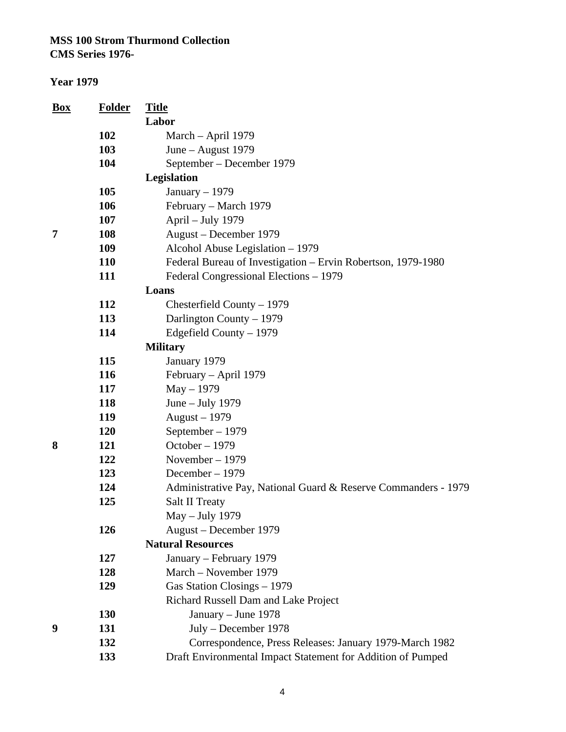**MSS 100 Strom Thurmond Collection**
**CMS Series 1976-**

**Year 1979**

| Box | Folder | Title |
|---|---|---|
| | | **Labor** |
| | 102 | March – April 1979 |
| | 103 | June – August 1979 |
| | 104 | September – December 1979 |
| | | **Legislation** |
| | 105 | January – 1979 |
| | 106 | February – March 1979 |
| | 107 | April – July 1979 |
| 7 | 108 | August – December 1979 |
| | 109 | Alcohol Abuse Legislation – 1979 |
| | 110 | Federal Bureau of Investigation – Ervin Robertson, 1979-1980 |
| | 111 | Federal Congressional Elections – 1979 |
| | | **Loans** |
| | 112 | Chesterfield County – 1979 |
| | 113 | Darlington County – 1979 |
| | 114 | Edgefield County – 1979 |
| | | **Military** |
| | 115 | January 1979 |
| | 116 | February – April 1979 |
| | 117 | May – 1979 |
| | 118 | June – July 1979 |
| | 119 | August – 1979 |
| | 120 | September – 1979 |
| 8 | 121 | October – 1979 |
| | 122 | November – 1979 |
| | 123 | December – 1979 |
| | 124 | Administrative Pay, National Guard & Reserve Commanders - 1979 |
| | 125 | Salt II Treaty |
| | | May – July 1979 |
| | 126 | August – December 1979 |
| | | **Natural Resources** |
| | 127 | January – February 1979 |
| | 128 | March – November 1979 |
| | 129 | Gas Station Closings – 1979 |
| | | Richard Russell Dam and Lake Project |
| | 130 | January – June 1978 |
| 9 | 131 | July – December 1978 |
| | 132 | Correspondence, Press Releases: January 1979-March 1982 |
| | 133 | Draft Environmental Impact Statement for Addition of Pumped |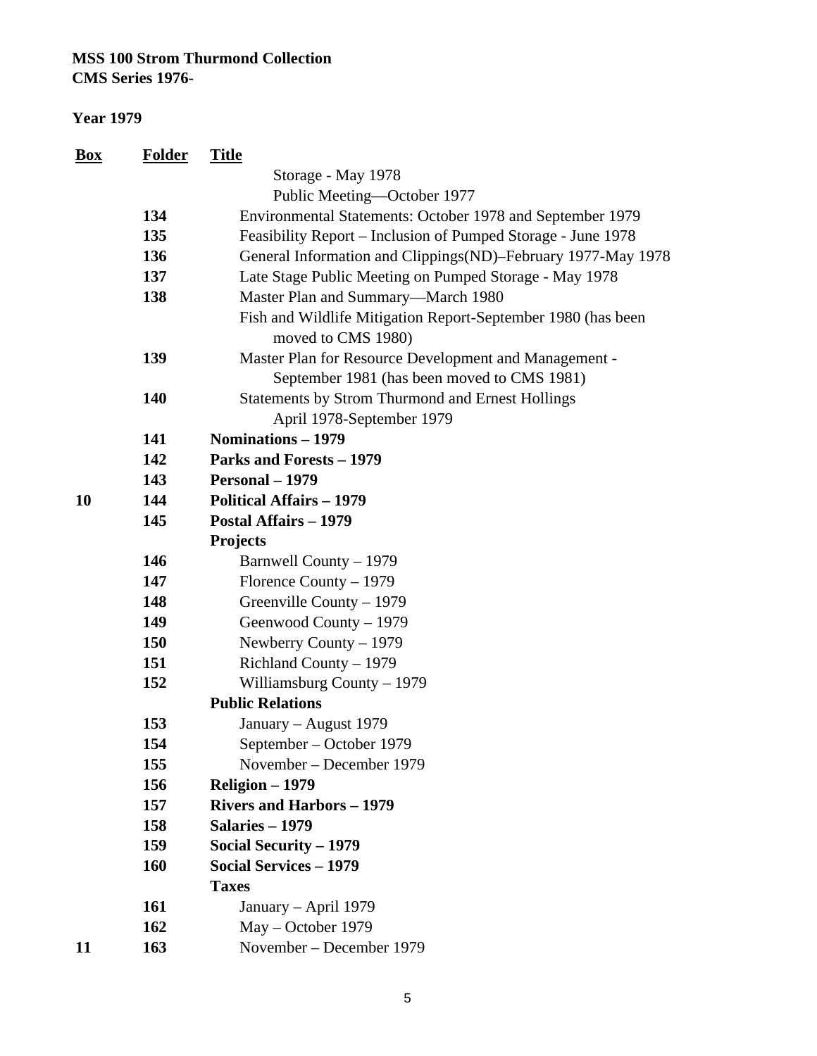**MSS 100 Strom Thurmond Collection**
**CMS Series 1976-**

**Year 1979**

| Box | Folder | Title |
|---|---|---|
| | | Storage - May 1978 |
| | | Public Meeting—October 1977 |
| | 134 | Environmental Statements: October 1978 and September 1979 |
| | 135 | Feasibility Report – Inclusion of Pumped Storage - June 1978 |
| | 136 | General Information and Clippings(ND)–February 1977-May 1978 |
| | 137 | Late Stage Public Meeting on Pumped Storage - May 1978 |
| | 138 | Master Plan and Summary—March 1980 |
| | | Fish and Wildlife Mitigation Report-September 1980 (has been moved to CMS 1980) |
| | 139 | Master Plan for Resource Development and Management - September 1981 (has been moved to CMS 1981) |
| | 140 | Statements by Strom Thurmond and Ernest Hollings April 1978-September 1979 |
| | 141 | **Nominations – 1979** |
| | 142 | **Parks and Forests – 1979** |
| | 143 | **Personal – 1979** |
| 10 | 144 | **Political Affairs – 1979** |
| | 145 | **Postal Affairs – 1979** |
| | | **Projects** |
| | 146 | Barnwell County – 1979 |
| | 147 | Florence County – 1979 |
| | 148 | Greenville County – 1979 |
| | 149 | Geenwood County – 1979 |
| | 150 | Newberry County – 1979 |
| | 151 | Richland County – 1979 |
| | 152 | Williamsburg County – 1979 |
| | | **Public Relations** |
| | 153 | January – August 1979 |
| | 154 | September – October 1979 |
| | 155 | November – December 1979 |
| | 156 | **Religion – 1979** |
| | 157 | **Rivers and Harbors – 1979** |
| | 158 | **Salaries – 1979** |
| | 159 | **Social Security – 1979** |
| | 160 | **Social Services – 1979** |
| | | **Taxes** |
| | 161 | January – April 1979 |
| | 162 | May – October 1979 |
| 11 | 163 | November – December 1979 |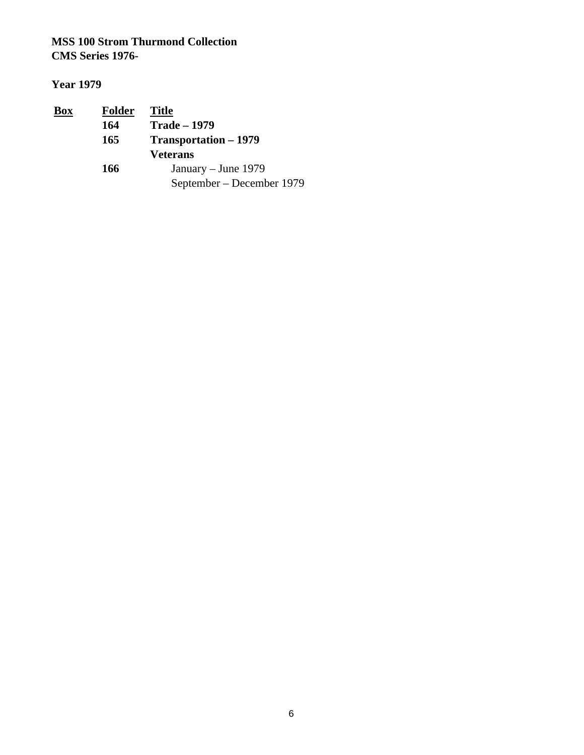**MSS 100 Strom Thurmond Collection**
**CMS Series 1976-**

**Year 1979**

| Box | Folder | Title |
|---|---|---|
| | **164** | **Trade – 1979** |
| | **165** | **Transportation – 1979** |
| | | **Veterans** |
| | **166** | January – June 1979 |
| | | September – December 1979 |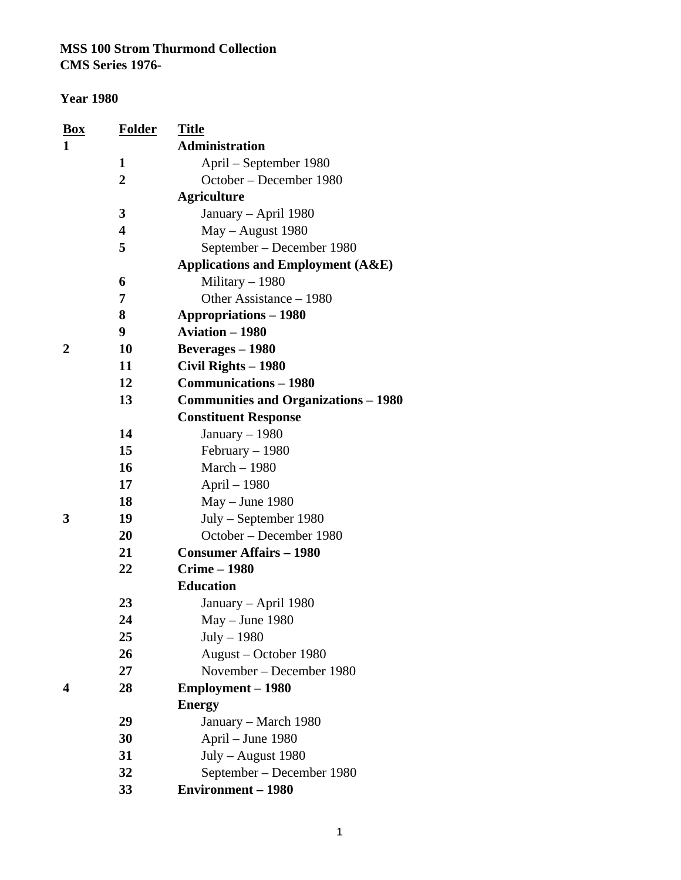**MSS 100 Strom Thurmond Collection**
**CMS Series 1976-**

**Year 1980**

| Box | Folder | Title |
|---|---|---|
| **1** | | **Administration** |
| | **1** | April – September 1980 |
| | **2** | October – December 1980 |
| | | **Agriculture** |
| | **3** | January – April 1980 |
| | **4** | May – August 1980 |
| | **5** | September – December 1980 |
| | | **Applications and Employment (A&E)** |
| | **6** | Military – 1980 |
| | **7** | Other Assistance – 1980 |
| | **8** | **Appropriations – 1980** |
| | **9** | **Aviation – 1980** |
| **2** | **10** | **Beverages – 1980** |
| | **11** | **Civil Rights – 1980** |
| | **12** | **Communications – 1980** |
| | **13** | **Communities and Organizations – 1980** |
| | | **Constituent Response** |
| | **14** | January – 1980 |
| | **15** | February – 1980 |
| | **16** | March – 1980 |
| | **17** | April – 1980 |
| | **18** | May – June 1980 |
| **3** | **19** | July – September 1980 |
| | **20** | October – December 1980 |
| | **21** | **Consumer Affairs – 1980** |
| | **22** | **Crime – 1980** |
| | | **Education** |
| | **23** | January – April 1980 |
| | **24** | May – June 1980 |
| | **25** | July – 1980 |
| | **26** | August – October 1980 |
| | **27** | November – December 1980 |
| **4** | **28** | **Employment – 1980** |
| | | **Energy** |
| | **29** | January – March 1980 |
| | **30** | April – June 1980 |
| | **31** | July – August 1980 |
| | **32** | September – December 1980 |
| | **33** | **Environment – 1980** |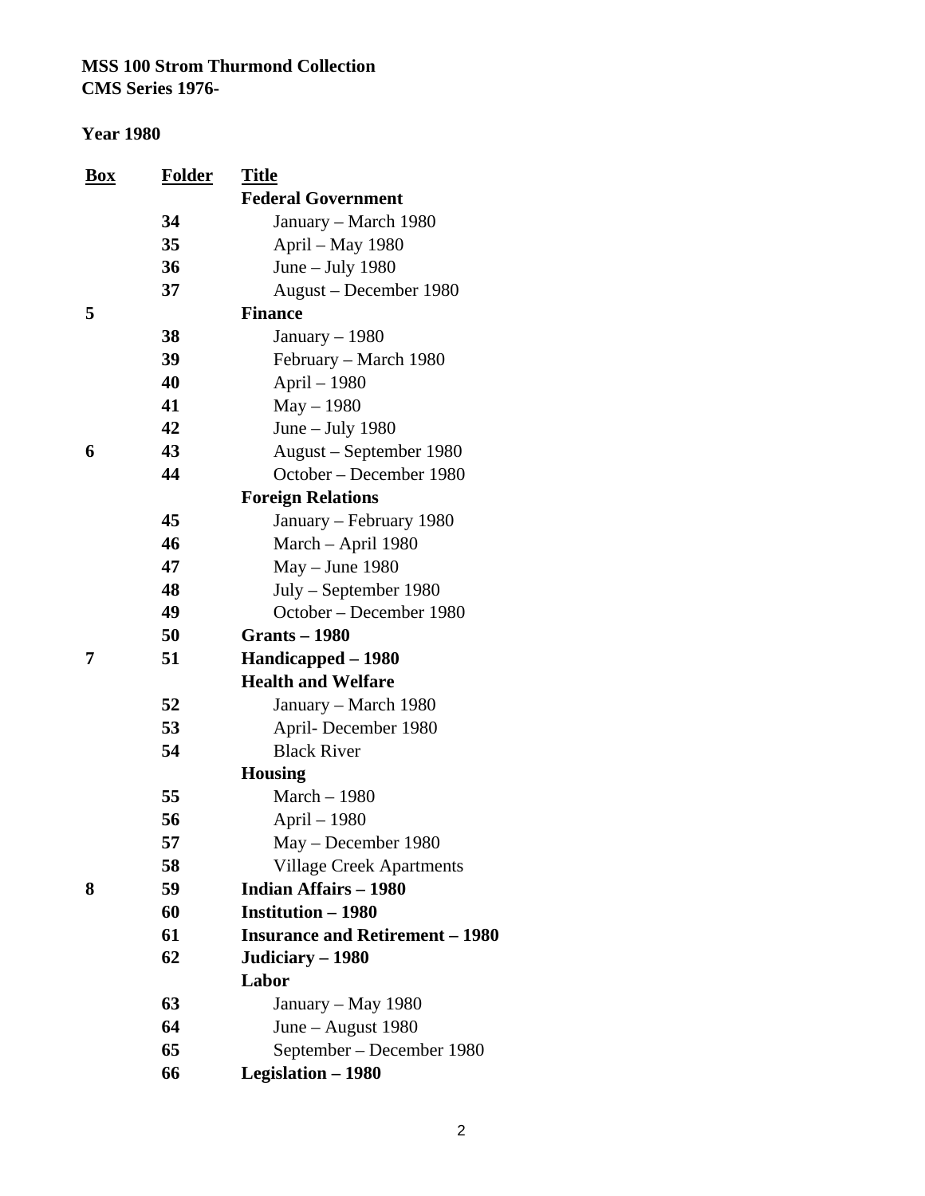**MSS 100 Strom Thurmond Collection**
**CMS Series 1976-**

**Year 1980**

| Box | Folder | Title |
|---|---|---|
| | | **Federal Government** |
| | **34** | January – March 1980 |
| | **35** | April – May 1980 |
| | **36** | June – July 1980 |
| | **37** | August – December 1980 |
| **5** | | **Finance** |
| | **38** | January – 1980 |
| | **39** | February – March 1980 |
| | **40** | April – 1980 |
| | **41** | May – 1980 |
| | **42** | June – July 1980 |
| **6** | **43** | August – September 1980 |
| | **44** | October – December 1980 |
| | | **Foreign Relations** |
| | **45** | January – February 1980 |
| | **46** | March – April 1980 |
| | **47** | May – June 1980 |
| | **48** | July – September 1980 |
| | **49** | October – December 1980 |
| | **50** | **Grants – 1980** |
| **7** | **51** | **Handicapped – 1980** |
| | | **Health and Welfare** |
| | **52** | January – March 1980 |
| | **53** | April- December 1980 |
| | **54** | Black River |
| | | **Housing** |
| | **55** | March – 1980 |
| | **56** | April – 1980 |
| | **57** | May – December 1980 |
| | **58** | Village Creek Apartments |
| **8** | **59** | **Indian Affairs – 1980** |
| | **60** | **Institution – 1980** |
| | **61** | **Insurance and Retirement – 1980** |
| | **62** | **Judiciary – 1980** |
| | | **Labor** |
| | **63** | January – May 1980 |
| | **64** | June – August 1980 |
| | **65** | September – December 1980 |
| | **66** | **Legislation – 1980** |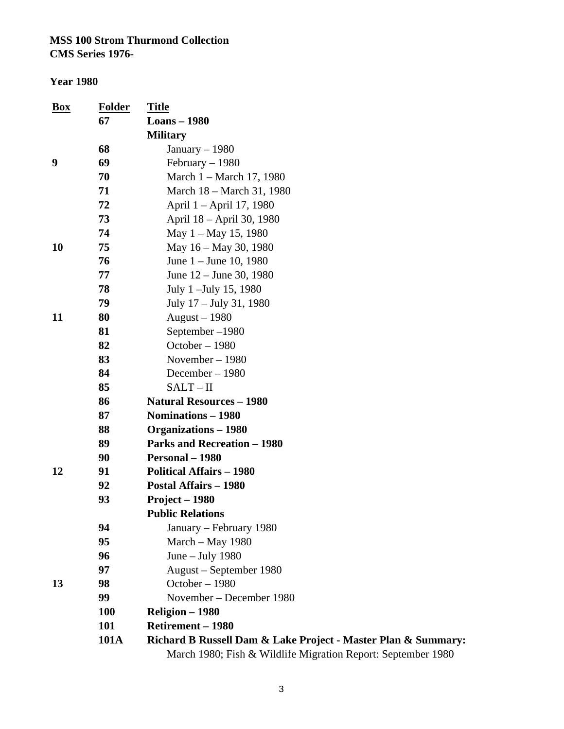**MSS 100 Strom Thurmond Collection**
**CMS Series 1976-**

**Year 1980**

| Box | Folder | Title |
|---|---|---|
| | 67 | **Loans – 1980** |
| | | **Military** |
| | 68 | January – 1980 |
| 9 | 69 | February – 1980 |
| | 70 | March 1 – March 17, 1980 |
| | 71 | March 18 – March 31, 1980 |
| | 72 | April 1 – April 17, 1980 |
| | 73 | April 18 – April 30, 1980 |
| | 74 | May 1 – May 15, 1980 |
| 10 | 75 | May 16 – May 30, 1980 |
| | 76 | June 1 – June 10, 1980 |
| | 77 | June 12 – June 30, 1980 |
| | 78 | July 1 –July 15, 1980 |
| | 79 | July 17 – July 31, 1980 |
| 11 | 80 | August – 1980 |
| | 81 | September –1980 |
| | 82 | October – 1980 |
| | 83 | November – 1980 |
| | 84 | December – 1980 |
| | 85 | SALT – II |
| | 86 | **Natural Resources – 1980** |
| | 87 | **Nominations – 1980** |
| | 88 | **Organizations – 1980** |
| | 89 | **Parks and Recreation – 1980** |
| | 90 | **Personal – 1980** |
| 12 | 91 | **Political Affairs – 1980** |
| | 92 | **Postal Affairs – 1980** |
| | 93 | **Project – 1980** |
| | | **Public Relations** |
| | 94 | January – February 1980 |
| | 95 | March – May 1980 |
| | 96 | June – July 1980 |
| | 97 | August – September 1980 |
| 13 | 98 | October – 1980 |
| | 99 | November – December 1980 |
| | 100 | **Religion – 1980** |
| | 101 | **Retirement – 1980** |
| | 101A | **Richard B Russell Dam & Lake Project - Master Plan & Summary:** March 1980; Fish & Wildlife Migration Report: September 1980 |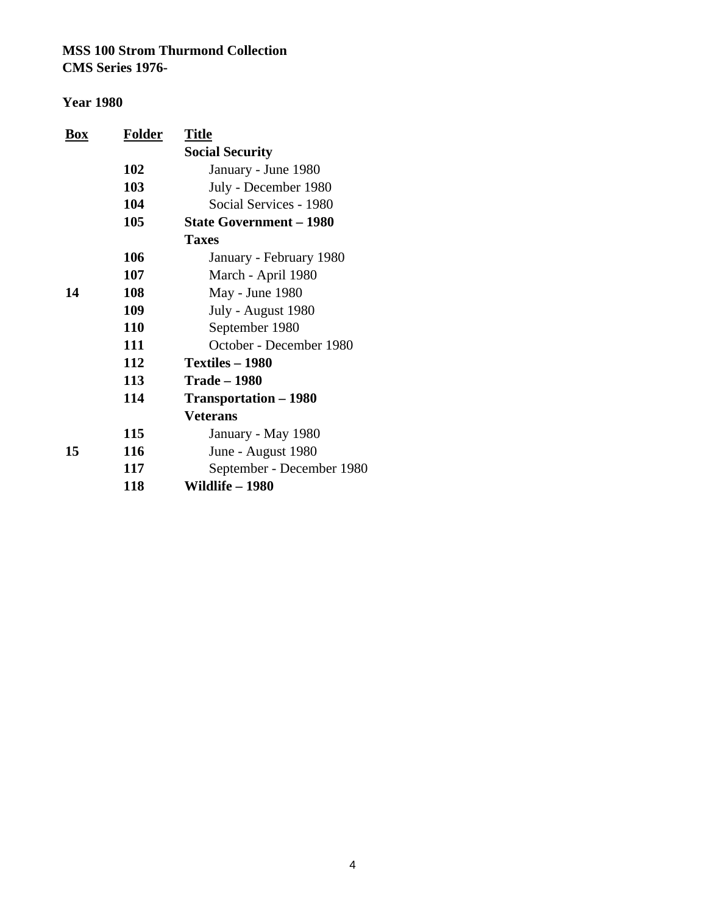**MSS 100 Strom Thurmond Collection**
**CMS Series 1976-**

**Year 1980**

| Box | Folder | Title |
|---|---|---|
| | | **Social Security** |
| | **102** | January - June 1980 |
| | **103** | July - December 1980 |
| | **104** | Social Services - 1980 |
| | **105** | **State Government – 1980** |
| | | **Taxes** |
| | **106** | January - February 1980 |
| | **107** | March - April 1980 |
| **14** | **108** | May - June 1980 |
| | **109** | July - August 1980 |
| | **110** | September 1980 |
| | **111** | October - December 1980 |
| | **112** | **Textiles – 1980** |
| | **113** | **Trade – 1980** |
| | **114** | **Transportation – 1980** |
| | | **Veterans** |
| | **115** | January - May 1980 |
| **15** | **116** | June - August 1980 |
| | **117** | September - December 1980 |
| | **118** | **Wildlife – 1980** |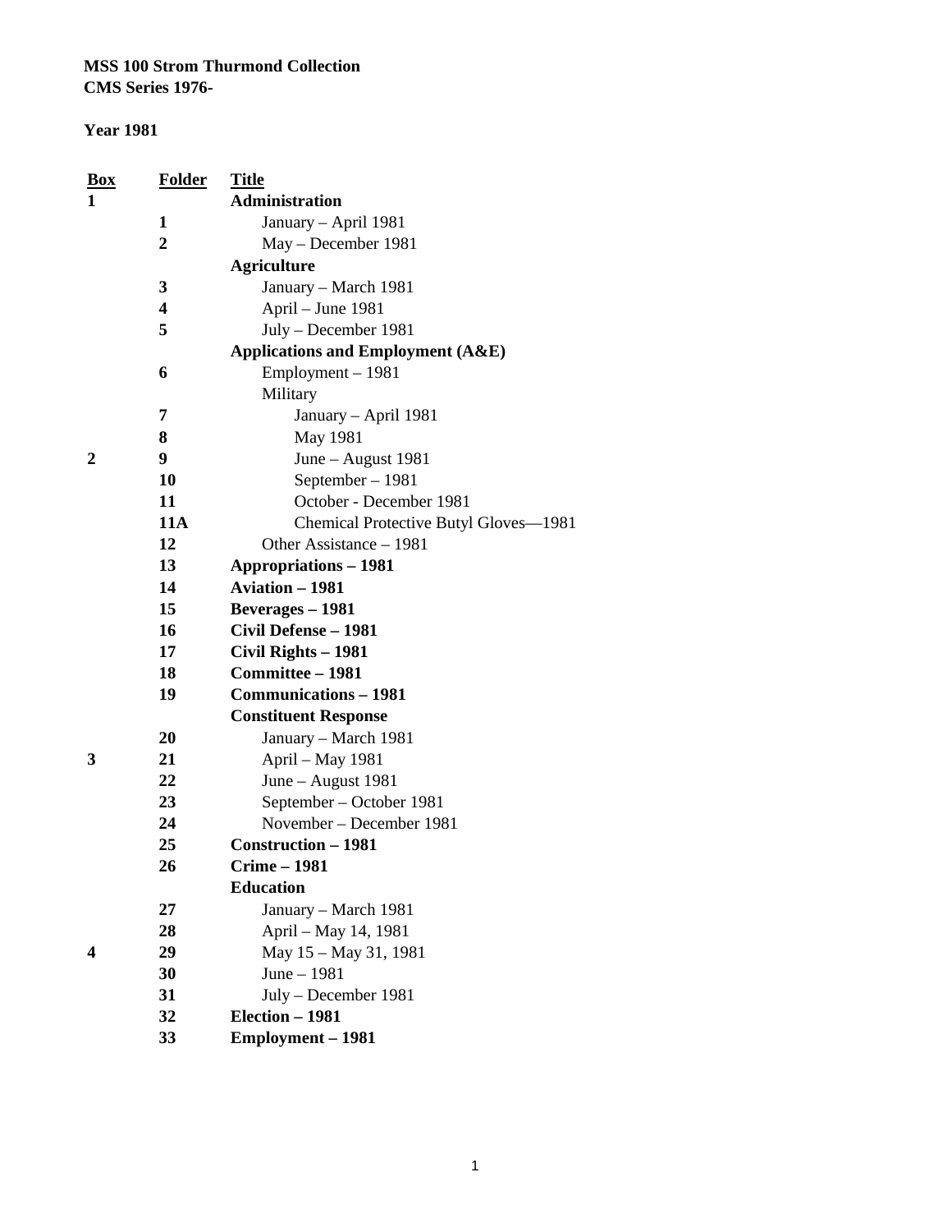**MSS 100 Strom Thurmond Collection**
**CMS Series 1976-**

**Year 1981**

| Box | Folder | Title |
|---|---|---|
| **1** | | **Administration** |
| | **1** | January – April 1981 |
| | **2** | May – December 1981 |
| | | **Agriculture** |
| | **3** | January – March 1981 |
| | **4** | April – June 1981 |
| | **5** | July – December 1981 |
| | | **Applications and Employment (A&E)** |
| | **6** | Employment – 1981 |
| | | Military |
| | **7** | January – April 1981 |
| | **8** | May 1981 |
| **2** | **9** | June – August 1981 |
| | **10** | September – 1981 |
| | **11** | October - December 1981 |
| | **11A** | Chemical Protective Butyl Gloves—1981 |
| | **12** | Other Assistance – 1981 |
| | **13** | **Appropriations – 1981** |
| | **14** | **Aviation – 1981** |
| | **15** | **Beverages – 1981** |
| | **16** | **Civil Defense – 1981** |
| | **17** | **Civil Rights – 1981** |
| | **18** | **Committee – 1981** |
| | **19** | **Communications – 1981** |
| | | **Constituent Response** |
| | **20** | January – March 1981 |
| **3** | **21** | April – May 1981 |
| | **22** | June – August 1981 |
| | **23** | September – October 1981 |
| | **24** | November – December 1981 |
| | **25** | **Construction – 1981** |
| | **26** | **Crime – 1981** |
| | | **Education** |
| | **27** | January – March 1981 |
| | **28** | April – May 14, 1981 |
| **4** | **29** | May 15 – May 31, 1981 |
| | **30** | June – 1981 |
| | **31** | July – December 1981 |
| | **32** | **Election – 1981** |
| | **33** | **Employment – 1981** |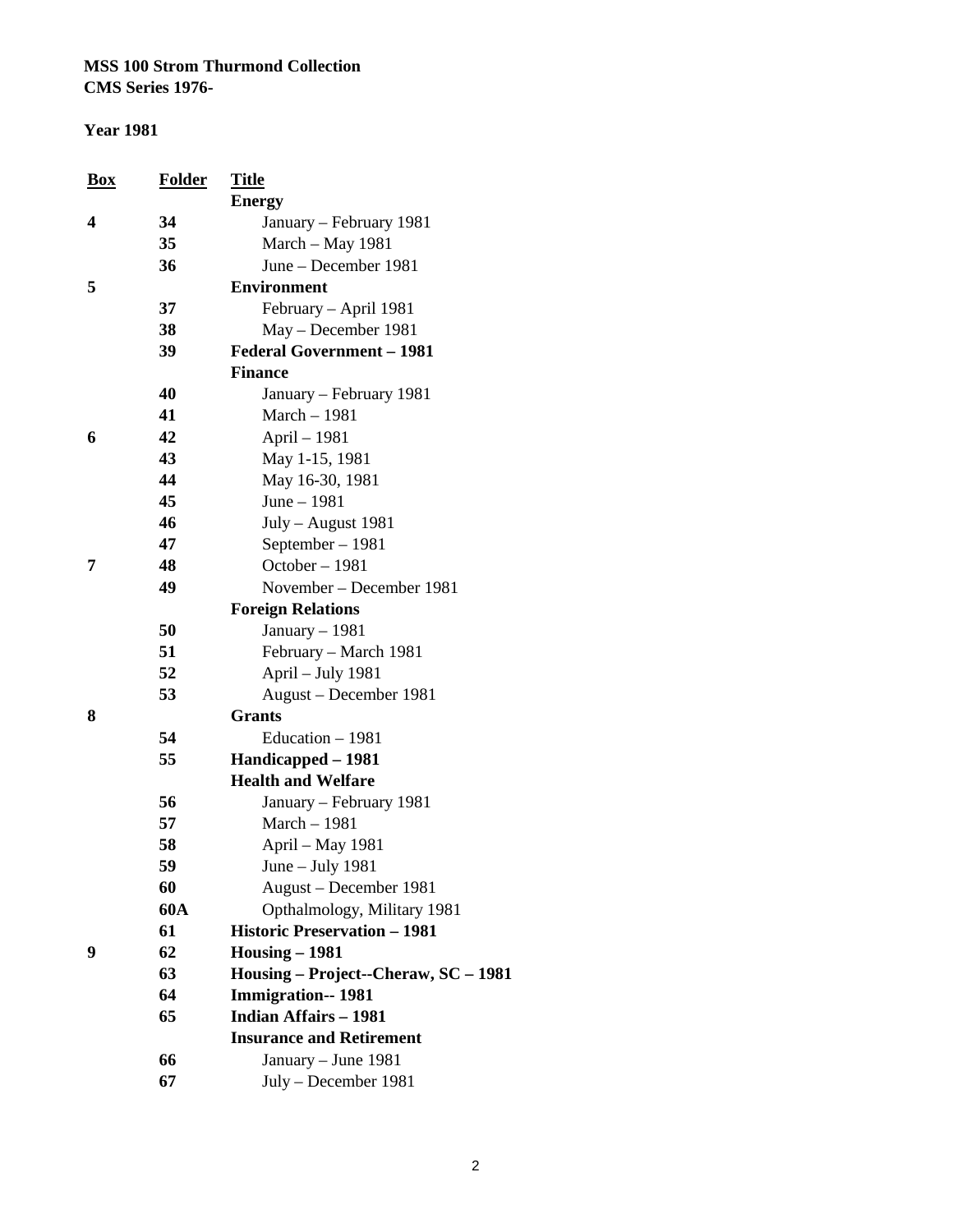**MSS 100 Strom Thurmond Collection**
**CMS Series 1976-**

**Year 1981**

| Box | Folder | Title |
|---|---|---|
| | | **Energy** |
| **4** | **34** | January – February 1981 |
| | **35** | March – May 1981 |
| | **36** | June – December 1981 |
| **5** | | **Environment** |
| | **37** | February – April 1981 |
| | **38** | May – December 1981 |
| | **39** | **Federal Government – 1981** |
| | | **Finance** |
| | **40** | January – February 1981 |
| | **41** | March – 1981 |
| **6** | **42** | April – 1981 |
| | **43** | May 1-15, 1981 |
| | **44** | May 16-30, 1981 |
| | **45** | June – 1981 |
| | **46** | July – August 1981 |
| | **47** | September – 1981 |
| **7** | **48** | October – 1981 |
| | **49** | November – December 1981 |
| | | **Foreign Relations** |
| | **50** | January – 1981 |
| | **51** | February – March 1981 |
| | **52** | April – July 1981 |
| | **53** | August – December 1981 |
| **8** | | **Grants** |
| | **54** | Education – 1981 |
| | **55** | **Handicapped – 1981** |
| | | **Health and Welfare** |
| | **56** | January – February 1981 |
| | **57** | March – 1981 |
| | **58** | April – May 1981 |
| | **59** | June – July 1981 |
| | **60** | August – December 1981 |
| | **60A** | Opthalmology, Military 1981 |
| | **61** | **Historic Preservation – 1981** |
| **9** | **62** | **Housing – 1981** |
| | **63** | **Housing – Project--Cheraw, SC – 1981** |
| | **64** | **Immigration-- 1981** |
| | **65** | **Indian Affairs – 1981** |
| | | **Insurance and Retirement** |
| | **66** | January – June 1981 |
| | **67** | July – December 1981 |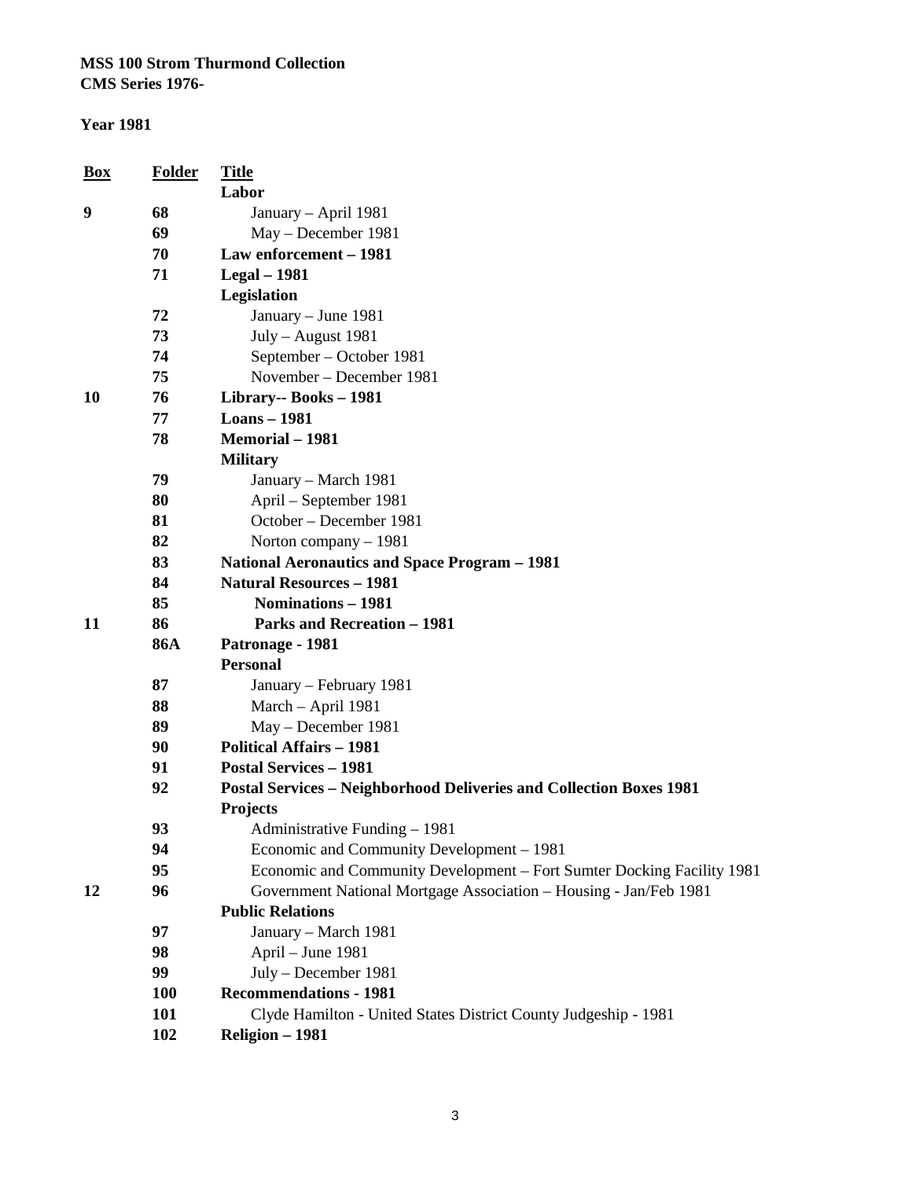**MSS 100 Strom Thurmond Collection**
**CMS Series 1976-**

**Year 1981**

| Box | Folder | Title |
| --- | --- | --- |
| | | **Labor** |
| **9** | **68** | January – April 1981 |
| | **69** | May – December 1981 |
| | **70** | **Law enforcement – 1981** |
| | **71** | **Legal – 1981** |
| | | **Legislation** |
| | **72** | January – June 1981 |
| | **73** | July – August 1981 |
| | **74** | September – October 1981 |
| | **75** | November – December 1981 |
| **10** | **76** | **Library-- Books – 1981** |
| | **77** | **Loans – 1981** |
| | **78** | **Memorial – 1981** |
| | | **Military** |
| | **79** | January – March 1981 |
| | **80** | April – September 1981 |
| | **81** | October – December 1981 |
| | **82** | Norton company – 1981 |
| | **83** | **National Aeronautics and Space Program – 1981** |
| | **84** | **Natural Resources – 1981** |
| | **85** | **Nominations – 1981** |
| **11** | **86** | **Parks and Recreation – 1981** |
| | **86A** | **Patronage - 1981** |
| | | **Personal** |
| | **87** | January – February 1981 |
| | **88** | March – April 1981 |
| | **89** | May – December 1981 |
| | **90** | **Political Affairs – 1981** |
| | **91** | **Postal Services – 1981** |
| | **92** | **Postal Services – Neighborhood Deliveries and Collection Boxes 1981** |
| | | **Projects** |
| | **93** | Administrative Funding – 1981 |
| | **94** | Economic and Community Development – 1981 |
| | **95** | Economic and Community Development – Fort Sumter Docking Facility 1981 |
| **12** | **96** | Government National Mortgage Association – Housing - Jan/Feb 1981 |
| | | **Public Relations** |
| | **97** | January – March 1981 |
| | **98** | April – June 1981 |
| | **99** | July – December 1981 |
| | **100** | **Recommendations - 1981** |
| | **101** | Clyde Hamilton - United States District County Judgeship - 1981 |
| | **102** | **Religion – 1981** |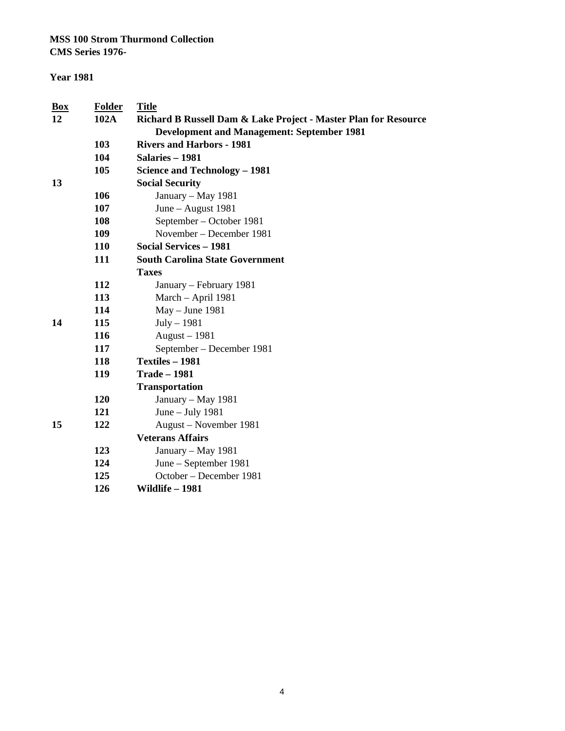**MSS 100 Strom Thurmond Collection**
**CMS Series 1976-**

**Year 1981**

| Box | Folder | Title |
|---|---|---|
| **12** | **102A** | **Richard B Russell Dam & Lake Project - Master Plan for Resource Development and Management: September 1981** |
| | **103** | **Rivers and Harbors - 1981** |
| | **104** | **Salaries – 1981** |
| | **105** | **Science and Technology – 1981** |
| **13** | | **Social Security** |
| | **106** | January – May 1981 |
| | **107** | June – August 1981 |
| | **108** | September – October 1981 |
| | **109** | November – December 1981 |
| | **110** | **Social Services – 1981** |
| | **111** | **South Carolina State Government** |
| | | **Taxes** |
| | **112** | January – February 1981 |
| | **113** | March – April 1981 |
| | **114** | May – June 1981 |
| **14** | **115** | July – 1981 |
| | **116** | August – 1981 |
| | **117** | September – December 1981 |
| | **118** | **Textiles – 1981** |
| | **119** | **Trade – 1981** |
| | | **Transportation** |
| | **120** | January – May 1981 |
| | **121** | June – July 1981 |
| **15** | **122** | August – November 1981 |
| | | **Veterans Affairs** |
| | **123** | January – May 1981 |
| | **124** | June – September 1981 |
| | **125** | October – December 1981 |
| | **126** | **Wildlife – 1981** |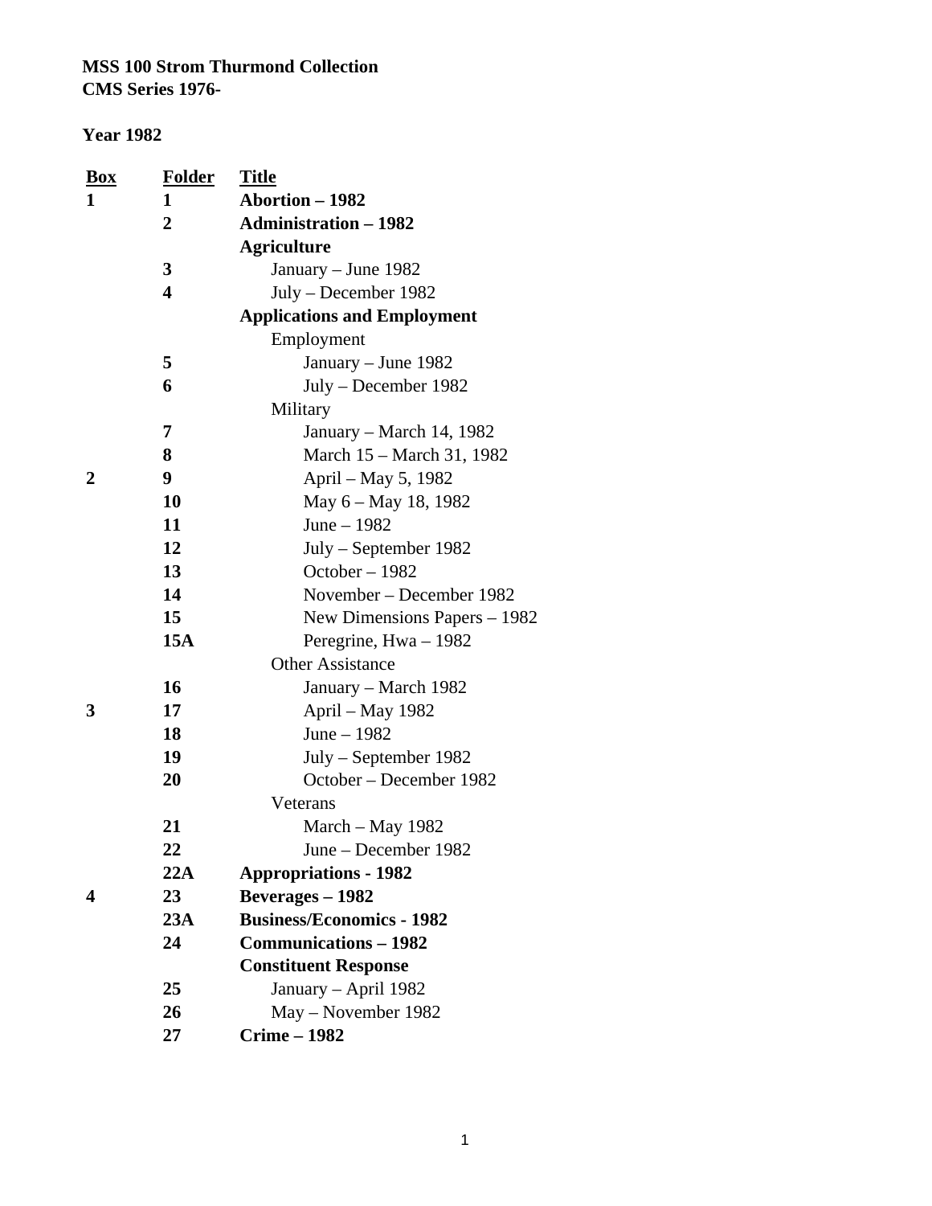**MSS 100 Strom Thurmond Collection**
**CMS Series 1976-**

**Year 1982**

| Box | Folder | Title |
|---|---|---|
| **1** | **1** | **Abortion – 1982** |
| | **2** | **Administration – 1982** |
| | | **Agriculture** |
| | **3** | January – June 1982 |
| | **4** | July – December 1982 |
| | | **Applications and Employment** |
| | | Employment |
| | **5** | January – June 1982 |
| | **6** | July – December 1982 |
| | | Military |
| | **7** | January – March 14, 1982 |
| | **8** | March 15 – March 31, 1982 |
| **2** | **9** | April – May 5, 1982 |
| | **10** | May 6 – May 18, 1982 |
| | **11** | June – 1982 |
| | **12** | July – September 1982 |
| | **13** | October – 1982 |
| | **14** | November – December 1982 |
| | **15** | New Dimensions Papers – 1982 |
| | **15A** | Peregrine, Hwa – 1982 |
| | | Other Assistance |
| | **16** | January – March 1982 |
| **3** | **17** | April – May 1982 |
| | **18** | June – 1982 |
| | **19** | July – September 1982 |
| | **20** | October – December 1982 |
| | | Veterans |
| | **21** | March – May 1982 |
| | **22** | June – December 1982 |
| | **22A** | **Appropriations - 1982** |
| **4** | **23** | **Beverages – 1982** |
| | **23A** | **Business/Economics - 1982** |
| | **24** | **Communications – 1982** |
| | | **Constituent Response** |
| | **25** | January – April 1982 |
| | **26** | May – November 1982 |
| | **27** | **Crime – 1982** |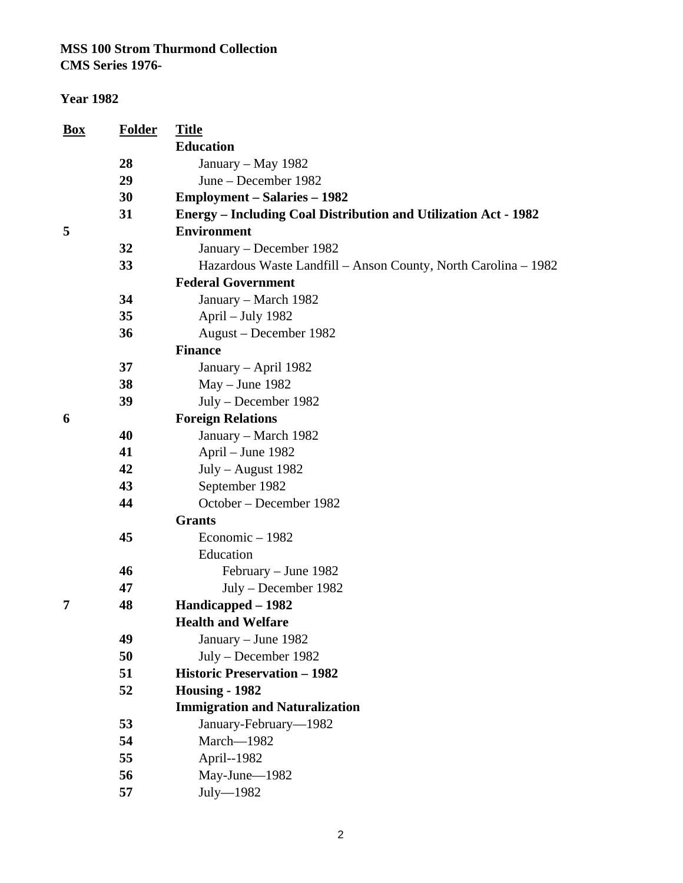**MSS 100 Strom Thurmond Collection**
**CMS Series 1976-**

**Year 1982**

| Box | Folder | Title |
| --- | --- | --- |
| | | **Education** |
| | **28** | January – May 1982 |
| | **29** | June – December 1982 |
| | **30** | **Employment – Salaries – 1982** |
| | **31** | **Energy – Including Coal Distribution and Utilization Act - 1982** |
| **5** | | **Environment** |
| | **32** | January – December 1982 |
| | **33** | Hazardous Waste Landfill – Anson County, North Carolina – 1982 |
| | | **Federal Government** |
| | **34** | January – March 1982 |
| | **35** | April – July 1982 |
| | **36** | August – December 1982 |
| | | **Finance** |
| | **37** | January – April 1982 |
| | **38** | May – June 1982 |
| | **39** | July – December 1982 |
| **6** | | **Foreign Relations** |
| | **40** | January – March 1982 |
| | **41** | April – June 1982 |
| | **42** | July – August 1982 |
| | **43** | September 1982 |
| | **44** | October – December 1982 |
| | | **Grants** |
| | **45** | Economic – 1982 |
| | | Education |
| | **46** | February – June 1982 |
| | **47** | July – December 1982 |
| **7** | **48** | **Handicapped – 1982** |
| | | **Health and Welfare** |
| | **49** | January – June 1982 |
| | **50** | July – December 1982 |
| | **51** | **Historic Preservation – 1982** |
| | **52** | **Housing - 1982** |
| | | **Immigration and Naturalization** |
| | **53** | January-February—1982 |
| | **54** | March—1982 |
| | **55** | April--1982 |
| | **56** | May-June—1982 |
| | **57** | July—1982 |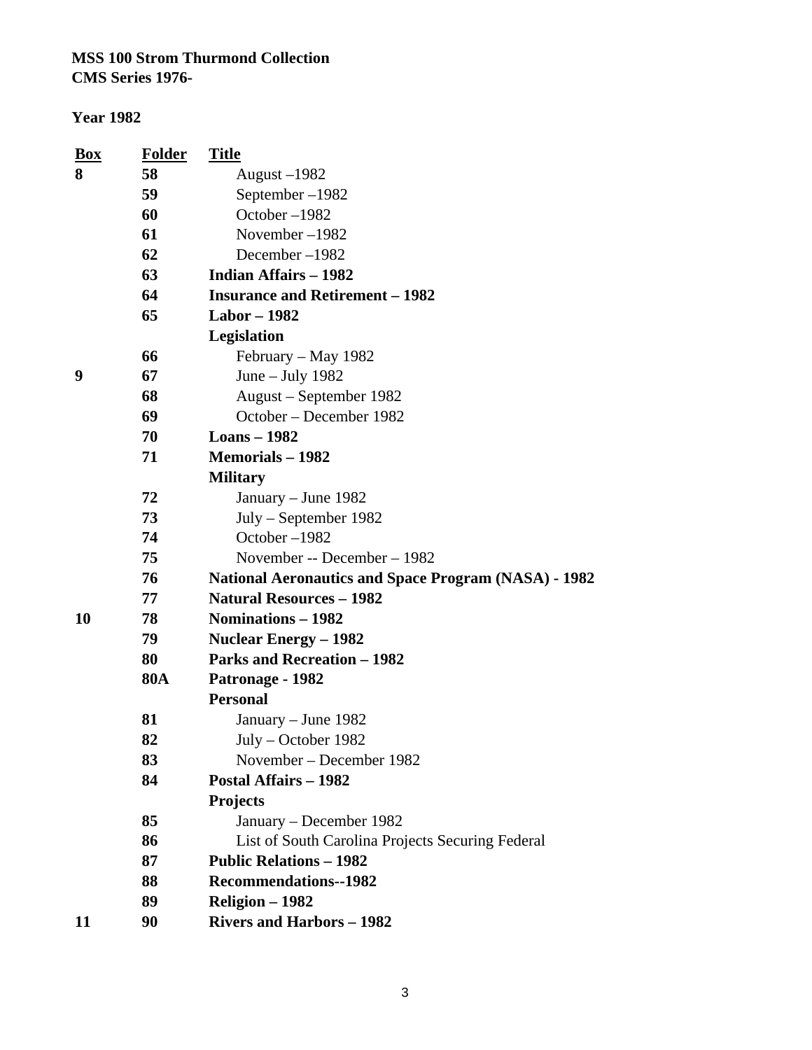**MSS 100 Strom Thurmond Collection**
**CMS Series 1976-**

**Year 1982**

| Box | Folder | Title |
|---|---|---|
| **8** | **58** | August –1982 |
| | **59** | September –1982 |
| | **60** | October –1982 |
| | **61** | November –1982 |
| | **62** | December –1982 |
| | **63** | **Indian Affairs – 1982** |
| | **64** | **Insurance and Retirement – 1982** |
| | **65** | **Labor – 1982** |
| | | **Legislation** |
| | **66** | February – May 1982 |
| **9** | **67** | June – July 1982 |
| | **68** | August – September 1982 |
| | **69** | October – December 1982 |
| | **70** | **Loans – 1982** |
| | **71** | **Memorials – 1982** |
| | | **Military** |
| | **72** | January – June 1982 |
| | **73** | July – September 1982 |
| | **74** | October –1982 |
| | **75** | November -- December – 1982 |
| | **76** | **National Aeronautics and Space Program (NASA) - 1982** |
| | **77** | **Natural Resources – 1982** |
| **10** | **78** | **Nominations – 1982** |
| | **79** | **Nuclear Energy – 1982** |
| | **80** | **Parks and Recreation – 1982** |
| | **80A** | **Patronage - 1982** |
| | | **Personal** |
| | **81** | January – June 1982 |
| | **82** | July – October 1982 |
| | **83** | November – December 1982 |
| | **84** | **Postal Affairs – 1982** |
| | | **Projects** |
| | **85** | January – December 1982 |
| | **86** | List of South Carolina Projects Securing Federal |
| | **87** | **Public Relations – 1982** |
| | **88** | **Recommendations--1982** |
| | **89** | **Religion – 1982** |
| **11** | **90** | **Rivers and Harbors – 1982** |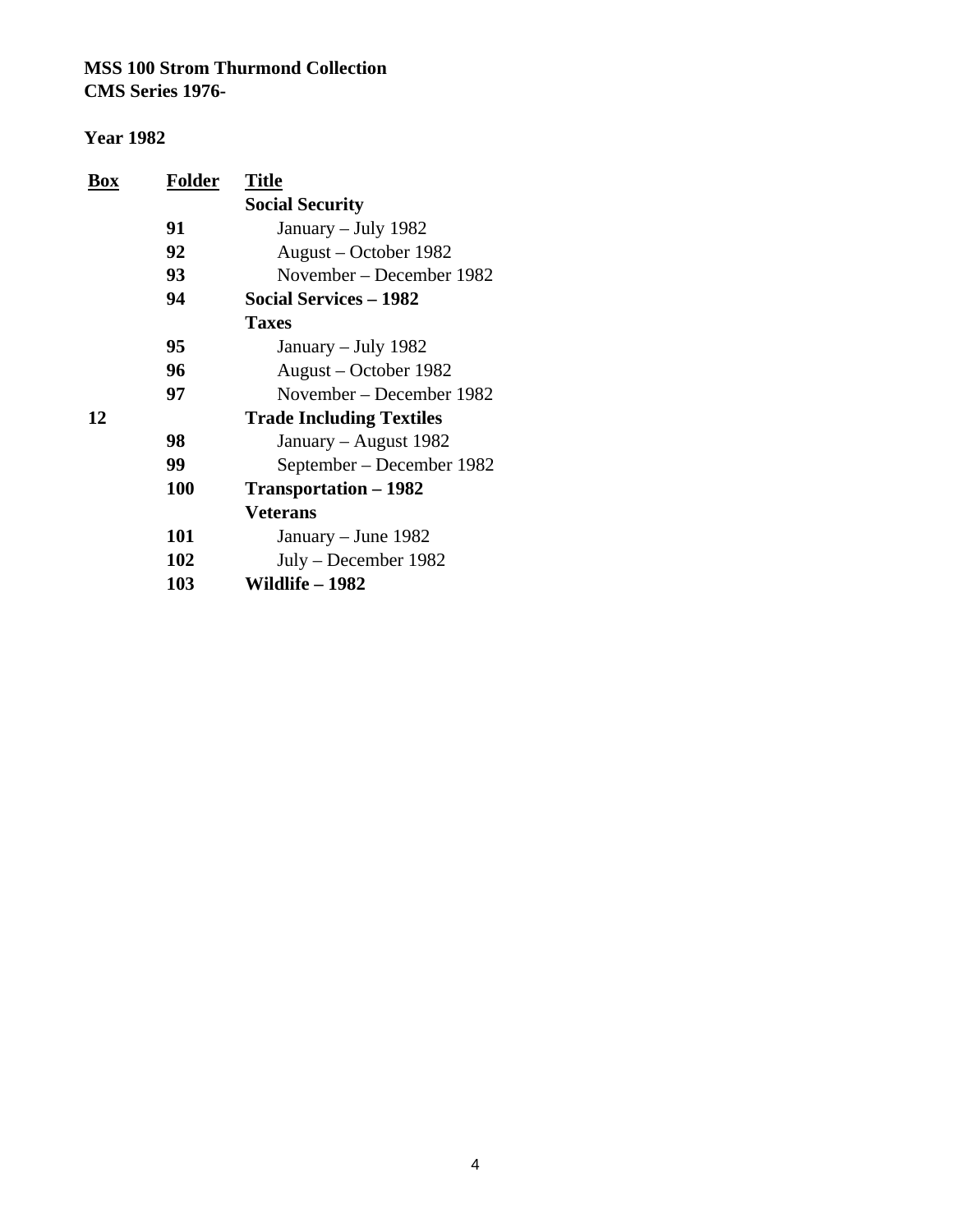**MSS 100 Strom Thurmond Collection**
**CMS Series 1976-**

**Year 1982**

| Box | Folder | Title |
|---|---|---|
| | | **Social Security** |
| | **91** | January – July 1982 |
| | **92** | August – October 1982 |
| | **93** | November – December 1982 |
| | **94** | **Social Services – 1982** |
| | | **Taxes** |
| | **95** | January – July 1982 |
| | **96** | August – October 1982 |
| | **97** | November – December 1982 |
| **12** | | **Trade Including Textiles** |
| | **98** | January – August 1982 |
| | **99** | September – December 1982 |
| | **100** | **Transportation – 1982** |
| | | **Veterans** |
| | **101** | January – June 1982 |
| | **102** | July – December 1982 |
| | **103** | **Wildlife – 1982** |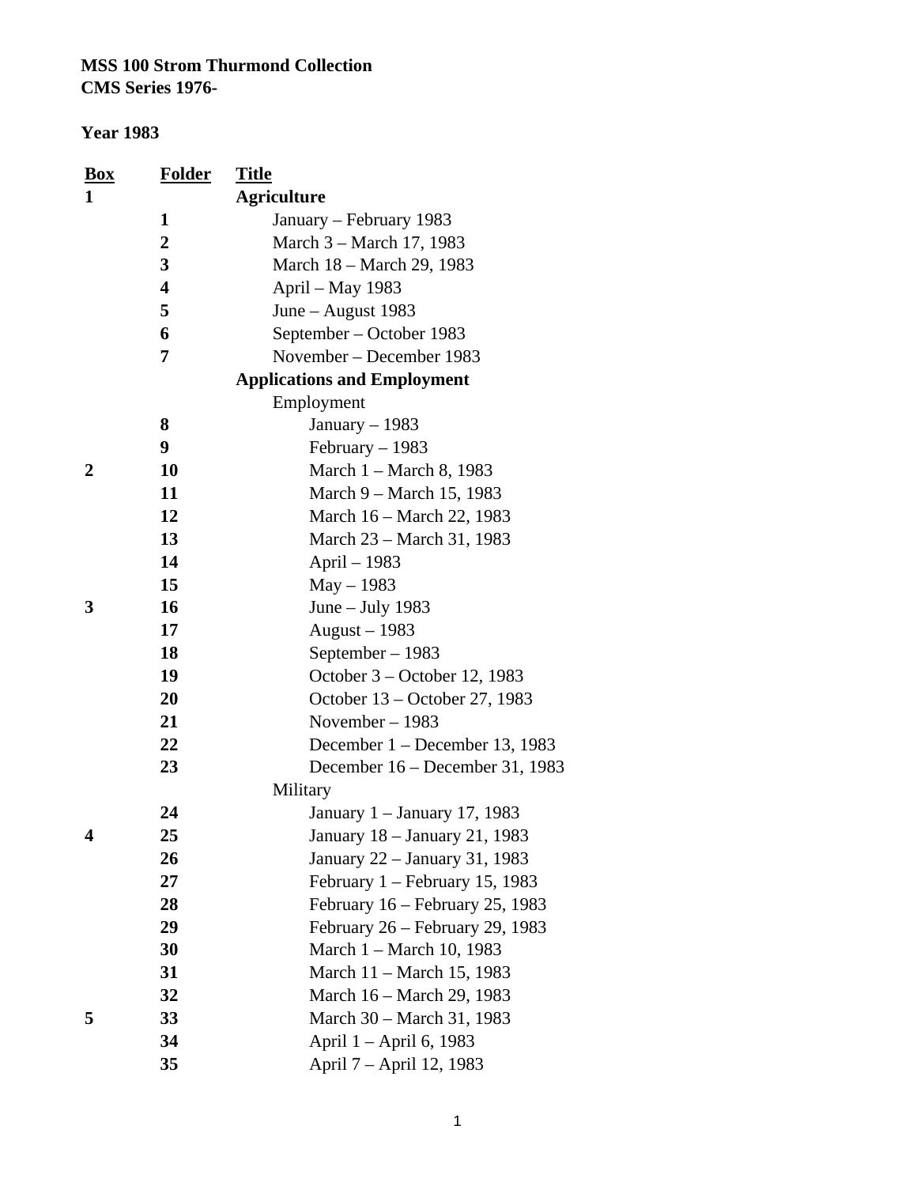**MSS 100 Strom Thurmond Collection**
**CMS Series 1976-**

**Year 1983**

| Box | Folder | Title |
|---|---|---|
| **1** | | **Agriculture** |
| | **1** | January – February 1983 |
| | **2** | March 3 – March 17, 1983 |
| | **3** | March 18 – March 29, 1983 |
| | **4** | April – May 1983 |
| | **5** | June – August 1983 |
| | **6** | September – October 1983 |
| | **7** | November – December 1983 |
| | | **Applications and Employment** |
| | | Employment |
| | **8** | January – 1983 |
| | **9** | February – 1983 |
| **2** | **10** | March 1 – March 8, 1983 |
| | **11** | March 9 – March 15, 1983 |
| | **12** | March 16 – March 22, 1983 |
| | **13** | March 23 – March 31, 1983 |
| | **14** | April – 1983 |
| | **15** | May – 1983 |
| **3** | **16** | June – July 1983 |
| | **17** | August – 1983 |
| | **18** | September – 1983 |
| | **19** | October 3 – October 12, 1983 |
| | **20** | October 13 – October 27, 1983 |
| | **21** | November – 1983 |
| | **22** | December 1 – December 13, 1983 |
| | **23** | December 16 – December 31, 1983 |
| | | Military |
| | **24** | January 1 – January 17, 1983 |
| **4** | **25** | January 18 – January 21, 1983 |
| | **26** | January 22 – January 31, 1983 |
| | **27** | February 1 – February 15, 1983 |
| | **28** | February 16 – February 25, 1983 |
| | **29** | February 26 – February 29, 1983 |
| | **30** | March 1 – March 10, 1983 |
| | **31** | March 11 – March 15, 1983 |
| | **32** | March 16 – March 29, 1983 |
| **5** | **33** | March 30 – March 31, 1983 |
| | **34** | April 1 – April 6, 1983 |
| | **35** | April 7 – April 12, 1983 |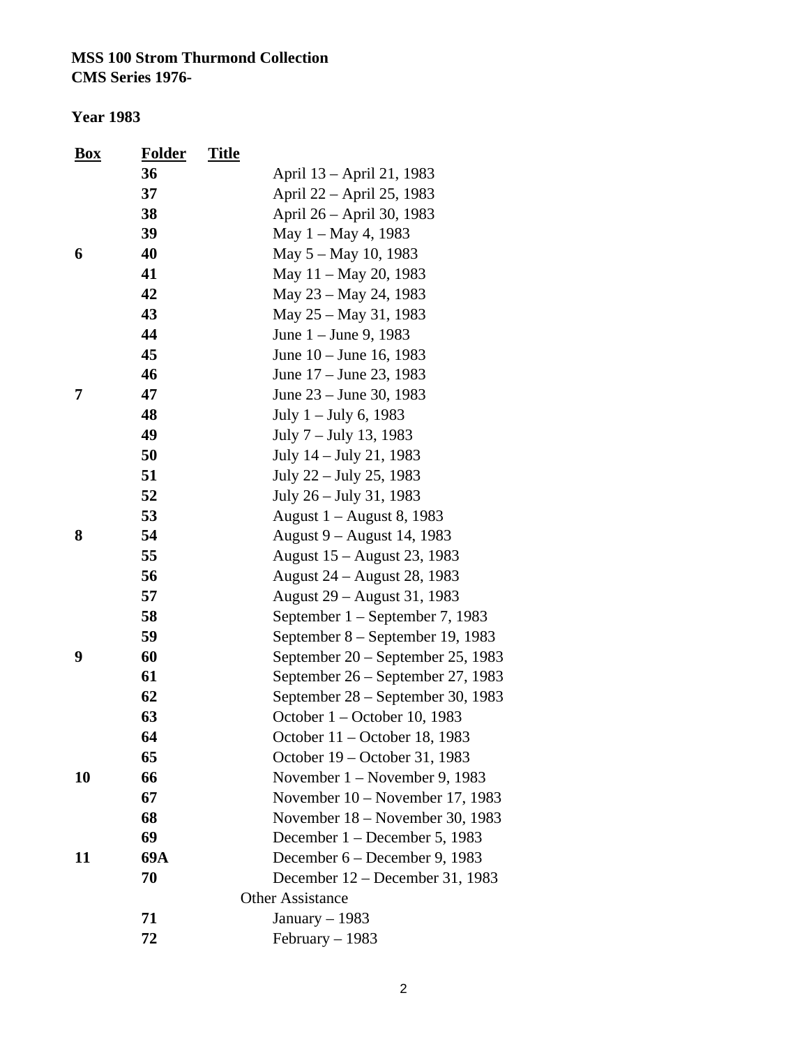**MSS 100 Strom Thurmond Collection**
**CMS Series 1976-**

**Year 1983**

| Box | Folder | Title |
|---|---|---|
| | 36 | April 13 – April 21, 1983 |
| | 37 | April 22 – April 25, 1983 |
| | 38 | April 26 – April 30, 1983 |
| | 39 | May 1 – May 4, 1983 |
| 6 | 40 | May 5 – May 10, 1983 |
| | 41 | May 11 – May 20, 1983 |
| | 42 | May 23 – May 24, 1983 |
| | 43 | May 25 – May 31, 1983 |
| | 44 | June 1 – June 9, 1983 |
| | 45 | June 10 – June 16, 1983 |
| | 46 | June 17 – June 23, 1983 |
| 7 | 47 | June 23 – June 30, 1983 |
| | 48 | July 1 – July 6, 1983 |
| | 49 | July 7 – July 13, 1983 |
| | 50 | July 14 – July 21, 1983 |
| | 51 | July 22 – July 25, 1983 |
| | 52 | July 26 – July 31, 1983 |
| | 53 | August 1 – August 8, 1983 |
| 8 | 54 | August 9 – August 14, 1983 |
| | 55 | August 15 – August 23, 1983 |
| | 56 | August 24 – August 28, 1983 |
| | 57 | August 29 – August 31, 1983 |
| | 58 | September 1 – September 7, 1983 |
| | 59 | September 8 – September 19, 1983 |
| 9 | 60 | September 20 – September 25, 1983 |
| | 61 | September 26 – September 27, 1983 |
| | 62 | September 28 – September 30, 1983 |
| | 63 | October 1 – October 10, 1983 |
| | 64 | October 11 – October 18, 1983 |
| | 65 | October 19 – October 31, 1983 |
| 10 | 66 | November 1 – November 9, 1983 |
| | 67 | November 10 – November 17, 1983 |
| | 68 | November 18 – November 30, 1983 |
| | 69 | December 1 – December 5, 1983 |
| 11 | 69A | December 6 – December 9, 1983 |
| | 70 | December 12 – December 31, 1983 |
| | | Other Assistance |
| | 71 | January – 1983 |
| | 72 | February – 1983 |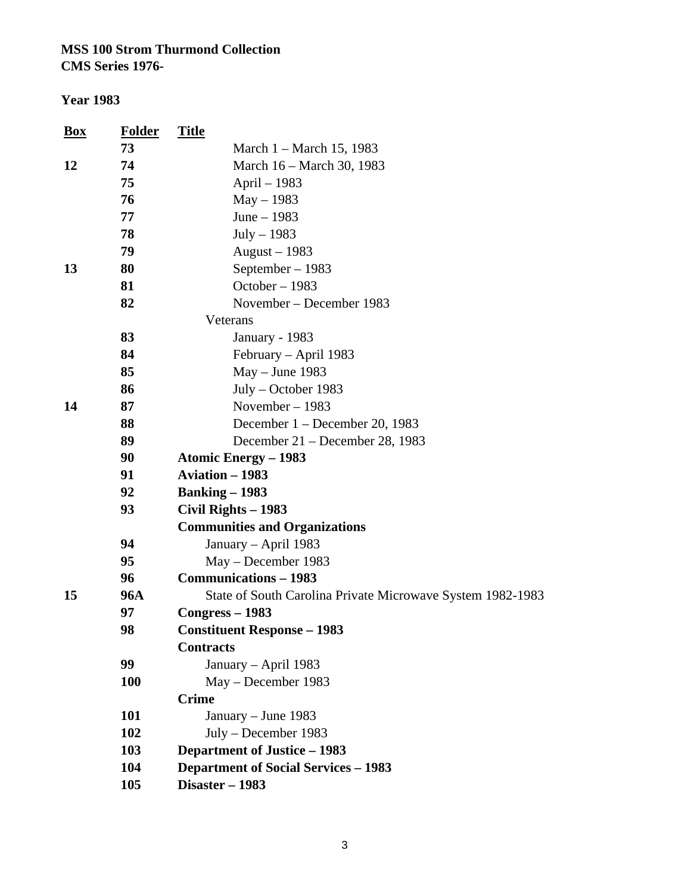**MSS 100 Strom Thurmond Collection**
**CMS Series 1976-**

**Year 1983**

| Box | Folder | Title |
|---|---|---|
| | **73** | March 1 – March 15, 1983 |
| **12** | **74** | March 16 – March 30, 1983 |
| | **75** | April – 1983 |
| | **76** | May – 1983 |
| | **77** | June – 1983 |
| | **78** | July – 1983 |
| | **79** | August – 1983 |
| **13** | **80** | September – 1983 |
| | **81** | October – 1983 |
| | **82** | November – December 1983 |
| | | Veterans |
| | **83** | January - 1983 |
| | **84** | February – April 1983 |
| | **85** | May – June 1983 |
| | **86** | July – October 1983 |
| **14** | **87** | November – 1983 |
| | **88** | December 1 – December 20, 1983 |
| | **89** | December 21 – December 28, 1983 |
| | **90** | **Atomic Energy – 1983** |
| | **91** | **Aviation – 1983** |
| | **92** | **Banking – 1983** |
| | **93** | **Civil Rights – 1983** |
| | | **Communities and Organizations** |
| | **94** | January – April 1983 |
| | **95** | May – December 1983 |
| | **96** | **Communications – 1983** |
| **15** | **96A** | State of South Carolina Private Microwave System 1982-1983 |
| | **97** | **Congress – 1983** |
| | **98** | **Constituent Response – 1983** |
| | | **Contracts** |
| | **99** | January – April 1983 |
| | **100** | May – December 1983 |
| | | **Crime** |
| | **101** | January – June 1983 |
| | **102** | July – December 1983 |
| | **103** | **Department of Justice – 1983** |
| | **104** | **Department of Social Services – 1983** |
| | **105** | **Disaster – 1983** |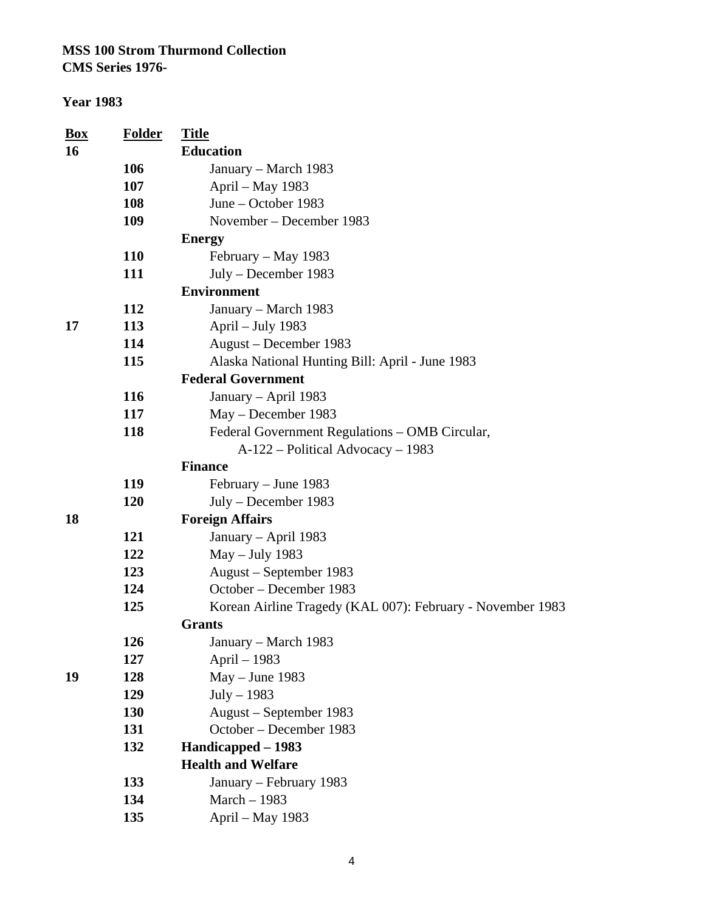**MSS 100 Strom Thurmond Collection**
**CMS Series 1976-**

**Year 1983**

| Box | Folder | Title |
|---|---|---|
| **16** | | **Education** |
| | **106** | January – March 1983 |
| | **107** | April – May 1983 |
| | **108** | June – October 1983 |
| | **109** | November – December 1983 |
| | | **Energy** |
| | **110** | February – May 1983 |
| | **111** | July – December 1983 |
| | | **Environment** |
| | **112** | January – March 1983 |
| **17** | **113** | April – July 1983 |
| | **114** | August – December 1983 |
| | **115** | Alaska National Hunting Bill: April - June 1983 |
| | | **Federal Government** |
| | **116** | January – April 1983 |
| | **117** | May – December 1983 |
| | **118** | Federal Government Regulations – OMB Circular, A-122 – Political Advocacy – 1983 |
| | | **Finance** |
| | **119** | February – June 1983 |
| | **120** | July – December 1983 |
| **18** | | **Foreign Affairs** |
| | **121** | January – April 1983 |
| | **122** | May – July 1983 |
| | **123** | August – September 1983 |
| | **124** | October – December 1983 |
| | **125** | Korean Airline Tragedy (KAL 007): February - November 1983 |
| | | **Grants** |
| | **126** | January – March 1983 |
| | **127** | April – 1983 |
| **19** | **128** | May – June 1983 |
| | **129** | July – 1983 |
| | **130** | August – September 1983 |
| | **131** | October – December 1983 |
| | **132** | **Handicapped – 1983** |
| | | **Health and Welfare** |
| | **133** | January – February 1983 |
| | **134** | March – 1983 |
| | **135** | April – May 1983 |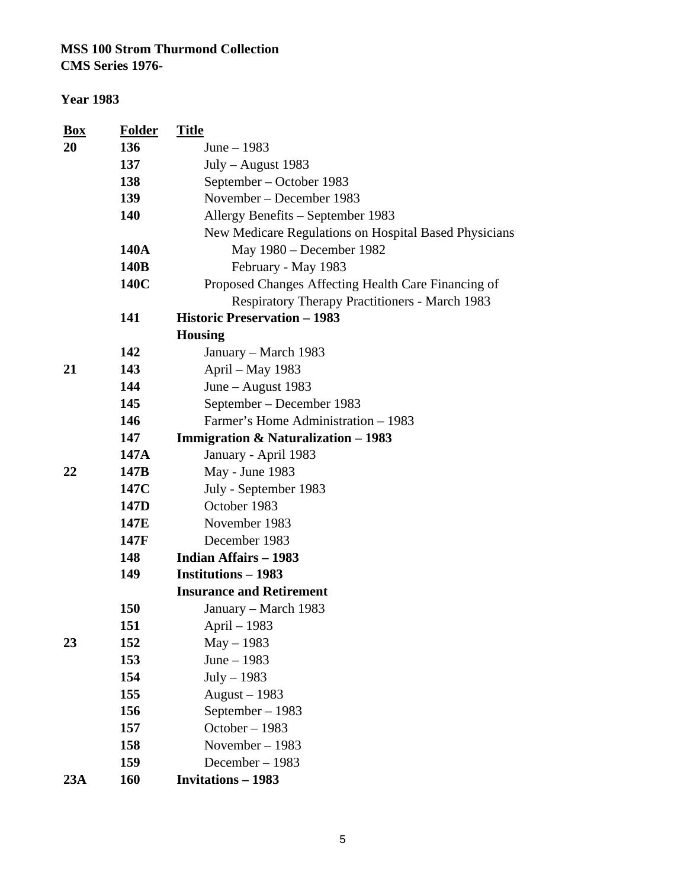**MSS 100 Strom Thurmond Collection**
**CMS Series 1976-**

**Year 1983**

| Box | Folder | Title |
|---|---|---|
| **20** | **136** | June – 1983 |
| | **137** | July – August 1983 |
| | **138** | September – October 1983 |
| | **139** | November – December 1983 |
| | **140** | Allergy Benefits – September 1983 |
| | | New Medicare Regulations on Hospital Based Physicians |
| | **140A** | May 1980 – December 1982 |
| | **140B** | February - May 1983 |
| | **140C** | Proposed Changes Affecting Health Care Financing of Respiratory Therapy Practitioners - March 1983 |
| | **141** | **Historic Preservation – 1983** |
| | | **Housing** |
| | **142** | January – March 1983 |
| **21** | **143** | April – May 1983 |
| | **144** | June – August 1983 |
| | **145** | September – December 1983 |
| | **146** | Farmer's Home Administration – 1983 |
| | **147** | **Immigration & Naturalization – 1983** |
| | **147A** | January - April 1983 |
| **22** | **147B** | May - June 1983 |
| | **147C** | July - September 1983 |
| | **147D** | October 1983 |
| | **147E** | November 1983 |
| | **147F** | December 1983 |
| | **148** | **Indian Affairs – 1983** |
| | **149** | **Institutions – 1983** |
| | | **Insurance and Retirement** |
| | **150** | January – March 1983 |
| | **151** | April – 1983 |
| **23** | **152** | May – 1983 |
| | **153** | June – 1983 |
| | **154** | July – 1983 |
| | **155** | August – 1983 |
| | **156** | September – 1983 |
| | **157** | October – 1983 |
| | **158** | November – 1983 |
| | **159** | December – 1983 |
| **23A** | **160** | **Invitations – 1983** |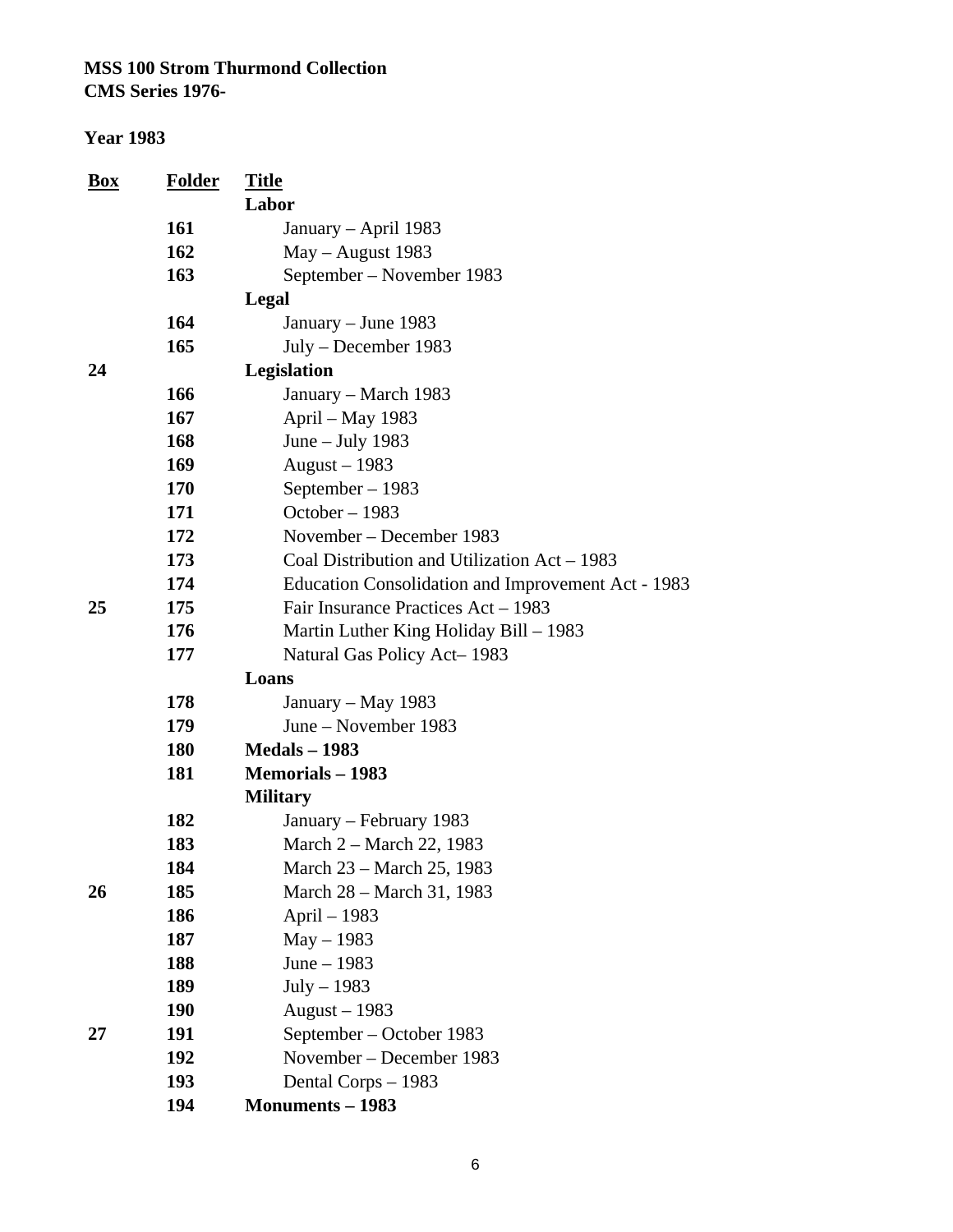**MSS 100 Strom Thurmond Collection**
**CMS Series 1976-**

**Year 1983**

| Box | Folder | Title |
|---|---|---|
| | | **Labor** |
| | **161** | January – April 1983 |
| | **162** | May – August 1983 |
| | **163** | September – November 1983 |
| | | **Legal** |
| | **164** | January – June 1983 |
| | **165** | July – December 1983 |
| **24** | | **Legislation** |
| | **166** | January – March 1983 |
| | **167** | April – May 1983 |
| | **168** | June – July 1983 |
| | **169** | August – 1983 |
| | **170** | September – 1983 |
| | **171** | October – 1983 |
| | **172** | November – December 1983 |
| | **173** | Coal Distribution and Utilization Act – 1983 |
| | **174** | Education Consolidation and Improvement Act - 1983 |
| **25** | **175** | Fair Insurance Practices Act – 1983 |
| | **176** | Martin Luther King Holiday Bill – 1983 |
| | **177** | Natural Gas Policy Act– 1983 |
| | | **Loans** |
| | **178** | January – May 1983 |
| | **179** | June – November 1983 |
| | **180** | **Medals – 1983** |
| | **181** | **Memorials – 1983** |
| | | **Military** |
| | **182** | January – February 1983 |
| | **183** | March 2 – March 22, 1983 |
| | **184** | March 23 – March 25, 1983 |
| **26** | **185** | March 28 – March 31, 1983 |
| | **186** | April – 1983 |
| | **187** | May – 1983 |
| | **188** | June – 1983 |
| | **189** | July – 1983 |
| | **190** | August – 1983 |
| **27** | **191** | September – October 1983 |
| | **192** | November – December 1983 |
| | **193** | Dental Corps – 1983 |
| | **194** | **Monuments – 1983** |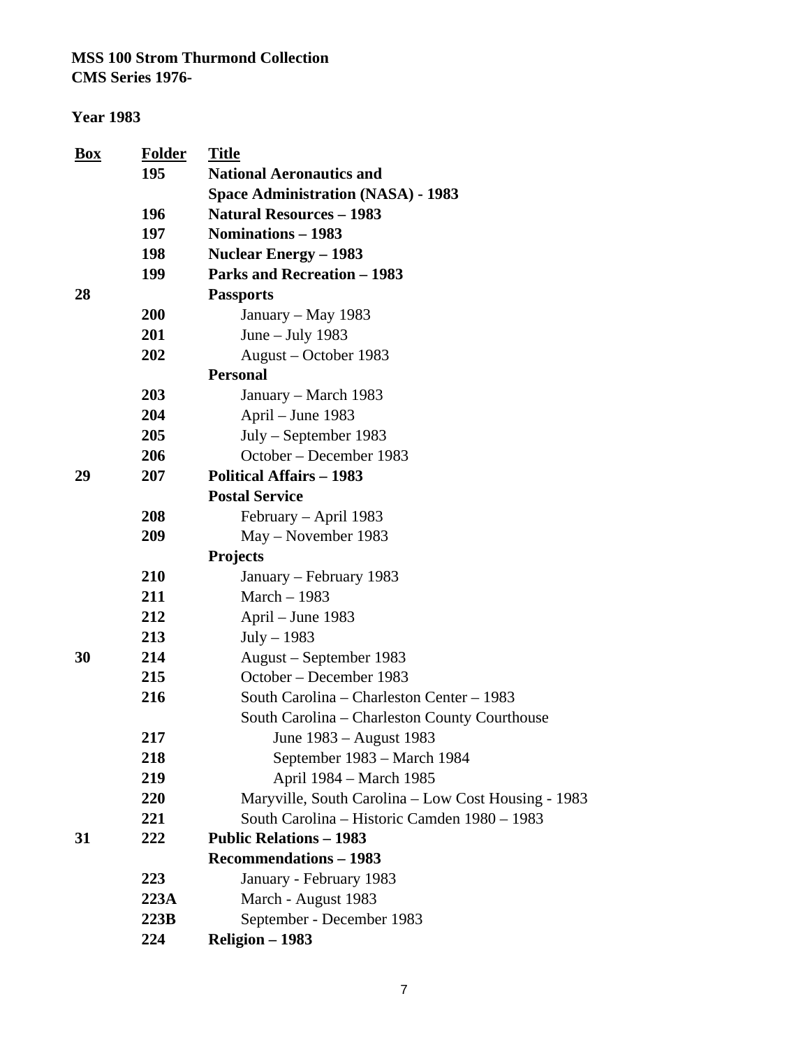**MSS 100 Strom Thurmond Collection**
**CMS Series 1976-**

**Year 1983**

| Box | Folder | Title |
|---|---|---|
| | **195** | **National Aeronautics and Space Administration (NASA) - 1983** |
| | **196** | **Natural Resources – 1983** |
| | **197** | **Nominations – 1983** |
| | **198** | **Nuclear Energy – 1983** |
| | **199** | **Parks and Recreation – 1983** |
| **28** | | **Passports** |
| | **200** | January – May 1983 |
| | **201** | June – July 1983 |
| | **202** | August – October 1983 |
| | | **Personal** |
| | **203** | January – March 1983 |
| | **204** | April – June 1983 |
| | **205** | July – September 1983 |
| | **206** | October – December 1983 |
| **29** | **207** | **Political Affairs – 1983** |
| | | **Postal Service** |
| | **208** | February – April 1983 |
| | **209** | May – November 1983 |
| | | **Projects** |
| | **210** | January – February 1983 |
| | **211** | March – 1983 |
| | **212** | April – June 1983 |
| | **213** | July – 1983 |
| **30** | **214** | August – September 1983 |
| | **215** | October – December 1983 |
| | **216** | South Carolina – Charleston Center – 1983 |
| | | South Carolina – Charleston County Courthouse |
| | **217** | June 1983 – August 1983 |
| | **218** | September 1983 – March 1984 |
| | **219** | April 1984 – March 1985 |
| | **220** | Maryville, South Carolina – Low Cost Housing - 1983 |
| | **221** | South Carolina – Historic Camden 1980 – 1983 |
| **31** | **222** | **Public Relations – 1983** |
| | | **Recommendations – 1983** |
| | **223** | January - February 1983 |
| | **223A** | March - August 1983 |
| | **223B** | September - December 1983 |
| | **224** | **Religion – 1983** |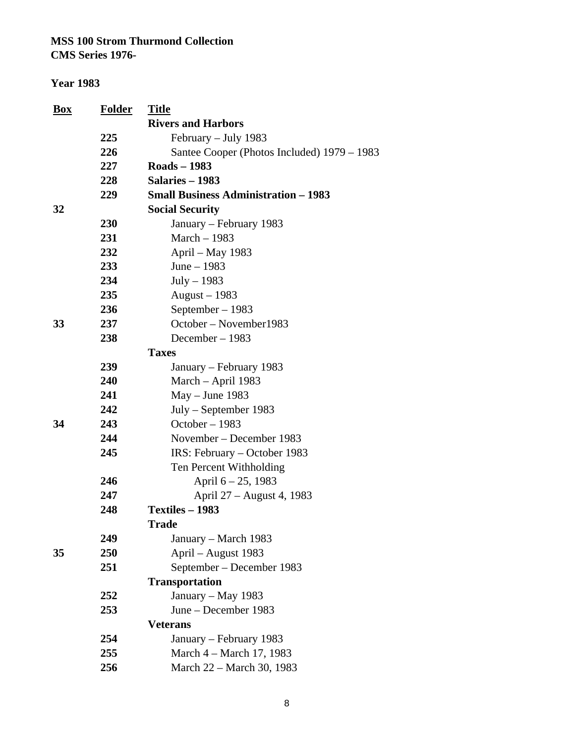**MSS 100 Strom Thurmond Collection**
**CMS Series 1976-**

**Year 1983**

| Box | Folder | Title |
|---|---|---|
| | | **Rivers and Harbors** |
| | 225 | February – July 1983 |
| | 226 | Santee Cooper (Photos Included) 1979 – 1983 |
| | 227 | **Roads – 1983** |
| | 228 | **Salaries – 1983** |
| | 229 | **Small Business Administration – 1983** |
| 32 | | **Social Security** |
| | 230 | January – February 1983 |
| | 231 | March – 1983 |
| | 232 | April – May 1983 |
| | 233 | June – 1983 |
| | 234 | July – 1983 |
| | 235 | August – 1983 |
| | 236 | September – 1983 |
| 33 | 237 | October – November1983 |
| | 238 | December – 1983 |
| | | **Taxes** |
| | 239 | January – February 1983 |
| | 240 | March – April 1983 |
| | 241 | May – June 1983 |
| | 242 | July – September 1983 |
| 34 | 243 | October – 1983 |
| | 244 | November – December 1983 |
| | 245 | IRS: February – October 1983 |
| | | Ten Percent Withholding |
| | 246 | April 6 – 25, 1983 |
| | 247 | April 27 – August 4, 1983 |
| | 248 | **Textiles – 1983** |
| | | **Trade** |
| | 249 | January – March 1983 |
| 35 | 250 | April – August 1983 |
| | 251 | September – December 1983 |
| | | **Transportation** |
| | 252 | January – May 1983 |
| | 253 | June – December 1983 |
| | | **Veterans** |
| | 254 | January – February 1983 |
| | 255 | March 4 – March 17, 1983 |
| | 256 | March 22 – March 30, 1983 |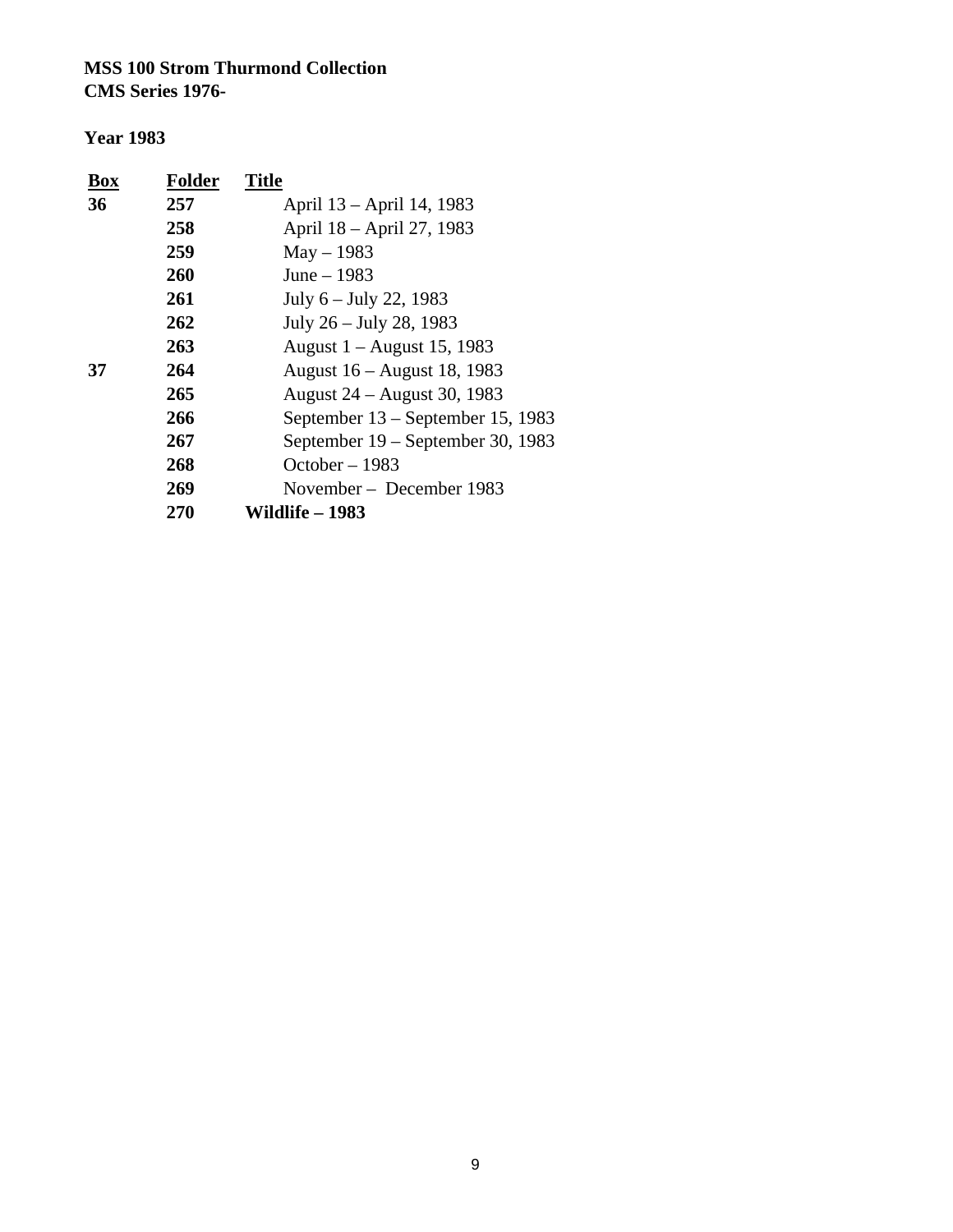**MSS 100 Strom Thurmond Collection**
**CMS Series 1976-**

**Year 1983**

| Box | Folder | Title |
|---|---|---|
| **36** | **257** | April 13 – April 14, 1983 |
| | **258** | April 18 – April 27, 1983 |
| | **259** | May – 1983 |
| | **260** | June – 1983 |
| | **261** | July 6 – July 22, 1983 |
| | **262** | July 26 – July 28, 1983 |
| | **263** | August 1 – August 15, 1983 |
| **37** | **264** | August 16 – August 18, 1983 |
| | **265** | August 24 – August 30, 1983 |
| | **266** | September 13 – September 15, 1983 |
| | **267** | September 19 – September 30, 1983 |
| | **268** | October – 1983 |
| | **269** | November – December 1983 |
| | **270** | **Wildlife – 1983** |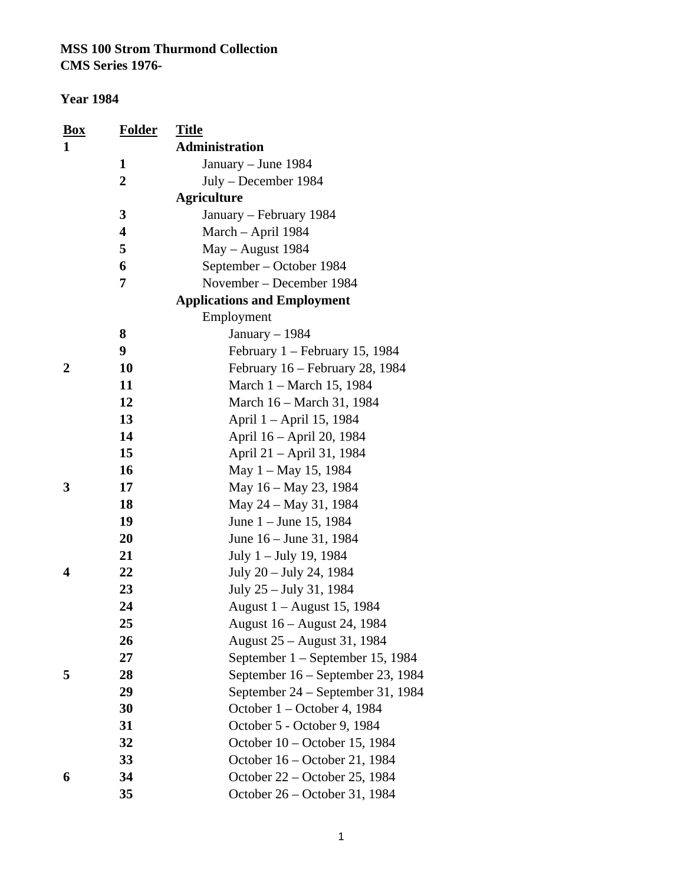**MSS 100 Strom Thurmond Collection**
**CMS Series 1976-**

**Year 1984**

| Box | Folder | Title |
|---|---|---|
| **1** | | **Administration** |
| | **1** | January – June 1984 |
| | **2** | July – December 1984 |
| | | **Agriculture** |
| | **3** | January – February 1984 |
| | **4** | March – April 1984 |
| | **5** | May – August 1984 |
| | **6** | September – October 1984 |
| | **7** | November – December 1984 |
| | | **Applications and Employment** |
| | | Employment |
| | **8** | January – 1984 |
| | **9** | February 1 – February 15, 1984 |
| **2** | **10** | February 16 – February 28, 1984 |
| | **11** | March 1 – March 15, 1984 |
| | **12** | March 16 – March 31, 1984 |
| | **13** | April 1 – April 15, 1984 |
| | **14** | April 16 – April 20, 1984 |
| | **15** | April 21 – April 31, 1984 |
| | **16** | May 1 – May 15, 1984 |
| **3** | **17** | May 16 – May 23, 1984 |
| | **18** | May 24 – May 31, 1984 |
| | **19** | June 1 – June 15, 1984 |
| | **20** | June 16 – June 31, 1984 |
| | **21** | July 1 – July 19, 1984 |
| **4** | **22** | July 20 – July 24, 1984 |
| | **23** | July 25 – July 31, 1984 |
| | **24** | August 1 – August 15, 1984 |
| | **25** | August 16 – August 24, 1984 |
| | **26** | August 25 – August 31, 1984 |
| | **27** | September 1 – September 15, 1984 |
| **5** | **28** | September 16 – September 23, 1984 |
| | **29** | September 24 – September 31, 1984 |
| | **30** | October 1 – October 4, 1984 |
| | **31** | October 5 - October 9, 1984 |
| | **32** | October 10 – October 15, 1984 |
| | **33** | October 16 – October 21, 1984 |
| **6** | **34** | October 22 – October 25, 1984 |
| | **35** | October 26 – October 31, 1984 |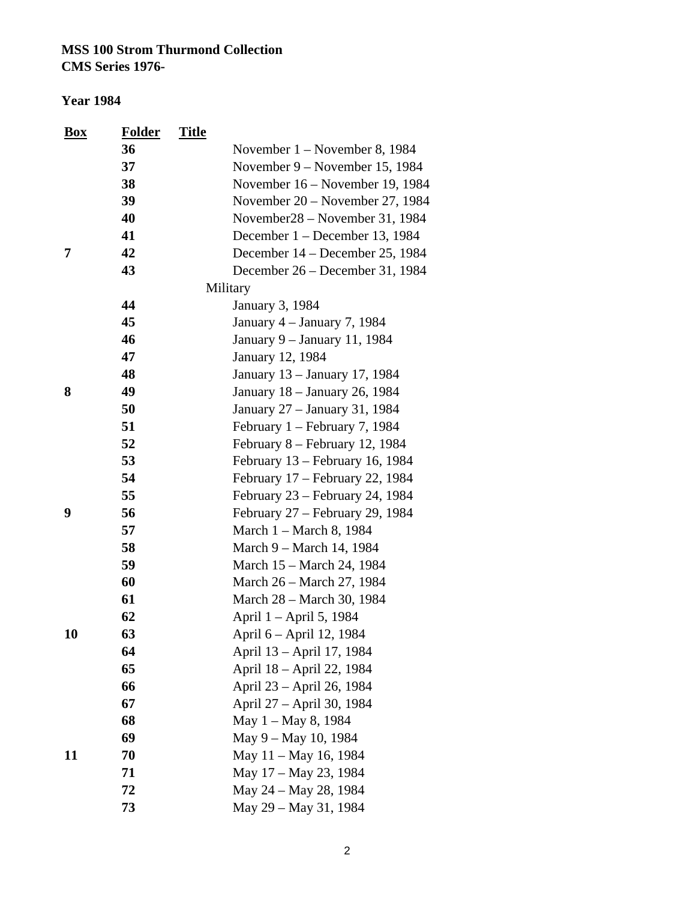**MSS 100 Strom Thurmond Collection**
**CMS Series 1976-**

**Year 1984**

| Box | Folder | Title |
|---|---|---|
| | 36 | November 1 – November 8, 1984 |
| | 37 | November 9 – November 15, 1984 |
| | 38 | November 16 – November 19, 1984 |
| | 39 | November 20 – November 27, 1984 |
| | 40 | November28 – November 31, 1984 |
| | 41 | December 1 – December 13, 1984 |
| 7 | 42 | December 14 – December 25, 1984 |
| | 43 | December 26 – December 31, 1984 |
| | | Military |
| | 44 | January 3, 1984 |
| | 45 | January 4 – January 7, 1984 |
| | 46 | January 9 – January 11, 1984 |
| | 47 | January 12, 1984 |
| | 48 | January 13 – January 17, 1984 |
| 8 | 49 | January 18 – January 26, 1984 |
| | 50 | January 27 – January 31, 1984 |
| | 51 | February 1 – February 7, 1984 |
| | 52 | February 8 – February 12, 1984 |
| | 53 | February 13 – February 16, 1984 |
| | 54 | February 17 – February 22, 1984 |
| | 55 | February 23 – February 24, 1984 |
| 9 | 56 | February 27 – February 29, 1984 |
| | 57 | March 1 – March 8, 1984 |
| | 58 | March 9 – March 14, 1984 |
| | 59 | March 15 – March 24, 1984 |
| | 60 | March 26 – March 27, 1984 |
| | 61 | March 28 – March 30, 1984 |
| | 62 | April 1 – April 5, 1984 |
| 10 | 63 | April 6 – April 12, 1984 |
| | 64 | April 13 – April 17, 1984 |
| | 65 | April 18 – April 22, 1984 |
| | 66 | April 23 – April 26, 1984 |
| | 67 | April 27 – April 30, 1984 |
| | 68 | May 1 – May 8, 1984 |
| | 69 | May 9 – May 10, 1984 |
| 11 | 70 | May 11 – May 16, 1984 |
| | 71 | May 17 – May 23, 1984 |
| | 72 | May 24 – May 28, 1984 |
| | 73 | May 29 – May 31, 1984 |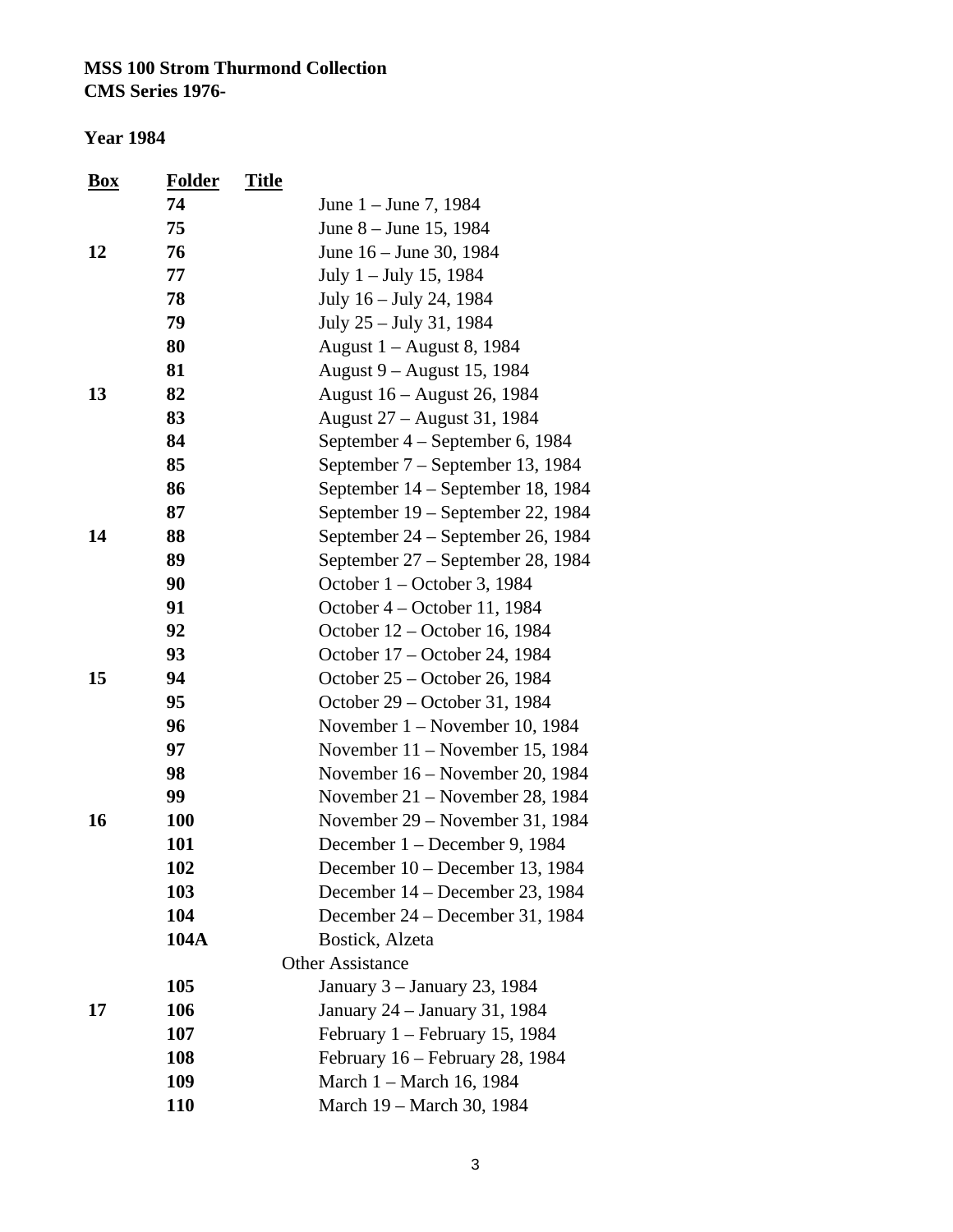**MSS 100 Strom Thurmond Collection**
**CMS Series 1976-**

**Year 1984**

| Box | Folder | Title |
|---|---|---|
| | **74** | June 1 – June 7, 1984 |
| | **75** | June 8 – June 15, 1984 |
| **12** | **76** | June 16 – June 30, 1984 |
| | **77** | July 1 – July 15, 1984 |
| | **78** | July 16 – July 24, 1984 |
| | **79** | July 25 – July 31, 1984 |
| | **80** | August 1 – August 8, 1984 |
| | **81** | August 9 – August 15, 1984 |
| **13** | **82** | August 16 – August 26, 1984 |
| | **83** | August 27 – August 31, 1984 |
| | **84** | September 4 – September 6, 1984 |
| | **85** | September 7 – September 13, 1984 |
| | **86** | September 14 – September 18, 1984 |
| | **87** | September 19 – September 22, 1984 |
| **14** | **88** | September 24 – September 26, 1984 |
| | **89** | September 27 – September 28, 1984 |
| | **90** | October 1 – October 3, 1984 |
| | **91** | October 4 – October 11, 1984 |
| | **92** | October 12 – October 16, 1984 |
| | **93** | October 17 – October 24, 1984 |
| **15** | **94** | October 25 – October 26, 1984 |
| | **95** | October 29 – October 31, 1984 |
| | **96** | November 1 – November 10, 1984 |
| | **97** | November 11 – November 15, 1984 |
| | **98** | November 16 – November 20, 1984 |
| | **99** | November 21 – November 28, 1984 |
| **16** | **100** | November 29 – November 31, 1984 |
| | **101** | December 1 – December 9, 1984 |
| | **102** | December 10 – December 13, 1984 |
| | **103** | December 14 – December 23, 1984 |
| | **104** | December 24 – December 31, 1984 |
| | **104A** | Bostick, Alzeta |
| | | Other Assistance |
| | **105** | January 3 – January 23, 1984 |
| **17** | **106** | January 24 – January 31, 1984 |
| | **107** | February 1 – February 15, 1984 |
| | **108** | February 16 – February 28, 1984 |
| | **109** | March 1 – March 16, 1984 |
| | **110** | March 19 – March 30, 1984 |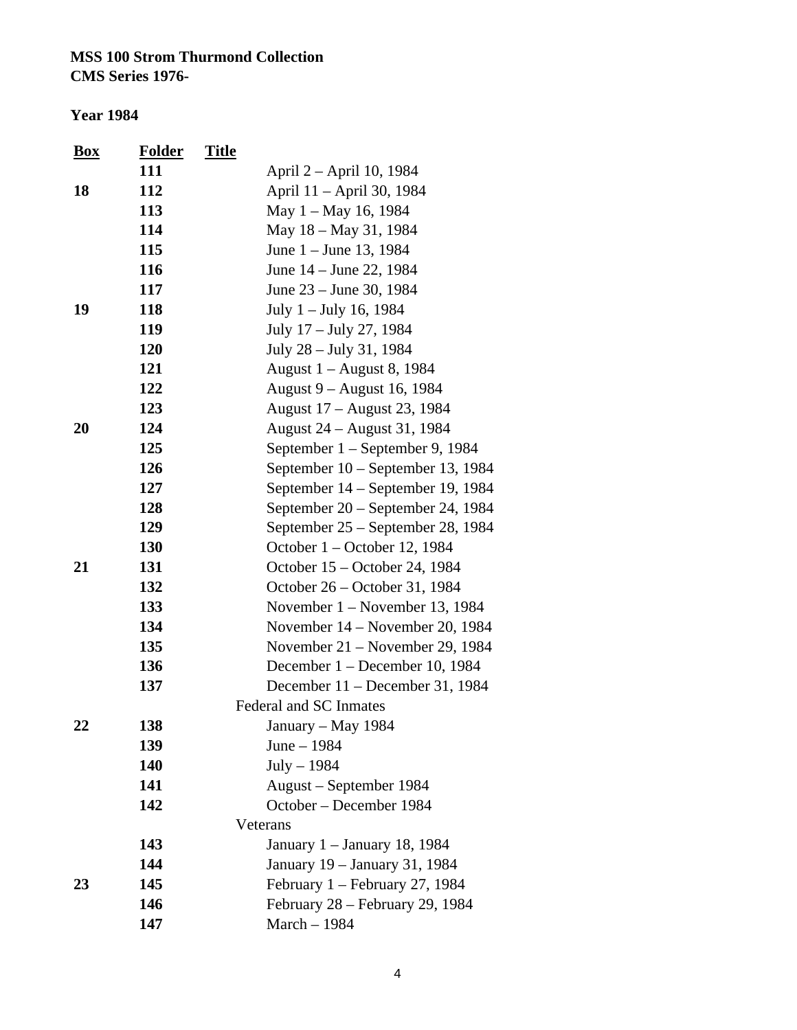**MSS 100 Strom Thurmond Collection**
**CMS Series 1976-**

**Year 1984**

| Box | Folder | Title |
|---|---|---|
| | 111 | April 2 – April 10, 1984 |
| 18 | 112 | April 11 – April 30, 1984 |
| | 113 | May 1 – May 16, 1984 |
| | 114 | May 18 – May 31, 1984 |
| | 115 | June 1 – June 13, 1984 |
| | 116 | June 14 – June 22, 1984 |
| | 117 | June 23 – June 30, 1984 |
| 19 | 118 | July 1 – July 16, 1984 |
| | 119 | July 17 – July 27, 1984 |
| | 120 | July 28 – July 31, 1984 |
| | 121 | August 1 – August 8, 1984 |
| | 122 | August 9 – August 16, 1984 |
| | 123 | August 17 – August 23, 1984 |
| 20 | 124 | August 24 – August 31, 1984 |
| | 125 | September 1 – September 9, 1984 |
| | 126 | September 10 – September 13, 1984 |
| | 127 | September 14 – September 19, 1984 |
| | 128 | September 20 – September 24, 1984 |
| | 129 | September 25 – September 28, 1984 |
| | 130 | October 1 – October 12, 1984 |
| 21 | 131 | October 15 – October 24, 1984 |
| | 132 | October 26 – October 31, 1984 |
| | 133 | November 1 – November 13, 1984 |
| | 134 | November 14 – November 20, 1984 |
| | 135 | November 21 – November 29, 1984 |
| | 136 | December 1 – December 10, 1984 |
| | 137 | December 11 – December 31, 1984 |
| | | Federal and SC Inmates |
| 22 | 138 | January – May 1984 |
| | 139 | June – 1984 |
| | 140 | July – 1984 |
| | 141 | August – September 1984 |
| | 142 | October – December 1984 |
| | | Veterans |
| | 143 | January 1 – January 18, 1984 |
| | 144 | January 19 – January 31, 1984 |
| 23 | 145 | February 1 – February 27, 1984 |
| | 146 | February 28 – February 29, 1984 |
| | 147 | March – 1984 |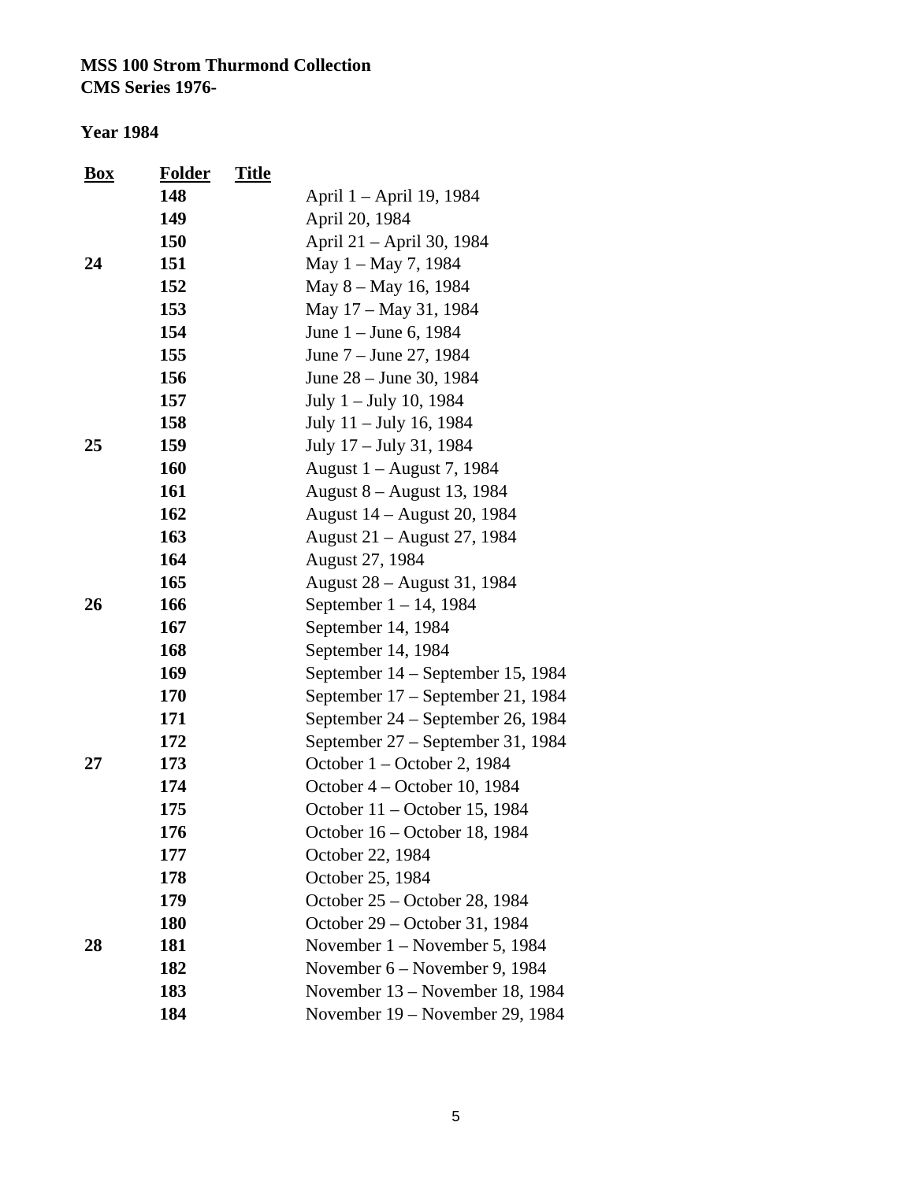**MSS 100 Strom Thurmond Collection**
**CMS Series 1976-**

**Year 1984**

| Box | Folder | Title |
|---|---|---|
| | 148 | April 1 – April 19, 1984 |
| | 149 | April 20, 1984 |
| | 150 | April 21 – April 30, 1984 |
| 24 | 151 | May 1 – May 7, 1984 |
| | 152 | May 8 – May 16, 1984 |
| | 153 | May 17 – May 31, 1984 |
| | 154 | June 1 – June 6, 1984 |
| | 155 | June 7 – June 27, 1984 |
| | 156 | June 28 – June 30, 1984 |
| | 157 | July 1 – July 10, 1984 |
| | 158 | July 11 – July 16, 1984 |
| 25 | 159 | July 17 – July 31, 1984 |
| | 160 | August 1 – August 7, 1984 |
| | 161 | August 8 – August 13, 1984 |
| | 162 | August 14 – August 20, 1984 |
| | 163 | August 21 – August 27, 1984 |
| | 164 | August 27, 1984 |
| | 165 | August 28 – August 31, 1984 |
| 26 | 166 | September 1 – 14, 1984 |
| | 167 | September 14, 1984 |
| | 168 | September 14, 1984 |
| | 169 | September 14 – September 15, 1984 |
| | 170 | September 17 – September 21, 1984 |
| | 171 | September 24 – September 26, 1984 |
| | 172 | September 27 – September 31, 1984 |
| 27 | 173 | October 1 – October 2, 1984 |
| | 174 | October 4 – October 10, 1984 |
| | 175 | October 11 – October 15, 1984 |
| | 176 | October 16 – October 18, 1984 |
| | 177 | October 22, 1984 |
| | 178 | October 25, 1984 |
| | 179 | October 25 – October 28, 1984 |
| | 180 | October 29 – October 31, 1984 |
| 28 | 181 | November 1 – November 5, 1984 |
| | 182 | November 6 – November 9, 1984 |
| | 183 | November 13 – November 18, 1984 |
| | 184 | November 19 – November 29, 1984 |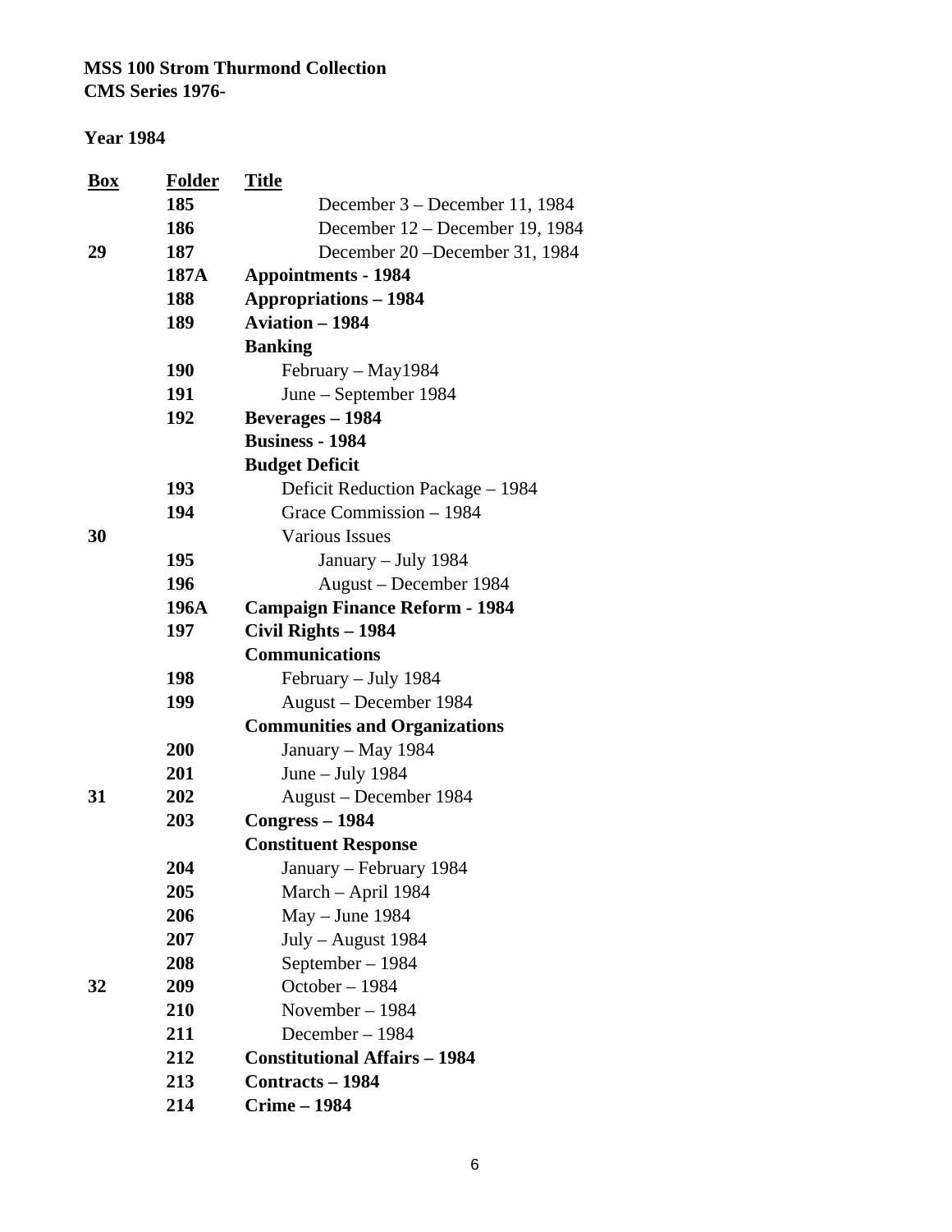**MSS 100 Strom Thurmond Collection**
**CMS Series 1976-**

**Year 1984**

| Box | Folder | Title |
|---|---|---|
| | 185 | December 3 – December 11, 1984 |
| | 186 | December 12 – December 19, 1984 |
| 29 | 187 | December 20 –December 31, 1984 |
| | 187A | **Appointments - 1984** |
| | 188 | **Appropriations – 1984** |
| | 189 | **Aviation – 1984** |
| | | **Banking** |
| | 190 | February – May1984 |
| | 191 | June – September 1984 |
| | 192 | **Beverages – 1984** |
| | | **Business - 1984** |
| | | **Budget Deficit** |
| | 193 | Deficit Reduction Package – 1984 |
| | 194 | Grace Commission – 1984 |
| 30 | | Various Issues |
| | 195 | January – July 1984 |
| | 196 | August – December 1984 |
| | 196A | **Campaign Finance Reform - 1984** |
| | 197 | **Civil Rights – 1984** |
| | | **Communications** |
| | 198 | February – July 1984 |
| | 199 | August – December 1984 |
| | | **Communities and Organizations** |
| | 200 | January – May 1984 |
| | 201 | June – July 1984 |
| 31 | 202 | August – December 1984 |
| | 203 | **Congress – 1984** |
| | | **Constituent Response** |
| | 204 | January – February 1984 |
| | 205 | March – April 1984 |
| | 206 | May – June 1984 |
| | 207 | July – August 1984 |
| | 208 | September – 1984 |
| 32 | 209 | October – 1984 |
| | 210 | November – 1984 |
| | 211 | December – 1984 |
| | 212 | **Constitutional Affairs – 1984** |
| | 213 | **Contracts – 1984** |
| | 214 | **Crime – 1984** |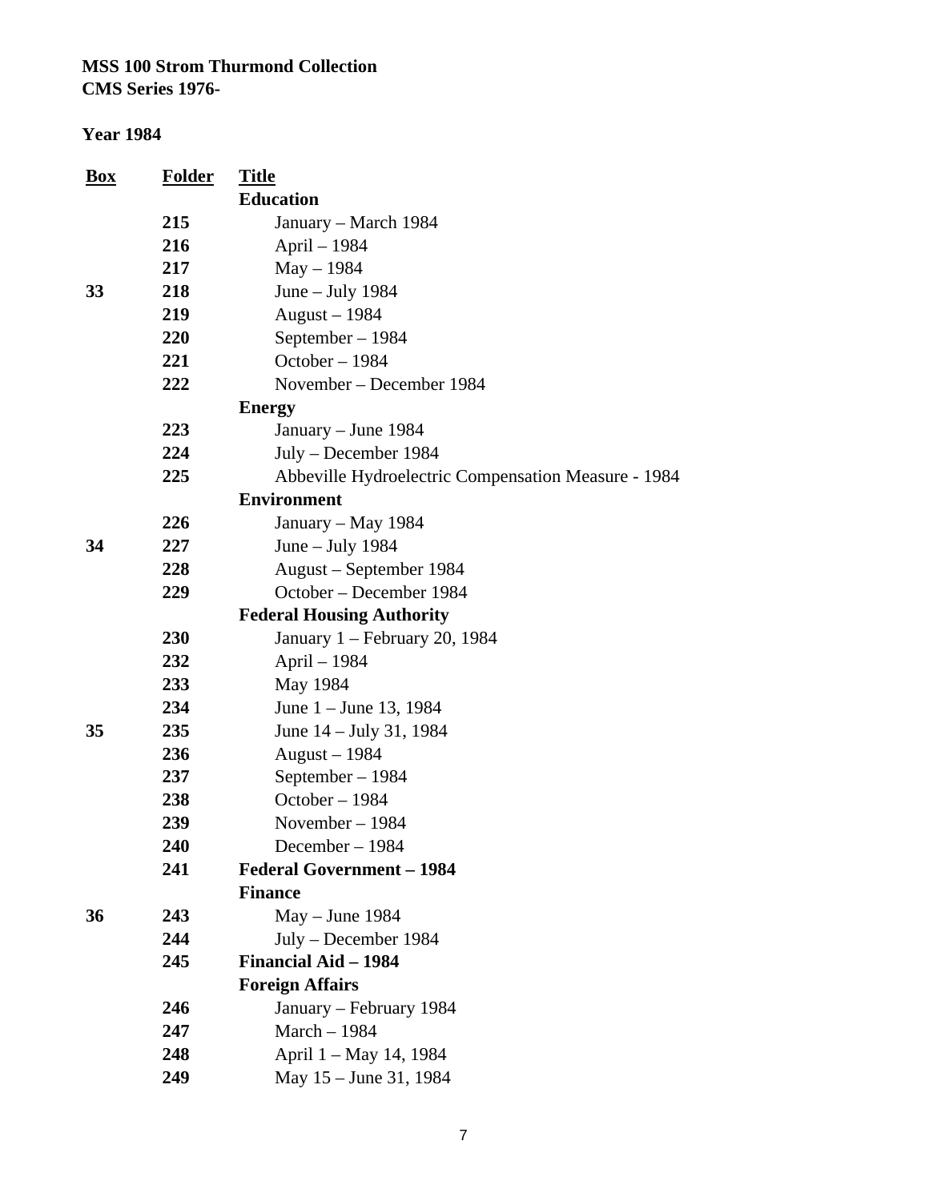**MSS 100 Strom Thurmond Collection**
**CMS Series 1976-**

**Year 1984**

| Box | Folder | Title |
|---|---|---|
| | | **Education** |
| | 215 | January – March 1984 |
| | 216 | April – 1984 |
| | 217 | May – 1984 |
| 33 | 218 | June – July 1984 |
| | 219 | August – 1984 |
| | 220 | September – 1984 |
| | 221 | October – 1984 |
| | 222 | November – December 1984 |
| | | **Energy** |
| | 223 | January – June 1984 |
| | 224 | July – December 1984 |
| | 225 | Abbeville Hydroelectric Compensation Measure - 1984 |
| | | **Environment** |
| | 226 | January – May 1984 |
| 34 | 227 | June – July 1984 |
| | 228 | August – September 1984 |
| | 229 | October – December 1984 |
| | | **Federal Housing Authority** |
| | 230 | January 1 – February 20, 1984 |
| | 232 | April – 1984 |
| | 233 | May 1984 |
| | 234 | June 1 – June 13, 1984 |
| 35 | 235 | June 14 – July 31, 1984 |
| | 236 | August – 1984 |
| | 237 | September – 1984 |
| | 238 | October – 1984 |
| | 239 | November – 1984 |
| | 240 | December – 1984 |
| | 241 | **Federal Government – 1984** |
| | | **Finance** |
| 36 | 243 | May – June 1984 |
| | 244 | July – December 1984 |
| | 245 | **Financial Aid – 1984** |
| | | **Foreign Affairs** |
| | 246 | January – February 1984 |
| | 247 | March – 1984 |
| | 248 | April 1 – May 14, 1984 |
| | 249 | May 15 – June 31, 1984 |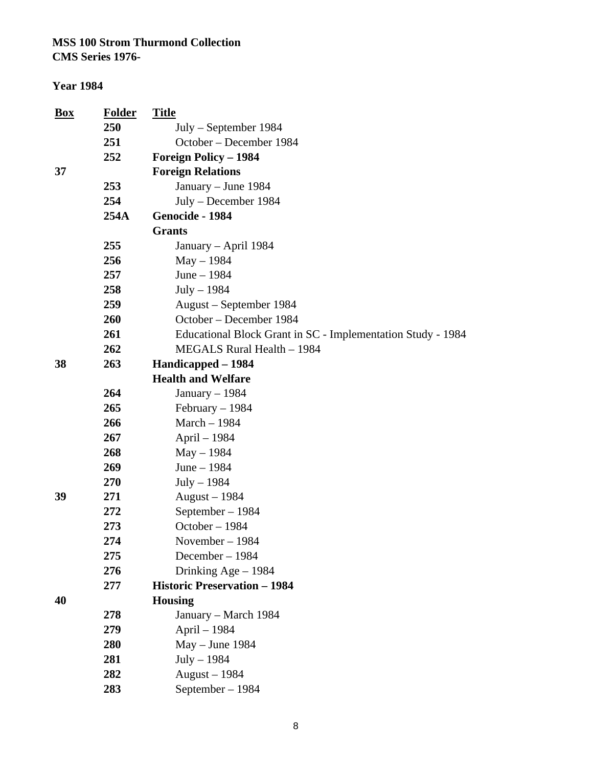**MSS 100 Strom Thurmond Collection**
**CMS Series 1976-**

**Year 1984**

| Box | Folder | Title |
|---|---|---|
| | **250** | July – September 1984 |
| | **251** | October – December 1984 |
| | **252** | **Foreign Policy – 1984** |
| **37** | | **Foreign Relations** |
| | **253** | January – June 1984 |
| | **254** | July – December 1984 |
| | **254A** | **Genocide - 1984** |
| | | **Grants** |
| | **255** | January – April 1984 |
| | **256** | May – 1984 |
| | **257** | June – 1984 |
| | **258** | July – 1984 |
| | **259** | August – September 1984 |
| | **260** | October – December 1984 |
| | **261** | Educational Block Grant in SC - Implementation Study - 1984 |
| | **262** | MEGALS Rural Health – 1984 |
| **38** | **263** | **Handicapped – 1984** |
| | | **Health and Welfare** |
| | **264** | January – 1984 |
| | **265** | February – 1984 |
| | **266** | March – 1984 |
| | **267** | April – 1984 |
| | **268** | May – 1984 |
| | **269** | June – 1984 |
| | **270** | July – 1984 |
| **39** | **271** | August – 1984 |
| | **272** | September – 1984 |
| | **273** | October – 1984 |
| | **274** | November – 1984 |
| | **275** | December – 1984 |
| | **276** | Drinking Age – 1984 |
| | **277** | **Historic Preservation – 1984** |
| **40** | | **Housing** |
| | **278** | January – March 1984 |
| | **279** | April – 1984 |
| | **280** | May – June 1984 |
| | **281** | July – 1984 |
| | **282** | August – 1984 |
| | **283** | September – 1984 |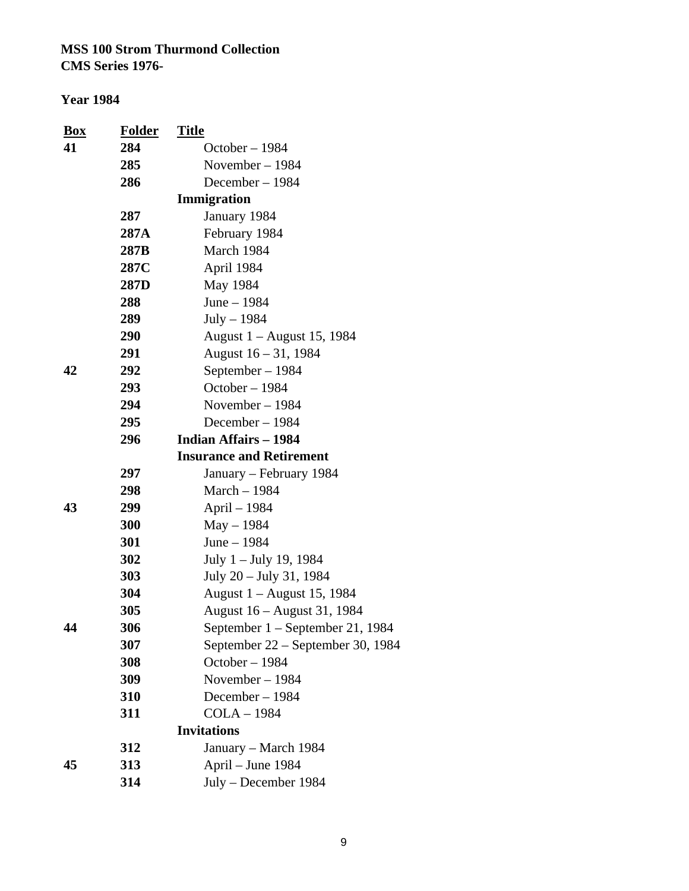**MSS 100 Strom Thurmond Collection**
**CMS Series 1976-**

**Year 1984**

| Box | Folder | Title |
|---|---|---|
| **41** | **284** | October – 1984 |
| | **285** | November – 1984 |
| | **286** | December – 1984 |
| | | **Immigration** |
| | **287** | January 1984 |
| | **287A** | February 1984 |
| | **287B** | March 1984 |
| | **287C** | April 1984 |
| | **287D** | May 1984 |
| | **288** | June – 1984 |
| | **289** | July – 1984 |
| | **290** | August 1 – August 15, 1984 |
| | **291** | August 16 – 31, 1984 |
| **42** | **292** | September – 1984 |
| | **293** | October – 1984 |
| | **294** | November – 1984 |
| | **295** | December – 1984 |
| | **296** | **Indian Affairs – 1984** |
| | | **Insurance and Retirement** |
| | **297** | January – February 1984 |
| | **298** | March – 1984 |
| **43** | **299** | April – 1984 |
| | **300** | May – 1984 |
| | **301** | June – 1984 |
| | **302** | July 1 – July 19, 1984 |
| | **303** | July 20 – July 31, 1984 |
| | **304** | August 1 – August 15, 1984 |
| | **305** | August 16 – August 31, 1984 |
| **44** | **306** | September 1 – September 21, 1984 |
| | **307** | September 22 – September 30, 1984 |
| | **308** | October – 1984 |
| | **309** | November – 1984 |
| | **310** | December – 1984 |
| | **311** | COLA – 1984 |
| | | **Invitations** |
| | **312** | January – March 1984 |
| **45** | **313** | April – June 1984 |
| | **314** | July – December 1984 |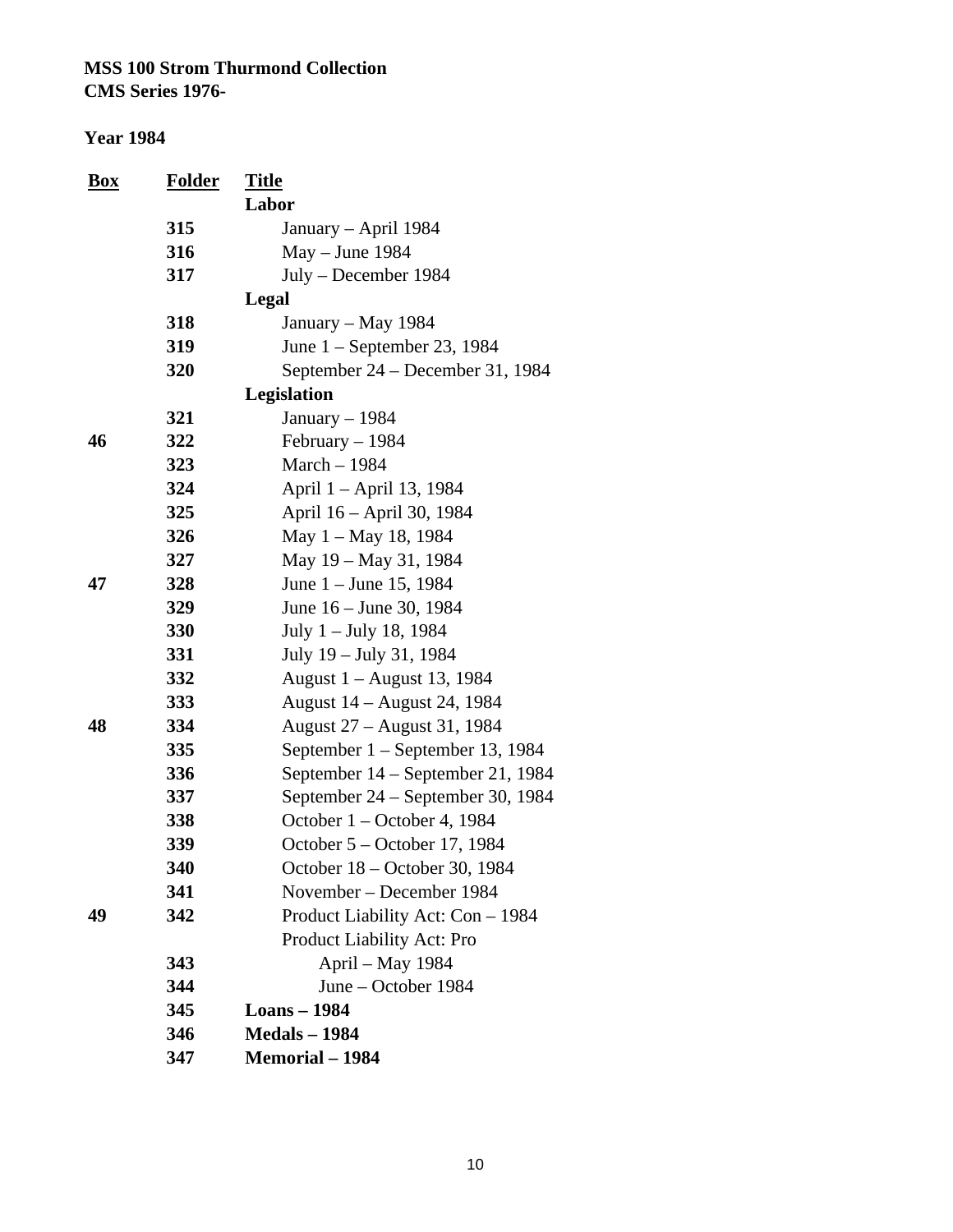**MSS 100 Strom Thurmond Collection**
**CMS Series 1976-**

**Year 1984**

| Box | Folder | Title |
|---|---|---|
| | | **Labor** |
| | **315** | January – April 1984 |
| | **316** | May – June 1984 |
| | **317** | July – December 1984 |
| | | **Legal** |
| | **318** | January – May 1984 |
| | **319** | June 1 – September 23, 1984 |
| | **320** | September 24 – December 31, 1984 |
| | | **Legislation** |
| | **321** | January – 1984 |
| **46** | **322** | February – 1984 |
| | **323** | March – 1984 |
| | **324** | April 1 – April 13, 1984 |
| | **325** | April 16 – April 30, 1984 |
| | **326** | May 1 – May 18, 1984 |
| | **327** | May 19 – May 31, 1984 |
| **47** | **328** | June 1 – June 15, 1984 |
| | **329** | June 16 – June 30, 1984 |
| | **330** | July 1 – July 18, 1984 |
| | **331** | July 19 – July 31, 1984 |
| | **332** | August 1 – August 13, 1984 |
| | **333** | August 14 – August 24, 1984 |
| **48** | **334** | August 27 – August 31, 1984 |
| | **335** | September 1 – September 13, 1984 |
| | **336** | September 14 – September 21, 1984 |
| | **337** | September 24 – September 30, 1984 |
| | **338** | October 1 – October 4, 1984 |
| | **339** | October 5 – October 17, 1984 |
| | **340** | October 18 – October 30, 1984 |
| | **341** | November – December 1984 |
| **49** | **342** | Product Liability Act: Con – 1984 |
| | | Product Liability Act: Pro |
| | **343** | April – May 1984 |
| | **344** | June – October 1984 |
| | **345** | **Loans – 1984** |
| | **346** | **Medals – 1984** |
| | **347** | **Memorial – 1984** |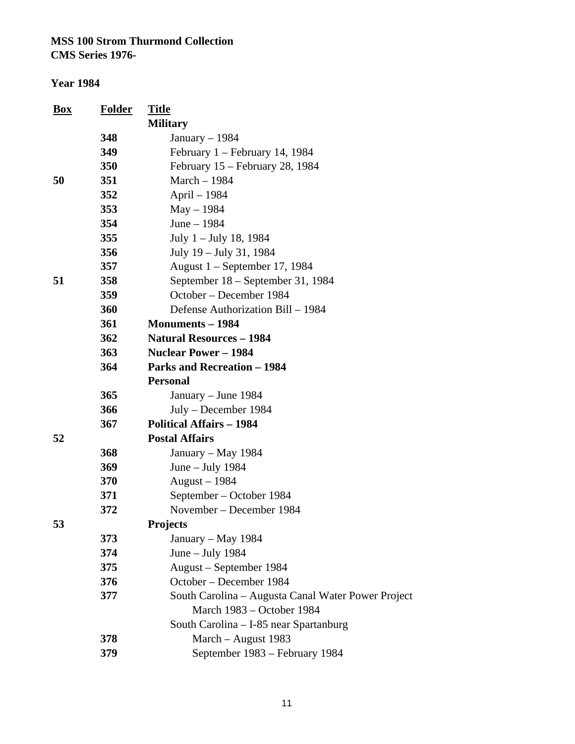**MSS 100 Strom Thurmond Collection**
**CMS Series 1976-**

**Year 1984**

| Box | Folder | Title |
|---|---|---|
| | | **Military** |
| | **348** | January – 1984 |
| | **349** | February 1 – February 14, 1984 |
| | **350** | February 15 – February 28, 1984 |
| **50** | **351** | March – 1984 |
| | **352** | April – 1984 |
| | **353** | May – 1984 |
| | **354** | June – 1984 |
| | **355** | July 1 – July 18, 1984 |
| | **356** | July 19 – July 31, 1984 |
| | **357** | August 1 – September 17, 1984 |
| **51** | **358** | September 18 – September 31, 1984 |
| | **359** | October – December 1984 |
| | **360** | Defense Authorization Bill – 1984 |
| | **361** | **Monuments – 1984** |
| | **362** | **Natural Resources – 1984** |
| | **363** | **Nuclear Power – 1984** |
| | **364** | **Parks and Recreation – 1984** |
| | | **Personal** |
| | **365** | January – June 1984 |
| | **366** | July – December 1984 |
| | **367** | **Political Affairs – 1984** |
| **52** | | **Postal Affairs** |
| | **368** | January – May 1984 |
| | **369** | June – July 1984 |
| | **370** | August – 1984 |
| | **371** | September – October 1984 |
| | **372** | November – December 1984 |
| **53** | | **Projects** |
| | **373** | January – May 1984 |
| | **374** | June – July 1984 |
| | **375** | August – September 1984 |
| | **376** | October – December 1984 |
| | **377** | South Carolina – Augusta Canal Water Power Project March 1983 – October 1984 |
| | | South Carolina – I-85 near Spartanburg |
| | **378** | March – August 1983 |
| | **379** | September 1983 – February 1984 |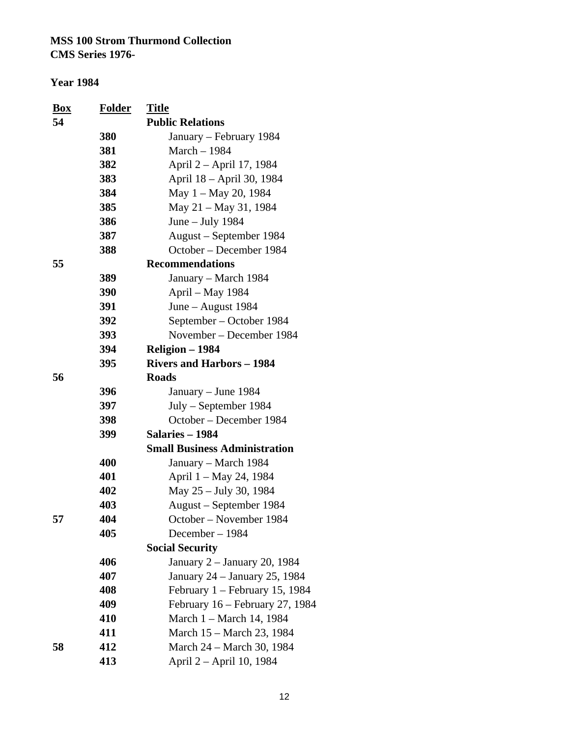**MSS 100 Strom Thurmond Collection**
**CMS Series 1976-**

**Year 1984**

| Box | Folder | Title |
|---|---|---|
| **54** | | **Public Relations** |
| | **380** | January – February 1984 |
| | **381** | March – 1984 |
| | **382** | April 2 – April 17, 1984 |
| | **383** | April 18 – April 30, 1984 |
| | **384** | May 1 – May 20, 1984 |
| | **385** | May 21 – May 31, 1984 |
| | **386** | June – July 1984 |
| | **387** | August – September 1984 |
| | **388** | October – December 1984 |
| **55** | | **Recommendations** |
| | **389** | January – March 1984 |
| | **390** | April – May 1984 |
| | **391** | June – August 1984 |
| | **392** | September – October 1984 |
| | **393** | November – December 1984 |
| | **394** | **Religion – 1984** |
| | **395** | **Rivers and Harbors – 1984** |
| **56** | | **Roads** |
| | **396** | January – June 1984 |
| | **397** | July – September 1984 |
| | **398** | October – December 1984 |
| | **399** | **Salaries – 1984** |
| | | **Small Business Administration** |
| | **400** | January – March 1984 |
| | **401** | April 1 – May 24, 1984 |
| | **402** | May 25 – July 30, 1984 |
| | **403** | August – September 1984 |
| **57** | **404** | October – November 1984 |
| | **405** | December – 1984 |
| | | **Social Security** |
| | **406** | January 2 – January 20, 1984 |
| | **407** | January 24 – January 25, 1984 |
| | **408** | February 1 – February 15, 1984 |
| | **409** | February 16 – February 27, 1984 |
| | **410** | March 1 – March 14, 1984 |
| | **411** | March 15 – March 23, 1984 |
| **58** | **412** | March 24 – March 30, 1984 |
| | **413** | April 2 – April 10, 1984 |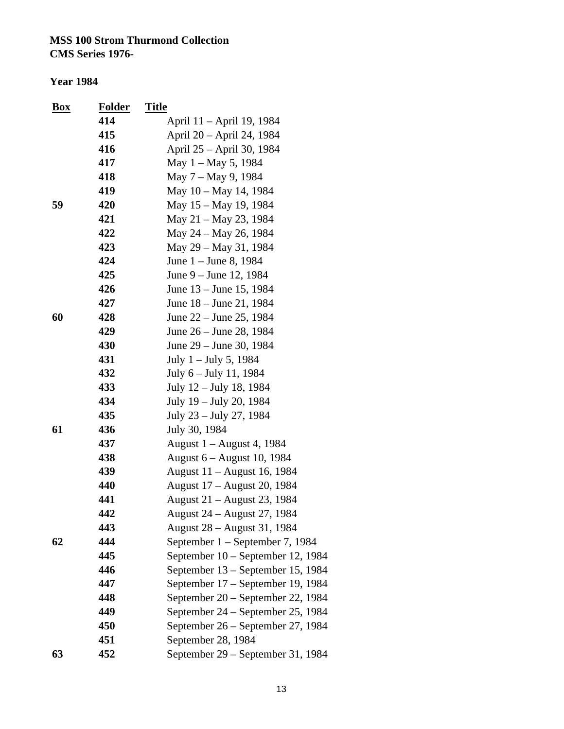**MSS 100 Strom Thurmond Collection**
**CMS Series 1976-**

**Year 1984**

| Box | Folder | Title |
|---|---|---|
| | 414 | April 11 – April 19, 1984 |
| | 415 | April 20 – April 24, 1984 |
| | 416 | April 25 – April 30, 1984 |
| | 417 | May 1 – May 5, 1984 |
| | 418 | May 7 – May 9, 1984 |
| | 419 | May 10 – May 14, 1984 |
| 59 | 420 | May 15 – May 19, 1984 |
| | 421 | May 21 – May 23, 1984 |
| | 422 | May 24 – May 26, 1984 |
| | 423 | May 29 – May 31, 1984 |
| | 424 | June 1 – June 8, 1984 |
| | 425 | June 9 – June 12, 1984 |
| | 426 | June 13 – June 15, 1984 |
| | 427 | June 18 – June 21, 1984 |
| 60 | 428 | June 22 – June 25, 1984 |
| | 429 | June 26 – June 28, 1984 |
| | 430 | June 29 – June 30, 1984 |
| | 431 | July 1 – July 5, 1984 |
| | 432 | July 6 – July 11, 1984 |
| | 433 | July 12 – July 18, 1984 |
| | 434 | July 19 – July 20, 1984 |
| | 435 | July 23 – July 27, 1984 |
| 61 | 436 | July 30, 1984 |
| | 437 | August 1 – August 4, 1984 |
| | 438 | August 6 – August 10, 1984 |
| | 439 | August 11 – August 16, 1984 |
| | 440 | August 17 – August 20, 1984 |
| | 441 | August 21 – August 23, 1984 |
| | 442 | August 24 – August 27, 1984 |
| | 443 | August 28 – August 31, 1984 |
| 62 | 444 | September 1 – September 7, 1984 |
| | 445 | September 10 – September 12, 1984 |
| | 446 | September 13 – September 15, 1984 |
| | 447 | September 17 – September 19, 1984 |
| | 448 | September 20 – September 22, 1984 |
| | 449 | September 24 – September 25, 1984 |
| | 450 | September 26 – September 27, 1984 |
| | 451 | September 28, 1984 |
| 63 | 452 | September 29 – September 31, 1984 |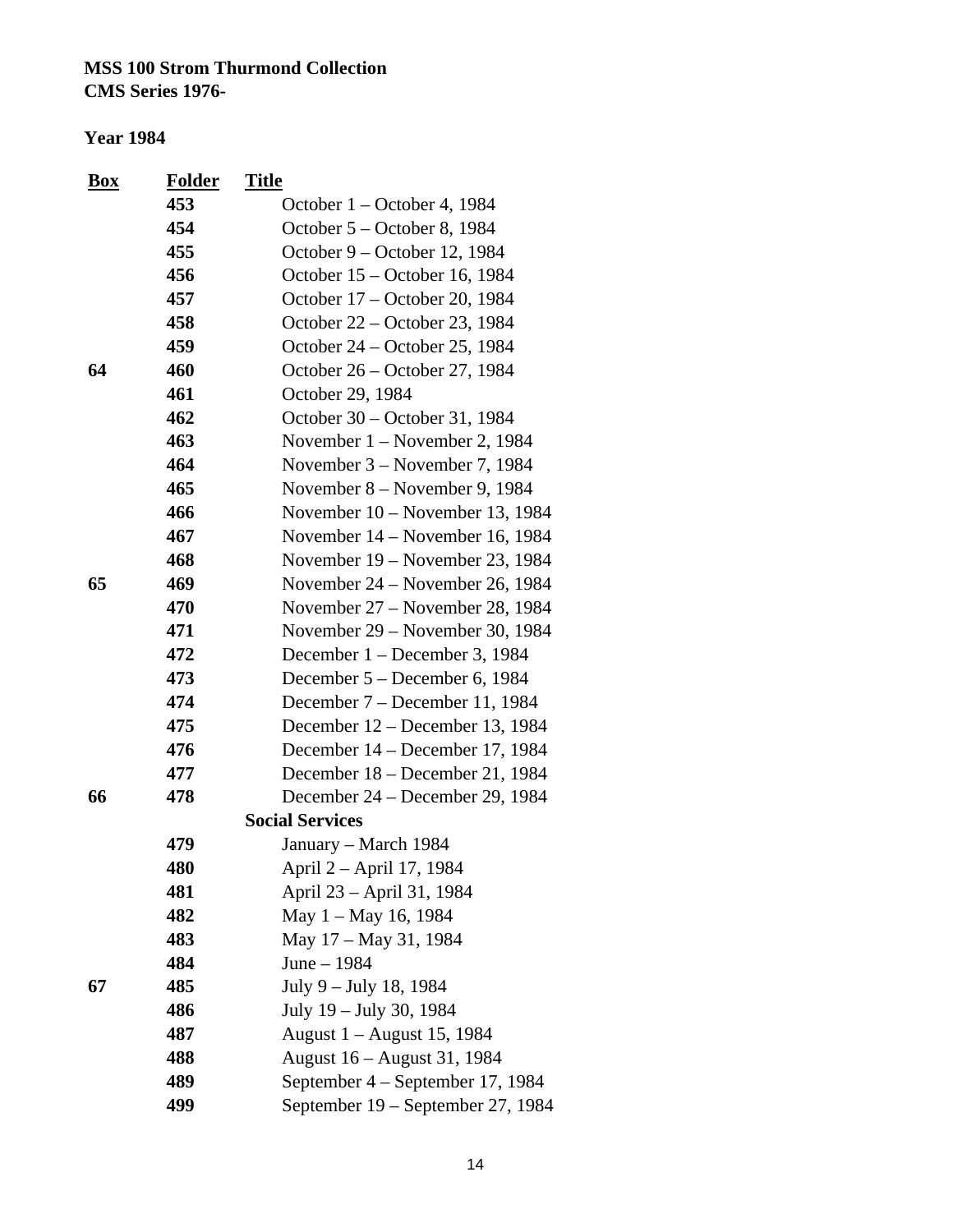**MSS 100 Strom Thurmond Collection**
**CMS Series 1976-**

**Year 1984**

| Box | Folder | Title |
|---|---|---|
| | 453 | October 1 – October 4, 1984 |
| | 454 | October 5 – October 8, 1984 |
| | 455 | October 9 – October 12, 1984 |
| | 456 | October 15 – October 16, 1984 |
| | 457 | October 17 – October 20, 1984 |
| | 458 | October 22 – October 23, 1984 |
| | 459 | October 24 – October 25, 1984 |
| 64 | 460 | October 26 – October 27, 1984 |
| | 461 | October 29, 1984 |
| | 462 | October 30 – October 31, 1984 |
| | 463 | November 1 – November 2, 1984 |
| | 464 | November 3 – November 7, 1984 |
| | 465 | November 8 – November 9, 1984 |
| | 466 | November 10 – November 13, 1984 |
| | 467 | November 14 – November 16, 1984 |
| | 468 | November 19 – November 23, 1984 |
| 65 | 469 | November 24 – November 26, 1984 |
| | 470 | November 27 – November 28, 1984 |
| | 471 | November 29 – November 30, 1984 |
| | 472 | December 1 – December 3, 1984 |
| | 473 | December 5 – December 6, 1984 |
| | 474 | December 7 – December 11, 1984 |
| | 475 | December 12 – December 13, 1984 |
| | 476 | December 14 – December 17, 1984 |
| | 477 | December 18 – December 21, 1984 |
| 66 | 478 | December 24 – December 29, 1984 |
| | | **Social Services** |
| | 479 | January – March 1984 |
| | 480 | April 2 – April 17, 1984 |
| | 481 | April 23 – April 31, 1984 |
| | 482 | May 1 – May 16, 1984 |
| | 483 | May 17 – May 31, 1984 |
| | 484 | June – 1984 |
| 67 | 485 | July 9 – July 18, 1984 |
| | 486 | July 19 – July 30, 1984 |
| | 487 | August 1 – August 15, 1984 |
| | 488 | August 16 – August 31, 1984 |
| | 489 | September 4 – September 17, 1984 |
| | 499 | September 19 – September 27, 1984 |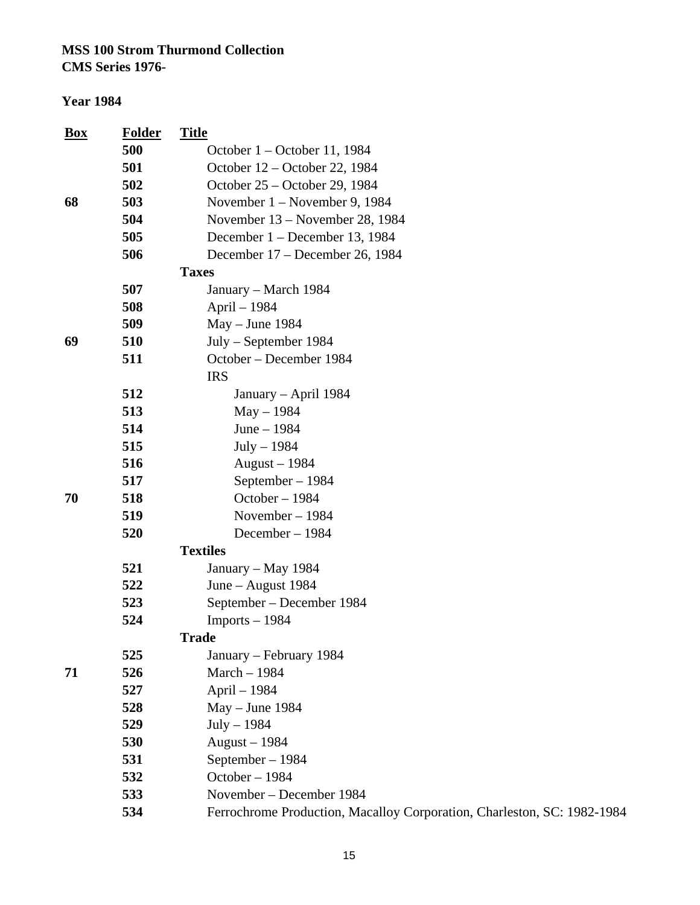**MSS 100 Strom Thurmond Collection**
**CMS Series 1976-**

**Year 1984**

| Box | Folder | Title |
|---|---|---|
| | 500 | October 1 – October 11, 1984 |
| | 501 | October 12 – October 22, 1984 |
| | 502 | October 25 – October 29, 1984 |
| 68 | 503 | November 1 – November 9, 1984 |
| | 504 | November 13 – November 28, 1984 |
| | 505 | December 1 – December 13, 1984 |
| | 506 | December 17 – December 26, 1984 |
| | | **Taxes** |
| | 507 | January – March 1984 |
| | 508 | April – 1984 |
| | 509 | May – June 1984 |
| 69 | 510 | July – September 1984 |
| | 511 | October – December 1984 |
| | | IRS |
| | 512 | January – April 1984 |
| | 513 | May – 1984 |
| | 514 | June – 1984 |
| | 515 | July – 1984 |
| | 516 | August – 1984 |
| | 517 | September – 1984 |
| 70 | 518 | October – 1984 |
| | 519 | November – 1984 |
| | 520 | December – 1984 |
| | | **Textiles** |
| | 521 | January – May 1984 |
| | 522 | June – August 1984 |
| | 523 | September – December 1984 |
| | 524 | Imports – 1984 |
| | | **Trade** |
| | 525 | January – February 1984 |
| 71 | 526 | March – 1984 |
| | 527 | April – 1984 |
| | 528 | May – June 1984 |
| | 529 | July – 1984 |
| | 530 | August – 1984 |
| | 531 | September – 1984 |
| | 532 | October – 1984 |
| | 533 | November – December 1984 |
| | 534 | Ferrochrome Production, Macalloy Corporation, Charleston, SC: 1982-1984 |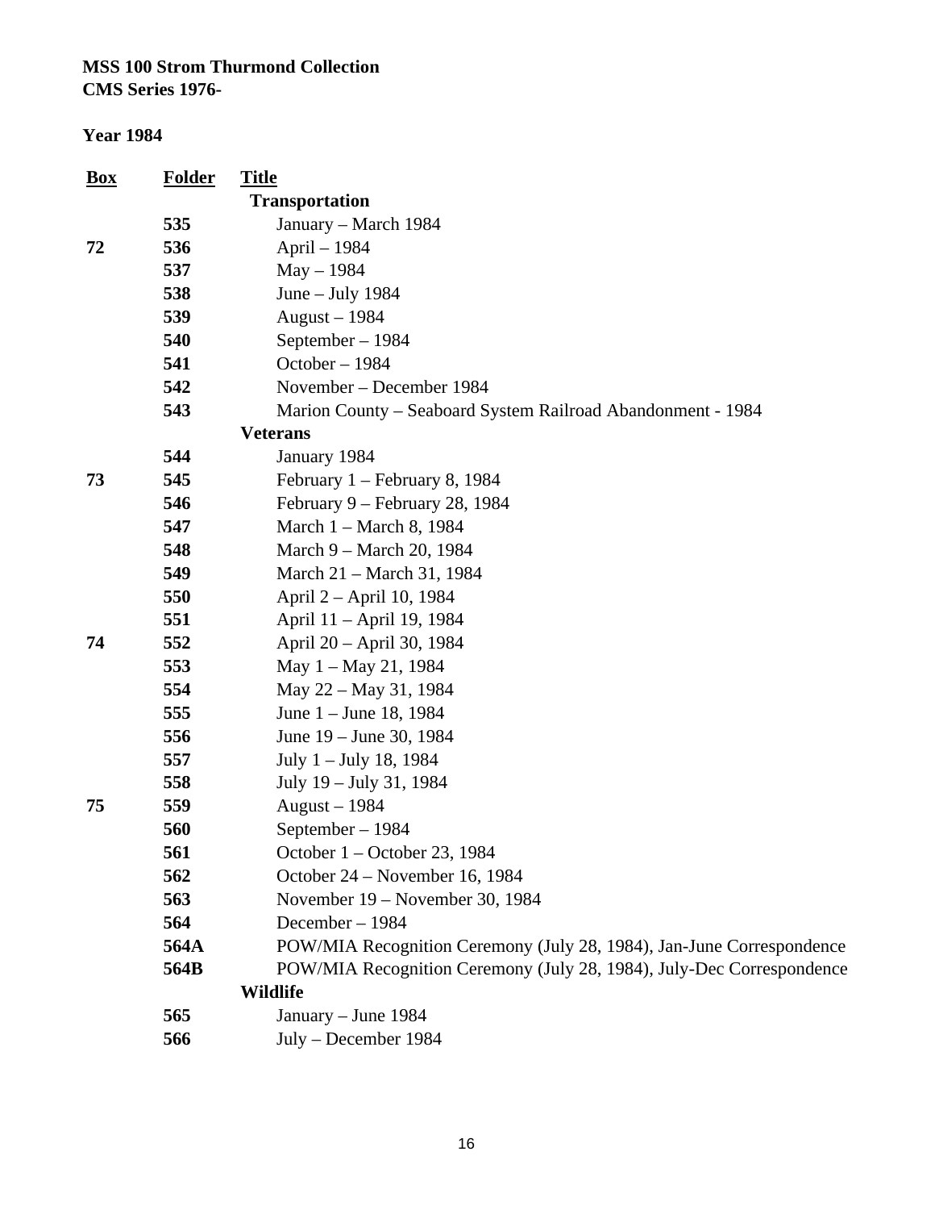**MSS 100 Strom Thurmond Collection**
**CMS Series 1976-**

**Year 1984**

| Box | Folder | Title |
|---|---|---|
| | | **Transportation** |
| | **535** | January – March 1984 |
| **72** | **536** | April – 1984 |
| | **537** | May – 1984 |
| | **538** | June – July 1984 |
| | **539** | August – 1984 |
| | **540** | September – 1984 |
| | **541** | October – 1984 |
| | **542** | November – December 1984 |
| | **543** | Marion County – Seaboard System Railroad Abandonment - 1984 |
| | | **Veterans** |
| | **544** | January 1984 |
| **73** | **545** | February 1 – February 8, 1984 |
| | **546** | February 9 – February 28, 1984 |
| | **547** | March 1 – March 8, 1984 |
| | **548** | March 9 – March 20, 1984 |
| | **549** | March 21 – March 31, 1984 |
| | **550** | April 2 – April 10, 1984 |
| | **551** | April 11 – April 19, 1984 |
| **74** | **552** | April 20 – April 30, 1984 |
| | **553** | May 1 – May 21, 1984 |
| | **554** | May 22 – May 31, 1984 |
| | **555** | June 1 – June 18, 1984 |
| | **556** | June 19 – June 30, 1984 |
| | **557** | July 1 – July 18, 1984 |
| | **558** | July 19 – July 31, 1984 |
| **75** | **559** | August – 1984 |
| | **560** | September – 1984 |
| | **561** | October 1 – October 23, 1984 |
| | **562** | October 24 – November 16, 1984 |
| | **563** | November 19 – November 30, 1984 |
| | **564** | December – 1984 |
| | **564A** | POW/MIA Recognition Ceremony (July 28, 1984), Jan-June Correspondence |
| | **564B** | POW/MIA Recognition Ceremony (July 28, 1984), July-Dec Correspondence |
| | | **Wildlife** |
| | **565** | January – June 1984 |
| | **566** | July – December 1984 |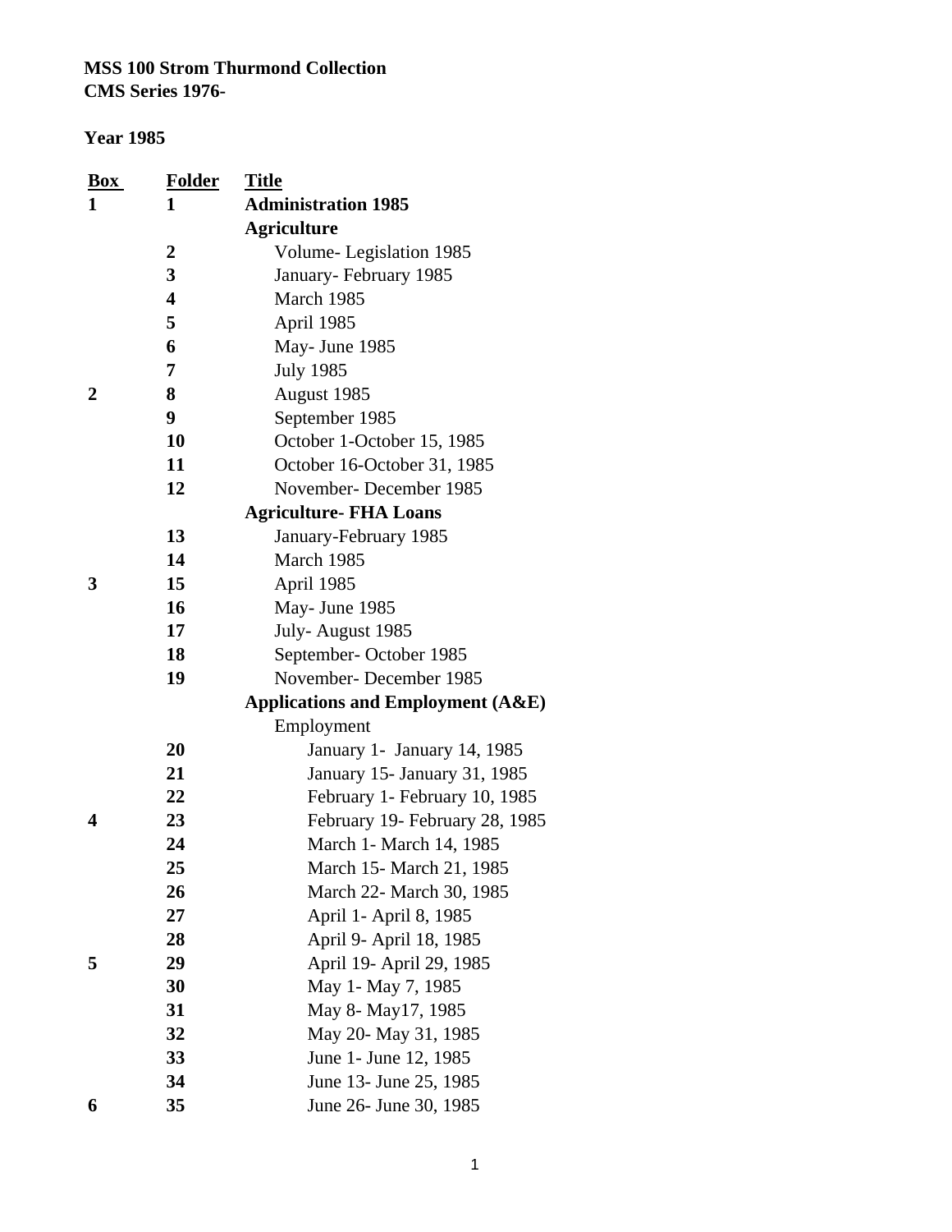**MSS 100 Strom Thurmond Collection**
**CMS Series 1976-**

**Year 1985**

| Box | Folder | Title |
|---|---|---|
| **1** | **1** | **Administration 1985** |
| | | **Agriculture** |
| | **2** | Volume- Legislation 1985 |
| | **3** | January- February 1985 |
| | **4** | March 1985 |
| | **5** | April 1985 |
| | **6** | May- June 1985 |
| | **7** | July 1985 |
| **2** | **8** | August 1985 |
| | **9** | September 1985 |
| | **10** | October 1-October 15, 1985 |
| | **11** | October 16-October 31, 1985 |
| | **12** | November- December 1985 |
| | | **Agriculture- FHA Loans** |
| | **13** | January-February 1985 |
| | **14** | March 1985 |
| **3** | **15** | April 1985 |
| | **16** | May- June 1985 |
| | **17** | July- August 1985 |
| | **18** | September- October 1985 |
| | **19** | November- December 1985 |
| | | **Applications and Employment (A&E)** |
| | | Employment |
| | **20** | January 1- January 14, 1985 |
| | **21** | January 15- January 31, 1985 |
| | **22** | February 1- February 10, 1985 |
| **4** | **23** | February 19- February 28, 1985 |
| | **24** | March 1- March 14, 1985 |
| | **25** | March 15- March 21, 1985 |
| | **26** | March 22- March 30, 1985 |
| | **27** | April 1- April 8, 1985 |
| | **28** | April 9- April 18, 1985 |
| **5** | **29** | April 19- April 29, 1985 |
| | **30** | May 1- May 7, 1985 |
| | **31** | May 8- May17, 1985 |
| | **32** | May 20- May 31, 1985 |
| | **33** | June 1- June 12, 1985 |
| | **34** | June 13- June 25, 1985 |
| **6** | **35** | June 26- June 30, 1985 |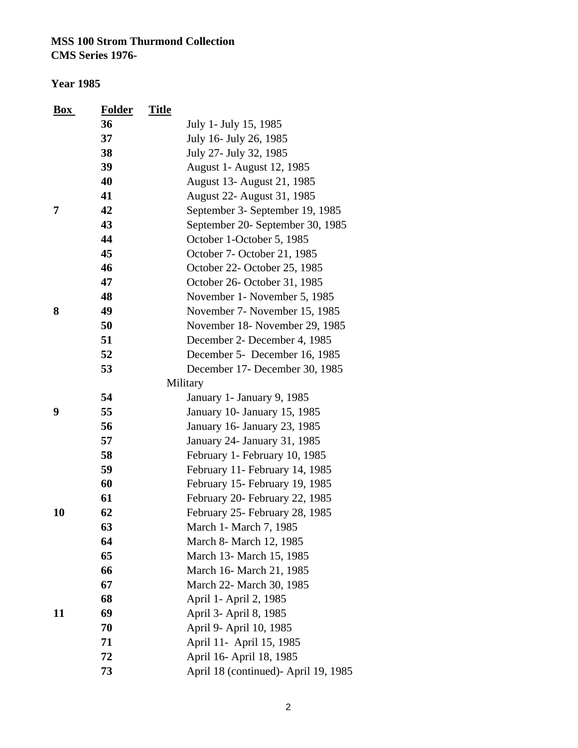**MSS 100 Strom Thurmond Collection**
**CMS Series 1976-**

**Year 1985**

| Box | Folder | Title |
|---|---|---|
| | 36 | July 1- July 15, 1985 |
| | 37 | July 16- July 26, 1985 |
| | 38 | July 27- July 32, 1985 |
| | 39 | August 1- August 12, 1985 |
| | 40 | August 13- August 21, 1985 |
| | 41 | August 22- August 31, 1985 |
| 7 | 42 | September 3- September 19, 1985 |
| | 43 | September 20- September 30, 1985 |
| | 44 | October 1-October 5, 1985 |
| | 45 | October 7- October 21, 1985 |
| | 46 | October 22- October 25, 1985 |
| | 47 | October 26- October 31, 1985 |
| | 48 | November 1- November 5, 1985 |
| 8 | 49 | November 7- November 15, 1985 |
| | 50 | November 18- November 29, 1985 |
| | 51 | December 2- December 4, 1985 |
| | 52 | December 5- December 16, 1985 |
| | 53 | December 17- December 30, 1985 |
| | | Military |
| | 54 | January 1- January 9, 1985 |
| 9 | 55 | January 10- January 15, 1985 |
| | 56 | January 16- January 23, 1985 |
| | 57 | January 24- January 31, 1985 |
| | 58 | February 1- February 10, 1985 |
| | 59 | February 11- February 14, 1985 |
| | 60 | February 15- February 19, 1985 |
| | 61 | February 20- February 22, 1985 |
| 10 | 62 | February 25- February 28, 1985 |
| | 63 | March 1- March 7, 1985 |
| | 64 | March 8- March 12, 1985 |
| | 65 | March 13- March 15, 1985 |
| | 66 | March 16- March 21, 1985 |
| | 67 | March 22- March 30, 1985 |
| | 68 | April 1- April 2, 1985 |
| 11 | 69 | April 3- April 8, 1985 |
| | 70 | April 9- April 10, 1985 |
| | 71 | April 11- April 15, 1985 |
| | 72 | April 16- April 18, 1985 |
| | 73 | April 18 (continued)- April 19, 1985 |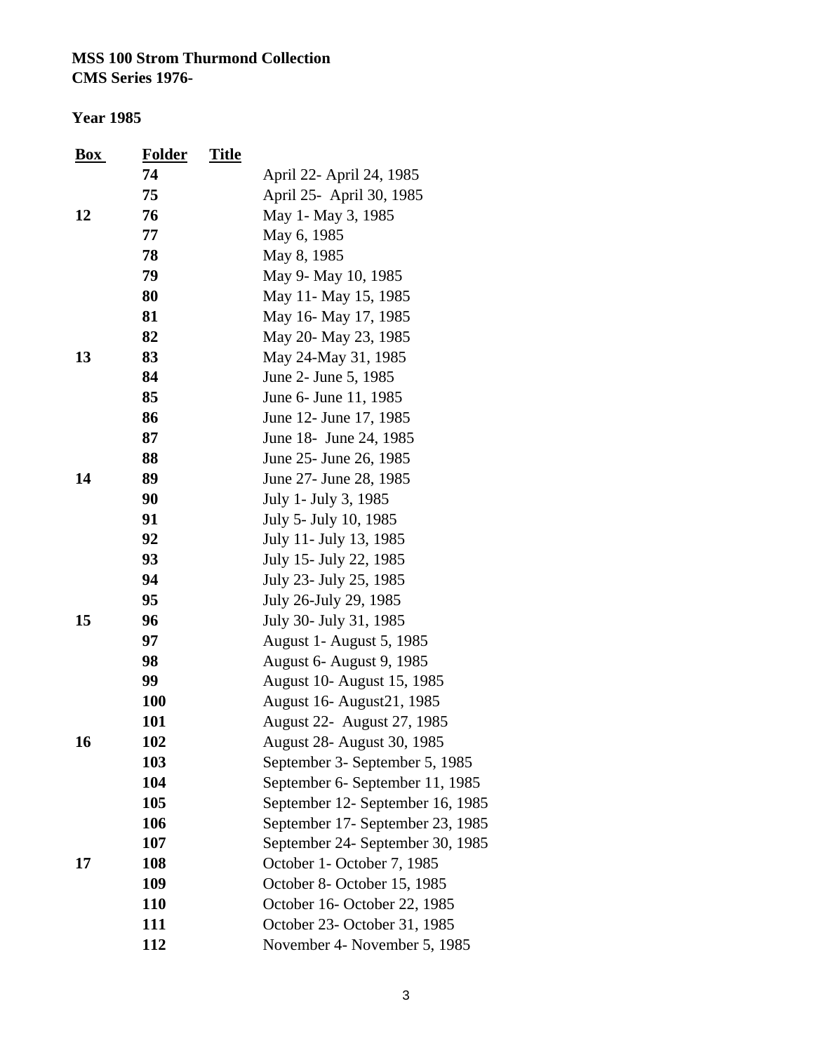**MSS 100 Strom Thurmond Collection**
**CMS Series 1976-**

**Year 1985**

| Box | Folder | Title |
|---|---|---|
| | 74 | April 22- April 24, 1985 |
| | 75 | April 25- April 30, 1985 |
| 12 | 76 | May 1- May 3, 1985 |
| | 77 | May 6, 1985 |
| | 78 | May 8, 1985 |
| | 79 | May 9- May 10, 1985 |
| | 80 | May 11- May 15, 1985 |
| | 81 | May 16- May 17, 1985 |
| | 82 | May 20- May 23, 1985 |
| 13 | 83 | May 24-May 31, 1985 |
| | 84 | June 2- June 5, 1985 |
| | 85 | June 6- June 11, 1985 |
| | 86 | June 12- June 17, 1985 |
| | 87 | June 18- June 24, 1985 |
| | 88 | June 25- June 26, 1985 |
| 14 | 89 | June 27- June 28, 1985 |
| | 90 | July 1- July 3, 1985 |
| | 91 | July 5- July 10, 1985 |
| | 92 | July 11- July 13, 1985 |
| | 93 | July 15- July 22, 1985 |
| | 94 | July 23- July 25, 1985 |
| | 95 | July 26-July 29, 1985 |
| 15 | 96 | July 30- July 31, 1985 |
| | 97 | August 1- August 5, 1985 |
| | 98 | August 6- August 9, 1985 |
| | 99 | August 10- August 15, 1985 |
| | 100 | August 16- August21, 1985 |
| | 101 | August 22- August 27, 1985 |
| 16 | 102 | August 28- August 30, 1985 |
| | 103 | September 3- September 5, 1985 |
| | 104 | September 6- September 11, 1985 |
| | 105 | September 12- September 16, 1985 |
| | 106 | September 17- September 23, 1985 |
| | 107 | September 24- September 30, 1985 |
| 17 | 108 | October 1- October 7, 1985 |
| | 109 | October 8- October 15, 1985 |
| | 110 | October 16- October 22, 1985 |
| | 111 | October 23- October 31, 1985 |
| | 112 | November 4- November 5, 1985 |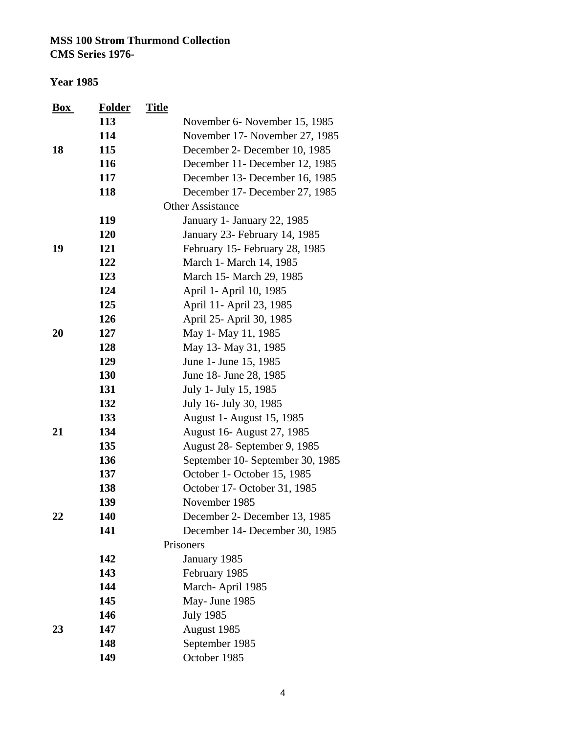**MSS 100 Strom Thurmond Collection**
**CMS Series 1976-**

**Year 1985**

| Box | Folder | Title |
|---|---|---|
| | 113 | November 6- November 15, 1985 |
| | 114 | November 17- November 27, 1985 |
| 18 | 115 | December 2- December 10, 1985 |
| | 116 | December 11- December 12, 1985 |
| | 117 | December 13- December 16, 1985 |
| | 118 | December 17- December 27, 1985 |
| | | Other Assistance |
| | 119 | January 1- January 22, 1985 |
| | 120 | January 23- February 14, 1985 |
| 19 | 121 | February 15- February 28, 1985 |
| | 122 | March 1- March 14, 1985 |
| | 123 | March 15- March 29, 1985 |
| | 124 | April 1- April 10, 1985 |
| | 125 | April 11- April 23, 1985 |
| | 126 | April 25- April 30, 1985 |
| 20 | 127 | May 1- May 11, 1985 |
| | 128 | May 13- May 31, 1985 |
| | 129 | June 1- June 15, 1985 |
| | 130 | June 18- June 28, 1985 |
| | 131 | July 1- July 15, 1985 |
| | 132 | July 16- July 30, 1985 |
| | 133 | August 1- August 15, 1985 |
| 21 | 134 | August 16- August 27, 1985 |
| | 135 | August 28- September 9, 1985 |
| | 136 | September 10- September 30, 1985 |
| | 137 | October 1- October 15, 1985 |
| | 138 | October 17- October 31, 1985 |
| | 139 | November 1985 |
| 22 | 140 | December 2- December 13, 1985 |
| | 141 | December 14- December 30, 1985 |
| | | Prisoners |
| | 142 | January 1985 |
| | 143 | February 1985 |
| | 144 | March- April 1985 |
| | 145 | May- June 1985 |
| | 146 | July 1985 |
| 23 | 147 | August 1985 |
| | 148 | September 1985 |
| | 149 | October 1985 |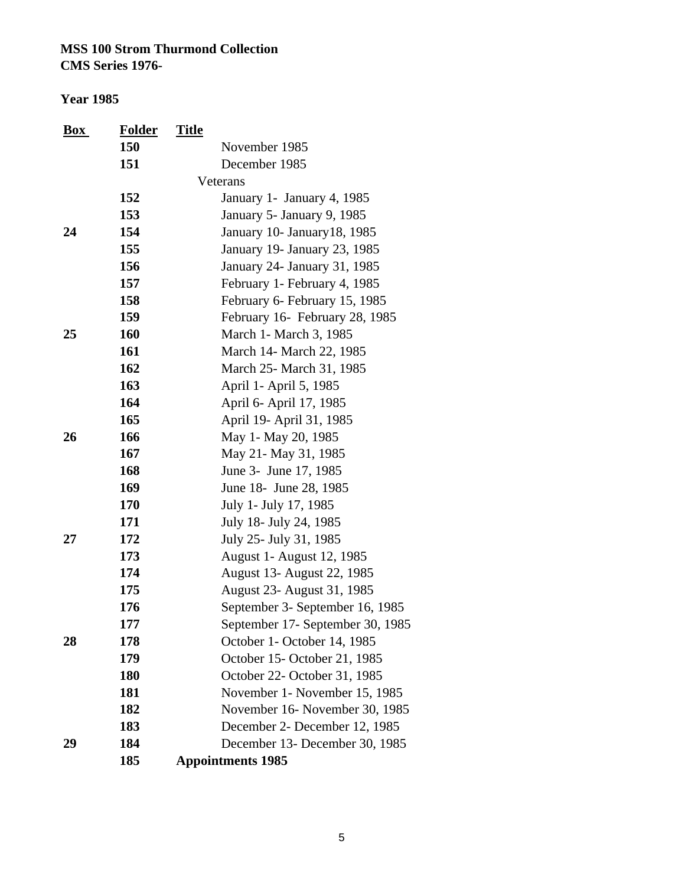**MSS 100 Strom Thurmond Collection**
**CMS Series 1976-**

**Year 1985**

| Box | Folder | Title |
|---|---|---|
| | **150** | November 1985 |
| | **151** | December 1985 |
| | | Veterans |
| | **152** | January 1- January 4, 1985 |
| | **153** | January 5- January 9, 1985 |
| **24** | **154** | January 10- January18, 1985 |
| | **155** | January 19- January 23, 1985 |
| | **156** | January 24- January 31, 1985 |
| | **157** | February 1- February 4, 1985 |
| | **158** | February 6- February 15, 1985 |
| | **159** | February 16- February 28, 1985 |
| **25** | **160** | March 1- March 3, 1985 |
| | **161** | March 14- March 22, 1985 |
| | **162** | March 25- March 31, 1985 |
| | **163** | April 1- April 5, 1985 |
| | **164** | April 6- April 17, 1985 |
| | **165** | April 19- April 31, 1985 |
| **26** | **166** | May 1- May 20, 1985 |
| | **167** | May 21- May 31, 1985 |
| | **168** | June 3- June 17, 1985 |
| | **169** | June 18- June 28, 1985 |
| | **170** | July 1- July 17, 1985 |
| | **171** | July 18- July 24, 1985 |
| **27** | **172** | July 25- July 31, 1985 |
| | **173** | August 1- August 12, 1985 |
| | **174** | August 13- August 22, 1985 |
| | **175** | August 23- August 31, 1985 |
| | **176** | September 3- September 16, 1985 |
| | **177** | September 17- September 30, 1985 |
| **28** | **178** | October 1- October 14, 1985 |
| | **179** | October 15- October 21, 1985 |
| | **180** | October 22- October 31, 1985 |
| | **181** | November 1- November 15, 1985 |
| | **182** | November 16- November 30, 1985 |
| | **183** | December 2- December 12, 1985 |
| **29** | **184** | December 13- December 30, 1985 |
| | **185** | **Appointments 1985** |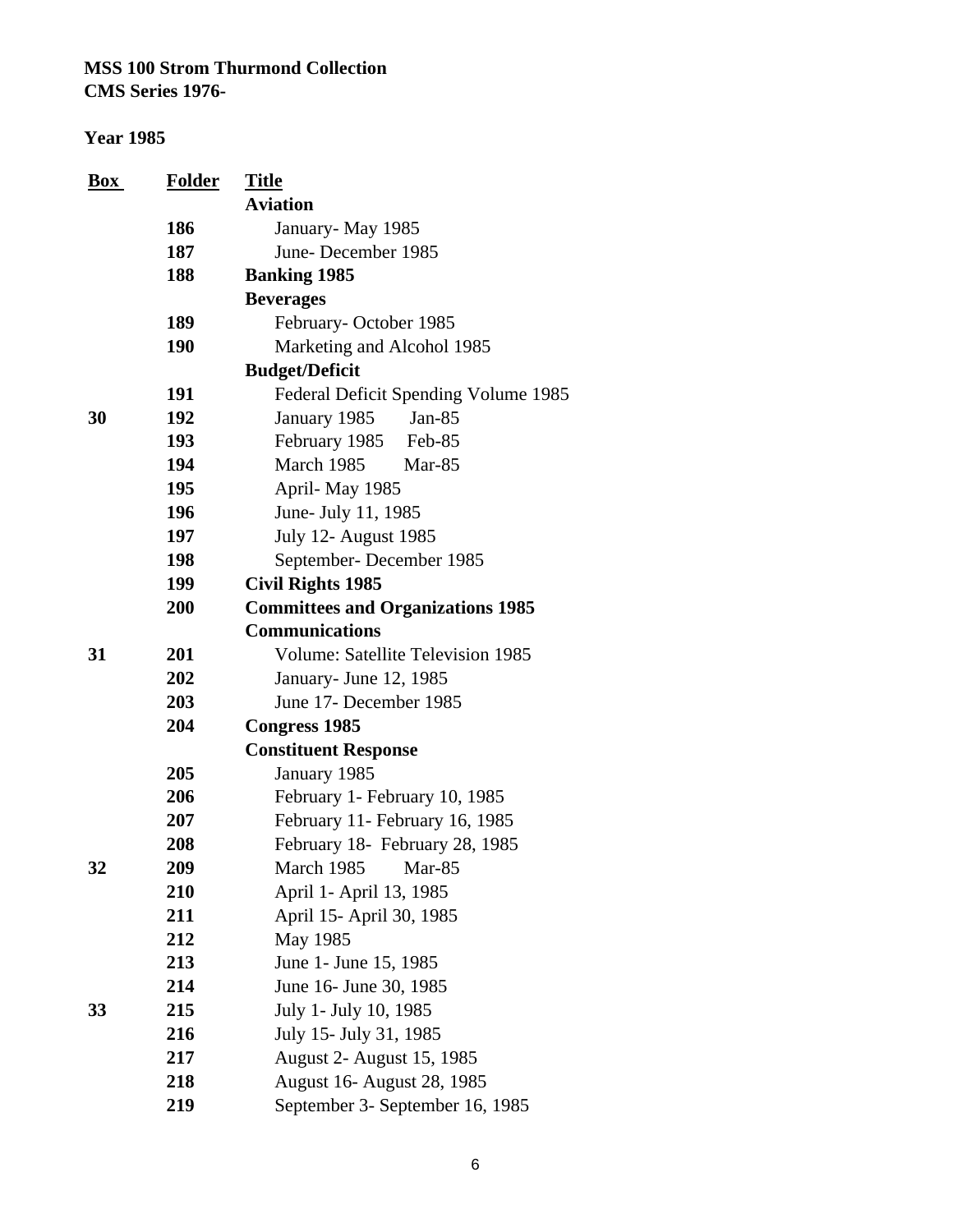**MSS 100 Strom Thurmond Collection**
**CMS Series 1976-**

**Year 1985**

| Box | Folder | Title |
|---|---|---|
| | | **Aviation** |
| | 186 | January- May 1985 |
| | 187 | June- December 1985 |
| | 188 | **Banking 1985** |
| | | **Beverages** |
| | 189 | February- October 1985 |
| | 190 | Marketing and Alcohol 1985 |
| | | **Budget/Deficit** |
| | 191 | Federal Deficit Spending Volume 1985 |
| 30 | 192 | January 1985 Jan-85 |
| | 193 | February 1985 Feb-85 |
| | 194 | March 1985 Mar-85 |
| | 195 | April- May 1985 |
| | 196 | June- July 11, 1985 |
| | 197 | July 12- August 1985 |
| | 198 | September- December 1985 |
| | 199 | **Civil Rights 1985** |
| | 200 | **Committees and Organizations 1985** |
| | | **Communications** |
| 31 | 201 | Volume: Satellite Television 1985 |
| | 202 | January- June 12, 1985 |
| | 203 | June 17- December 1985 |
| | 204 | **Congress 1985** |
| | | **Constituent Response** |
| | 205 | January 1985 |
| | 206 | February 1- February 10, 1985 |
| | 207 | February 11- February 16, 1985 |
| | 208 | February 18- February 28, 1985 |
| 32 | 209 | March 1985 Mar-85 |
| | 210 | April 1- April 13, 1985 |
| | 211 | April 15- April 30, 1985 |
| | 212 | May 1985 |
| | 213 | June 1- June 15, 1985 |
| | 214 | June 16- June 30, 1985 |
| 33 | 215 | July 1- July 10, 1985 |
| | 216 | July 15- July 31, 1985 |
| | 217 | August 2- August 15, 1985 |
| | 218 | August 16- August 28, 1985 |
| | 219 | September 3- September 16, 1985 |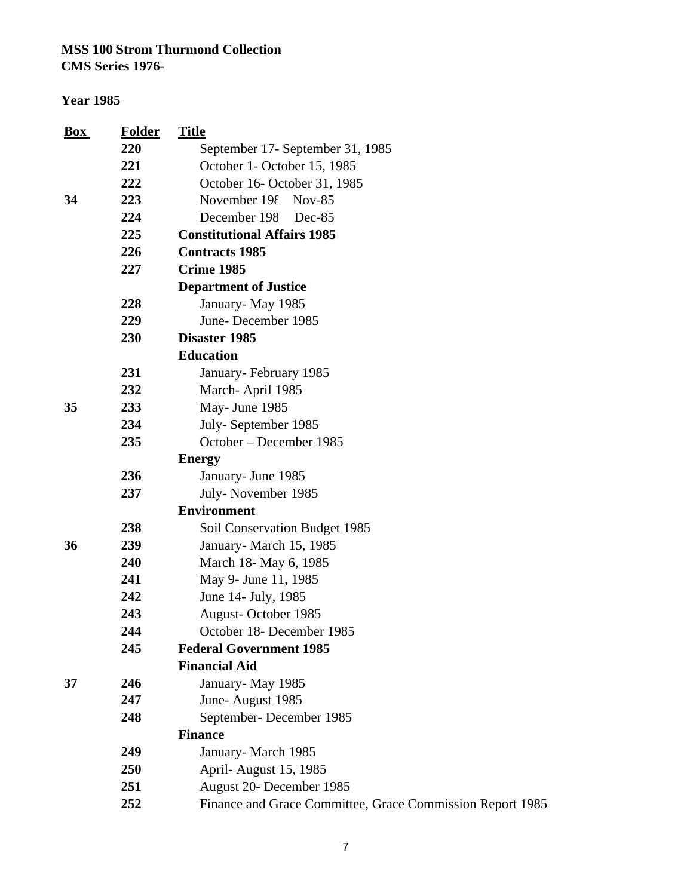**MSS 100 Strom Thurmond Collection**
**CMS Series 1976-**

**Year 1985**

| Box | Folder | Title |
|---|---|---|
| | **220** | September 17- September 31, 1985 |
| | **221** | October 1- October 15, 1985 |
| | **222** | October 16- October 31, 1985 |
| **34** | **223** | November 198 Nov-85 |
| | **224** | December 198 Dec-85 |
| | **225** | **Constitutional Affairs 1985** |
| | **226** | **Contracts 1985** |
| | **227** | **Crime 1985** |
| | | **Department of Justice** |
| | **228** | January- May 1985 |
| | **229** | June- December 1985 |
| | **230** | **Disaster 1985** |
| | | **Education** |
| | **231** | January- February 1985 |
| | **232** | March- April 1985 |
| **35** | **233** | May- June 1985 |
| | **234** | July- September 1985 |
| | **235** | October – December 1985 |
| | | **Energy** |
| | **236** | January- June 1985 |
| | **237** | July- November 1985 |
| | | **Environment** |
| | **238** | Soil Conservation Budget 1985 |
| **36** | **239** | January- March 15, 1985 |
| | **240** | March 18- May 6, 1985 |
| | **241** | May 9- June 11, 1985 |
| | **242** | June 14- July, 1985 |
| | **243** | August- October 1985 |
| | **244** | October 18- December 1985 |
| | **245** | **Federal Government 1985** |
| | | **Financial Aid** |
| **37** | **246** | January- May 1985 |
| | **247** | June- August 1985 |
| | **248** | September- December 1985 |
| | | **Finance** |
| | **249** | January- March 1985 |
| | **250** | April- August 15, 1985 |
| | **251** | August 20- December 1985 |
| | **252** | Finance and Grace Committee, Grace Commission Report 1985 |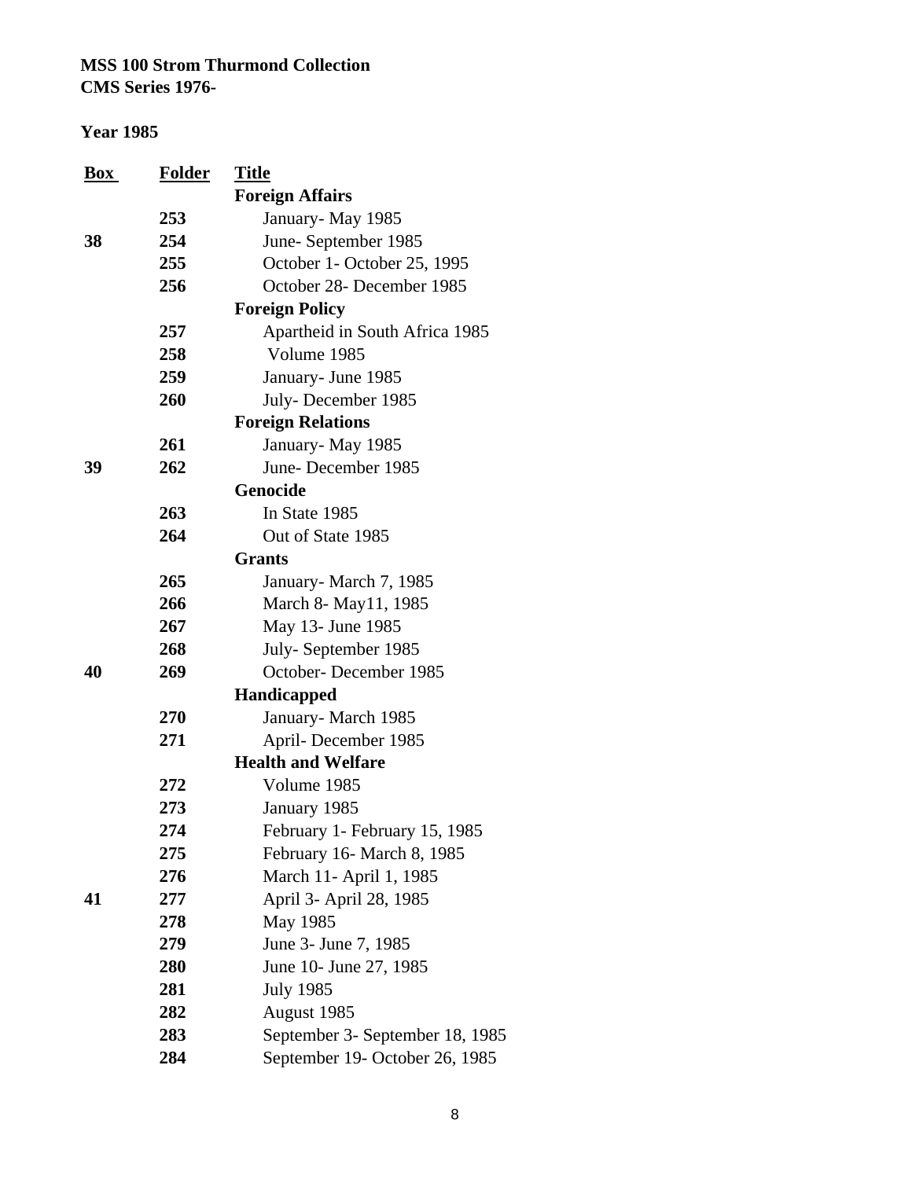**MSS 100 Strom Thurmond Collection**
**CMS Series 1976-**

**Year 1985**

| Box | Folder | Title |
|---|---|---|
| | | **Foreign Affairs** |
| | 253 | January- May 1985 |
| 38 | 254 | June- September 1985 |
| | 255 | October 1- October 25, 1995 |
| | 256 | October 28- December 1985 |
| | | **Foreign Policy** |
| | 257 | Apartheid in South Africa 1985 |
| | 258 | Volume 1985 |
| | 259 | January- June 1985 |
| | 260 | July- December 1985 |
| | | **Foreign Relations** |
| | 261 | January- May 1985 |
| 39 | 262 | June- December 1985 |
| | | **Genocide** |
| | 263 | In State 1985 |
| | 264 | Out of State 1985 |
| | | **Grants** |
| | 265 | January- March 7, 1985 |
| | 266 | March 8- May11, 1985 |
| | 267 | May 13- June 1985 |
| | 268 | July- September 1985 |
| 40 | 269 | October- December 1985 |
| | | **Handicapped** |
| | 270 | January- March 1985 |
| | 271 | April- December 1985 |
| | | **Health and Welfare** |
| | 272 | Volume 1985 |
| | 273 | January 1985 |
| | 274 | February 1- February 15, 1985 |
| | 275 | February 16- March 8, 1985 |
| | 276 | March 11- April 1, 1985 |
| 41 | 277 | April 3- April 28, 1985 |
| | 278 | May 1985 |
| | 279 | June 3- June 7, 1985 |
| | 280 | June 10- June 27, 1985 |
| | 281 | July 1985 |
| | 282 | August 1985 |
| | 283 | September 3- September 18, 1985 |
| | 284 | September 19- October 26, 1985 |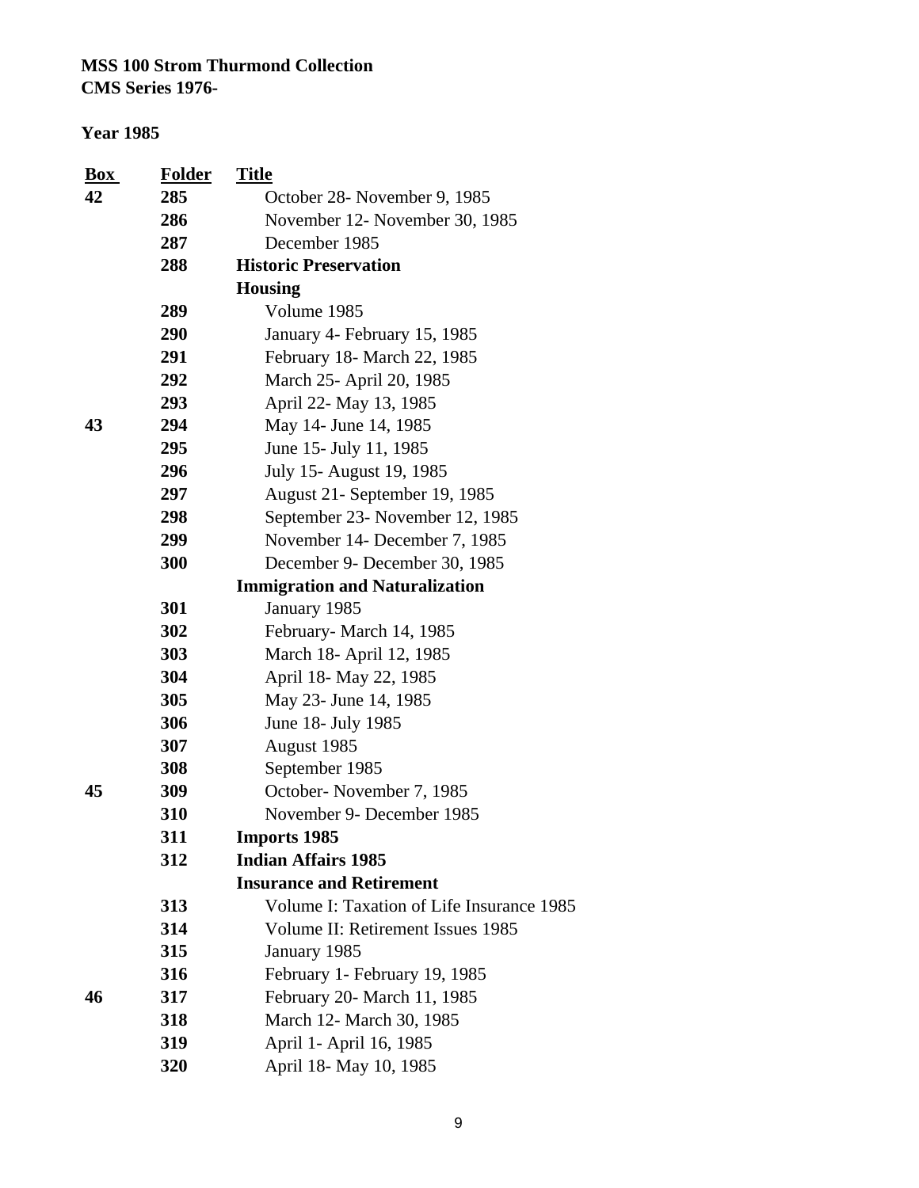**MSS 100 Strom Thurmond Collection**
**CMS Series 1976-**

**Year 1985**

| Box | Folder | Title |
|---|---|---|
| **42** | **285** | October 28- November 9, 1985 |
| | **286** | November 12- November 30, 1985 |
| | **287** | December 1985 |
| | **288** | **Historic Preservation** |
| | | **Housing** |
| | **289** | Volume 1985 |
| | **290** | January 4- February 15, 1985 |
| | **291** | February 18- March 22, 1985 |
| | **292** | March 25- April 20, 1985 |
| | **293** | April 22- May 13, 1985 |
| **43** | **294** | May 14- June 14, 1985 |
| | **295** | June 15- July 11, 1985 |
| | **296** | July 15- August 19, 1985 |
| | **297** | August 21- September 19, 1985 |
| | **298** | September 23- November 12, 1985 |
| | **299** | November 14- December 7, 1985 |
| | **300** | December 9- December 30, 1985 |
| | | **Immigration and Naturalization** |
| | **301** | January 1985 |
| | **302** | February- March 14, 1985 |
| | **303** | March 18- April 12, 1985 |
| | **304** | April 18- May 22, 1985 |
| | **305** | May 23- June 14, 1985 |
| | **306** | June 18- July 1985 |
| | **307** | August 1985 |
| | **308** | September 1985 |
| **45** | **309** | October- November 7, 1985 |
| | **310** | November 9- December 1985 |
| | **311** | **Imports 1985** |
| | **312** | **Indian Affairs 1985** |
| | | **Insurance and Retirement** |
| | **313** | Volume I: Taxation of Life Insurance 1985 |
| | **314** | Volume II: Retirement Issues 1985 |
| | **315** | January 1985 |
| | **316** | February 1- February 19, 1985 |
| **46** | **317** | February 20- March 11, 1985 |
| | **318** | March 12- March 30, 1985 |
| | **319** | April 1- April 16, 1985 |
| | **320** | April 18- May 10, 1985 |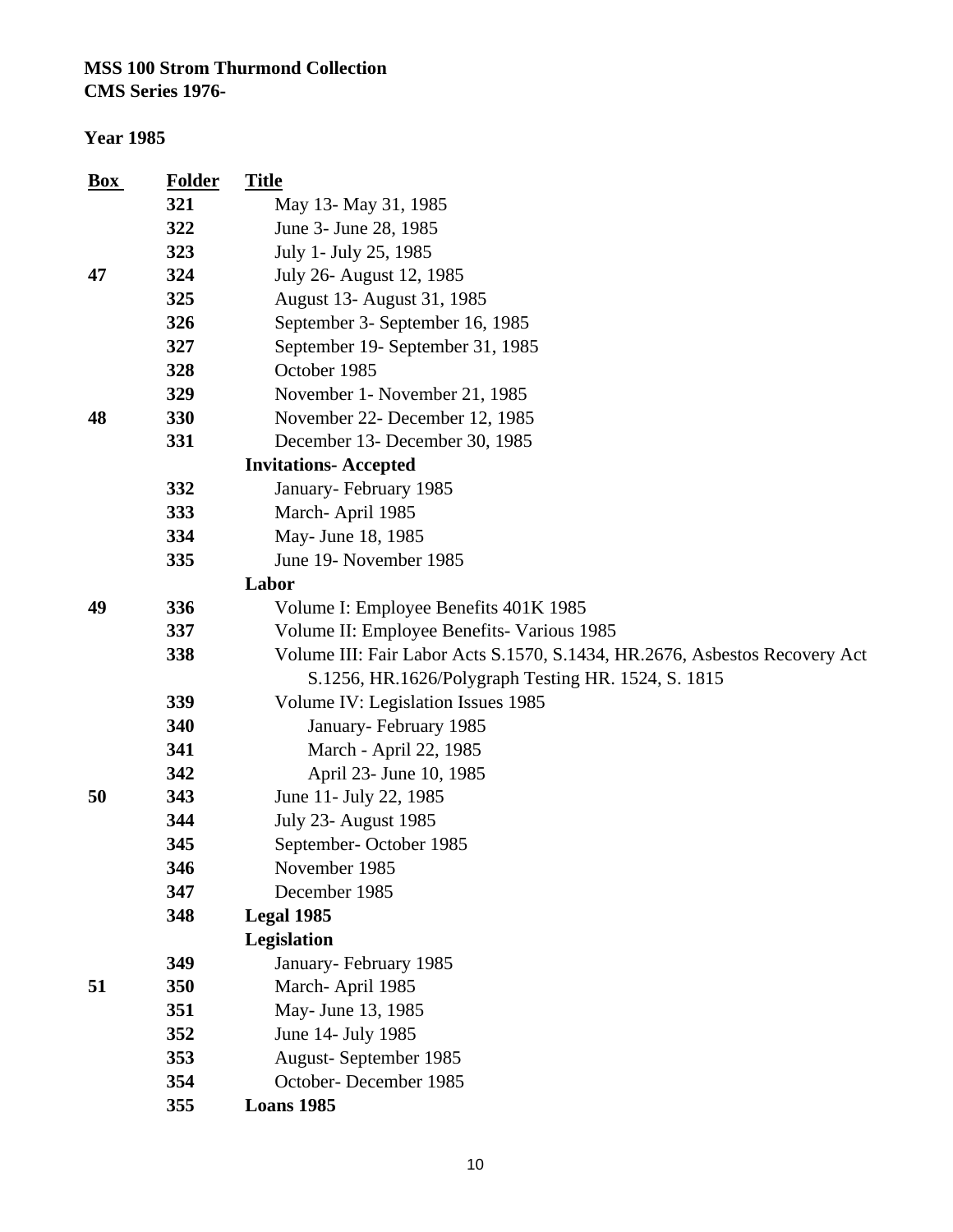**MSS 100 Strom Thurmond Collection**
**CMS Series 1976-**

**Year 1985**

| Box | Folder | Title |
|---|---|---|
| | 321 | May 13- May 31, 1985 |
| | 322 | June 3- June 28, 1985 |
| | 323 | July 1- July 25, 1985 |
| 47 | 324 | July 26- August 12, 1985 |
| | 325 | August 13- August 31, 1985 |
| | 326 | September 3- September 16, 1985 |
| | 327 | September 19- September 31, 1985 |
| | 328 | October 1985 |
| | 329 | November 1- November 21, 1985 |
| 48 | 330 | November 22- December 12, 1985 |
| | 331 | December 13- December 30, 1985 |
| | | **Invitations- Accepted** |
| | 332 | January- February 1985 |
| | 333 | March- April 1985 |
| | 334 | May- June 18, 1985 |
| | 335 | June 19- November 1985 |
| | | **Labor** |
| 49 | 336 | Volume I: Employee Benefits 401K 1985 |
| | 337 | Volume II: Employee Benefits- Various 1985 |
| | 338 | Volume III: Fair Labor Acts S.1570, S.1434, HR.2676, Asbestos Recovery Act S.1256, HR.1626/Polygraph Testing HR. 1524, S. 1815 |
| | 339 | Volume IV: Legislation Issues 1985 |
| | 340 | January- February 1985 |
| | 341 | March - April 22, 1985 |
| | 342 | April 23- June 10, 1985 |
| 50 | 343 | June 11- July 22, 1985 |
| | 344 | July 23- August 1985 |
| | 345 | September- October 1985 |
| | 346 | November 1985 |
| | 347 | December 1985 |
| | 348 | **Legal 1985** |
| | | **Legislation** |
| | 349 | January- February 1985 |
| 51 | 350 | March- April 1985 |
| | 351 | May- June 13, 1985 |
| | 352 | June 14- July 1985 |
| | 353 | August- September 1985 |
| | 354 | October- December 1985 |
| | 355 | **Loans 1985** |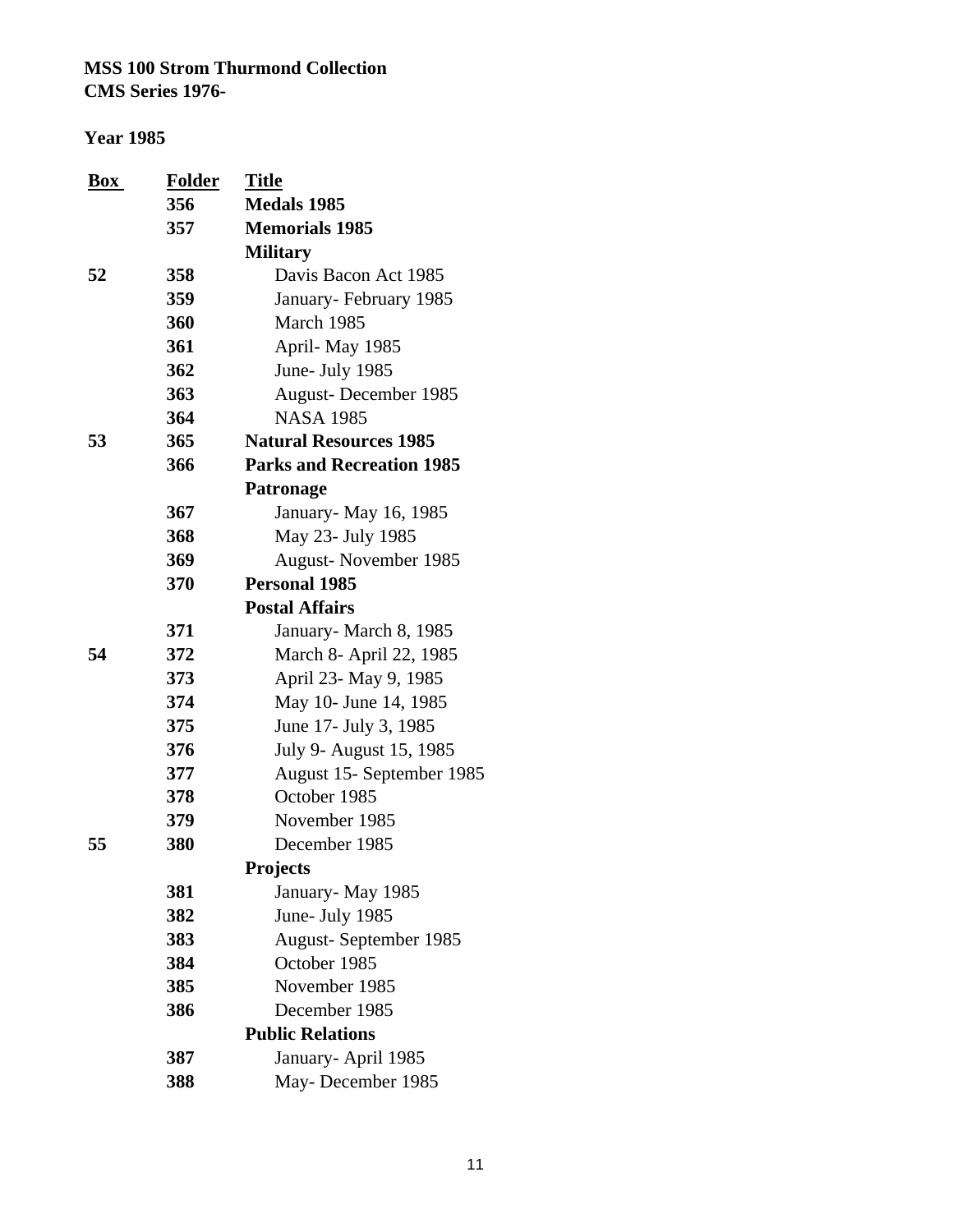**MSS 100 Strom Thurmond Collection**
**CMS Series 1976-**

**Year 1985**

| Box | Folder | Title |
|---|---|---|
| | **356** | **Medals 1985** |
| | **357** | **Memorials 1985** |
| | | **Military** |
| **52** | **358** | Davis Bacon Act 1985 |
| | **359** | January- February 1985 |
| | **360** | March 1985 |
| | **361** | April- May 1985 |
| | **362** | June- July 1985 |
| | **363** | August- December 1985 |
| | **364** | NASA 1985 |
| **53** | **365** | **Natural Resources 1985** |
| | **366** | **Parks and Recreation 1985** |
| | | **Patronage** |
| | **367** | January- May 16, 1985 |
| | **368** | May 23- July 1985 |
| | **369** | August- November 1985 |
| | **370** | **Personal 1985** |
| | | **Postal Affairs** |
| | **371** | January- March 8, 1985 |
| **54** | **372** | March 8- April 22, 1985 |
| | **373** | April 23- May 9, 1985 |
| | **374** | May 10- June 14, 1985 |
| | **375** | June 17- July 3, 1985 |
| | **376** | July 9- August 15, 1985 |
| | **377** | August 15- September 1985 |
| | **378** | October 1985 |
| | **379** | November 1985 |
| **55** | **380** | December 1985 |
| | | **Projects** |
| | **381** | January- May 1985 |
| | **382** | June- July 1985 |
| | **383** | August- September 1985 |
| | **384** | October 1985 |
| | **385** | November 1985 |
| | **386** | December 1985 |
| | | **Public Relations** |
| | **387** | January- April 1985 |
| | **388** | May- December 1985 |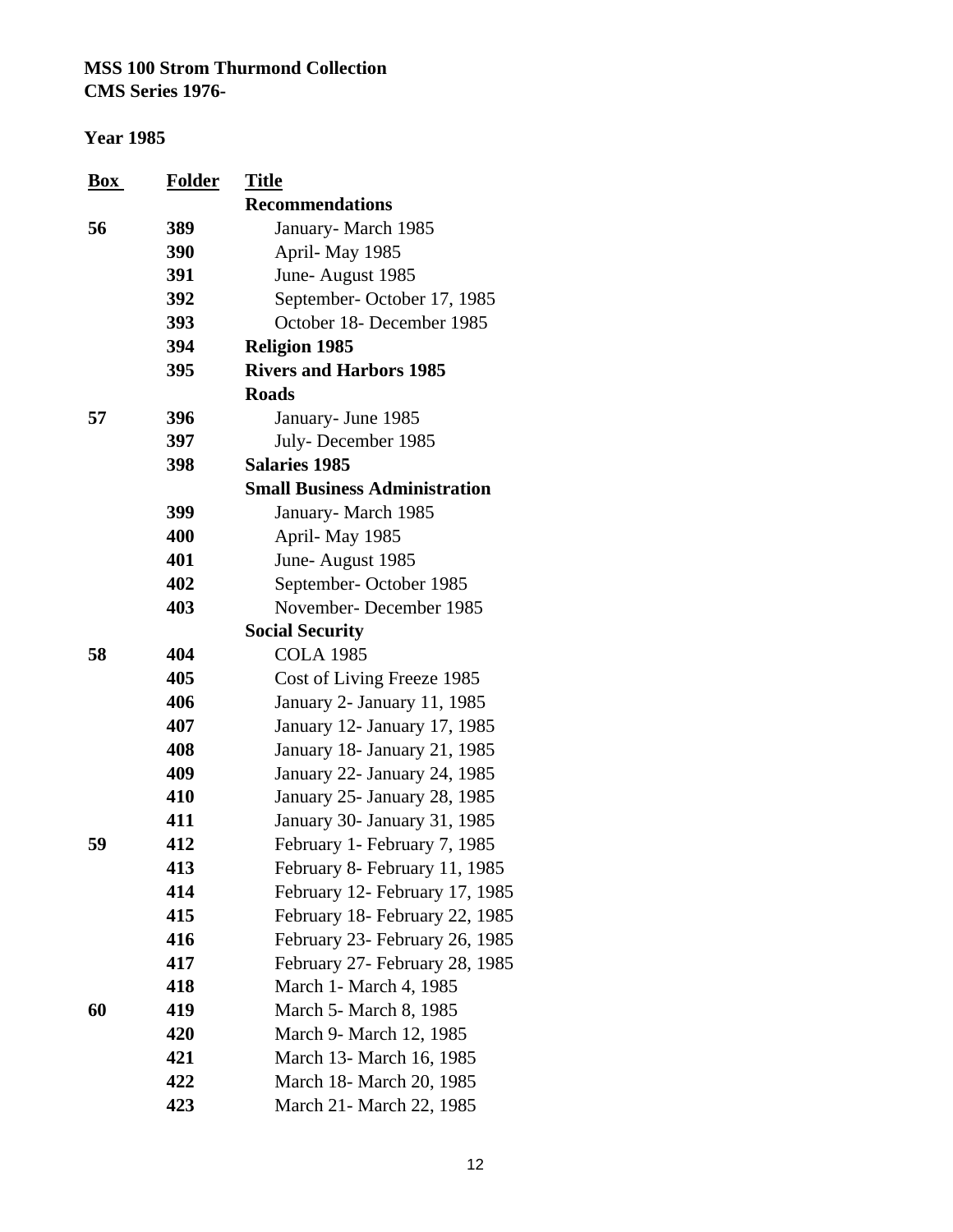**MSS 100 Strom Thurmond Collection**
**CMS Series 1976-**

**Year 1985**

| Box | Folder | Title |
|---|---|---|
| | | **Recommendations** |
| **56** | **389** | January- March 1985 |
| | **390** | April- May 1985 |
| | **391** | June- August 1985 |
| | **392** | September- October 17, 1985 |
| | **393** | October 18- December 1985 |
| | **394** | **Religion 1985** |
| | **395** | **Rivers and Harbors 1985** |
| | | **Roads** |
| **57** | **396** | January- June 1985 |
| | **397** | July- December 1985 |
| | **398** | **Salaries 1985** |
| | | **Small Business Administration** |
| | **399** | January- March 1985 |
| | **400** | April- May 1985 |
| | **401** | June- August 1985 |
| | **402** | September- October 1985 |
| | **403** | November- December 1985 |
| | | **Social Security** |
| **58** | **404** | COLA 1985 |
| | **405** | Cost of Living Freeze 1985 |
| | **406** | January 2- January 11, 1985 |
| | **407** | January 12- January 17, 1985 |
| | **408** | January 18- January 21, 1985 |
| | **409** | January 22- January 24, 1985 |
| | **410** | January 25- January 28, 1985 |
| | **411** | January 30- January 31, 1985 |
| **59** | **412** | February 1- February 7, 1985 |
| | **413** | February 8- February 11, 1985 |
| | **414** | February 12- February 17, 1985 |
| | **415** | February 18- February 22, 1985 |
| | **416** | February 23- February 26, 1985 |
| | **417** | February 27- February 28, 1985 |
| | **418** | March 1- March 4, 1985 |
| **60** | **419** | March 5- March 8, 1985 |
| | **420** | March 9- March 12, 1985 |
| | **421** | March 13- March 16, 1985 |
| | **422** | March 18- March 20, 1985 |
| | **423** | March 21- March 22, 1985 |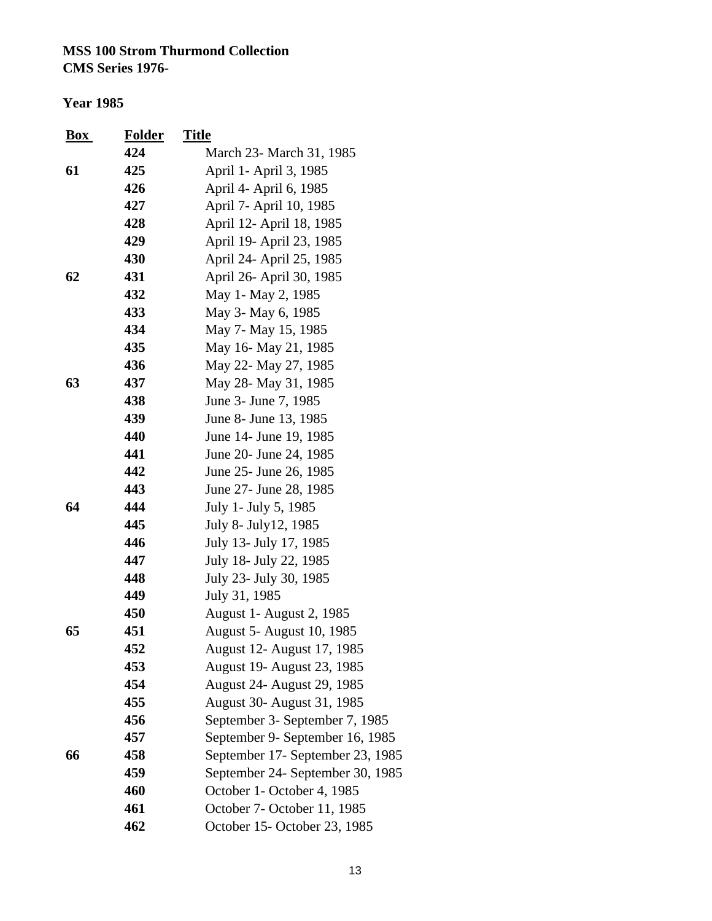**MSS 100 Strom Thurmond Collection**
**CMS Series 1976-**

**Year 1985**

| Box | Folder | Title |
|---|---|---|
| | 424 | March 23- March 31, 1985 |
| 61 | 425 | April 1- April 3, 1985 |
| | 426 | April 4- April 6, 1985 |
| | 427 | April 7- April 10, 1985 |
| | 428 | April 12- April 18, 1985 |
| | 429 | April 19- April 23, 1985 |
| | 430 | April 24- April 25, 1985 |
| 62 | 431 | April 26- April 30, 1985 |
| | 432 | May 1- May 2, 1985 |
| | 433 | May 3- May 6, 1985 |
| | 434 | May 7- May 15, 1985 |
| | 435 | May 16- May 21, 1985 |
| | 436 | May 22- May 27, 1985 |
| 63 | 437 | May 28- May 31, 1985 |
| | 438 | June 3- June 7, 1985 |
| | 439 | June 8- June 13, 1985 |
| | 440 | June 14- June 19, 1985 |
| | 441 | June 20- June 24, 1985 |
| | 442 | June 25- June 26, 1985 |
| | 443 | June 27- June 28, 1985 |
| 64 | 444 | July 1- July 5, 1985 |
| | 445 | July 8- July12, 1985 |
| | 446 | July 13- July 17, 1985 |
| | 447 | July 18- July 22, 1985 |
| | 448 | July 23- July 30, 1985 |
| | 449 | July 31, 1985 |
| | 450 | August 1- August 2, 1985 |
| 65 | 451 | August 5- August 10, 1985 |
| | 452 | August 12- August 17, 1985 |
| | 453 | August 19- August 23, 1985 |
| | 454 | August 24- August 29, 1985 |
| | 455 | August 30- August 31, 1985 |
| | 456 | September 3- September 7, 1985 |
| | 457 | September 9- September 16, 1985 |
| 66 | 458 | September 17- September 23, 1985 |
| | 459 | September 24- September 30, 1985 |
| | 460 | October 1- October 4, 1985 |
| | 461 | October 7- October 11, 1985 |
| | 462 | October 15- October 23, 1985 |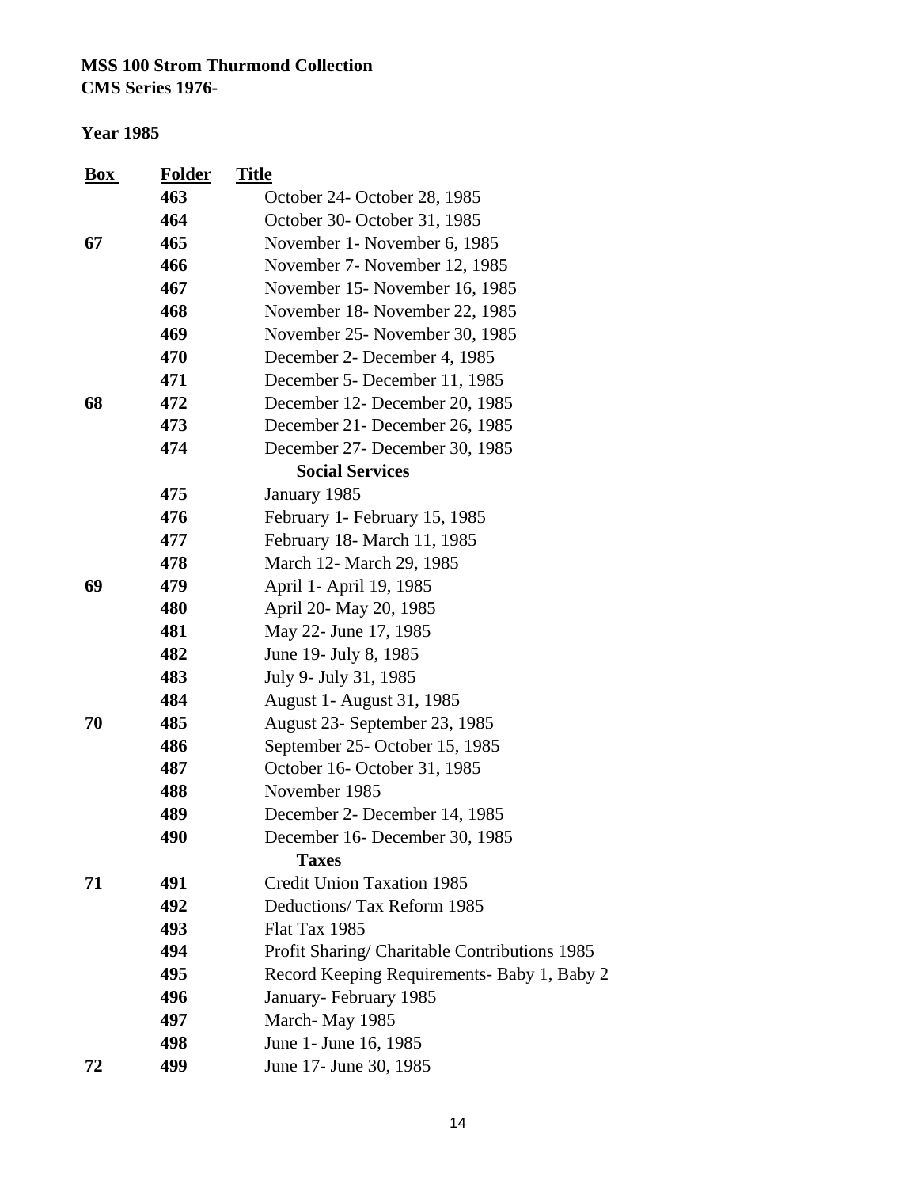**MSS 100 Strom Thurmond Collection**
**CMS Series 1976-**

**Year 1985**

| Box | Folder | Title |
|---|---|---|
| | **463** | October 24- October 28, 1985 |
| | **464** | October 30- October 31, 1985 |
| **67** | **465** | November 1- November 6, 1985 |
| | **466** | November 7- November 12, 1985 |
| | **467** | November 15- November 16, 1985 |
| | **468** | November 18- November 22, 1985 |
| | **469** | November 25- November 30, 1985 |
| | **470** | December 2- December 4, 1985 |
| | **471** | December 5- December 11, 1985 |
| **68** | **472** | December 12- December 20, 1985 |
| | **473** | December 21- December 26, 1985 |
| | **474** | December 27- December 30, 1985 |
| | | **Social Services** |
| | **475** | January 1985 |
| | **476** | February 1- February 15, 1985 |
| | **477** | February 18- March 11, 1985 |
| | **478** | March 12- March 29, 1985 |
| **69** | **479** | April 1- April 19, 1985 |
| | **480** | April 20- May 20, 1985 |
| | **481** | May 22- June 17, 1985 |
| | **482** | June 19- July 8, 1985 |
| | **483** | July 9- July 31, 1985 |
| | **484** | August 1- August 31, 1985 |
| **70** | **485** | August 23- September 23, 1985 |
| | **486** | September 25- October 15, 1985 |
| | **487** | October 16- October 31, 1985 |
| | **488** | November 1985 |
| | **489** | December 2- December 14, 1985 |
| | **490** | December 16- December 30, 1985 |
| | | **Taxes** |
| **71** | **491** | Credit Union Taxation 1985 |
| | **492** | Deductions/ Tax Reform 1985 |
| | **493** | Flat Tax 1985 |
| | **494** | Profit Sharing/ Charitable Contributions 1985 |
| | **495** | Record Keeping Requirements- Baby 1, Baby 2 |
| | **496** | January- February 1985 |
| | **497** | March- May 1985 |
| | **498** | June 1- June 16, 1985 |
| **72** | **499** | June 17- June 30, 1985 |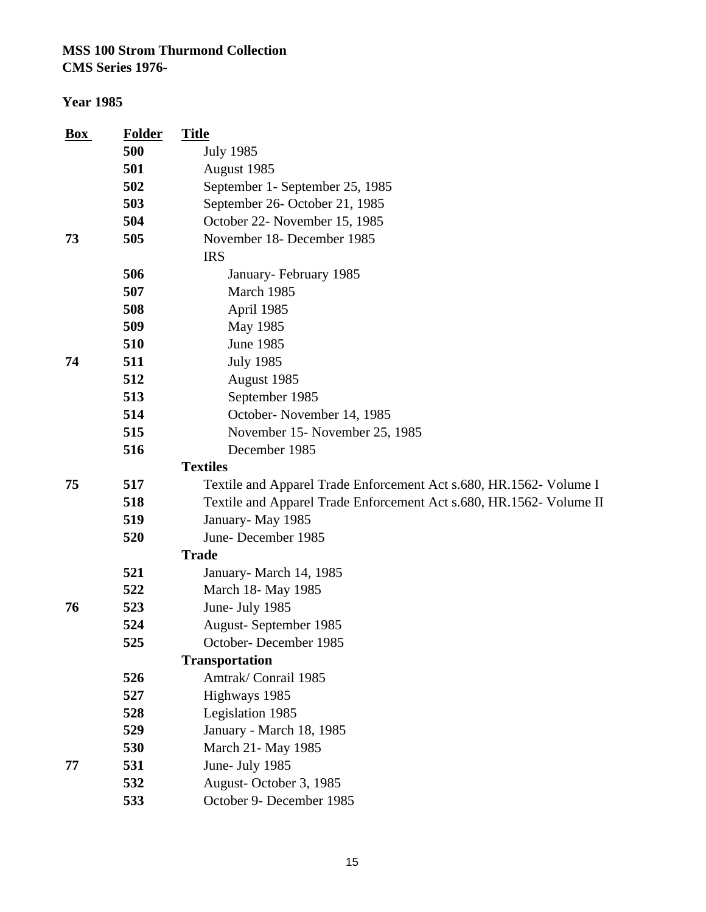**MSS 100 Strom Thurmond Collection**
**CMS Series 1976-**

**Year 1985**

| Box | Folder | Title |
|---|---|---|
| | **500** | July 1985 |
| | **501** | August 1985 |
| | **502** | September 1- September 25, 1985 |
| | **503** | September 26- October 21, 1985 |
| | **504** | October 22- November 15, 1985 |
| **73** | **505** | November 18- December 1985 |
| | | IRS |
| | **506** | January- February 1985 |
| | **507** | March 1985 |
| | **508** | April 1985 |
| | **509** | May 1985 |
| | **510** | June 1985 |
| **74** | **511** | July 1985 |
| | **512** | August 1985 |
| | **513** | September 1985 |
| | **514** | October- November 14, 1985 |
| | **515** | November 15- November 25, 1985 |
| | **516** | December 1985 |
| | | **Textiles** |
| **75** | **517** | Textile and Apparel Trade Enforcement Act s.680, HR.1562- Volume I |
| | **518** | Textile and Apparel Trade Enforcement Act s.680, HR.1562- Volume II |
| | **519** | January- May 1985 |
| | **520** | June- December 1985 |
| | | **Trade** |
| | **521** | January- March 14, 1985 |
| | **522** | March 18- May 1985 |
| **76** | **523** | June- July 1985 |
| | **524** | August- September 1985 |
| | **525** | October- December 1985 |
| | | **Transportation** |
| | **526** | Amtrak/ Conrail 1985 |
| | **527** | Highways 1985 |
| | **528** | Legislation 1985 |
| | **529** | January - March 18, 1985 |
| | **530** | March 21- May 1985 |
| **77** | **531** | June- July 1985 |
| | **532** | August- October 3, 1985 |
| | **533** | October 9- December 1985 |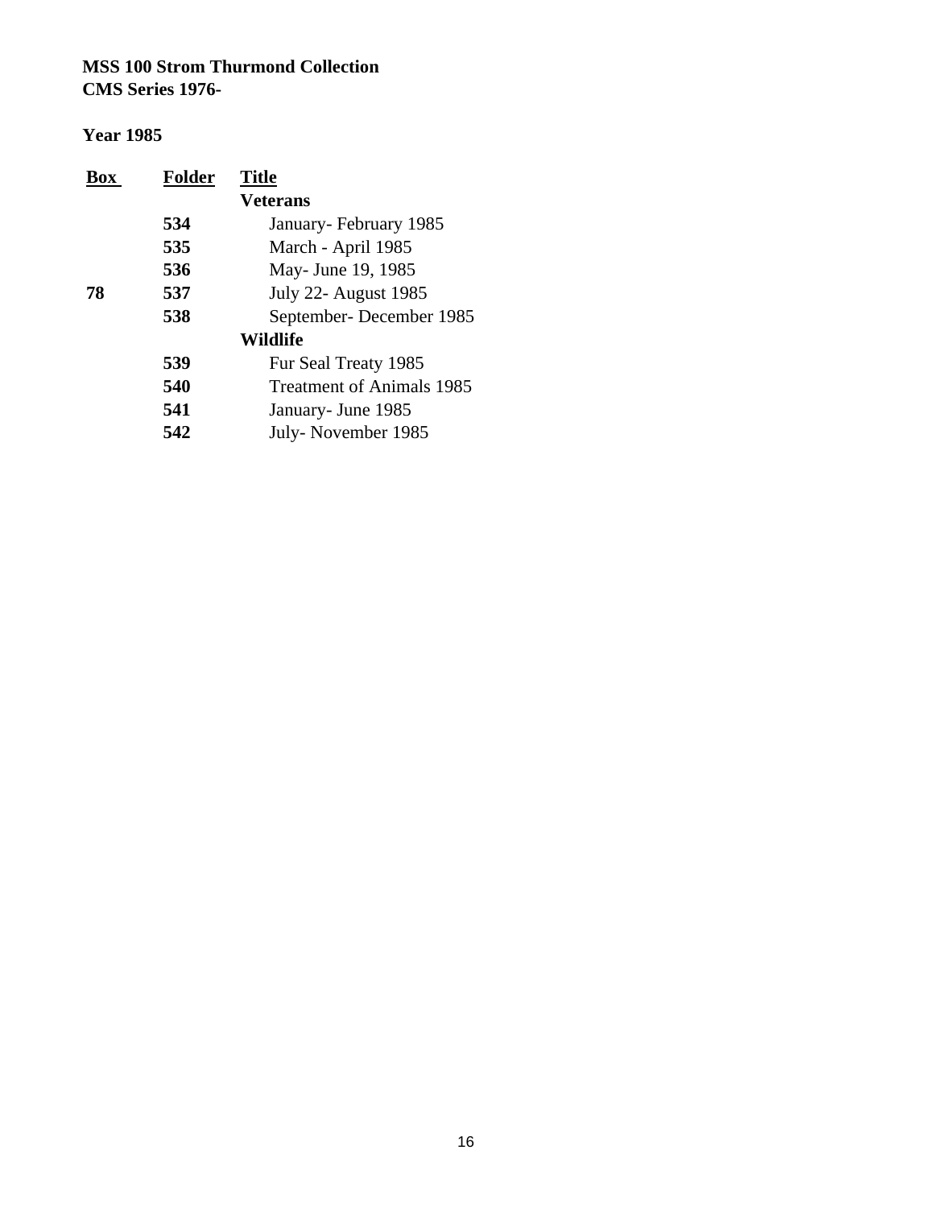**MSS 100 Strom Thurmond Collection**
**CMS Series 1976-**

**Year 1985**

| Box | Folder | Title |
|---|---|---|
| | | **Veterans** |
| | **534** | January- February 1985 |
| | **535** | March - April 1985 |
| | **536** | May- June 19, 1985 |
| **78** | **537** | July 22- August 1985 |
| | **538** | September- December 1985 |
| | | **Wildlife** |
| | **539** | Fur Seal Treaty 1985 |
| | **540** | Treatment of Animals 1985 |
| | **541** | January- June 1985 |
| | **542** | July- November 1985 |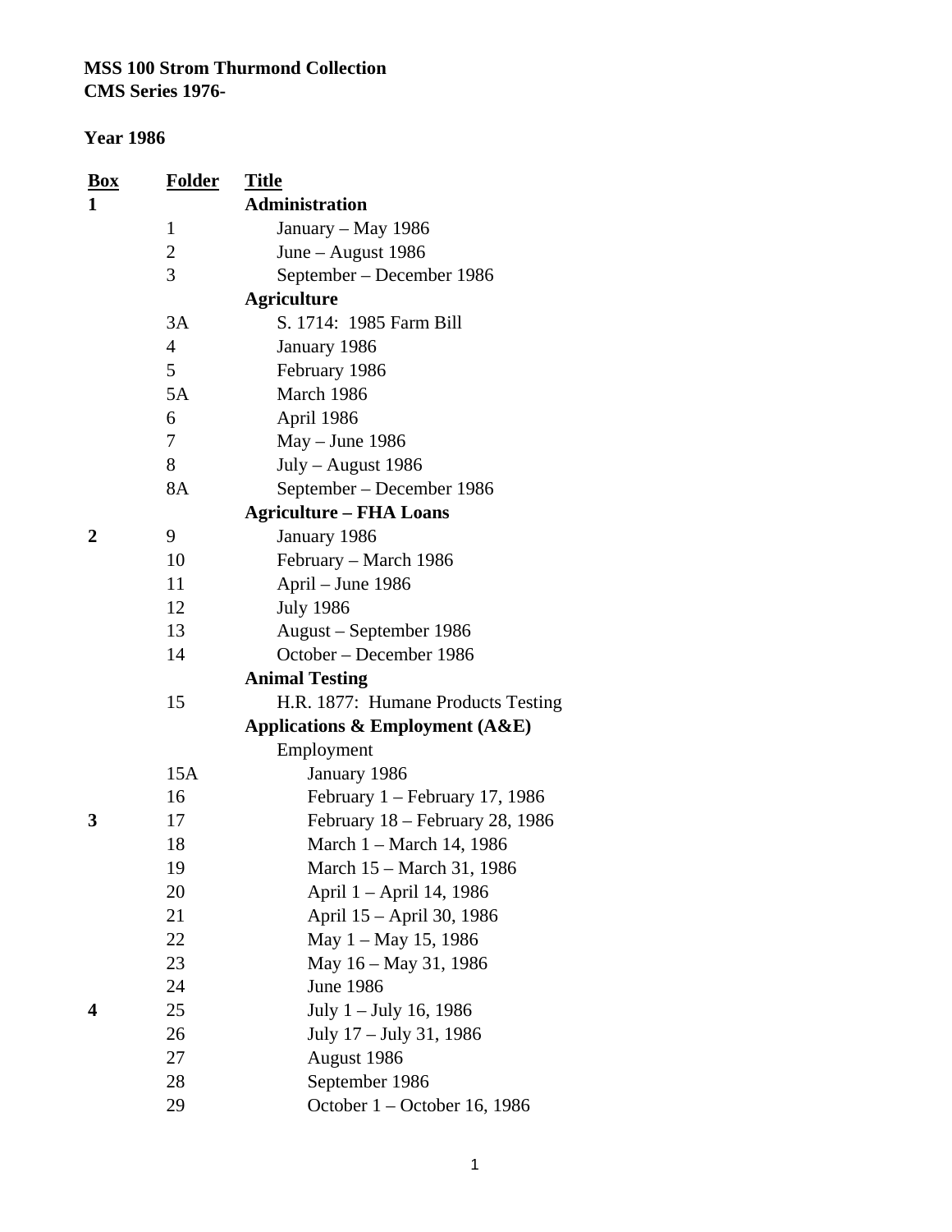**MSS 100 Strom Thurmond Collection**
**CMS Series 1976-**

**Year 1986**

| Box | Folder | Title |
|---|---|---|
| **1** | | **Administration** |
| | 1 | January – May 1986 |
| | 2 | June – August 1986 |
| | 3 | September – December 1986 |
| | | **Agriculture** |
| | 3A | S. 1714: 1985 Farm Bill |
| | 4 | January 1986 |
| | 5 | February 1986 |
| | 5A | March 1986 |
| | 6 | April 1986 |
| | 7 | May – June 1986 |
| | 8 | July – August 1986 |
| | 8A | September – December 1986 |
| | | **Agriculture – FHA Loans** |
| **2** | 9 | January 1986 |
| | 10 | February – March 1986 |
| | 11 | April – June 1986 |
| | 12 | July 1986 |
| | 13 | August – September 1986 |
| | 14 | October – December 1986 |
| | | **Animal Testing** |
| | 15 | H.R. 1877: Humane Products Testing |
| | | **Applications & Employment (A&E)** |
| | | Employment |
| | 15A | January 1986 |
| | 16 | February 1 – February 17, 1986 |
| **3** | 17 | February 18 – February 28, 1986 |
| | 18 | March 1 – March 14, 1986 |
| | 19 | March 15 – March 31, 1986 |
| | 20 | April 1 – April 14, 1986 |
| | 21 | April 15 – April 30, 1986 |
| | 22 | May 1 – May 15, 1986 |
| | 23 | May 16 – May 31, 1986 |
| | 24 | June 1986 |
| **4** | 25 | July 1 – July 16, 1986 |
| | 26 | July 17 – July 31, 1986 |
| | 27 | August 1986 |
| | 28 | September 1986 |
| | 29 | October 1 – October 16, 1986 |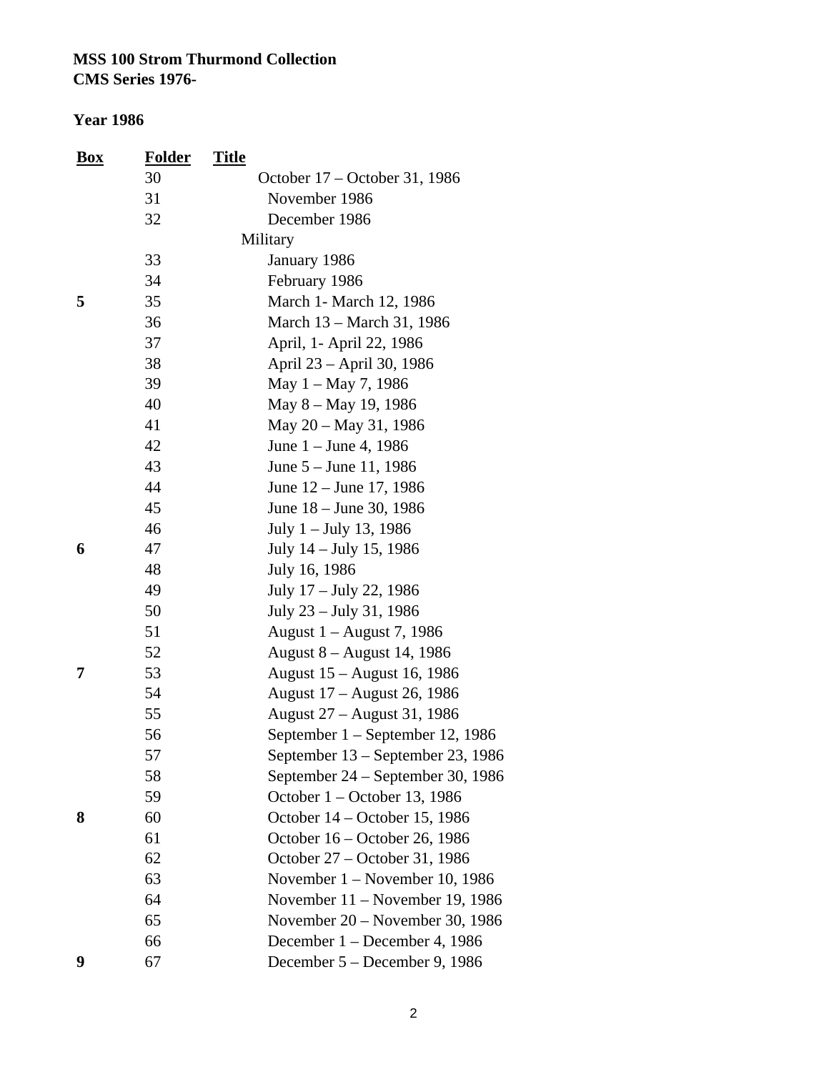**MSS 100 Strom Thurmond Collection**
**CMS Series 1976-**

**Year 1986**

| Box | Folder | Title |
|---|---|---|
| | 30 | October 17 – October 31, 1986 |
| | 31 | November 1986 |
| | 32 | December 1986 |
| | | Military |
| | 33 | January 1986 |
| | 34 | February 1986 |
| **5** | 35 | March 1- March 12, 1986 |
| | 36 | March 13 – March 31, 1986 |
| | 37 | April, 1- April 22, 1986 |
| | 38 | April 23 – April 30, 1986 |
| | 39 | May 1 – May 7, 1986 |
| | 40 | May 8 – May 19, 1986 |
| | 41 | May 20 – May 31, 1986 |
| | 42 | June 1 – June 4, 1986 |
| | 43 | June 5 – June 11, 1986 |
| | 44 | June 12 – June 17, 1986 |
| | 45 | June 18 – June 30, 1986 |
| | 46 | July 1 – July 13, 1986 |
| **6** | 47 | July 14 – July 15, 1986 |
| | 48 | July 16, 1986 |
| | 49 | July 17 – July 22, 1986 |
| | 50 | July 23 – July 31, 1986 |
| | 51 | August 1 – August 7, 1986 |
| | 52 | August 8 – August 14, 1986 |
| **7** | 53 | August 15 – August 16, 1986 |
| | 54 | August 17 – August 26, 1986 |
| | 55 | August 27 – August 31, 1986 |
| | 56 | September 1 – September 12, 1986 |
| | 57 | September 13 – September 23, 1986 |
| | 58 | September 24 – September 30, 1986 |
| | 59 | October 1 – October 13, 1986 |
| **8** | 60 | October 14 – October 15, 1986 |
| | 61 | October 16 – October 26, 1986 |
| | 62 | October 27 – October 31, 1986 |
| | 63 | November 1 – November 10, 1986 |
| | 64 | November 11 – November 19, 1986 |
| | 65 | November 20 – November 30, 1986 |
| | 66 | December 1 – December 4, 1986 |
| **9** | 67 | December 5 – December 9, 1986 |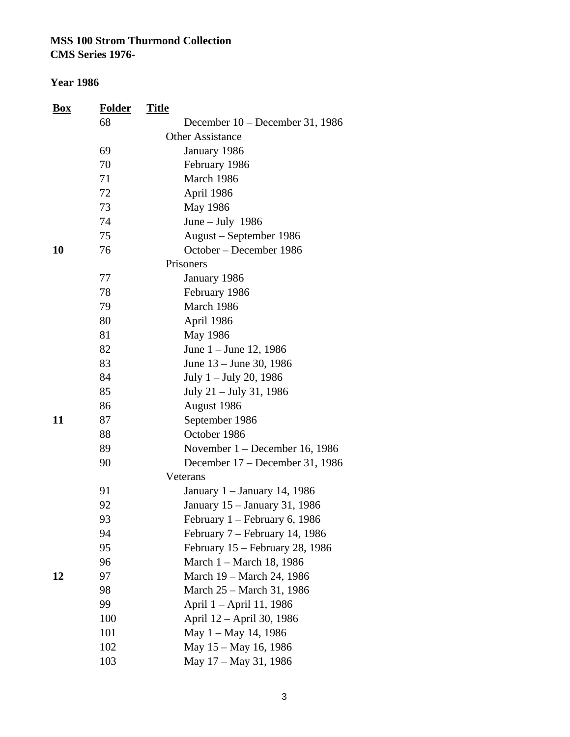**MSS 100 Strom Thurmond Collection**
**CMS Series 1976-**

**Year 1986**

| Box | Folder | Title |
|---|---|---|
| | 68 | December 10 – December 31, 1986 |
| | | Other Assistance |
| | 69 | January 1986 |
| | 70 | February 1986 |
| | 71 | March 1986 |
| | 72 | April 1986 |
| | 73 | May 1986 |
| | 74 | June – July 1986 |
| | 75 | August – September 1986 |
| **10** | 76 | October – December 1986 |
| | | Prisoners |
| | 77 | January 1986 |
| | 78 | February 1986 |
| | 79 | March 1986 |
| | 80 | April 1986 |
| | 81 | May 1986 |
| | 82 | June 1 – June 12, 1986 |
| | 83 | June 13 – June 30, 1986 |
| | 84 | July 1 – July 20, 1986 |
| | 85 | July 21 – July 31, 1986 |
| | 86 | August 1986 |
| **11** | 87 | September 1986 |
| | 88 | October 1986 |
| | 89 | November 1 – December 16, 1986 |
| | 90 | December 17 – December 31, 1986 |
| | | Veterans |
| | 91 | January 1 – January 14, 1986 |
| | 92 | January 15 – January 31, 1986 |
| | 93 | February 1 – February 6, 1986 |
| | 94 | February 7 – February 14, 1986 |
| | 95 | February 15 – February 28, 1986 |
| | 96 | March 1 – March 18, 1986 |
| **12** | 97 | March 19 – March 24, 1986 |
| | 98 | March 25 – March 31, 1986 |
| | 99 | April 1 – April 11, 1986 |
| | 100 | April 12 – April 30, 1986 |
| | 101 | May 1 – May 14, 1986 |
| | 102 | May 15 – May 16, 1986 |
| | 103 | May 17 – May 31, 1986 |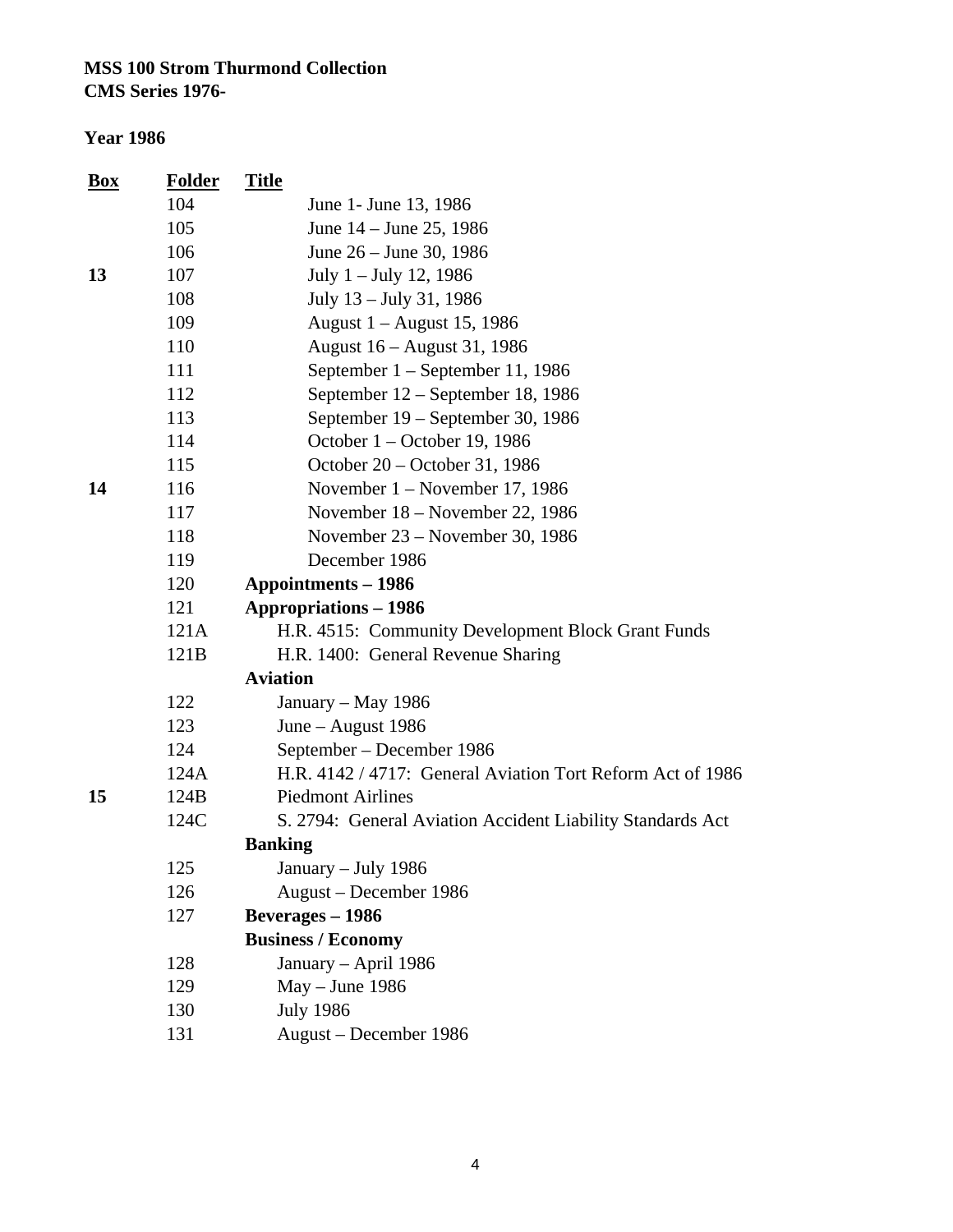**MSS 100 Strom Thurmond Collection**
**CMS Series 1976-**

**Year 1986**

| Box | Folder | Title |
|---|---|---|
| | 104 | June 1- June 13, 1986 |
| | 105 | June 14 – June 25, 1986 |
| | 106 | June 26 – June 30, 1986 |
| **13** | 107 | July 1 – July 12, 1986 |
| | 108 | July 13 – July 31, 1986 |
| | 109 | August 1 – August 15, 1986 |
| | 110 | August 16 – August 31, 1986 |
| | 111 | September 1 – September 11, 1986 |
| | 112 | September 12 – September 18, 1986 |
| | 113 | September 19 – September 30, 1986 |
| | 114 | October 1 – October 19, 1986 |
| | 115 | October 20 – October 31, 1986 |
| **14** | 116 | November 1 – November 17, 1986 |
| | 117 | November 18 – November 22, 1986 |
| | 118 | November 23 – November 30, 1986 |
| | 119 | December 1986 |
| | 120 | **Appointments – 1986** |
| | 121 | **Appropriations – 1986** |
| | 121A | H.R. 4515: Community Development Block Grant Funds |
| | 121B | H.R. 1400: General Revenue Sharing |
| | | **Aviation** |
| | 122 | January – May 1986 |
| | 123 | June – August 1986 |
| | 124 | September – December 1986 |
| | 124A | H.R. 4142 / 4717: General Aviation Tort Reform Act of 1986 |
| **15** | 124B | Piedmont Airlines |
| | 124C | S. 2794: General Aviation Accident Liability Standards Act |
| | | **Banking** |
| | 125 | January – July 1986 |
| | 126 | August – December 1986 |
| | 127 | **Beverages – 1986** |
| | | **Business / Economy** |
| | 128 | January – April 1986 |
| | 129 | May – June 1986 |
| | 130 | July 1986 |
| | 131 | August – December 1986 |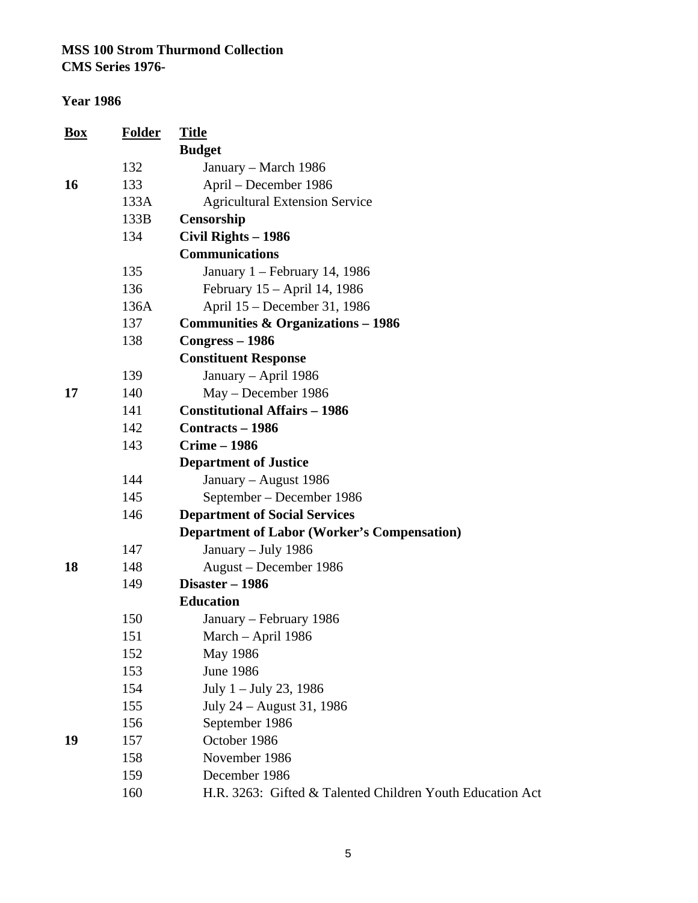**MSS 100 Strom Thurmond Collection**
**CMS Series 1976-**

**Year 1986**

| Box | Folder | Title |
|---|---|---|
| | | **Budget** |
| | 132 | January – March 1986 |
| **16** | 133 | April – December 1986 |
| | 133A | Agricultural Extension Service |
| | 133B | **Censorship** |
| | 134 | **Civil Rights – 1986** |
| | | **Communications** |
| | 135 | January 1 – February 14, 1986 |
| | 136 | February 15 – April 14, 1986 |
| | 136A | April 15 – December 31, 1986 |
| | 137 | **Communities & Organizations – 1986** |
| | 138 | **Congress – 1986** |
| | | **Constituent Response** |
| | 139 | January – April 1986 |
| **17** | 140 | May – December 1986 |
| | 141 | **Constitutional Affairs – 1986** |
| | 142 | **Contracts – 1986** |
| | 143 | **Crime – 1986** |
| | | **Department of Justice** |
| | 144 | January – August 1986 |
| | 145 | September – December 1986 |
| | 146 | **Department of Social Services** |
| | | **Department of Labor (Worker's Compensation)** |
| | 147 | January – July 1986 |
| **18** | 148 | August – December 1986 |
| | 149 | **Disaster – 1986** |
| | | **Education** |
| | 150 | January – February 1986 |
| | 151 | March – April 1986 |
| | 152 | May 1986 |
| | 153 | June 1986 |
| | 154 | July 1 – July 23, 1986 |
| | 155 | July 24 – August 31, 1986 |
| | 156 | September 1986 |
| **19** | 157 | October 1986 |
| | 158 | November 1986 |
| | 159 | December 1986 |
| | 160 | H.R. 3263: Gifted & Talented Children Youth Education Act |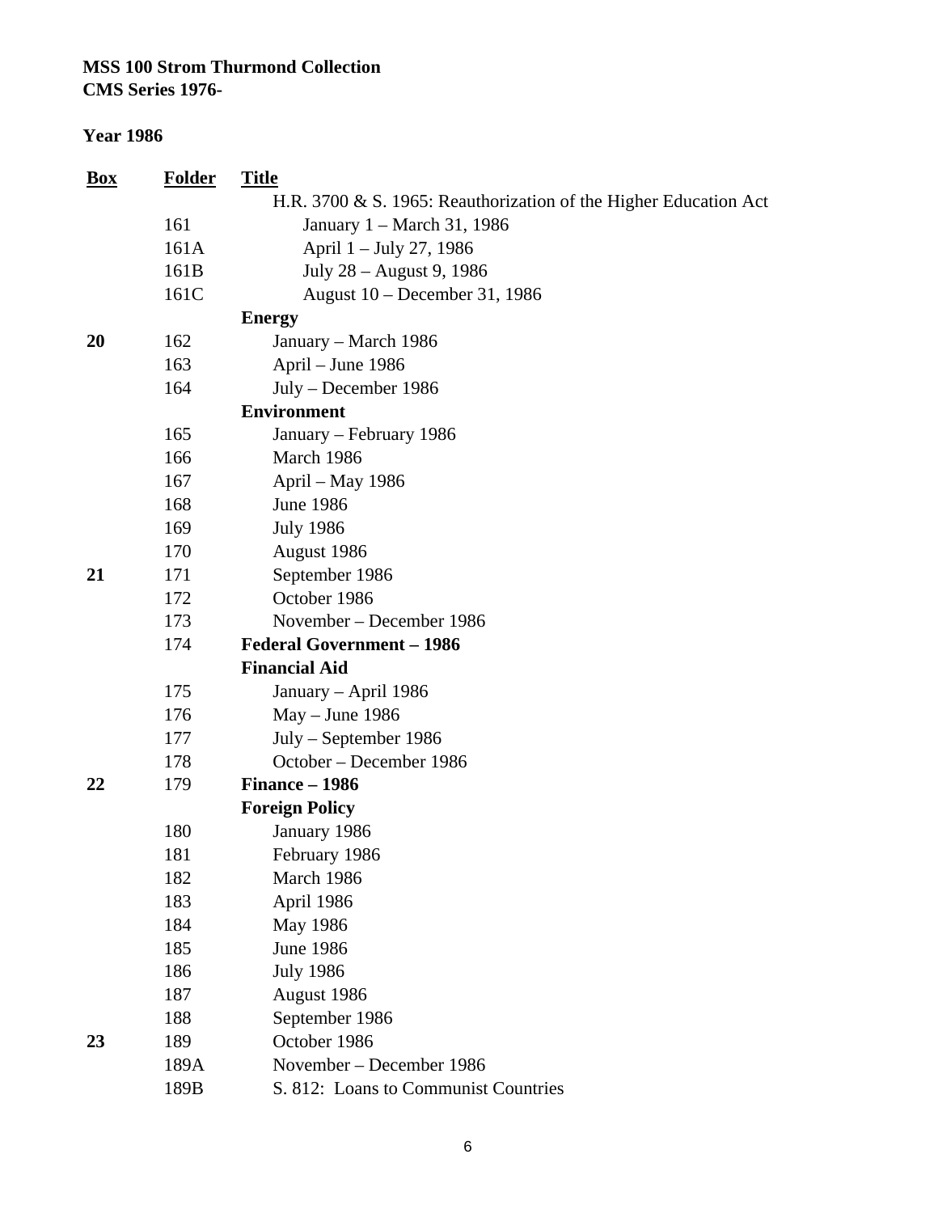**MSS 100 Strom Thurmond Collection**
**CMS Series 1976-**

**Year 1986**

| Box | Folder | Title |
|---|---|---|
| | | H.R. 3700 & S. 1965: Reauthorization of the Higher Education Act |
| | 161 | January 1 – March 31, 1986 |
| | 161A | April 1 – July 27, 1986 |
| | 161B | July 28 – August 9, 1986 |
| | 161C | August 10 – December 31, 1986 |
| | | **Energy** |
| **20** | 162 | January – March 1986 |
| | 163 | April – June 1986 |
| | 164 | July – December 1986 |
| | | **Environment** |
| | 165 | January – February 1986 |
| | 166 | March 1986 |
| | 167 | April – May 1986 |
| | 168 | June 1986 |
| | 169 | July 1986 |
| | 170 | August 1986 |
| **21** | 171 | September 1986 |
| | 172 | October 1986 |
| | 173 | November – December 1986 |
| | 174 | **Federal Government – 1986** |
| | | **Financial Aid** |
| | 175 | January – April 1986 |
| | 176 | May – June 1986 |
| | 177 | July – September 1986 |
| | 178 | October – December 1986 |
| **22** | 179 | **Finance – 1986** |
| | | **Foreign Policy** |
| | 180 | January 1986 |
| | 181 | February 1986 |
| | 182 | March 1986 |
| | 183 | April 1986 |
| | 184 | May 1986 |
| | 185 | June 1986 |
| | 186 | July 1986 |
| | 187 | August 1986 |
| | 188 | September 1986 |
| **23** | 189 | October 1986 |
| | 189A | November – December 1986 |
| | 189B | S. 812: Loans to Communist Countries |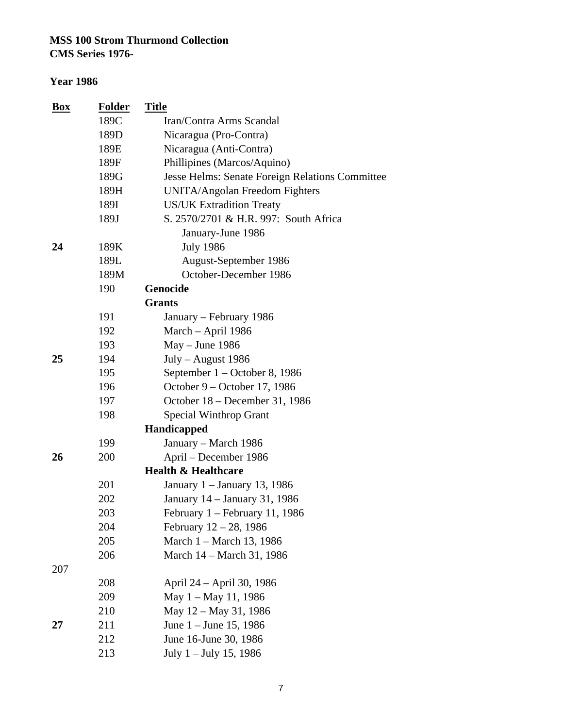**MSS 100 Strom Thurmond Collection**
**CMS Series 1976-**

**Year 1986**

| Box | Folder | Title |
|---|---|---|
| | 189C | Iran/Contra Arms Scandal |
| | 189D | Nicaragua (Pro-Contra) |
| | 189E | Nicaragua (Anti-Contra) |
| | 189F | Phillipines (Marcos/Aquino) |
| | 189G | Jesse Helms: Senate Foreign Relations Committee |
| | 189H | UNITA/Angolan Freedom Fighters |
| | 189I | US/UK Extradition Treaty |
| | 189J | S. 2570/2701 & H.R. 997: South Africa January-June 1986 |
| **24** | 189K | July 1986 |
| | 189L | August-September 1986 |
| | 189M | October-December 1986 |
| | 190 | **Genocide** |
| | | **Grants** |
| | 191 | January – February 1986 |
| | 192 | March – April 1986 |
| | 193 | May – June 1986 |
| **25** | 194 | July – August 1986 |
| | 195 | September 1 – October 8, 1986 |
| | 196 | October 9 – October 17, 1986 |
| | 197 | October 18 – December 31, 1986 |
| | 198 | Special Winthrop Grant |
| | | **Handicapped** |
| | 199 | January – March 1986 |
| **26** | 200 | April – December 1986 |
| | | **Health & Healthcare** |
| | 201 | January 1 – January 13, 1986 |
| | 202 | January 14 – January 31, 1986 |
| | 203 | February 1 – February 11, 1986 |
| | 204 | February 12 – 28, 1986 |
| | 205 | March 1 – March 13, 1986 |
| | 206 | March 14 – March 31, 1986 |
| 207 | | |
| | 208 | April 24 – April 30, 1986 |
| | 209 | May 1 – May 11, 1986 |
| | 210 | May 12 – May 31, 1986 |
| **27** | 211 | June 1 – June 15, 1986 |
| | 212 | June 16-June 30, 1986 |
| | 213 | July 1 – July 15, 1986 |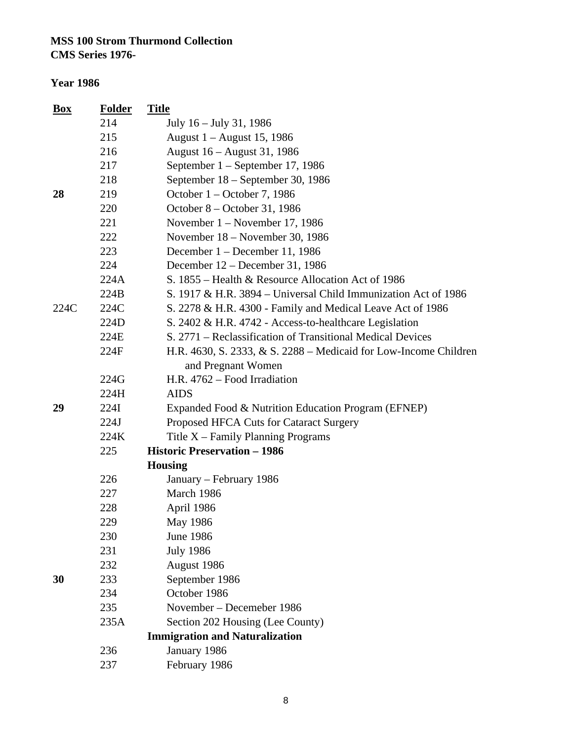**MSS 100 Strom Thurmond Collection**
**CMS Series 1976-**

**Year 1986**

| Box | Folder | Title |
|---|---|---|
| | 214 | July 16 – July 31, 1986 |
| | 215 | August 1 – August 15, 1986 |
| | 216 | August 16 – August 31, 1986 |
| | 217 | September 1 – September 17, 1986 |
| | 218 | September 18 – September 30, 1986 |
| **28** | 219 | October 1 – October 7, 1986 |
| | 220 | October 8 – October 31, 1986 |
| | 221 | November 1 – November 17, 1986 |
| | 222 | November 18 – November 30, 1986 |
| | 223 | December 1 – December 11, 1986 |
| | 224 | December 12 – December 31, 1986 |
| | 224A | S. 1855 – Health & Resource Allocation Act of 1986 |
| | 224B | S. 1917 & H.R. 3894 – Universal Child Immunization Act of 1986 |
| 224C | 224C | S. 2278 & H.R. 4300 - Family and Medical Leave Act of 1986 |
| | 224D | S. 2402 & H.R. 4742 - Access-to-healthcare Legislation |
| | 224E | S. 2771 – Reclassification of Transitional Medical Devices |
| | 224F | H.R. 4630, S. 2333, & S. 2288 – Medicaid for Low-Income Children and Pregnant Women |
| | 224G | H.R. 4762 – Food Irradiation |
| | 224H | AIDS |
| **29** | 224I | Expanded Food & Nutrition Education Program (EFNEP) |
| | 224J | Proposed HFCA Cuts for Cataract Surgery |
| | 224K | Title X – Family Planning Programs |
| | 225 | **Historic Preservation – 1986** |
| | | **Housing** |
| | 226 | January – February 1986 |
| | 227 | March 1986 |
| | 228 | April 1986 |
| | 229 | May 1986 |
| | 230 | June 1986 |
| | 231 | July 1986 |
| | 232 | August 1986 |
| **30** | 233 | September 1986 |
| | 234 | October 1986 |
| | 235 | November – Decemeber 1986 |
| | 235A | Section 202 Housing (Lee County) |
| | | **Immigration and Naturalization** |
| | 236 | January 1986 |
| | 237 | February 1986 |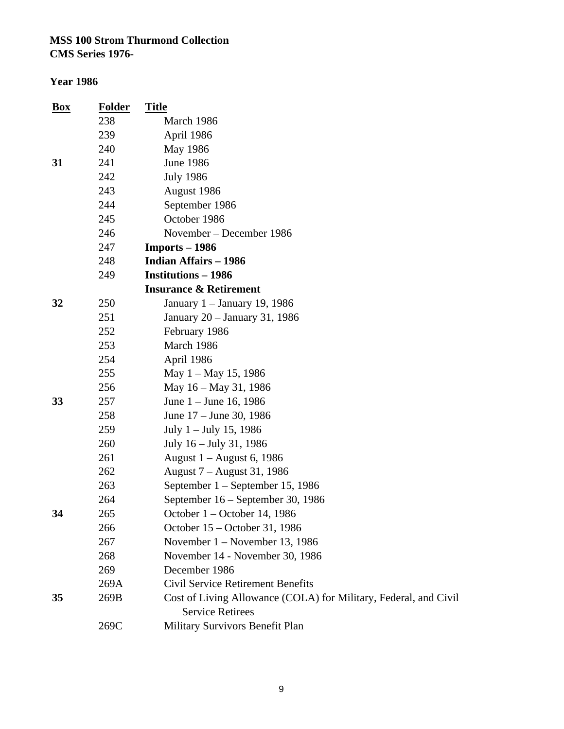**MSS 100 Strom Thurmond Collection**
**CMS Series 1976-**

**Year 1986**

| Box | Folder | Title |
|---|---|---|
| | 238 | March 1986 |
| | 239 | April 1986 |
| | 240 | May 1986 |
| **31** | 241 | June 1986 |
| | 242 | July 1986 |
| | 243 | August 1986 |
| | 244 | September 1986 |
| | 245 | October 1986 |
| | 246 | November – December 1986 |
| | 247 | **Imports – 1986** |
| | 248 | **Indian Affairs – 1986** |
| | 249 | **Institutions – 1986** |
| | | **Insurance & Retirement** |
| **32** | 250 | January 1 – January 19, 1986 |
| | 251 | January 20 – January 31, 1986 |
| | 252 | February 1986 |
| | 253 | March 1986 |
| | 254 | April 1986 |
| | 255 | May 1 – May 15, 1986 |
| | 256 | May 16 – May 31, 1986 |
| **33** | 257 | June 1 – June 16, 1986 |
| | 258 | June 17 – June 30, 1986 |
| | 259 | July 1 – July 15, 1986 |
| | 260 | July 16 – July 31, 1986 |
| | 261 | August 1 – August 6, 1986 |
| | 262 | August 7 – August 31, 1986 |
| | 263 | September 1 – September 15, 1986 |
| | 264 | September 16 – September 30, 1986 |
| **34** | 265 | October 1 – October 14, 1986 |
| | 266 | October 15 – October 31, 1986 |
| | 267 | November 1 – November 13, 1986 |
| | 268 | November 14 - November 30, 1986 |
| | 269 | December 1986 |
| | 269A | Civil Service Retirement Benefits |
| **35** | 269B | Cost of Living Allowance (COLA) for Military, Federal, and Civil Service Retirees |
| | 269C | Military Survivors Benefit Plan |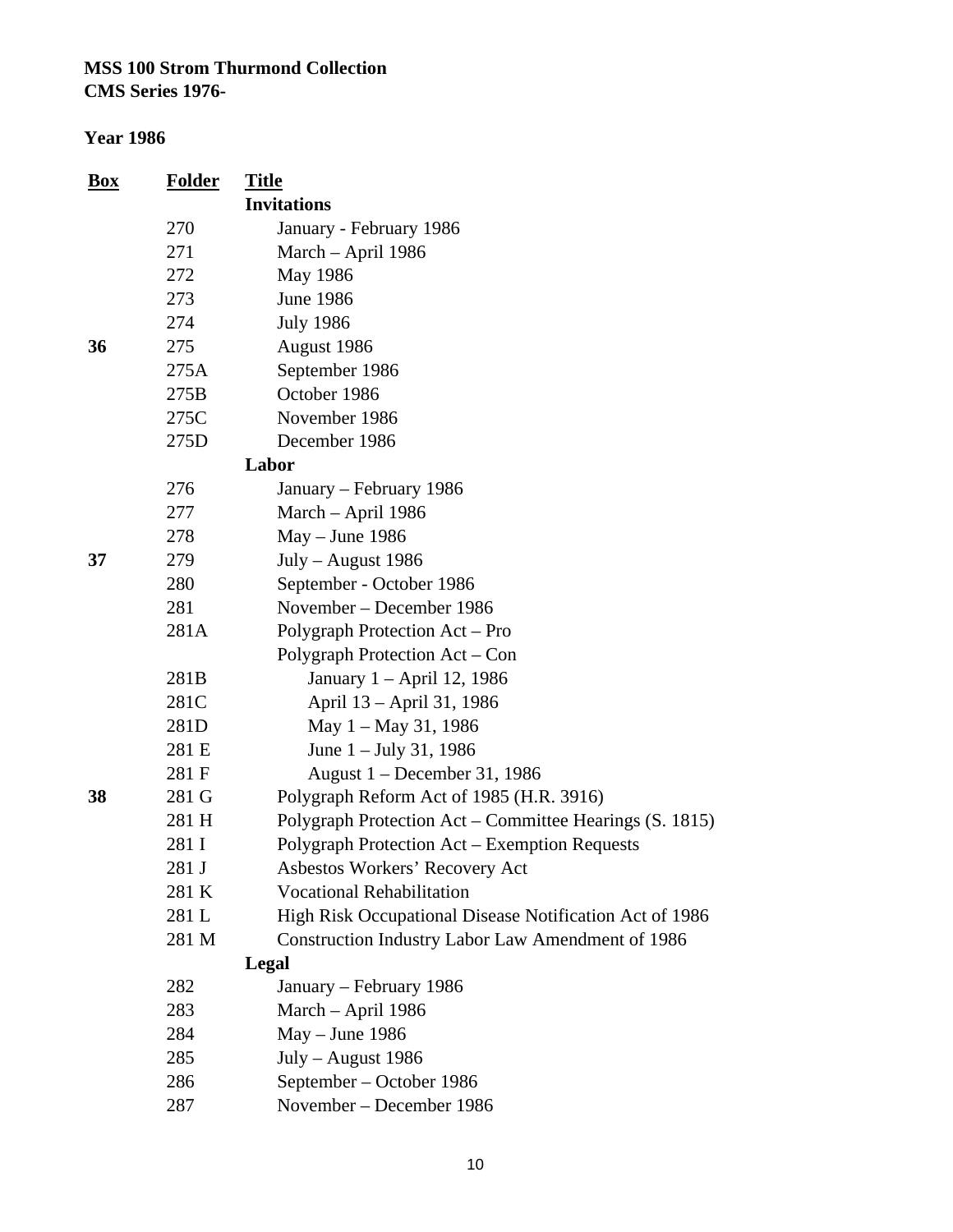**MSS 100 Strom Thurmond Collection**
**CMS Series 1976-**

**Year 1986**

| Box | Folder | Title |
|---|---|---|
| | | **Invitations** |
| | 270 | January - February 1986 |
| | 271 | March – April 1986 |
| | 272 | May 1986 |
| | 273 | June 1986 |
| | 274 | July 1986 |
| **36** | 275 | August 1986 |
| | 275A | September 1986 |
| | 275B | October 1986 |
| | 275C | November 1986 |
| | 275D | December 1986 |
| | | **Labor** |
| | 276 | January – February 1986 |
| | 277 | March – April 1986 |
| | 278 | May – June 1986 |
| **37** | 279 | July – August 1986 |
| | 280 | September - October 1986 |
| | 281 | November – December 1986 |
| | 281A | Polygraph Protection Act – Pro |
| | | Polygraph Protection Act – Con |
| | 281B | January 1 – April 12, 1986 |
| | 281C | April 13 – April 31, 1986 |
| | 281D | May 1 – May 31, 1986 |
| | 281 E | June 1 – July 31, 1986 |
| | 281 F | August 1 – December 31, 1986 |
| **38** | 281 G | Polygraph Reform Act of 1985 (H.R. 3916) |
| | 281 H | Polygraph Protection Act – Committee Hearings (S. 1815) |
| | 281 I | Polygraph Protection Act – Exemption Requests |
| | 281 J | Asbestos Workers' Recovery Act |
| | 281 K | Vocational Rehabilitation |
| | 281 L | High Risk Occupational Disease Notification Act of 1986 |
| | 281 M | Construction Industry Labor Law Amendment of 1986 |
| | | **Legal** |
| | 282 | January – February 1986 |
| | 283 | March – April 1986 |
| | 284 | May – June 1986 |
| | 285 | July – August 1986 |
| | 286 | September – October 1986 |
| | 287 | November – December 1986 |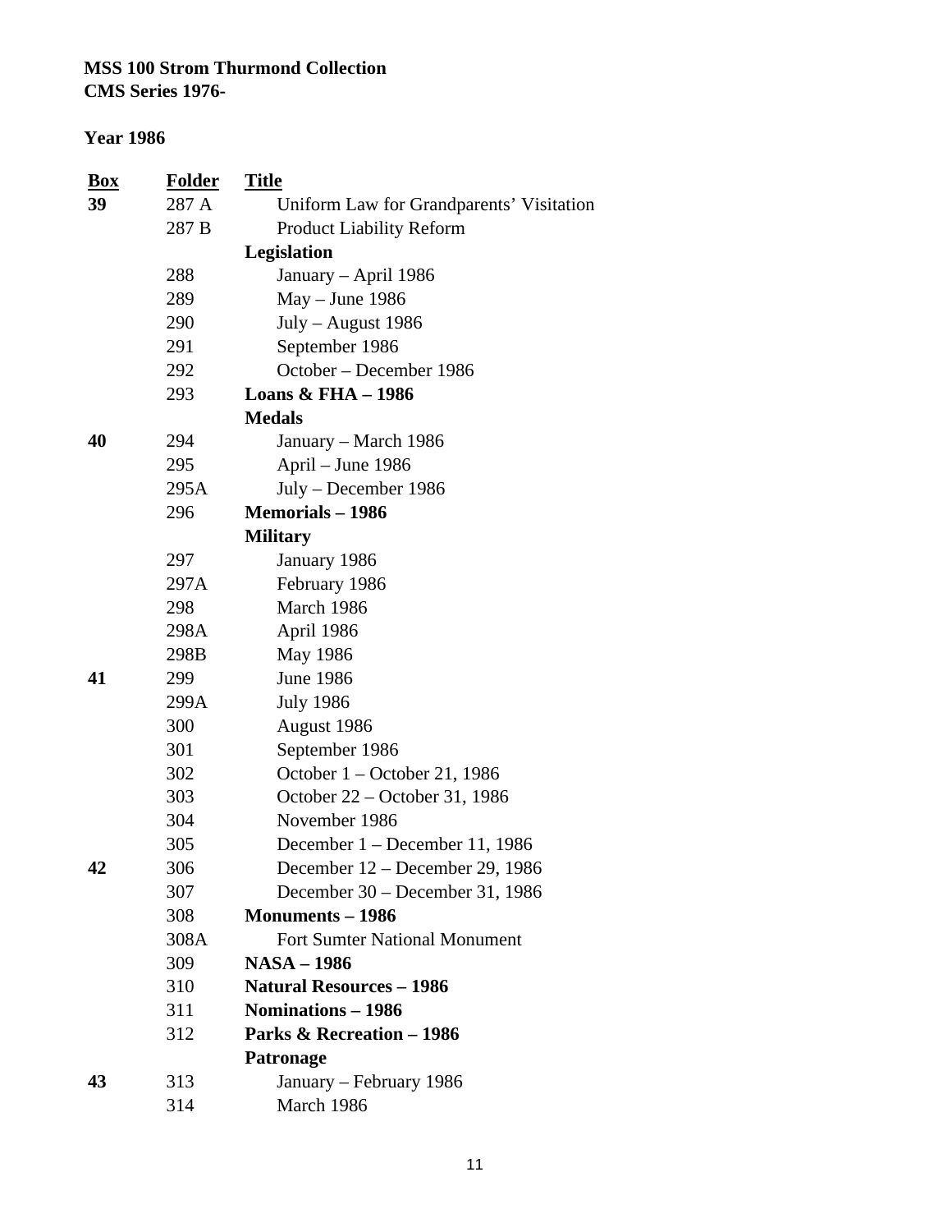**MSS 100 Strom Thurmond Collection**
**CMS Series 1976-**

**Year 1986**

| Box | Folder | Title |
|---|---|---|
| **39** | 287 A | Uniform Law for Grandparents' Visitation |
| | 287 B | Product Liability Reform |
| | | **Legislation** |
| | 288 | January – April 1986 |
| | 289 | May – June 1986 |
| | 290 | July – August 1986 |
| | 291 | September 1986 |
| | 292 | October – December 1986 |
| | 293 | **Loans & FHA – 1986** |
| | | **Medals** |
| **40** | 294 | January – March 1986 |
| | 295 | April – June 1986 |
| | 295A | July – December 1986 |
| | 296 | **Memorials – 1986** |
| | | **Military** |
| | 297 | January 1986 |
| | 297A | February 1986 |
| | 298 | March 1986 |
| | 298A | April 1986 |
| | 298B | May 1986 |
| **41** | 299 | June 1986 |
| | 299A | July 1986 |
| | 300 | August 1986 |
| | 301 | September 1986 |
| | 302 | October 1 – October 21, 1986 |
| | 303 | October 22 – October 31, 1986 |
| | 304 | November 1986 |
| | 305 | December 1 – December 11, 1986 |
| **42** | 306 | December 12 – December 29, 1986 |
| | 307 | December 30 – December 31, 1986 |
| | 308 | **Monuments – 1986** |
| | 308A | Fort Sumter National Monument |
| | 309 | **NASA – 1986** |
| | 310 | **Natural Resources – 1986** |
| | 311 | **Nominations – 1986** |
| | 312 | **Parks & Recreation – 1986** |
| | | **Patronage** |
| **43** | 313 | January – February 1986 |
| | 314 | March 1986 |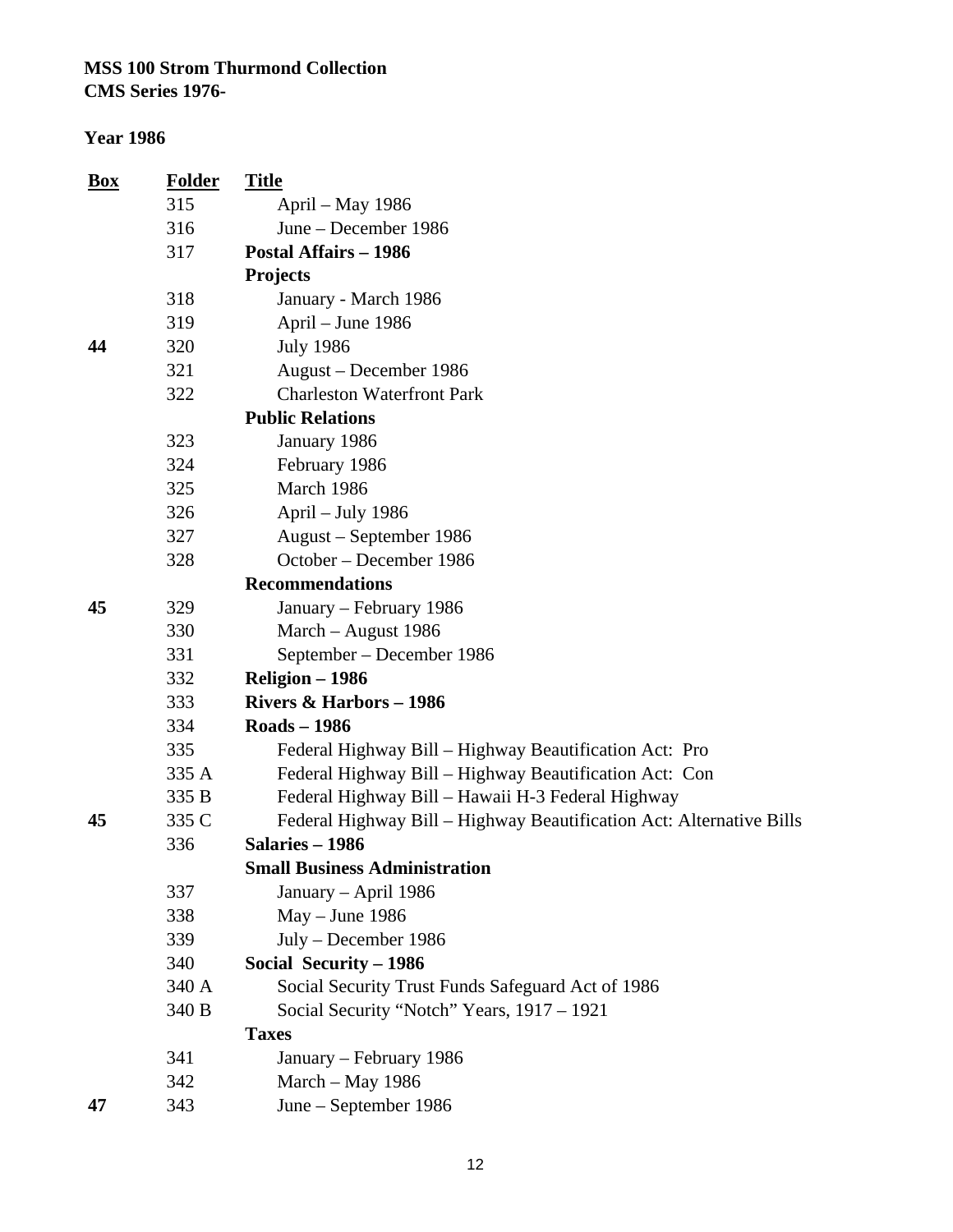**MSS 100 Strom Thurmond Collection**
**CMS Series 1976-**

**Year 1986**

| Box | Folder | Title |
| --- | --- | --- |
| | 315 | April – May 1986 |
| | 316 | June – December 1986 |
| | 317 | **Postal Affairs – 1986** |
| | | **Projects** |
| | 318 | January - March 1986 |
| | 319 | April – June 1986 |
| **44** | 320 | July 1986 |
| | 321 | August – December 1986 |
| | 322 | Charleston Waterfront Park |
| | | **Public Relations** |
| | 323 | January 1986 |
| | 324 | February 1986 |
| | 325 | March 1986 |
| | 326 | April – July 1986 |
| | 327 | August – September 1986 |
| | 328 | October – December 1986 |
| | | **Recommendations** |
| **45** | 329 | January – February 1986 |
| | 330 | March – August 1986 |
| | 331 | September – December 1986 |
| | 332 | **Religion – 1986** |
| | 333 | **Rivers & Harbors – 1986** |
| | 334 | **Roads – 1986** |
| | 335 | Federal Highway Bill – Highway Beautification Act: Pro |
| | 335 A | Federal Highway Bill – Highway Beautification Act: Con |
| | 335 B | Federal Highway Bill – Hawaii H-3 Federal Highway |
| **45** | 335 C | Federal Highway Bill – Highway Beautification Act: Alternative Bills |
| | 336 | **Salaries – 1986** |
| | | **Small Business Administration** |
| | 337 | January – April 1986 |
| | 338 | May – June 1986 |
| | 339 | July – December 1986 |
| | 340 | **Social Security – 1986** |
| | 340 A | Social Security Trust Funds Safeguard Act of 1986 |
| | 340 B | Social Security "Notch" Years, 1917 – 1921 |
| | | **Taxes** |
| | 341 | January – February 1986 |
| | 342 | March – May 1986 |
| **47** | 343 | June – September 1986 |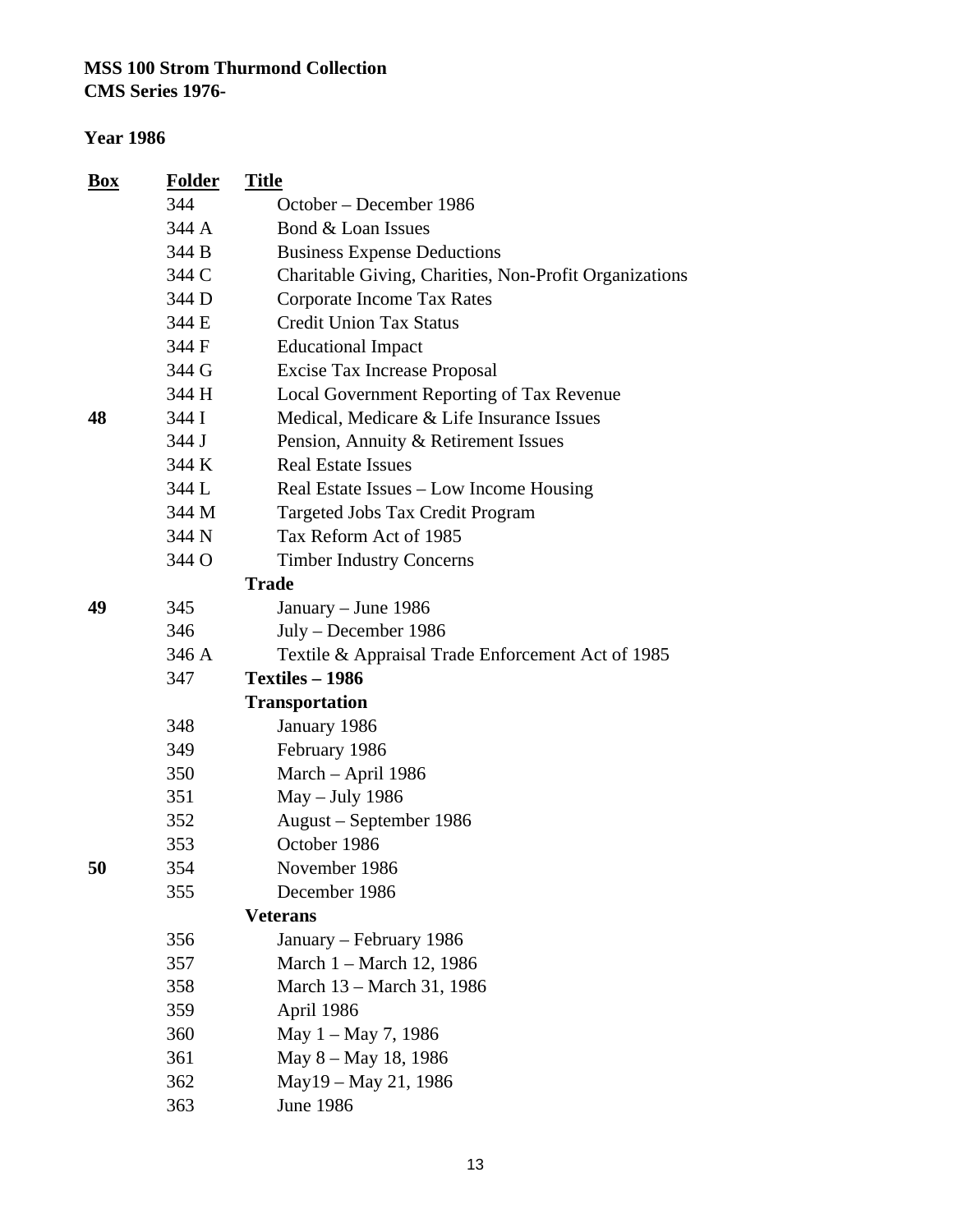**MSS 100 Strom Thurmond Collection**
**CMS Series 1976-**

**Year 1986**

| Box | Folder | Title |
|---|---|---|
| | 344 | October – December 1986 |
| | 344 A | Bond & Loan Issues |
| | 344 B | Business Expense Deductions |
| | 344 C | Charitable Giving, Charities, Non-Profit Organizations |
| | 344 D | Corporate Income Tax Rates |
| | 344 E | Credit Union Tax Status |
| | 344 F | Educational Impact |
| | 344 G | Excise Tax Increase Proposal |
| | 344 H | Local Government Reporting of Tax Revenue |
| **48** | 344 I | Medical, Medicare & Life Insurance Issues |
| | 344 J | Pension, Annuity & Retirement Issues |
| | 344 K | Real Estate Issues |
| | 344 L | Real Estate Issues – Low Income Housing |
| | 344 M | Targeted Jobs Tax Credit Program |
| | 344 N | Tax Reform Act of 1985 |
| | 344 O | Timber Industry Concerns |
| | | **Trade** |
| **49** | 345 | January – June 1986 |
| | 346 | July – December 1986 |
| | 346 A | Textile & Appraisal Trade Enforcement Act of 1985 |
| | 347 | **Textiles – 1986** |
| | | **Transportation** |
| | 348 | January 1986 |
| | 349 | February 1986 |
| | 350 | March – April 1986 |
| | 351 | May – July 1986 |
| | 352 | August – September 1986 |
| | 353 | October 1986 |
| **50** | 354 | November 1986 |
| | 355 | December 1986 |
| | | **Veterans** |
| | 356 | January – February 1986 |
| | 357 | March 1 – March 12, 1986 |
| | 358 | March 13 – March 31, 1986 |
| | 359 | April 1986 |
| | 360 | May 1 – May 7, 1986 |
| | 361 | May 8 – May 18, 1986 |
| | 362 | May19 – May 21, 1986 |
| | 363 | June 1986 |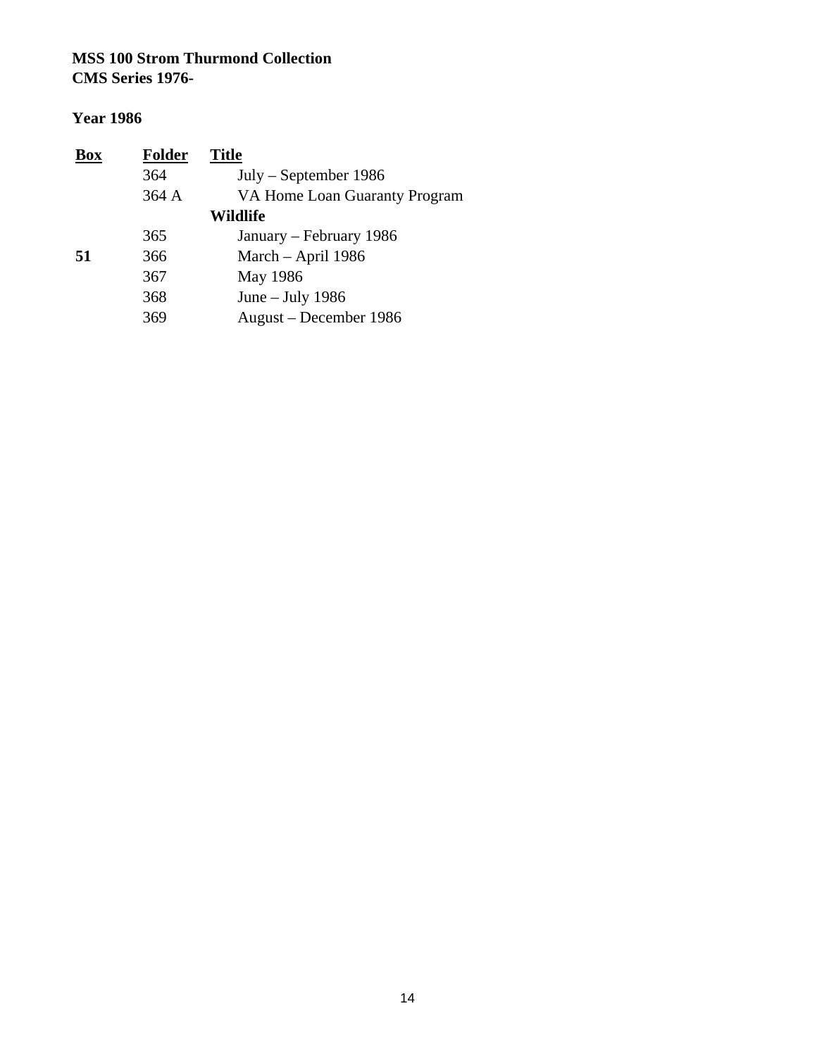**MSS 100 Strom Thurmond Collection**
**CMS Series 1976-**

**Year 1986**

| Box | Folder | Title |
|---|---|---|
| | 364 | July – September 1986 |
| | 364 A | VA Home Loan Guaranty Program |
| | | **Wildlife** |
| | 365 | January – February 1986 |
| **51** | 366 | March – April 1986 |
| | 367 | May 1986 |
| | 368 | June – July 1986 |
| | 369 | August – December 1986 |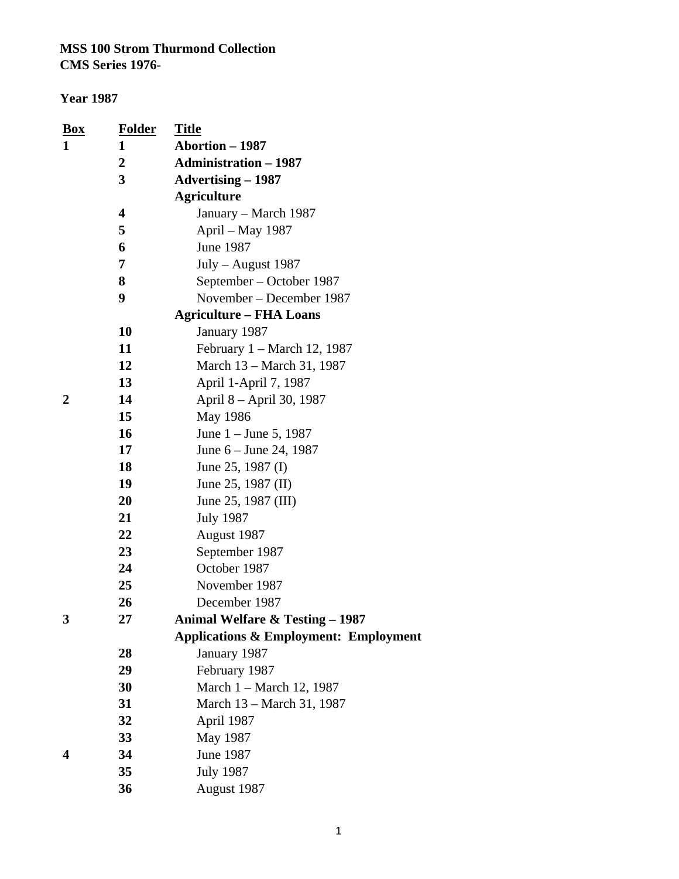**MSS 100 Strom Thurmond Collection**
**CMS Series 1976-**

**Year 1987**

| Box | Folder | Title |
|---|---|---|
| **1** | **1** | **Abortion – 1987** |
| | **2** | **Administration – 1987** |
| | **3** | **Advertising – 1987** |
| | | **Agriculture** |
| | **4** | January – March 1987 |
| | **5** | April – May 1987 |
| | **6** | June 1987 |
| | **7** | July – August 1987 |
| | **8** | September – October 1987 |
| | **9** | November – December 1987 |
| | | **Agriculture – FHA Loans** |
| | **10** | January 1987 |
| | **11** | February 1 – March 12, 1987 |
| | **12** | March 13 – March 31, 1987 |
| | **13** | April 1-April 7, 1987 |
| **2** | **14** | April 8 – April 30, 1987 |
| | **15** | May 1986 |
| | **16** | June 1 – June 5, 1987 |
| | **17** | June 6 – June 24, 1987 |
| | **18** | June 25, 1987 (I) |
| | **19** | June 25, 1987 (II) |
| | **20** | June 25, 1987 (III) |
| | **21** | July 1987 |
| | **22** | August 1987 |
| | **23** | September 1987 |
| | **24** | October 1987 |
| | **25** | November 1987 |
| | **26** | December 1987 |
| **3** | **27** | **Animal Welfare & Testing – 1987** |
| | | **Applications & Employment: Employment** |
| | **28** | January 1987 |
| | **29** | February 1987 |
| | **30** | March 1 – March 12, 1987 |
| | **31** | March 13 – March 31, 1987 |
| | **32** | April 1987 |
| | **33** | May 1987 |
| **4** | **34** | June 1987 |
| | **35** | July 1987 |
| | **36** | August 1987 |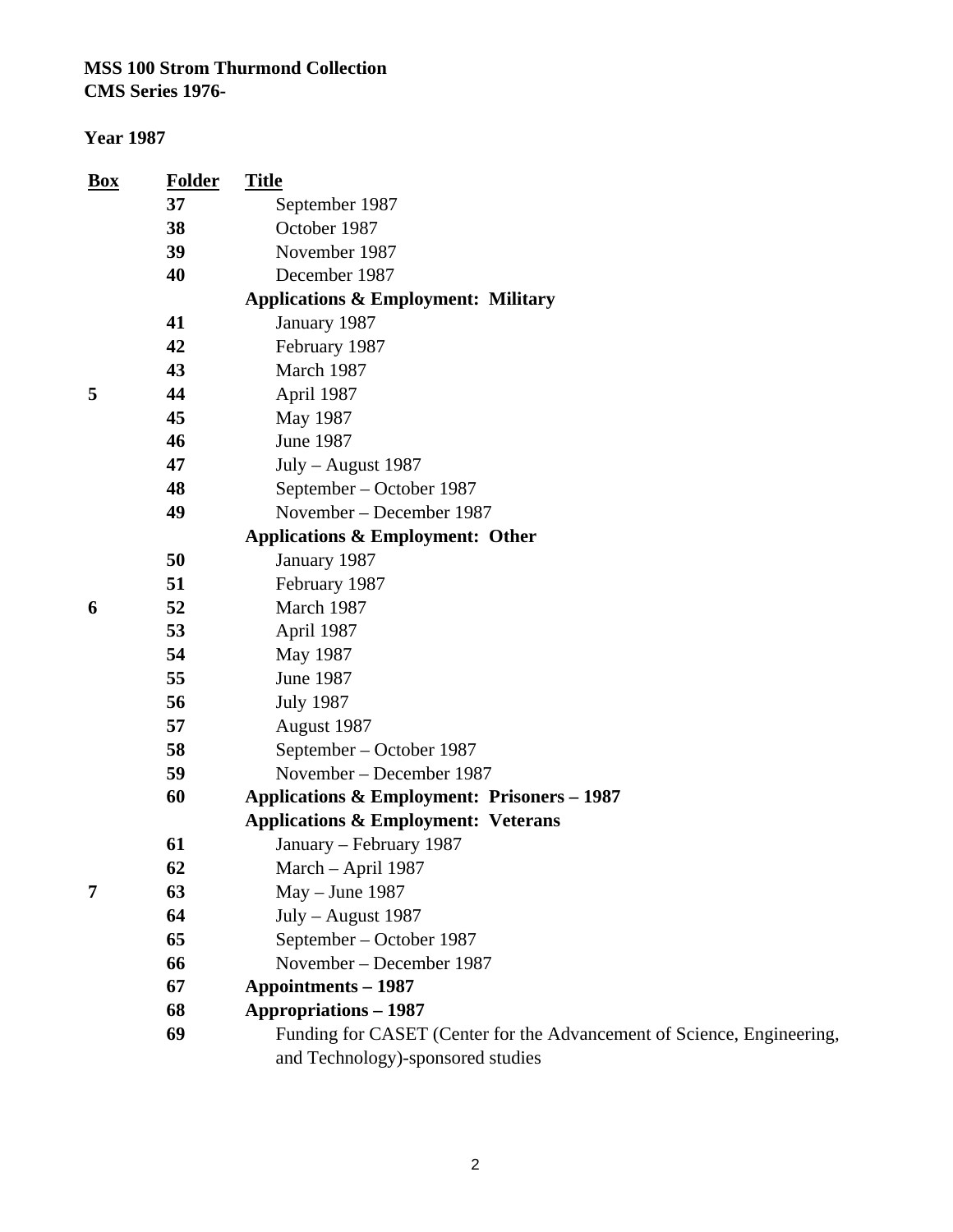**MSS 100 Strom Thurmond Collection**
**CMS Series 1976-**

**Year 1987**

| Box | Folder | Title |
|---|---|---|
| | 37 | September 1987 |
| | 38 | October 1987 |
| | 39 | November 1987 |
| | 40 | December 1987 |
| | | **Applications & Employment: Military** |
| | 41 | January 1987 |
| | 42 | February 1987 |
| | 43 | March 1987 |
| 5 | 44 | April 1987 |
| | 45 | May 1987 |
| | 46 | June 1987 |
| | 47 | July – August 1987 |
| | 48 | September – October 1987 |
| | 49 | November – December 1987 |
| | | **Applications & Employment: Other** |
| | 50 | January 1987 |
| | 51 | February 1987 |
| 6 | 52 | March 1987 |
| | 53 | April 1987 |
| | 54 | May 1987 |
| | 55 | June 1987 |
| | 56 | July 1987 |
| | 57 | August 1987 |
| | 58 | September – October 1987 |
| | 59 | November – December 1987 |
| | 60 | **Applications & Employment: Prisoners – 1987** |
| | | **Applications & Employment: Veterans** |
| | 61 | January – February 1987 |
| | 62 | March – April 1987 |
| 7 | 63 | May – June 1987 |
| | 64 | July – August 1987 |
| | 65 | September – October 1987 |
| | 66 | November – December 1987 |
| | 67 | **Appointments – 1987** |
| | 68 | **Appropriations – 1987** |
| | 69 | Funding for CASET (Center for the Advancement of Science, Engineering, and Technology)-sponsored studies |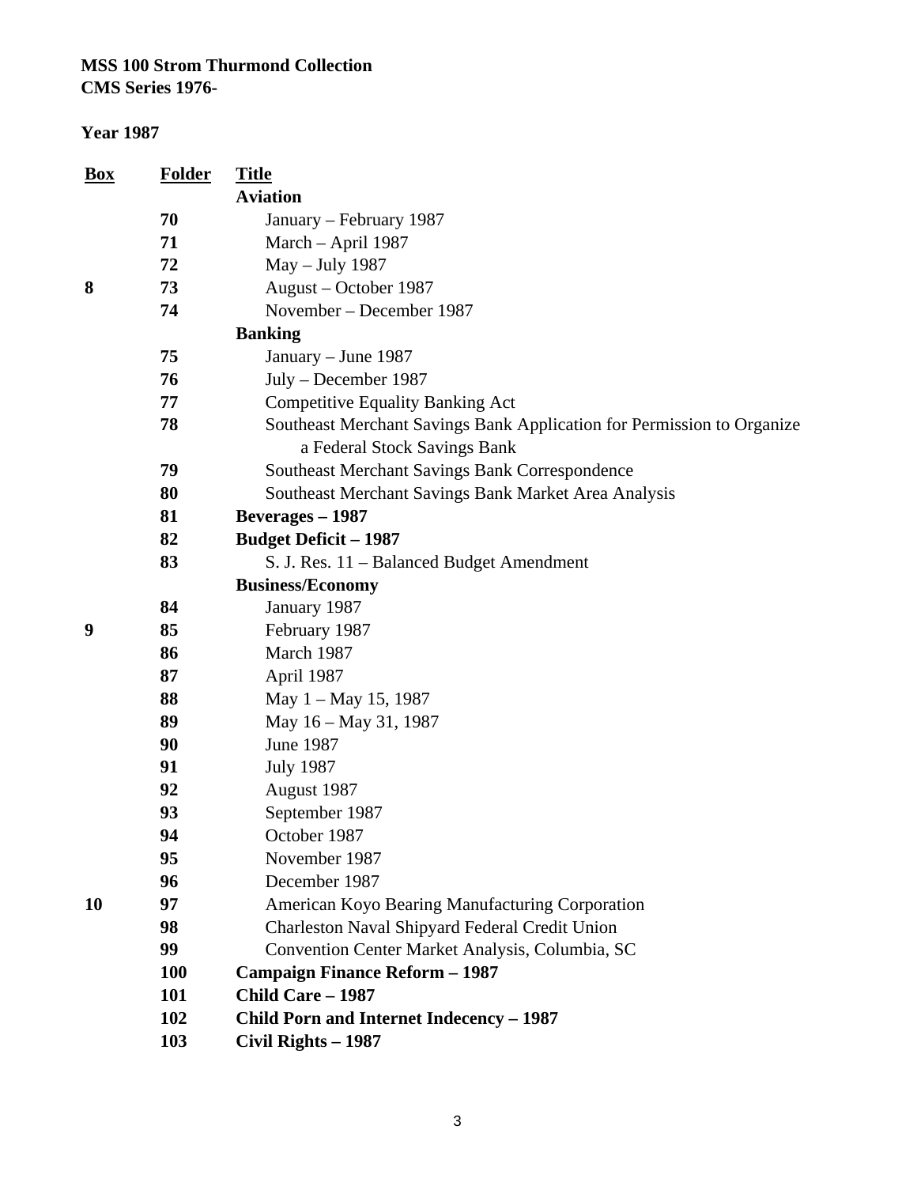**MSS 100 Strom Thurmond Collection**
**CMS Series 1976-**

**Year 1987**

| Box | Folder | Title |
|---|---|---|
| | | **Aviation** |
| | **70** | January – February 1987 |
| | **71** | March – April 1987 |
| | **72** | May – July 1987 |
| **8** | **73** | August – October 1987 |
| | **74** | November – December 1987 |
| | | **Banking** |
| | **75** | January – June 1987 |
| | **76** | July – December 1987 |
| | **77** | Competitive Equality Banking Act |
| | **78** | Southeast Merchant Savings Bank Application for Permission to Organize a Federal Stock Savings Bank |
| | **79** | Southeast Merchant Savings Bank Correspondence |
| | **80** | Southeast Merchant Savings Bank Market Area Analysis |
| | **81** | **Beverages – 1987** |
| | **82** | **Budget Deficit – 1987** |
| | **83** | S. J. Res. 11 – Balanced Budget Amendment |
| | | **Business/Economy** |
| | **84** | January 1987 |
| **9** | **85** | February 1987 |
| | **86** | March 1987 |
| | **87** | April 1987 |
| | **88** | May 1 – May 15, 1987 |
| | **89** | May 16 – May 31, 1987 |
| | **90** | June 1987 |
| | **91** | July 1987 |
| | **92** | August 1987 |
| | **93** | September 1987 |
| | **94** | October 1987 |
| | **95** | November 1987 |
| | **96** | December 1987 |
| **10** | **97** | American Koyo Bearing Manufacturing Corporation |
| | **98** | Charleston Naval Shipyard Federal Credit Union |
| | **99** | Convention Center Market Analysis, Columbia, SC |
| | **100** | **Campaign Finance Reform – 1987** |
| | **101** | **Child Care – 1987** |
| | **102** | **Child Porn and Internet Indecency – 1987** |
| | **103** | **Civil Rights – 1987** |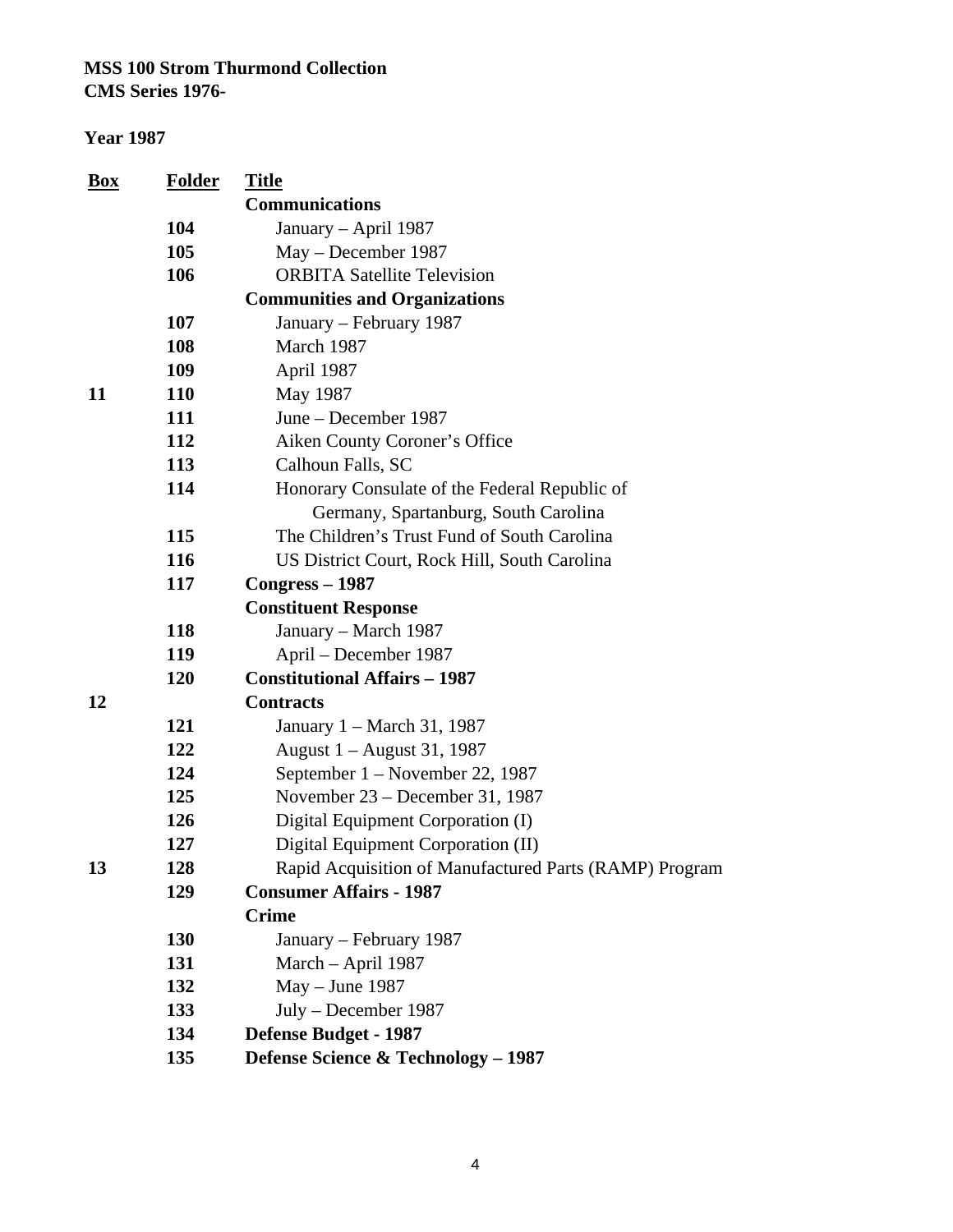**MSS 100 Strom Thurmond Collection**
**CMS Series 1976-**

**Year 1987**

| Box | Folder | Title |
|---|---|---|
| | | **Communications** |
| | 104 | January – April 1987 |
| | 105 | May – December 1987 |
| | 106 | ORBITA Satellite Television |
| | | **Communities and Organizations** |
| | 107 | January – February 1987 |
| | 108 | March 1987 |
| | 109 | April 1987 |
| 11 | 110 | May 1987 |
| | 111 | June – December 1987 |
| | 112 | Aiken County Coroner's Office |
| | 113 | Calhoun Falls, SC |
| | 114 | Honorary Consulate of the Federal Republic of Germany, Spartanburg, South Carolina |
| | 115 | The Children's Trust Fund of South Carolina |
| | 116 | US District Court, Rock Hill, South Carolina |
| | 117 | **Congress – 1987** |
| | | **Constituent Response** |
| | 118 | January – March 1987 |
| | 119 | April – December 1987 |
| | 120 | **Constitutional Affairs – 1987** |
| 12 | | **Contracts** |
| | 121 | January 1 – March 31, 1987 |
| | 122 | August 1 – August 31, 1987 |
| | 124 | September 1 – November 22, 1987 |
| | 125 | November 23 – December 31, 1987 |
| | 126 | Digital Equipment Corporation (I) |
| | 127 | Digital Equipment Corporation (II) |
| 13 | 128 | Rapid Acquisition of Manufactured Parts (RAMP) Program |
| | 129 | **Consumer Affairs - 1987** |
| | | **Crime** |
| | 130 | January – February 1987 |
| | 131 | March – April 1987 |
| | 132 | May – June 1987 |
| | 133 | July – December 1987 |
| | 134 | **Defense Budget - 1987** |
| | 135 | **Defense Science & Technology – 1987** |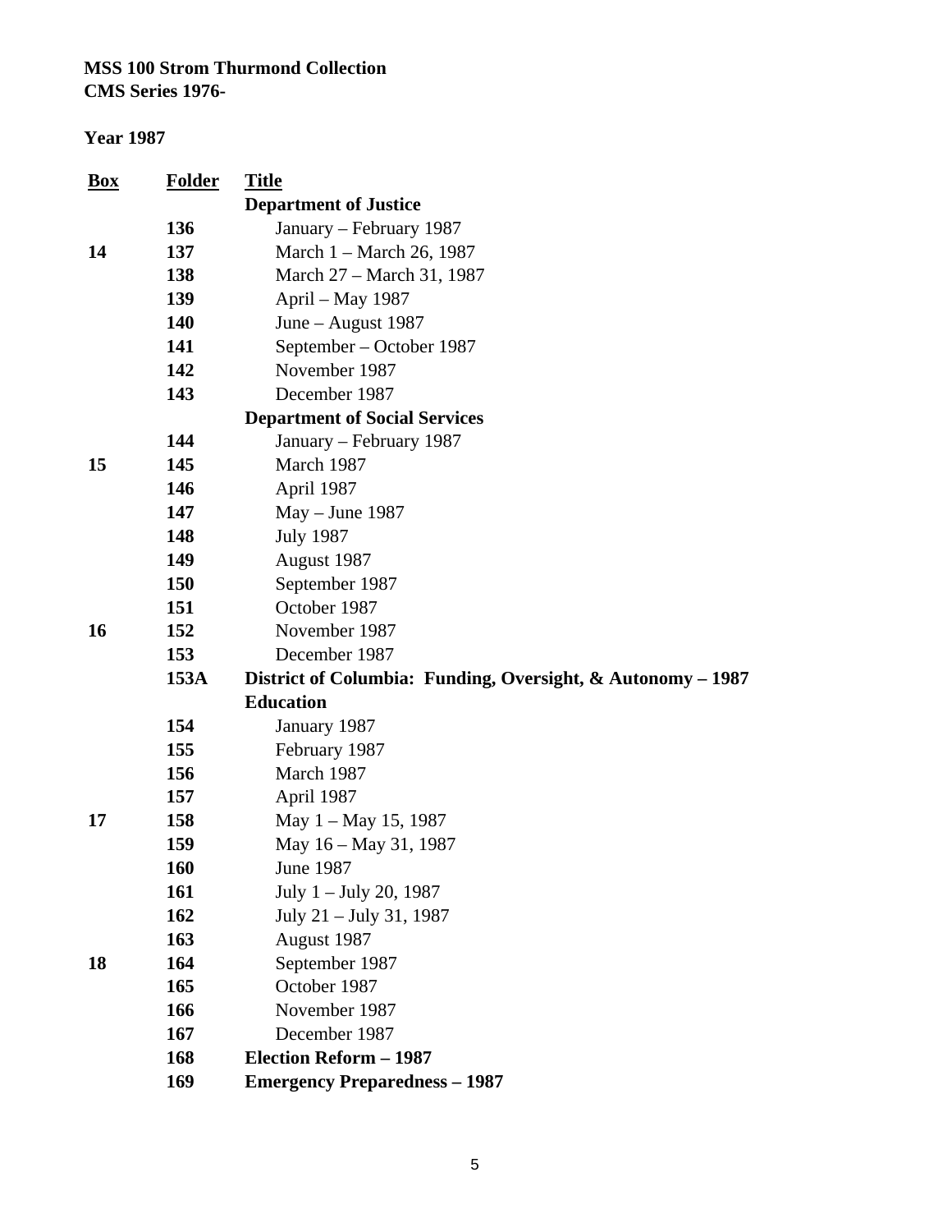**MSS 100 Strom Thurmond Collection**
**CMS Series 1976-**

**Year 1987**

| Box | Folder | Title |
|---|---|---|
| | | **Department of Justice** |
| | 136 | January – February 1987 |
| 14 | 137 | March 1 – March 26, 1987 |
| | 138 | March 27 – March 31, 1987 |
| | 139 | April – May 1987 |
| | 140 | June – August 1987 |
| | 141 | September – October 1987 |
| | 142 | November 1987 |
| | 143 | December 1987 |
| | | **Department of Social Services** |
| | 144 | January – February 1987 |
| 15 | 145 | March 1987 |
| | 146 | April 1987 |
| | 147 | May – June 1987 |
| | 148 | July 1987 |
| | 149 | August 1987 |
| | 150 | September 1987 |
| | 151 | October 1987 |
| 16 | 152 | November 1987 |
| | 153 | December 1987 |
| | 153A | **District of Columbia: Funding, Oversight, & Autonomy – 1987** |
| | | **Education** |
| | 154 | January 1987 |
| | 155 | February 1987 |
| | 156 | March 1987 |
| | 157 | April 1987 |
| 17 | 158 | May 1 – May 15, 1987 |
| | 159 | May 16 – May 31, 1987 |
| | 160 | June 1987 |
| | 161 | July 1 – July 20, 1987 |
| | 162 | July 21 – July 31, 1987 |
| | 163 | August 1987 |
| 18 | 164 | September 1987 |
| | 165 | October 1987 |
| | 166 | November 1987 |
| | 167 | December 1987 |
| | 168 | **Election Reform – 1987** |
| | 169 | **Emergency Preparedness – 1987** |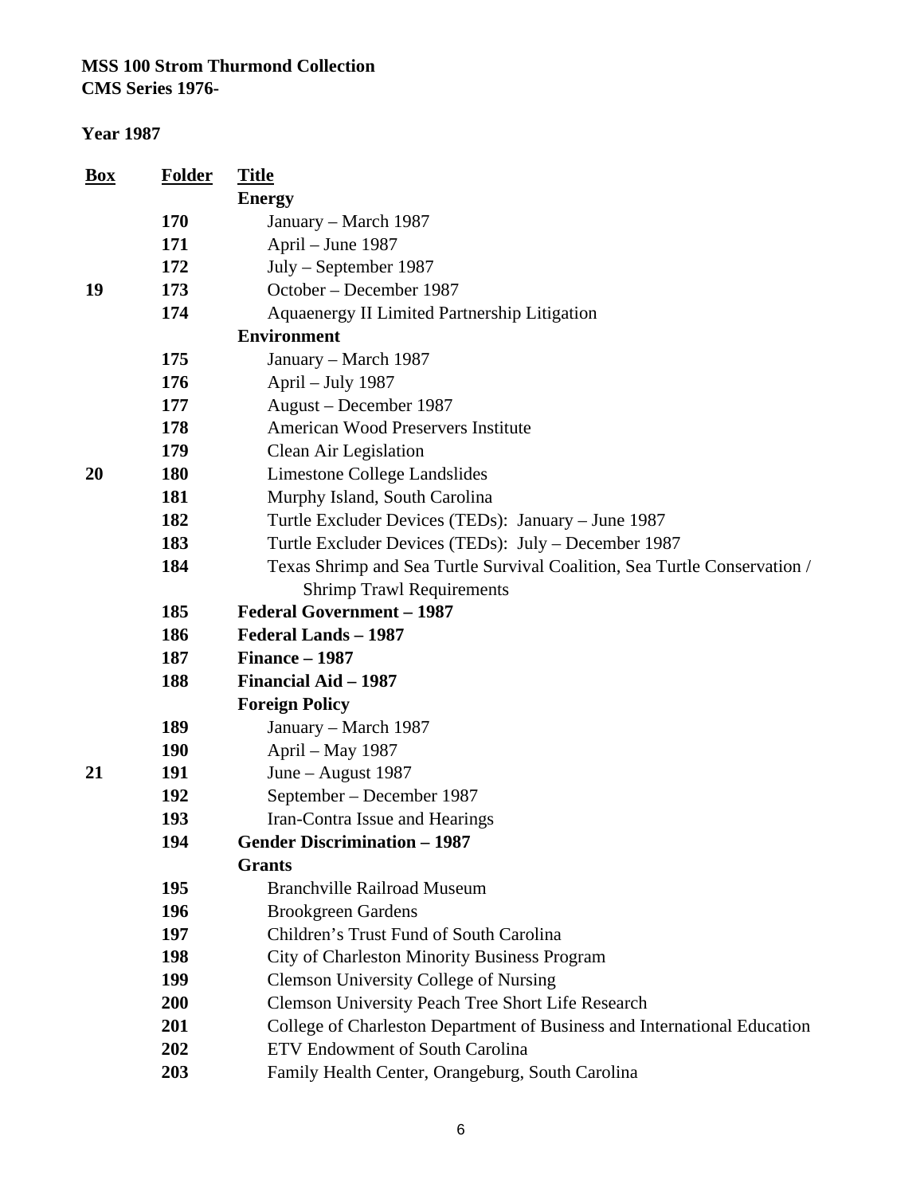**MSS 100 Strom Thurmond Collection**
**CMS Series 1976-**

**Year 1987**

| Box | Folder | Title |
|---|---|---|
| | | **Energy** |
| | 170 | January – March 1987 |
| | 171 | April – June 1987 |
| | 172 | July – September 1987 |
| 19 | 173 | October – December 1987 |
| | 174 | Aquaenergy II Limited Partnership Litigation |
| | | **Environment** |
| | 175 | January – March 1987 |
| | 176 | April – July 1987 |
| | 177 | August – December 1987 |
| | 178 | American Wood Preservers Institute |
| | 179 | Clean Air Legislation |
| 20 | 180 | Limestone College Landslides |
| | 181 | Murphy Island, South Carolina |
| | 182 | Turtle Excluder Devices (TEDs): January – June 1987 |
| | 183 | Turtle Excluder Devices (TEDs): July – December 1987 |
| | 184 | Texas Shrimp and Sea Turtle Survival Coalition, Sea Turtle Conservation / Shrimp Trawl Requirements |
| | 185 | **Federal Government – 1987** |
| | 186 | **Federal Lands – 1987** |
| | 187 | **Finance – 1987** |
| | 188 | **Financial Aid – 1987** |
| | | **Foreign Policy** |
| | 189 | January – March 1987 |
| | 190 | April – May 1987 |
| 21 | 191 | June – August 1987 |
| | 192 | September – December 1987 |
| | 193 | Iran-Contra Issue and Hearings |
| | 194 | **Gender Discrimination – 1987** |
| | | **Grants** |
| | 195 | Branchville Railroad Museum |
| | 196 | Brookgreen Gardens |
| | 197 | Children's Trust Fund of South Carolina |
| | 198 | City of Charleston Minority Business Program |
| | 199 | Clemson University College of Nursing |
| | 200 | Clemson University Peach Tree Short Life Research |
| | 201 | College of Charleston Department of Business and International Education |
| | 202 | ETV Endowment of South Carolina |
| | 203 | Family Health Center, Orangeburg, South Carolina |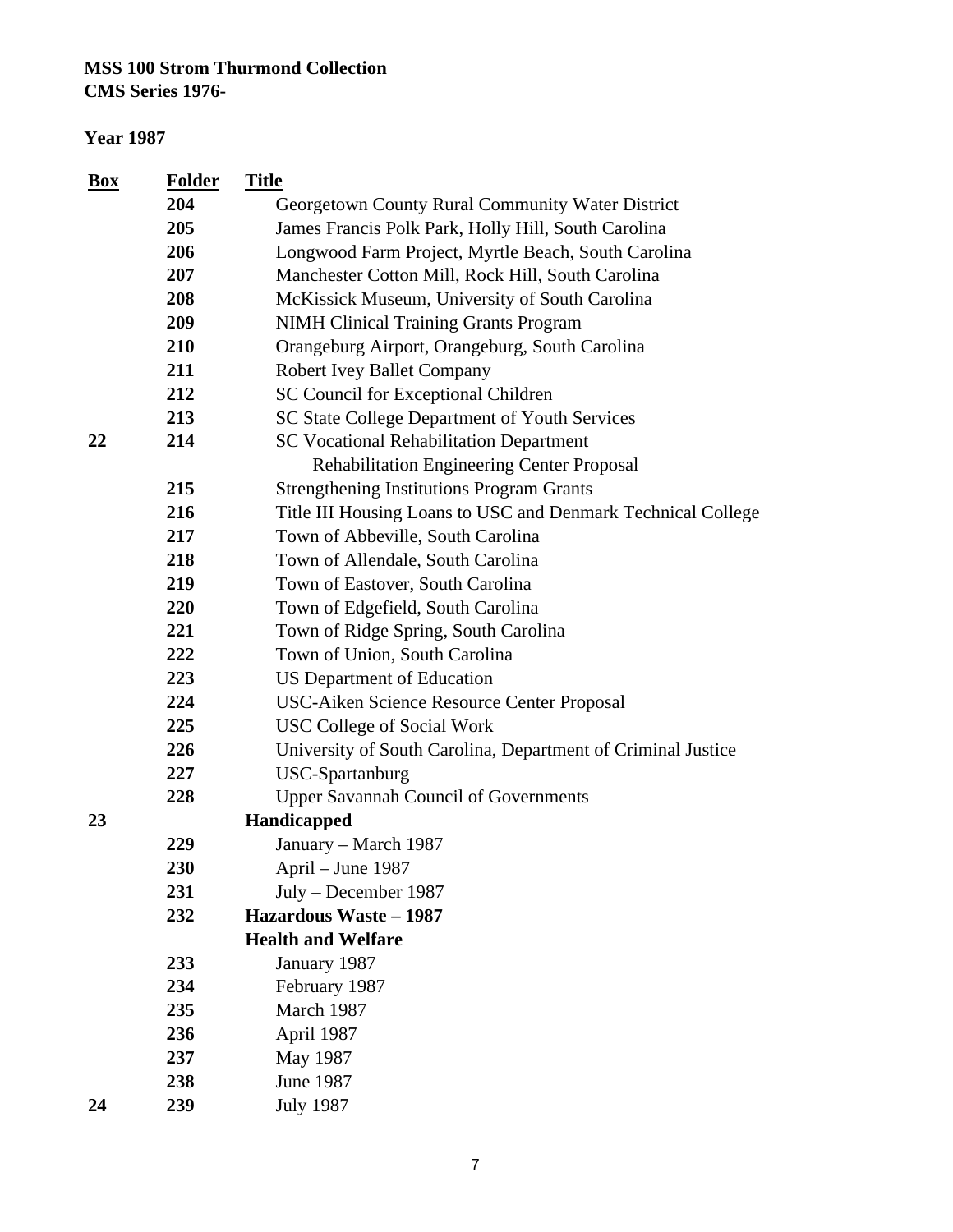**MSS 100 Strom Thurmond Collection**
**CMS Series 1976-**

**Year 1987**

| Box | Folder | Title |
|---|---|---|
| | 204 | Georgetown County Rural Community Water District |
| | 205 | James Francis Polk Park, Holly Hill, South Carolina |
| | 206 | Longwood Farm Project, Myrtle Beach, South Carolina |
| | 207 | Manchester Cotton Mill, Rock Hill, South Carolina |
| | 208 | McKissick Museum, University of South Carolina |
| | 209 | NIMH Clinical Training Grants Program |
| | 210 | Orangeburg Airport, Orangeburg, South Carolina |
| | 211 | Robert Ivey Ballet Company |
| | 212 | SC Council for Exceptional Children |
| | 213 | SC State College Department of Youth Services |
| 22 | 214 | SC Vocational Rehabilitation Department Rehabilitation Engineering Center Proposal |
| | 215 | Strengthening Institutions Program Grants |
| | 216 | Title III Housing Loans to USC and Denmark Technical College |
| | 217 | Town of Abbeville, South Carolina |
| | 218 | Town of Allendale, South Carolina |
| | 219 | Town of Eastover, South Carolina |
| | 220 | Town of Edgefield, South Carolina |
| | 221 | Town of Ridge Spring, South Carolina |
| | 222 | Town of Union, South Carolina |
| | 223 | US Department of Education |
| | 224 | USC-Aiken Science Resource Center Proposal |
| | 225 | USC College of Social Work |
| | 226 | University of South Carolina, Department of Criminal Justice |
| | 227 | USC-Spartanburg |
| | 228 | Upper Savannah Council of Governments |
| 23 | | **Handicapped** |
| | 229 | January – March 1987 |
| | 230 | April – June 1987 |
| | 231 | July – December 1987 |
| | 232 | **Hazardous Waste – 1987** |
| | | **Health and Welfare** |
| | 233 | January 1987 |
| | 234 | February 1987 |
| | 235 | March 1987 |
| | 236 | April 1987 |
| | 237 | May 1987 |
| | 238 | June 1987 |
| 24 | 239 | July 1987 |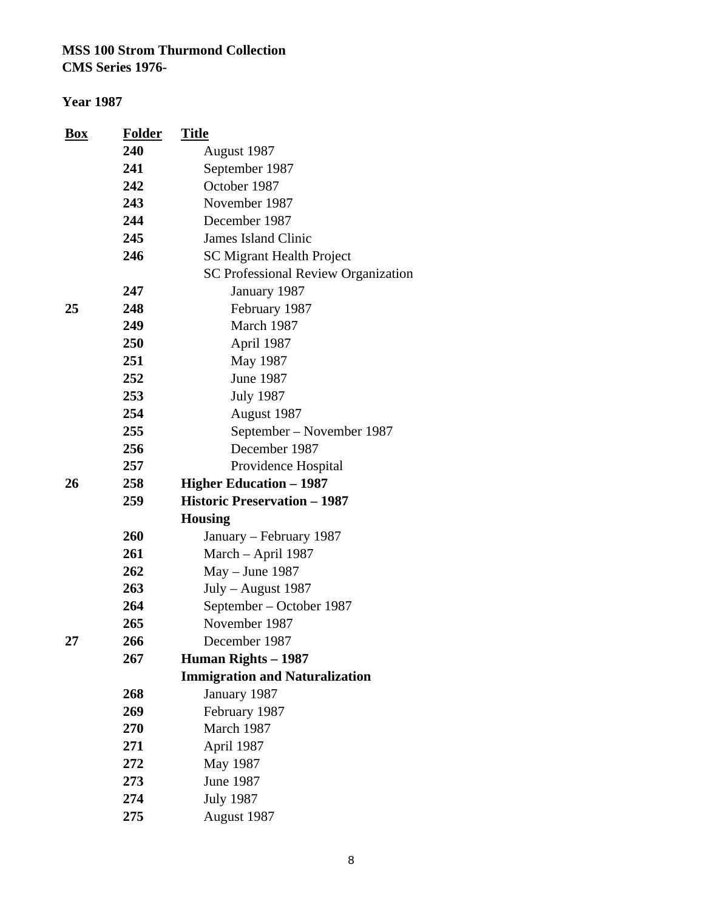**MSS 100 Strom Thurmond Collection**
**CMS Series 1976-**

**Year 1987**

| Box | Folder | Title |
|---|---|---|
| | **240** | August 1987 |
| | **241** | September 1987 |
| | **242** | October 1987 |
| | **243** | November 1987 |
| | **244** | December 1987 |
| | **245** | James Island Clinic |
| | **246** | SC Migrant Health Project |
| | | SC Professional Review Organization |
| | **247** | January 1987 |
| **25** | **248** | February 1987 |
| | **249** | March 1987 |
| | **250** | April 1987 |
| | **251** | May 1987 |
| | **252** | June 1987 |
| | **253** | July 1987 |
| | **254** | August 1987 |
| | **255** | September – November 1987 |
| | **256** | December 1987 |
| | **257** | Providence Hospital |
| **26** | **258** | **Higher Education – 1987** |
| | **259** | **Historic Preservation – 1987** |
| | | **Housing** |
| | **260** | January – February 1987 |
| | **261** | March – April 1987 |
| | **262** | May – June 1987 |
| | **263** | July – August 1987 |
| | **264** | September – October 1987 |
| | **265** | November 1987 |
| **27** | **266** | December 1987 |
| | **267** | **Human Rights – 1987** |
| | | **Immigration and Naturalization** |
| | **268** | January 1987 |
| | **269** | February 1987 |
| | **270** | March 1987 |
| | **271** | April 1987 |
| | **272** | May 1987 |
| | **273** | June 1987 |
| | **274** | July 1987 |
| | **275** | August 1987 |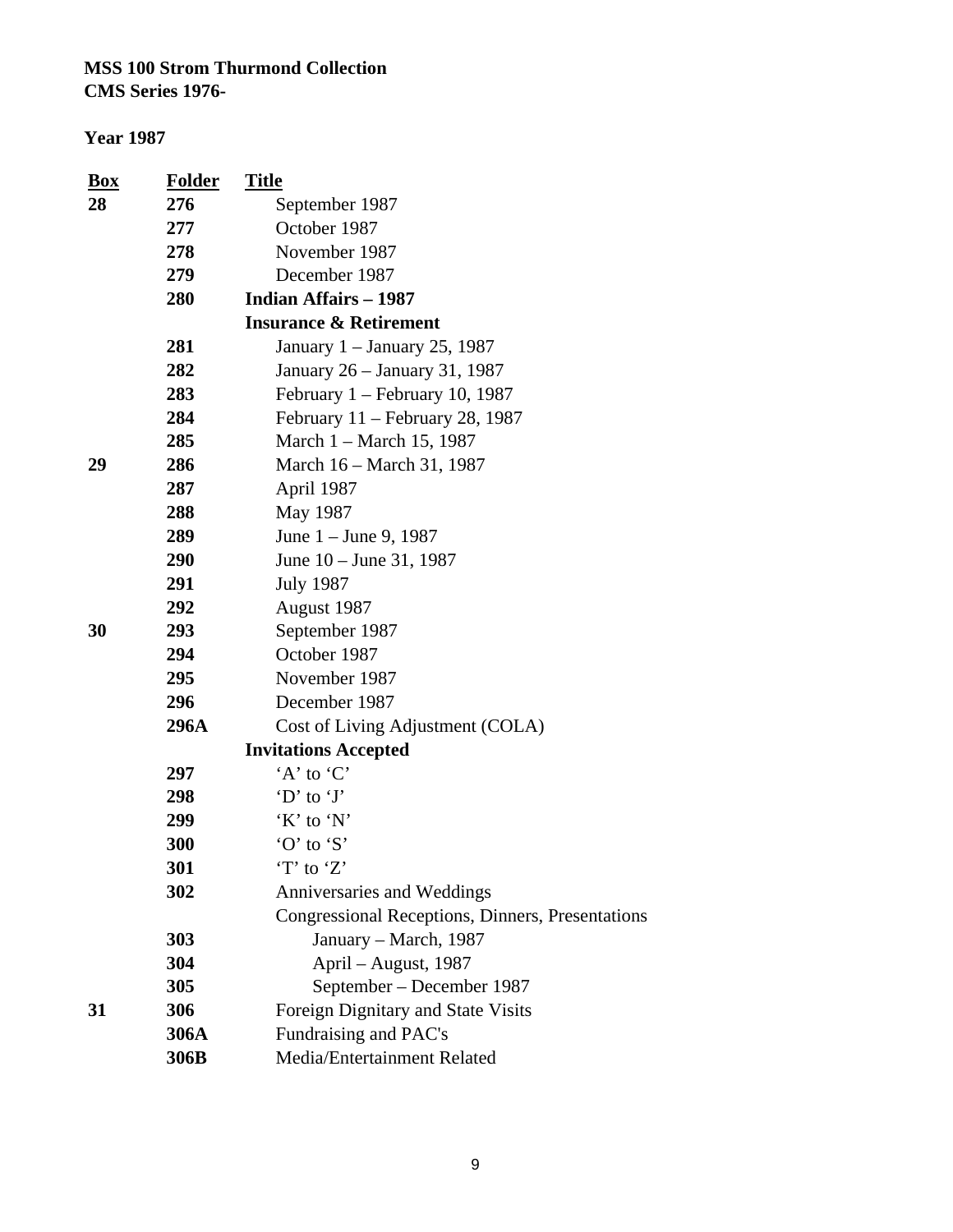**MSS 100 Strom Thurmond Collection**
**CMS Series 1976-**

**Year 1987**

| Box | Folder | Title |
|---|---|---|
| **28** | **276** | September 1987 |
| | **277** | October 1987 |
| | **278** | November 1987 |
| | **279** | December 1987 |
| | **280** | **Indian Affairs – 1987** |
| | | **Insurance & Retirement** |
| | **281** | January 1 – January 25, 1987 |
| | **282** | January 26 – January 31, 1987 |
| | **283** | February 1 – February 10, 1987 |
| | **284** | February 11 – February 28, 1987 |
| | **285** | March 1 – March 15, 1987 |
| **29** | **286** | March 16 – March 31, 1987 |
| | **287** | April 1987 |
| | **288** | May 1987 |
| | **289** | June 1 – June 9, 1987 |
| | **290** | June 10 – June 31, 1987 |
| | **291** | July 1987 |
| | **292** | August 1987 |
| **30** | **293** | September 1987 |
| | **294** | October 1987 |
| | **295** | November 1987 |
| | **296** | December 1987 |
| | **296A** | Cost of Living Adjustment (COLA) |
| | | **Invitations Accepted** |
| | **297** | 'A' to 'C' |
| | **298** | 'D' to 'J' |
| | **299** | 'K' to 'N' |
| | **300** | 'O' to 'S' |
| | **301** | 'T' to 'Z' |
| | **302** | Anniversaries and Weddings |
| | | Congressional Receptions, Dinners, Presentations |
| | **303** | January – March, 1987 |
| | **304** | April – August, 1987 |
| | **305** | September – December 1987 |
| **31** | **306** | Foreign Dignitary and State Visits |
| | **306A** | Fundraising and PAC's |
| | **306B** | Media/Entertainment Related |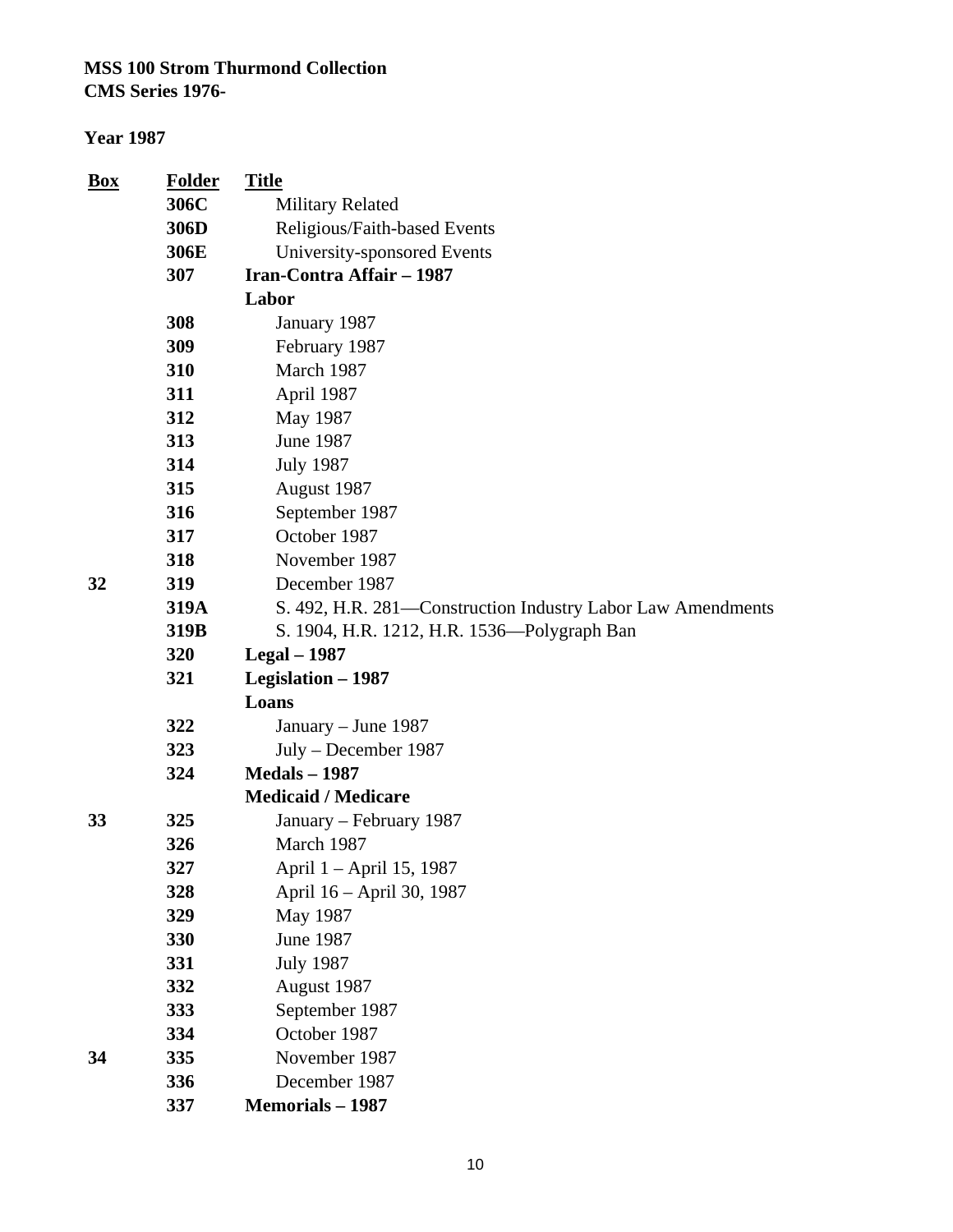**MSS 100 Strom Thurmond Collection**
**CMS Series 1976-**

**Year 1987**

| Box | Folder | Title |
|---|---|---|
| | **306C** | Military Related |
| | **306D** | Religious/Faith-based Events |
| | **306E** | University-sponsored Events |
| | **307** | **Iran-Contra Affair – 1987** |
| | | **Labor** |
| | **308** | January 1987 |
| | **309** | February 1987 |
| | **310** | March 1987 |
| | **311** | April 1987 |
| | **312** | May 1987 |
| | **313** | June 1987 |
| | **314** | July 1987 |
| | **315** | August 1987 |
| | **316** | September 1987 |
| | **317** | October 1987 |
| | **318** | November 1987 |
| **32** | **319** | December 1987 |
| | **319A** | S. 492, H.R. 281—Construction Industry Labor Law Amendments |
| | **319B** | S. 1904, H.R. 1212, H.R. 1536—Polygraph Ban |
| | **320** | **Legal – 1987** |
| | **321** | **Legislation – 1987** |
| | | **Loans** |
| | **322** | January – June 1987 |
| | **323** | July – December 1987 |
| | **324** | **Medals – 1987** |
| | | **Medicaid / Medicare** |
| **33** | **325** | January – February 1987 |
| | **326** | March 1987 |
| | **327** | April 1 – April 15, 1987 |
| | **328** | April 16 – April 30, 1987 |
| | **329** | May 1987 |
| | **330** | June 1987 |
| | **331** | July 1987 |
| | **332** | August 1987 |
| | **333** | September 1987 |
| | **334** | October 1987 |
| **34** | **335** | November 1987 |
| | **336** | December 1987 |
| | **337** | **Memorials – 1987** |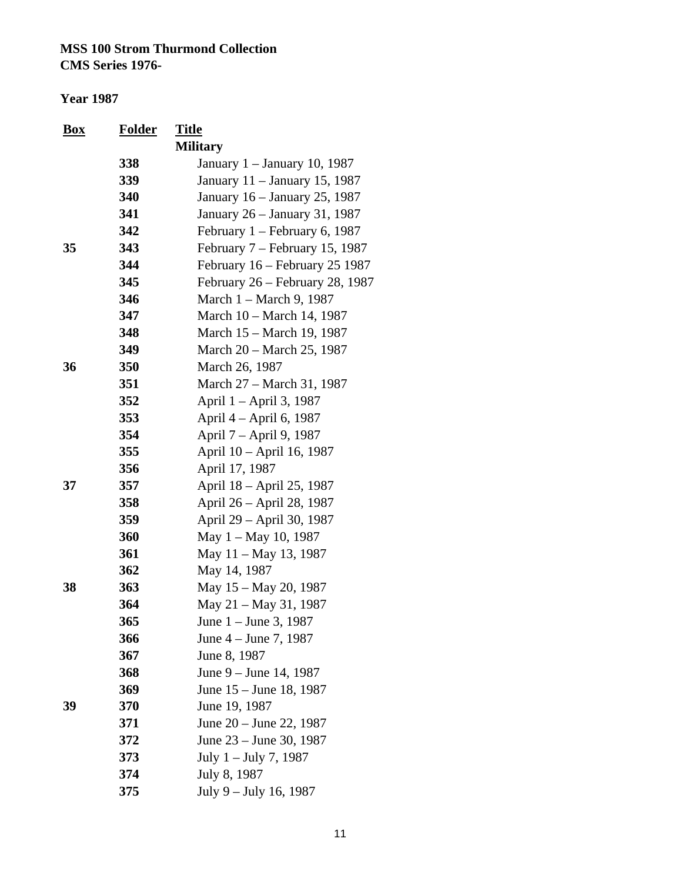**MSS 100 Strom Thurmond Collection**
**CMS Series 1976-**

**Year 1987**

| Box | Folder | Title |
|---|---|---|
| | | **Military** |
| | 338 | January 1 – January 10, 1987 |
| | 339 | January 11 – January 15, 1987 |
| | 340 | January 16 – January 25, 1987 |
| | 341 | January 26 – January 31, 1987 |
| | 342 | February 1 – February 6, 1987 |
| 35 | 343 | February 7 – February 15, 1987 |
| | 344 | February 16 – February 25 1987 |
| | 345 | February 26 – February 28, 1987 |
| | 346 | March 1 – March 9, 1987 |
| | 347 | March 10 – March 14, 1987 |
| | 348 | March 15 – March 19, 1987 |
| | 349 | March 20 – March 25, 1987 |
| 36 | 350 | March 26, 1987 |
| | 351 | March 27 – March 31, 1987 |
| | 352 | April 1 – April 3, 1987 |
| | 353 | April 4 – April 6, 1987 |
| | 354 | April 7 – April 9, 1987 |
| | 355 | April 10 – April 16, 1987 |
| | 356 | April 17, 1987 |
| 37 | 357 | April 18 – April 25, 1987 |
| | 358 | April 26 – April 28, 1987 |
| | 359 | April 29 – April 30, 1987 |
| | 360 | May 1 – May 10, 1987 |
| | 361 | May 11 – May 13, 1987 |
| | 362 | May 14, 1987 |
| 38 | 363 | May 15 – May 20, 1987 |
| | 364 | May 21 – May 31, 1987 |
| | 365 | June 1 – June 3, 1987 |
| | 366 | June 4 – June 7, 1987 |
| | 367 | June 8, 1987 |
| | 368 | June 9 – June 14, 1987 |
| | 369 | June 15 – June 18, 1987 |
| 39 | 370 | June 19, 1987 |
| | 371 | June 20 – June 22, 1987 |
| | 372 | June 23 – June 30, 1987 |
| | 373 | July 1 – July 7, 1987 |
| | 374 | July 8, 1987 |
| | 375 | July 9 – July 16, 1987 |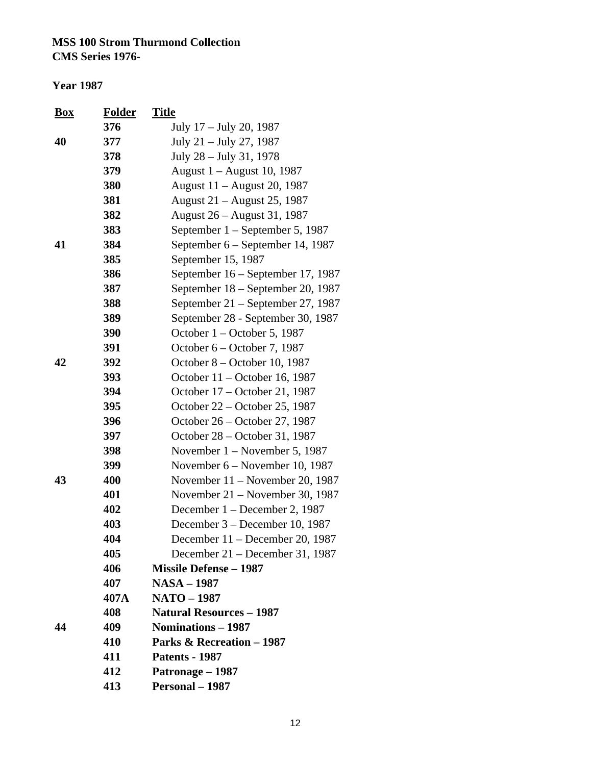**MSS 100 Strom Thurmond Collection**
**CMS Series 1976-**

**Year 1987**

| Box | Folder | Title |
|---|---|---|
| | 376 | July 17 – July 20, 1987 |
| 40 | 377 | July 21 – July 27, 1987 |
| | 378 | July 28 – July 31, 1978 |
| | 379 | August 1 – August 10, 1987 |
| | 380 | August 11 – August 20, 1987 |
| | 381 | August 21 – August 25, 1987 |
| | 382 | August 26 – August 31, 1987 |
| | 383 | September 1 – September 5, 1987 |
| 41 | 384 | September 6 – September 14, 1987 |
| | 385 | September 15, 1987 |
| | 386 | September 16 – September 17, 1987 |
| | 387 | September 18 – September 20, 1987 |
| | 388 | September 21 – September 27, 1987 |
| | 389 | September 28 - September 30, 1987 |
| | 390 | October 1 – October 5, 1987 |
| | 391 | October 6 – October 7, 1987 |
| 42 | 392 | October 8 – October 10, 1987 |
| | 393 | October 11 – October 16, 1987 |
| | 394 | October 17 – October 21, 1987 |
| | 395 | October 22 – October 25, 1987 |
| | 396 | October 26 – October 27, 1987 |
| | 397 | October 28 – October 31, 1987 |
| | 398 | November 1 – November 5, 1987 |
| | 399 | November 6 – November 10, 1987 |
| 43 | 400 | November 11 – November 20, 1987 |
| | 401 | November 21 – November 30, 1987 |
| | 402 | December 1 – December 2, 1987 |
| | 403 | December 3 – December 10, 1987 |
| | 404 | December 11 – December 20, 1987 |
| | 405 | December 21 – December 31, 1987 |
| | 406 | **Missile Defense – 1987** |
| | 407 | **NASA – 1987** |
| | 407A | **NATO – 1987** |
| | 408 | **Natural Resources – 1987** |
| 44 | 409 | **Nominations – 1987** |
| | 410 | **Parks & Recreation – 1987** |
| | 411 | **Patents - 1987** |
| | 412 | **Patronage – 1987** |
| | 413 | **Personal – 1987** |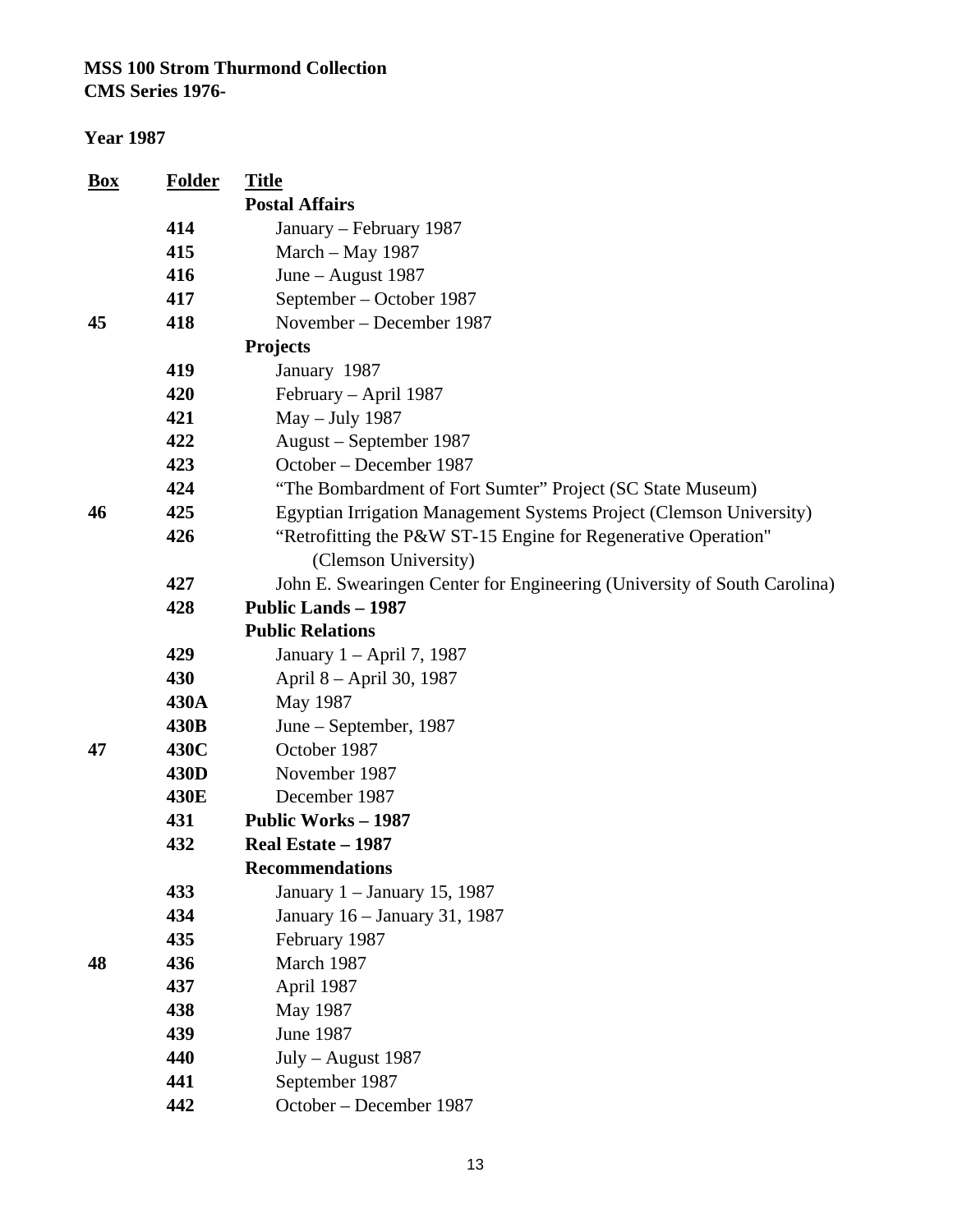**MSS 100 Strom Thurmond Collection**
**CMS Series 1976-**

**Year 1987**

| Box | Folder | Title |
|---|---|---|
| | | **Postal Affairs** |
| | 414 | January – February 1987 |
| | 415 | March – May 1987 |
| | 416 | June – August 1987 |
| | 417 | September – October 1987 |
| 45 | 418 | November – December 1987 |
| | | **Projects** |
| | 419 | January 1987 |
| | 420 | February – April 1987 |
| | 421 | May – July 1987 |
| | 422 | August – September 1987 |
| | 423 | October – December 1987 |
| | 424 | "The Bombardment of Fort Sumter" Project (SC State Museum) |
| 46 | 425 | Egyptian Irrigation Management Systems Project (Clemson University) |
| | 426 | "Retrofitting the P&W ST-15 Engine for Regenerative Operation" (Clemson University) |
| | 427 | John E. Swearingen Center for Engineering (University of South Carolina) |
| | 428 | **Public Lands – 1987** |
| | | **Public Relations** |
| | 429 | January 1 – April 7, 1987 |
| | 430 | April 8 – April 30, 1987 |
| | 430A | May 1987 |
| | 430B | June – September, 1987 |
| 47 | 430C | October 1987 |
| | 430D | November 1987 |
| | 430E | December 1987 |
| | 431 | **Public Works – 1987** |
| | 432 | **Real Estate – 1987** |
| | | **Recommendations** |
| | 433 | January 1 – January 15, 1987 |
| | 434 | January 16 – January 31, 1987 |
| | 435 | February 1987 |
| 48 | 436 | March 1987 |
| | 437 | April 1987 |
| | 438 | May 1987 |
| | 439 | June 1987 |
| | 440 | July – August 1987 |
| | 441 | September 1987 |
| | 442 | October – December 1987 |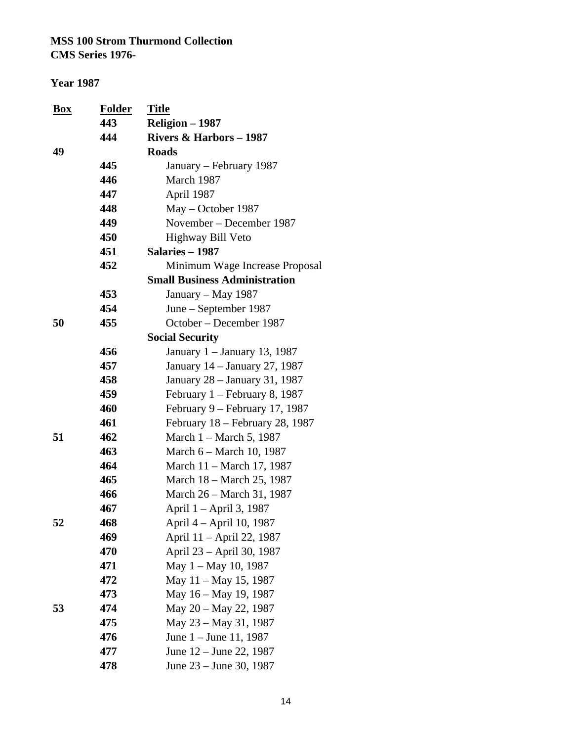**MSS 100 Strom Thurmond Collection**
**CMS Series 1976-**

**Year 1987**

| Box | Folder | Title |
|---|---|---|
| | **443** | **Religion – 1987** |
| | **444** | **Rivers & Harbors – 1987** |
| **49** | | **Roads** |
| | **445** | January – February 1987 |
| | **446** | March 1987 |
| | **447** | April 1987 |
| | **448** | May – October 1987 |
| | **449** | November – December 1987 |
| | **450** | Highway Bill Veto |
| | **451** | **Salaries – 1987** |
| | **452** | Minimum Wage Increase Proposal |
| | | **Small Business Administration** |
| | **453** | January – May 1987 |
| | **454** | June – September 1987 |
| **50** | **455** | October – December 1987 |
| | | **Social Security** |
| | **456** | January 1 – January 13, 1987 |
| | **457** | January 14 – January 27, 1987 |
| | **458** | January 28 – January 31, 1987 |
| | **459** | February 1 – February 8, 1987 |
| | **460** | February 9 – February 17, 1987 |
| | **461** | February 18 – February 28, 1987 |
| **51** | **462** | March 1 – March 5, 1987 |
| | **463** | March 6 – March 10, 1987 |
| | **464** | March 11 – March 17, 1987 |
| | **465** | March 18 – March 25, 1987 |
| | **466** | March 26 – March 31, 1987 |
| | **467** | April 1 – April 3, 1987 |
| **52** | **468** | April 4 – April 10, 1987 |
| | **469** | April 11 – April 22, 1987 |
| | **470** | April 23 – April 30, 1987 |
| | **471** | May 1 – May 10, 1987 |
| | **472** | May 11 – May 15, 1987 |
| | **473** | May 16 – May 19, 1987 |
| **53** | **474** | May 20 – May 22, 1987 |
| | **475** | May 23 – May 31, 1987 |
| | **476** | June 1 – June 11, 1987 |
| | **477** | June 12 – June 22, 1987 |
| | **478** | June 23 – June 30, 1987 |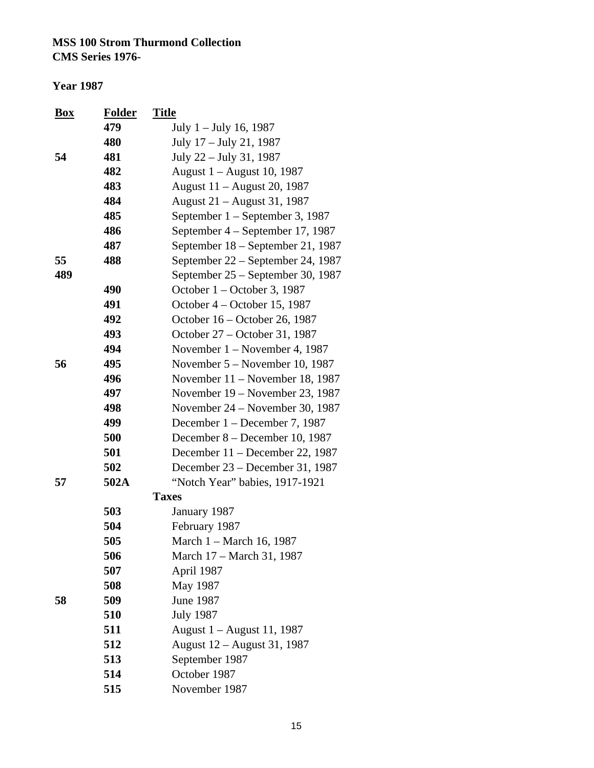**MSS 100 Strom Thurmond Collection**
**CMS Series 1976-**

**Year 1987**

| Box | Folder | Title |
|---|---|---|
| | 479 | July 1 – July 16, 1987 |
| | 480 | July 17 – July 21, 1987 |
| 54 | 481 | July 22 – July 31, 1987 |
| | 482 | August 1 – August 10, 1987 |
| | 483 | August 11 – August 20, 1987 |
| | 484 | August 21 – August 31, 1987 |
| | 485 | September 1 – September 3, 1987 |
| | 486 | September 4 – September 17, 1987 |
| | 487 | September 18 – September 21, 1987 |
| 55 | 488 | September 22 – September 24, 1987 |
| 489 | | September 25 – September 30, 1987 |
| | 490 | October 1 – October 3, 1987 |
| | 491 | October 4 – October 15, 1987 |
| | 492 | October 16 – October 26, 1987 |
| | 493 | October 27 – October 31, 1987 |
| | 494 | November 1 – November 4, 1987 |
| 56 | 495 | November 5 – November 10, 1987 |
| | 496 | November 11 – November 18, 1987 |
| | 497 | November 19 – November 23, 1987 |
| | 498 | November 24 – November 30, 1987 |
| | 499 | December 1 – December 7, 1987 |
| | 500 | December 8 – December 10, 1987 |
| | 501 | December 11 – December 22, 1987 |
| | 502 | December 23 – December 31, 1987 |
| 57 | 502A | "Notch Year" babies, 1917-1921 |
| | | **Taxes** |
| | 503 | January 1987 |
| | 504 | February 1987 |
| | 505 | March 1 – March 16, 1987 |
| | 506 | March 17 – March 31, 1987 |
| | 507 | April 1987 |
| | 508 | May 1987 |
| 58 | 509 | June 1987 |
| | 510 | July 1987 |
| | 511 | August 1 – August 11, 1987 |
| | 512 | August 12 – August 31, 1987 |
| | 513 | September 1987 |
| | 514 | October 1987 |
| | 515 | November 1987 |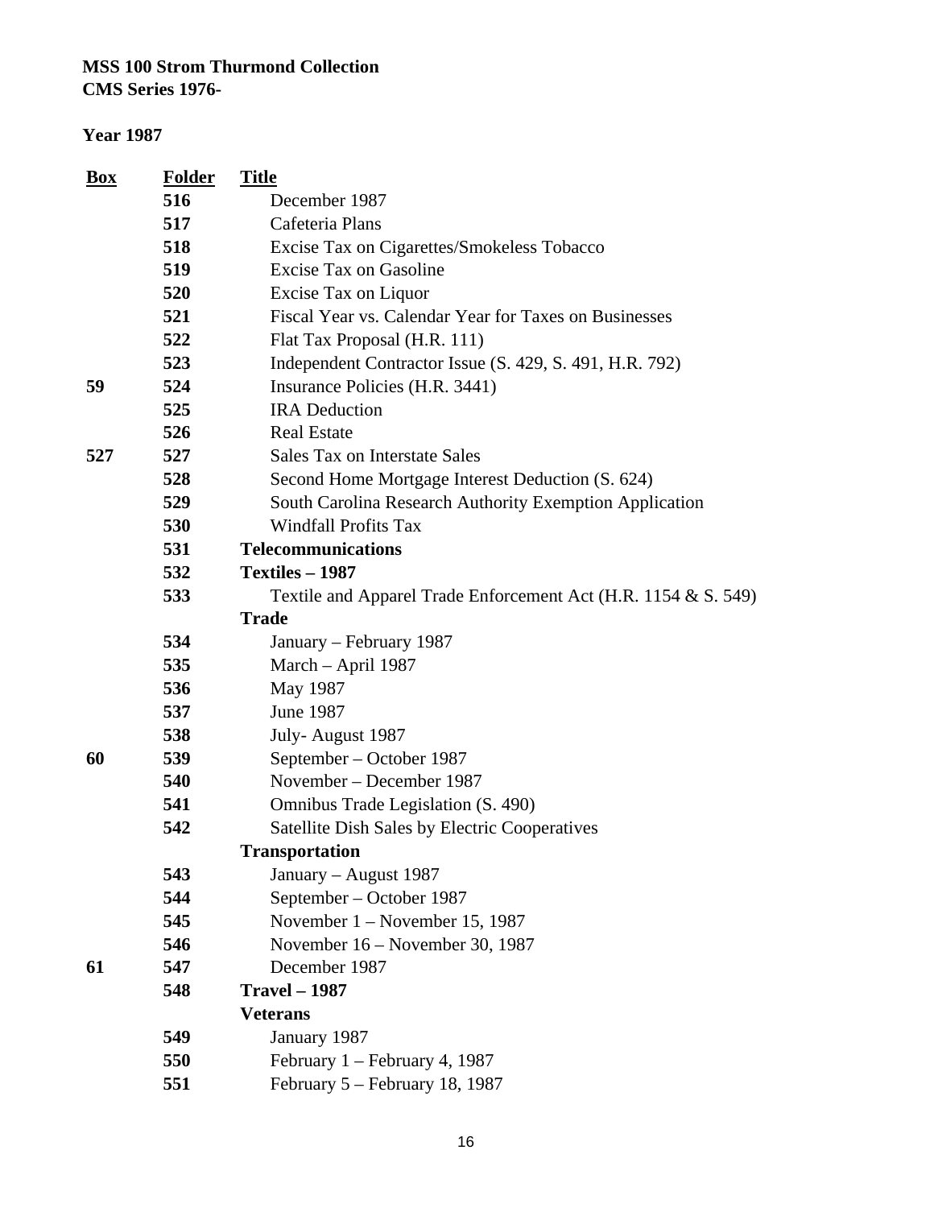**MSS 100 Strom Thurmond Collection**
**CMS Series 1976-**

**Year 1987**

| Box | Folder | Title |
|---|---|---|
| | 516 | December 1987 |
| | 517 | Cafeteria Plans |
| | 518 | Excise Tax on Cigarettes/Smokeless Tobacco |
| | 519 | Excise Tax on Gasoline |
| | 520 | Excise Tax on Liquor |
| | 521 | Fiscal Year vs. Calendar Year for Taxes on Businesses |
| | 522 | Flat Tax Proposal (H.R. 111) |
| | 523 | Independent Contractor Issue (S. 429, S. 491, H.R. 792) |
| 59 | 524 | Insurance Policies (H.R. 3441) |
| | 525 | IRA Deduction |
| | 526 | Real Estate |
| 527 | 527 | Sales Tax on Interstate Sales |
| | 528 | Second Home Mortgage Interest Deduction (S. 624) |
| | 529 | South Carolina Research Authority Exemption Application |
| | 530 | Windfall Profits Tax |
| | 531 | **Telecommunications** |
| | 532 | **Textiles – 1987** |
| | 533 | Textile and Apparel Trade Enforcement Act (H.R. 1154 & S. 549) |
| | | **Trade** |
| | 534 | January – February 1987 |
| | 535 | March – April 1987 |
| | 536 | May 1987 |
| | 537 | June 1987 |
| | 538 | July- August 1987 |
| 60 | 539 | September – October 1987 |
| | 540 | November – December 1987 |
| | 541 | Omnibus Trade Legislation (S. 490) |
| | 542 | Satellite Dish Sales by Electric Cooperatives |
| | | **Transportation** |
| | 543 | January – August 1987 |
| | 544 | September – October 1987 |
| | 545 | November 1 – November 15, 1987 |
| | 546 | November 16 – November 30, 1987 |
| 61 | 547 | December 1987 |
| | 548 | **Travel – 1987** |
| | | **Veterans** |
| | 549 | January 1987 |
| | 550 | February 1 – February 4, 1987 |
| | 551 | February 5 – February 18, 1987 |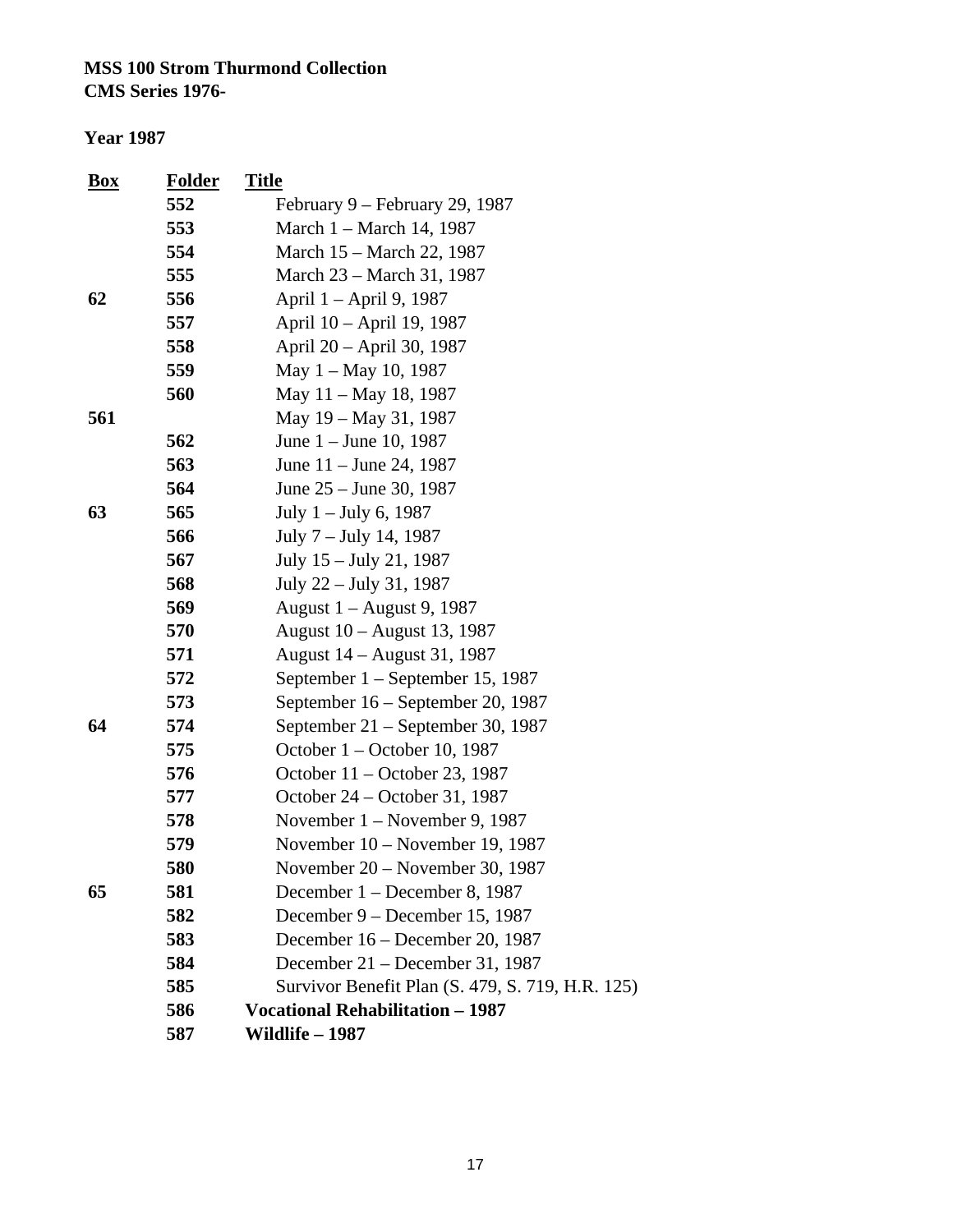**MSS 100 Strom Thurmond Collection**
**CMS Series 1976-**

**Year 1987**

| Box | Folder | Title |
|---|---|---|
| | 552 | February 9 – February 29, 1987 |
| | 553 | March 1 – March 14, 1987 |
| | 554 | March 15 – March 22, 1987 |
| | 555 | March 23 – March 31, 1987 |
| 62 | 556 | April 1 – April 9, 1987 |
| | 557 | April 10 – April 19, 1987 |
| | 558 | April 20 – April 30, 1987 |
| | 559 | May 1 – May 10, 1987 |
| | 560 | May 11 – May 18, 1987 |
| 561 | | May 19 – May 31, 1987 |
| | 562 | June 1 – June 10, 1987 |
| | 563 | June 11 – June 24, 1987 |
| | 564 | June 25 – June 30, 1987 |
| 63 | 565 | July 1 – July 6, 1987 |
| | 566 | July 7 – July 14, 1987 |
| | 567 | July 15 – July 21, 1987 |
| | 568 | July 22 – July 31, 1987 |
| | 569 | August 1 – August 9, 1987 |
| | 570 | August 10 – August 13, 1987 |
| | 571 | August 14 – August 31, 1987 |
| | 572 | September 1 – September 15, 1987 |
| | 573 | September 16 – September 20, 1987 |
| 64 | 574 | September 21 – September 30, 1987 |
| | 575 | October 1 – October 10, 1987 |
| | 576 | October 11 – October 23, 1987 |
| | 577 | October 24 – October 31, 1987 |
| | 578 | November 1 – November 9, 1987 |
| | 579 | November 10 – November 19, 1987 |
| | 580 | November 20 – November 30, 1987 |
| 65 | 581 | December 1 – December 8, 1987 |
| | 582 | December 9 – December 15, 1987 |
| | 583 | December 16 – December 20, 1987 |
| | 584 | December 21 – December 31, 1987 |
| | 585 | Survivor Benefit Plan (S. 479, S. 719, H.R. 125) |
| | 586 | **Vocational Rehabilitation – 1987** |
| | 587 | **Wildlife – 1987** |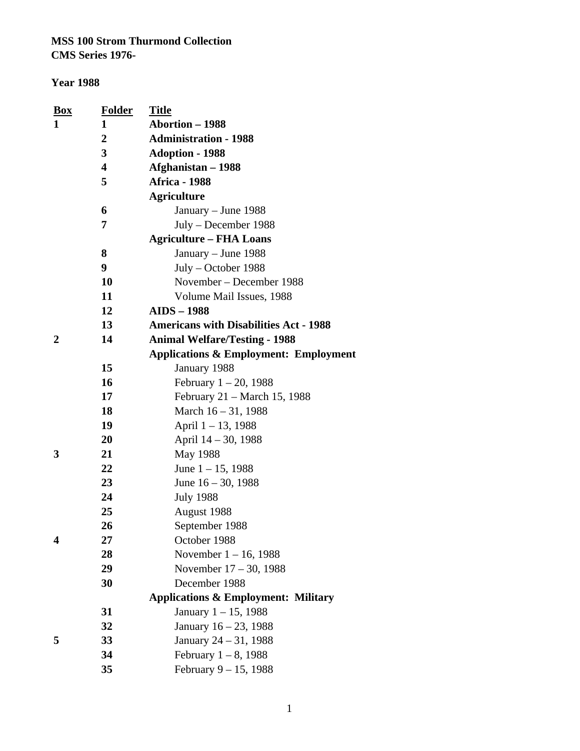**MSS 100 Strom Thurmond Collection**
**CMS Series 1976-**

**Year 1988**

| Box | Folder | Title |
|---|---|---|
| **1** | **1** | **Abortion – 1988** |
| | **2** | **Administration - 1988** |
| | **3** | **Adoption - 1988** |
| | **4** | **Afghanistan – 1988** |
| | **5** | **Africa - 1988** |
| | | **Agriculture** |
| | **6** | January – June 1988 |
| | **7** | July – December 1988 |
| | | **Agriculture – FHA Loans** |
| | **8** | January – June 1988 |
| | **9** | July – October 1988 |
| | **10** | November – December 1988 |
| | **11** | Volume Mail Issues, 1988 |
| | **12** | **AIDS – 1988** |
| | **13** | **Americans with Disabilities Act - 1988** |
| **2** | **14** | **Animal Welfare/Testing - 1988** |
| | | **Applications & Employment: Employment** |
| | **15** | January 1988 |
| | **16** | February 1 – 20, 1988 |
| | **17** | February 21 – March 15, 1988 |
| | **18** | March 16 – 31, 1988 |
| | **19** | April 1 – 13, 1988 |
| | **20** | April 14 – 30, 1988 |
| **3** | **21** | May 1988 |
| | **22** | June 1 – 15, 1988 |
| | **23** | June 16 – 30, 1988 |
| | **24** | July 1988 |
| | **25** | August 1988 |
| | **26** | September 1988 |
| **4** | **27** | October 1988 |
| | **28** | November 1 – 16, 1988 |
| | **29** | November 17 – 30, 1988 |
| | **30** | December 1988 |
| | | **Applications & Employment: Military** |
| | **31** | January 1 – 15, 1988 |
| | **32** | January 16 – 23, 1988 |
| **5** | **33** | January 24 – 31, 1988 |
| | **34** | February 1 – 8, 1988 |
| | **35** | February 9 – 15, 1988 |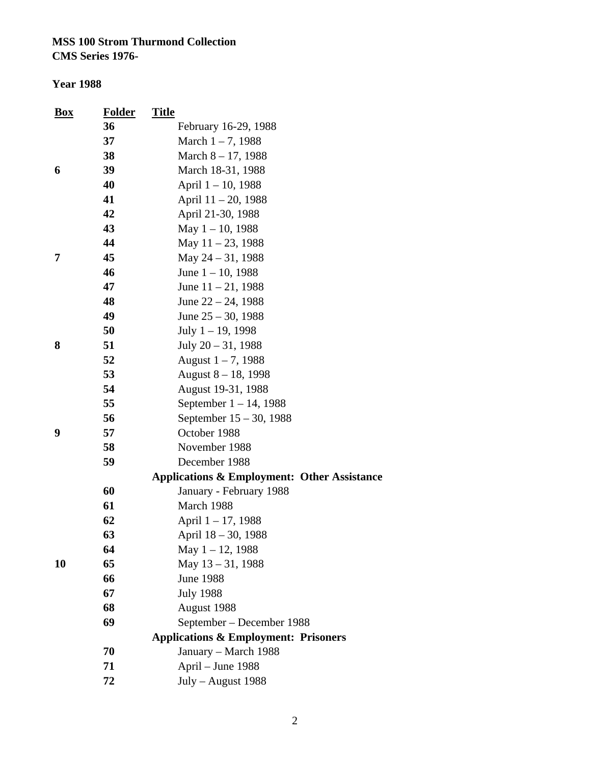**MSS 100 Strom Thurmond Collection**
**CMS Series 1976-**

**Year 1988**

| Box | Folder | Title |
|---|---|---|
| | 36 | February 16-29, 1988 |
| | 37 | March 1 – 7, 1988 |
| | 38 | March 8 – 17, 1988 |
| 6 | 39 | March 18-31, 1988 |
| | 40 | April 1 – 10, 1988 |
| | 41 | April 11 – 20, 1988 |
| | 42 | April 21-30, 1988 |
| | 43 | May 1 – 10, 1988 |
| | 44 | May 11 – 23, 1988 |
| 7 | 45 | May 24 – 31, 1988 |
| | 46 | June 1 – 10, 1988 |
| | 47 | June 11 – 21, 1988 |
| | 48 | June 22 – 24, 1988 |
| | 49 | June 25 – 30, 1988 |
| | 50 | July 1 – 19, 1998 |
| 8 | 51 | July 20 – 31, 1988 |
| | 52 | August 1 – 7, 1988 |
| | 53 | August 8 – 18, 1998 |
| | 54 | August 19-31, 1988 |
| | 55 | September 1 – 14, 1988 |
| | 56 | September 15 – 30, 1988 |
| 9 | 57 | October 1988 |
| | 58 | November 1988 |
| | 59 | December 1988 |
| | | **Applications & Employment: Other Assistance** |
| | 60 | January - February 1988 |
| | 61 | March 1988 |
| | 62 | April 1 – 17, 1988 |
| | 63 | April 18 – 30, 1988 |
| | 64 | May 1 – 12, 1988 |
| 10 | 65 | May 13 – 31, 1988 |
| | 66 | June 1988 |
| | 67 | July 1988 |
| | 68 | August 1988 |
| | 69 | September – December 1988 |
| | | **Applications & Employment: Prisoners** |
| | 70 | January – March 1988 |
| | 71 | April – June 1988 |
| | 72 | July – August 1988 |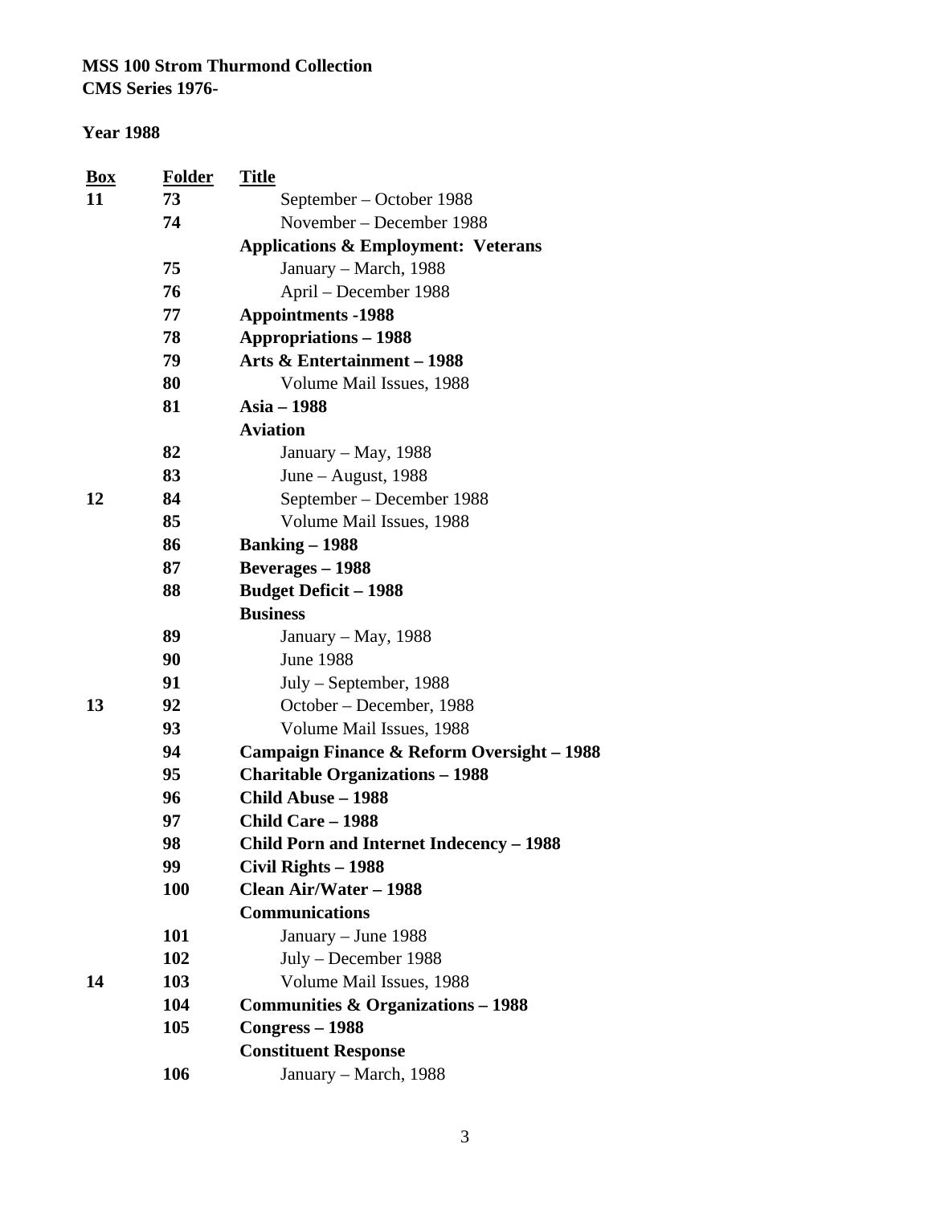**MSS 100 Strom Thurmond Collection**
**CMS Series 1976-**

**Year 1988**

| Box | Folder | Title |
|---|---|---|
| **11** | **73** | September – October 1988 |
| | **74** | November – December 1988 |
| | | **Applications & Employment: Veterans** |
| | **75** | January – March, 1988 |
| | **76** | April – December 1988 |
| | **77** | **Appointments -1988** |
| | **78** | **Appropriations – 1988** |
| | **79** | **Arts & Entertainment – 1988** |
| | **80** | Volume Mail Issues, 1988 |
| | **81** | **Asia – 1988** |
| | | **Aviation** |
| | **82** | January – May, 1988 |
| | **83** | June – August, 1988 |
| **12** | **84** | September – December 1988 |
| | **85** | Volume Mail Issues, 1988 |
| | **86** | **Banking – 1988** |
| | **87** | **Beverages – 1988** |
| | **88** | **Budget Deficit – 1988** |
| | | **Business** |
| | **89** | January – May, 1988 |
| | **90** | June 1988 |
| | **91** | July – September, 1988 |
| **13** | **92** | October – December, 1988 |
| | **93** | Volume Mail Issues, 1988 |
| | **94** | **Campaign Finance & Reform Oversight – 1988** |
| | **95** | **Charitable Organizations – 1988** |
| | **96** | **Child Abuse – 1988** |
| | **97** | **Child Care – 1988** |
| | **98** | **Child Porn and Internet Indecency – 1988** |
| | **99** | **Civil Rights – 1988** |
| | **100** | **Clean Air/Water – 1988** |
| | | **Communications** |
| | **101** | January – June 1988 |
| | **102** | July – December 1988 |
| **14** | **103** | Volume Mail Issues, 1988 |
| | **104** | **Communities & Organizations – 1988** |
| | **105** | **Congress – 1988** |
| | | **Constituent Response** |
| | **106** | January – March, 1988 |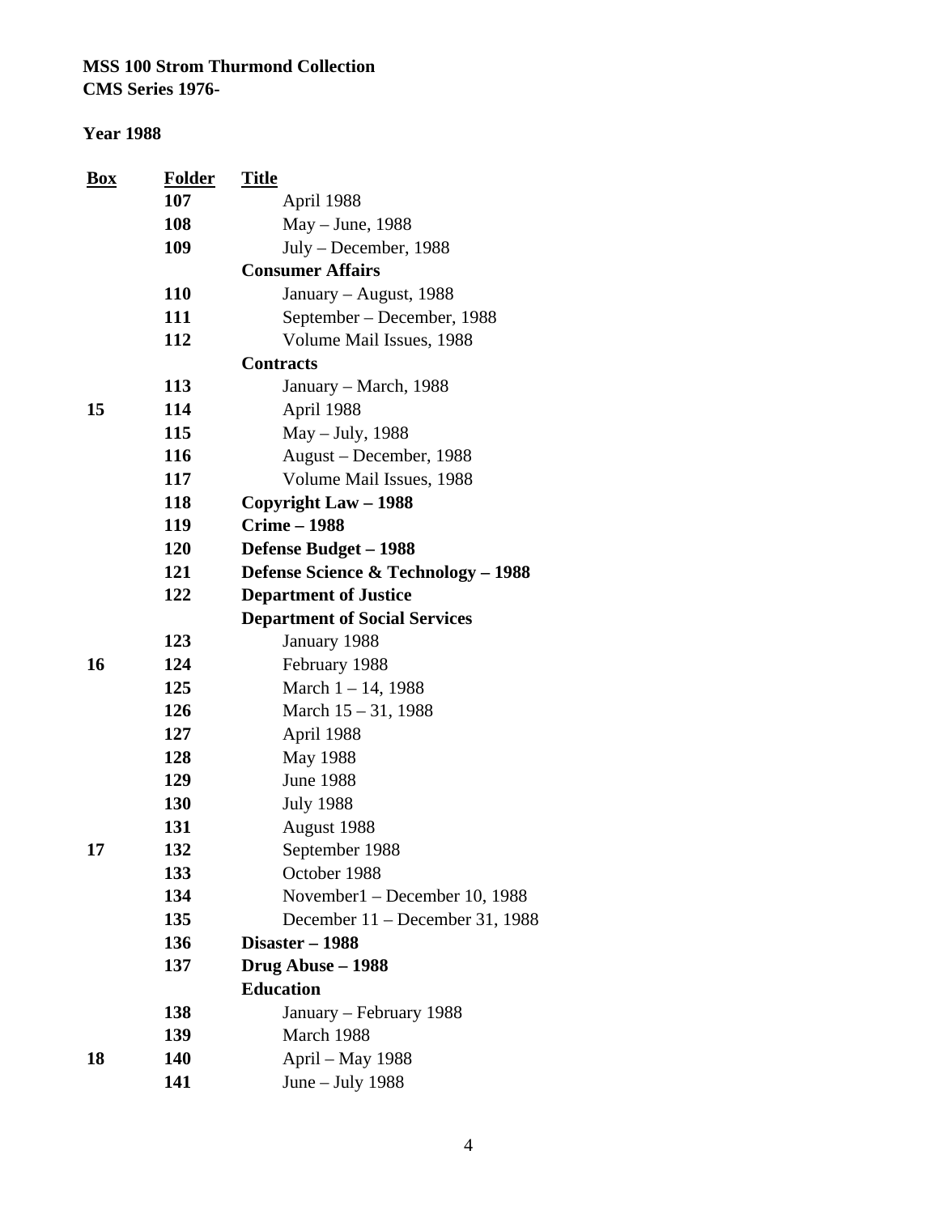**MSS 100 Strom Thurmond Collection**
**CMS Series 1976-**

**Year 1988**

| Box | Folder | Title |
|---|---|---|
| | 107 | April 1988 |
| | 108 | May – June, 1988 |
| | 109 | July – December, 1988 |
| | | **Consumer Affairs** |
| | 110 | January – August, 1988 |
| | 111 | September – December, 1988 |
| | 112 | Volume Mail Issues, 1988 |
| | | **Contracts** |
| | 113 | January – March, 1988 |
| 15 | 114 | April 1988 |
| | 115 | May – July, 1988 |
| | 116 | August – December, 1988 |
| | 117 | Volume Mail Issues, 1988 |
| | 118 | **Copyright Law – 1988** |
| | 119 | **Crime – 1988** |
| | 120 | **Defense Budget – 1988** |
| | 121 | **Defense Science & Technology – 1988** |
| | 122 | **Department of Justice** |
| | | **Department of Social Services** |
| | 123 | January 1988 |
| 16 | 124 | February 1988 |
| | 125 | March 1 – 14, 1988 |
| | 126 | March 15 – 31, 1988 |
| | 127 | April 1988 |
| | 128 | May 1988 |
| | 129 | June 1988 |
| | 130 | July 1988 |
| | 131 | August 1988 |
| 17 | 132 | September 1988 |
| | 133 | October 1988 |
| | 134 | November1 – December 10, 1988 |
| | 135 | December 11 – December 31, 1988 |
| | 136 | **Disaster – 1988** |
| | 137 | **Drug Abuse – 1988** |
| | | **Education** |
| | 138 | January – February 1988 |
| | 139 | March 1988 |
| 18 | 140 | April – May 1988 |
| | 141 | June – July 1988 |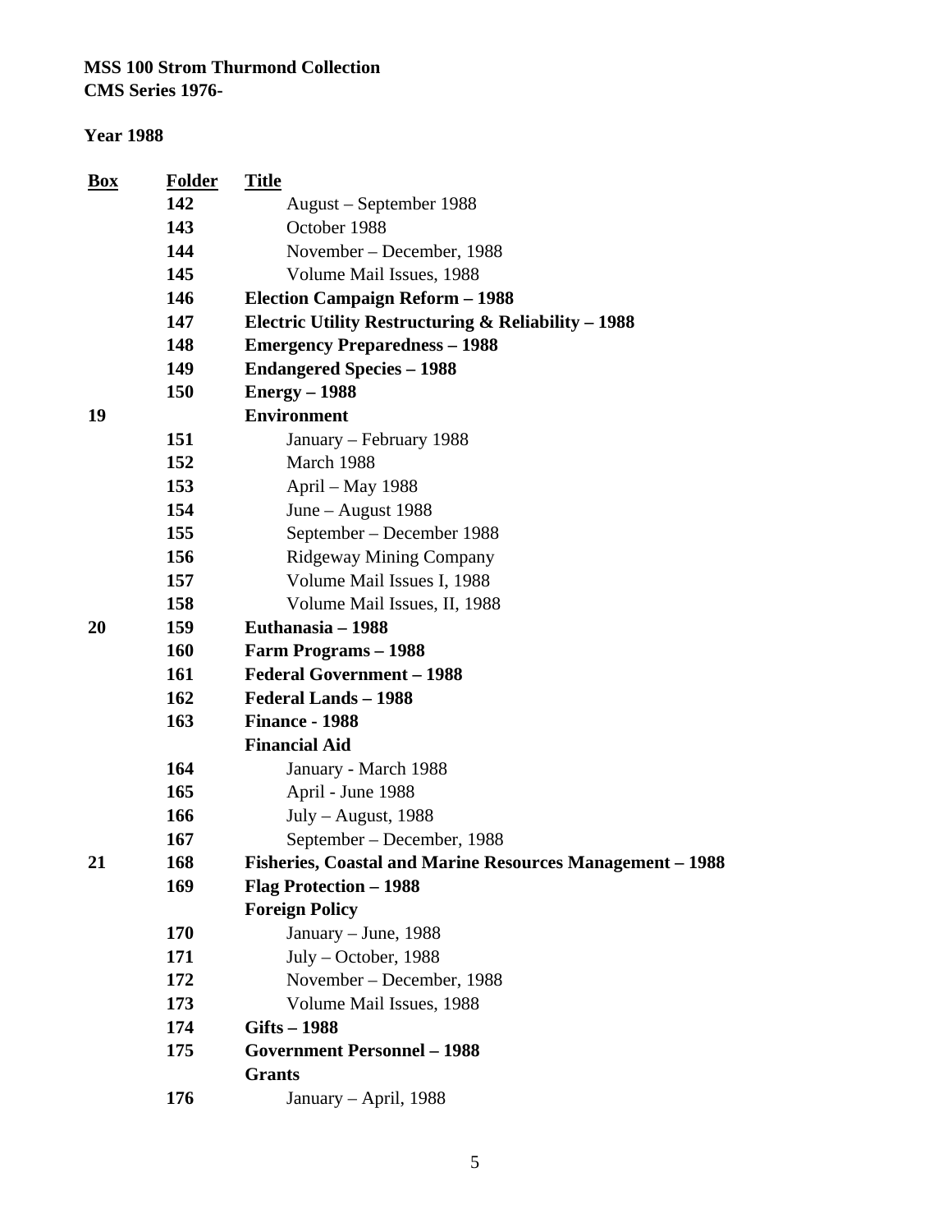**MSS 100 Strom Thurmond Collection**
**CMS Series 1976-**

**Year 1988**

| Box | Folder | Title |
|---|---|---|
| | 142 | August – September 1988 |
| | 143 | October 1988 |
| | 144 | November – December, 1988 |
| | 145 | Volume Mail Issues, 1988 |
| | 146 | **Election Campaign Reform – 1988** |
| | 147 | **Electric Utility Restructuring & Reliability – 1988** |
| | 148 | **Emergency Preparedness – 1988** |
| | 149 | **Endangered Species – 1988** |
| | 150 | **Energy – 1988** |
| 19 | | **Environment** |
| | 151 | January – February 1988 |
| | 152 | March 1988 |
| | 153 | April – May 1988 |
| | 154 | June – August 1988 |
| | 155 | September – December 1988 |
| | 156 | Ridgeway Mining Company |
| | 157 | Volume Mail Issues I, 1988 |
| | 158 | Volume Mail Issues, II, 1988 |
| 20 | 159 | **Euthanasia – 1988** |
| | 160 | **Farm Programs – 1988** |
| | 161 | **Federal Government – 1988** |
| | 162 | **Federal Lands – 1988** |
| | 163 | **Finance - 1988** |
| | | **Financial Aid** |
| | 164 | January - March 1988 |
| | 165 | April - June 1988 |
| | 166 | July – August, 1988 |
| | 167 | September – December, 1988 |
| 21 | 168 | **Fisheries, Coastal and Marine Resources Management – 1988** |
| | 169 | **Flag Protection – 1988** |
| | | **Foreign Policy** |
| | 170 | January – June, 1988 |
| | 171 | July – October, 1988 |
| | 172 | November – December, 1988 |
| | 173 | Volume Mail Issues, 1988 |
| | 174 | **Gifts – 1988** |
| | 175 | **Government Personnel – 1988** |
| | | **Grants** |
| | 176 | January – April, 1988 |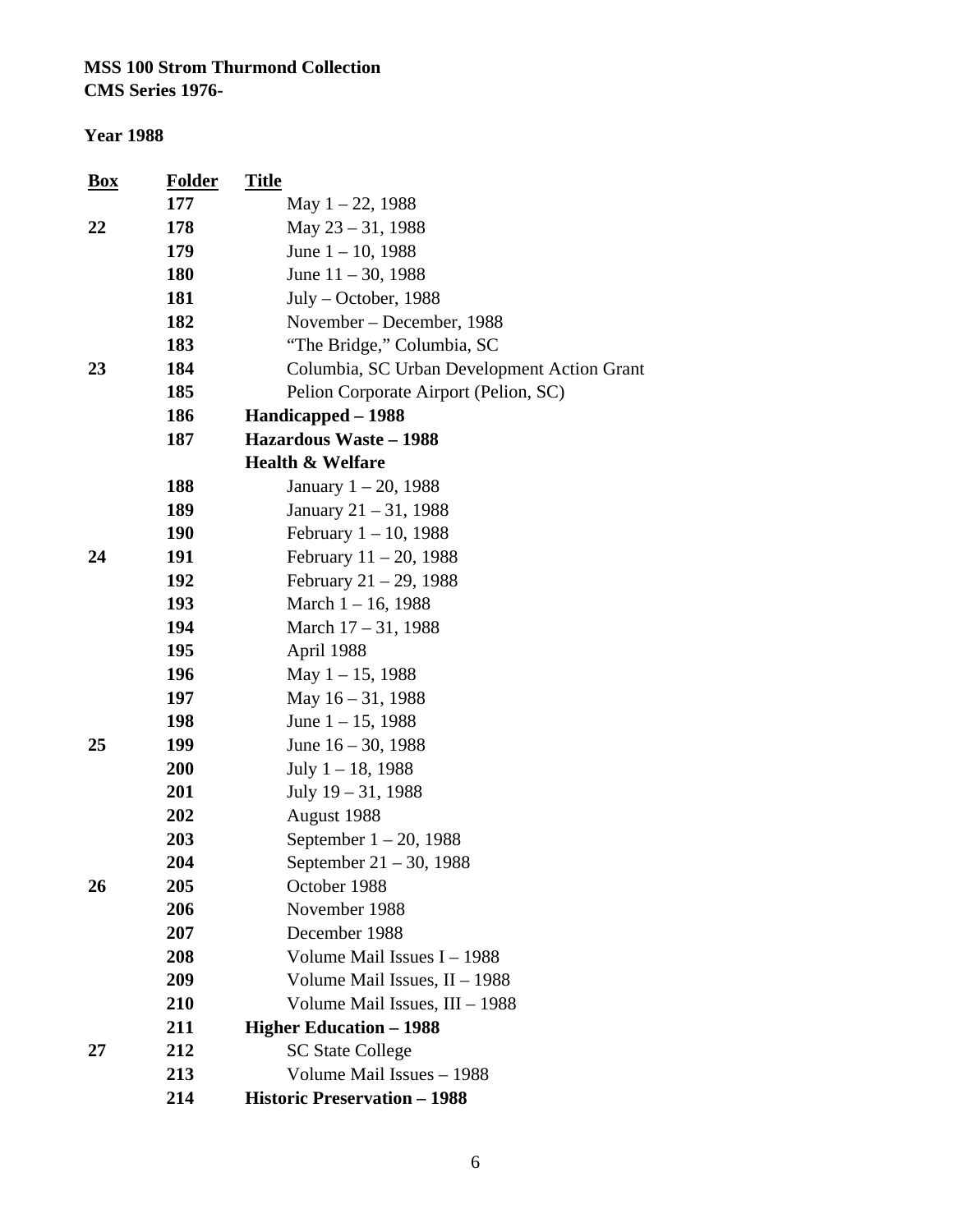**MSS 100 Strom Thurmond Collection**
**CMS Series 1976-**

**Year 1988**

| Box | Folder | Title |
|---|---|---|
| | 177 | May 1 – 22, 1988 |
| 22 | 178 | May 23 – 31, 1988 |
| | 179 | June 1 – 10, 1988 |
| | 180 | June 11 – 30, 1988 |
| | 181 | July – October, 1988 |
| | 182 | November – December, 1988 |
| | 183 | “The Bridge,” Columbia, SC |
| 23 | 184 | Columbia, SC Urban Development Action Grant |
| | 185 | Pelion Corporate Airport (Pelion, SC) |
| | 186 | **Handicapped – 1988** |
| | 187 | **Hazardous Waste – 1988** |
| | | **Health & Welfare** |
| | 188 | January 1 – 20, 1988 |
| | 189 | January 21 – 31, 1988 |
| | 190 | February 1 – 10, 1988 |
| 24 | 191 | February 11 – 20, 1988 |
| | 192 | February 21 – 29, 1988 |
| | 193 | March 1 – 16, 1988 |
| | 194 | March 17 – 31, 1988 |
| | 195 | April 1988 |
| | 196 | May 1 – 15, 1988 |
| | 197 | May 16 – 31, 1988 |
| | 198 | June 1 – 15, 1988 |
| 25 | 199 | June 16 – 30, 1988 |
| | 200 | July 1 – 18, 1988 |
| | 201 | July 19 – 31, 1988 |
| | 202 | August 1988 |
| | 203 | September 1 – 20, 1988 |
| | 204 | September 21 – 30, 1988 |
| 26 | 205 | October 1988 |
| | 206 | November 1988 |
| | 207 | December 1988 |
| | 208 | Volume Mail Issues I – 1988 |
| | 209 | Volume Mail Issues, II – 1988 |
| | 210 | Volume Mail Issues, III – 1988 |
| | 211 | **Higher Education – 1988** |
| 27 | 212 | SC State College |
| | 213 | Volume Mail Issues – 1988 |
| | 214 | **Historic Preservation – 1988** |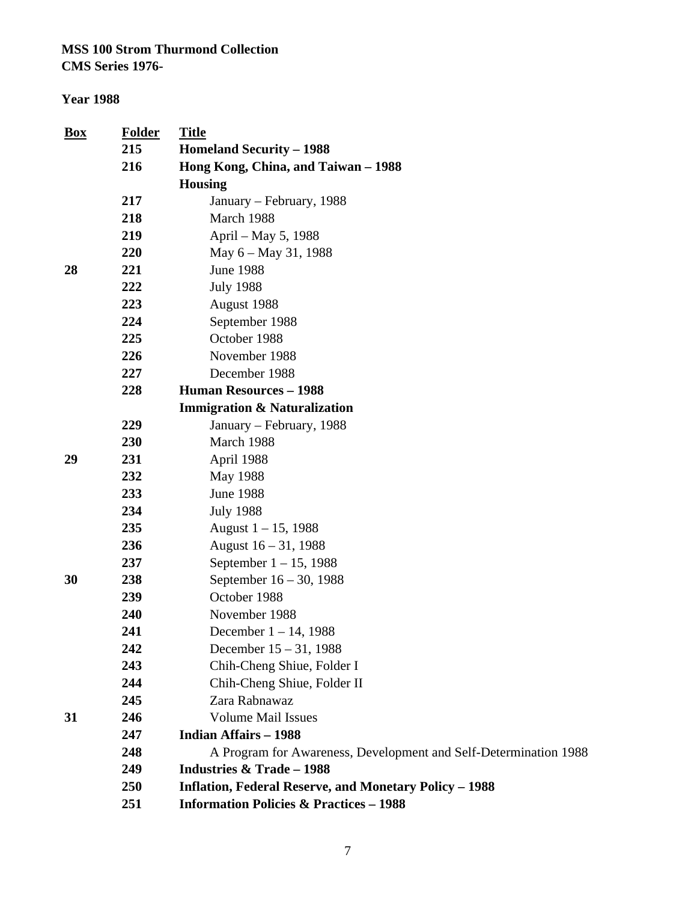**MSS 100 Strom Thurmond Collection**
**CMS Series 1976-**

**Year 1988**

| Box | Folder | Title |
|---|---|---|
| | 215 | **Homeland Security – 1988** |
| | 216 | **Hong Kong, China, and Taiwan – 1988** |
| | | **Housing** |
| | 217 | January – February, 1988 |
| | 218 | March 1988 |
| | 219 | April – May 5, 1988 |
| | 220 | May 6 – May 31, 1988 |
| 28 | 221 | June 1988 |
| | 222 | July 1988 |
| | 223 | August 1988 |
| | 224 | September 1988 |
| | 225 | October 1988 |
| | 226 | November 1988 |
| | 227 | December 1988 |
| | 228 | **Human Resources – 1988** |
| | | **Immigration & Naturalization** |
| | 229 | January – February, 1988 |
| | 230 | March 1988 |
| 29 | 231 | April 1988 |
| | 232 | May 1988 |
| | 233 | June 1988 |
| | 234 | July 1988 |
| | 235 | August 1 – 15, 1988 |
| | 236 | August 16 – 31, 1988 |
| | 237 | September 1 – 15, 1988 |
| 30 | 238 | September 16 – 30, 1988 |
| | 239 | October 1988 |
| | 240 | November 1988 |
| | 241 | December 1 – 14, 1988 |
| | 242 | December 15 – 31, 1988 |
| | 243 | Chih-Cheng Shiue, Folder I |
| | 244 | Chih-Cheng Shiue, Folder II |
| | 245 | Zara Rabnawaz |
| 31 | 246 | Volume Mail Issues |
| | 247 | **Indian Affairs – 1988** |
| | 248 | A Program for Awareness, Development and Self-Determination 1988 |
| | 249 | **Industries & Trade – 1988** |
| | 250 | **Inflation, Federal Reserve, and Monetary Policy – 1988** |
| | 251 | **Information Policies & Practices – 1988** |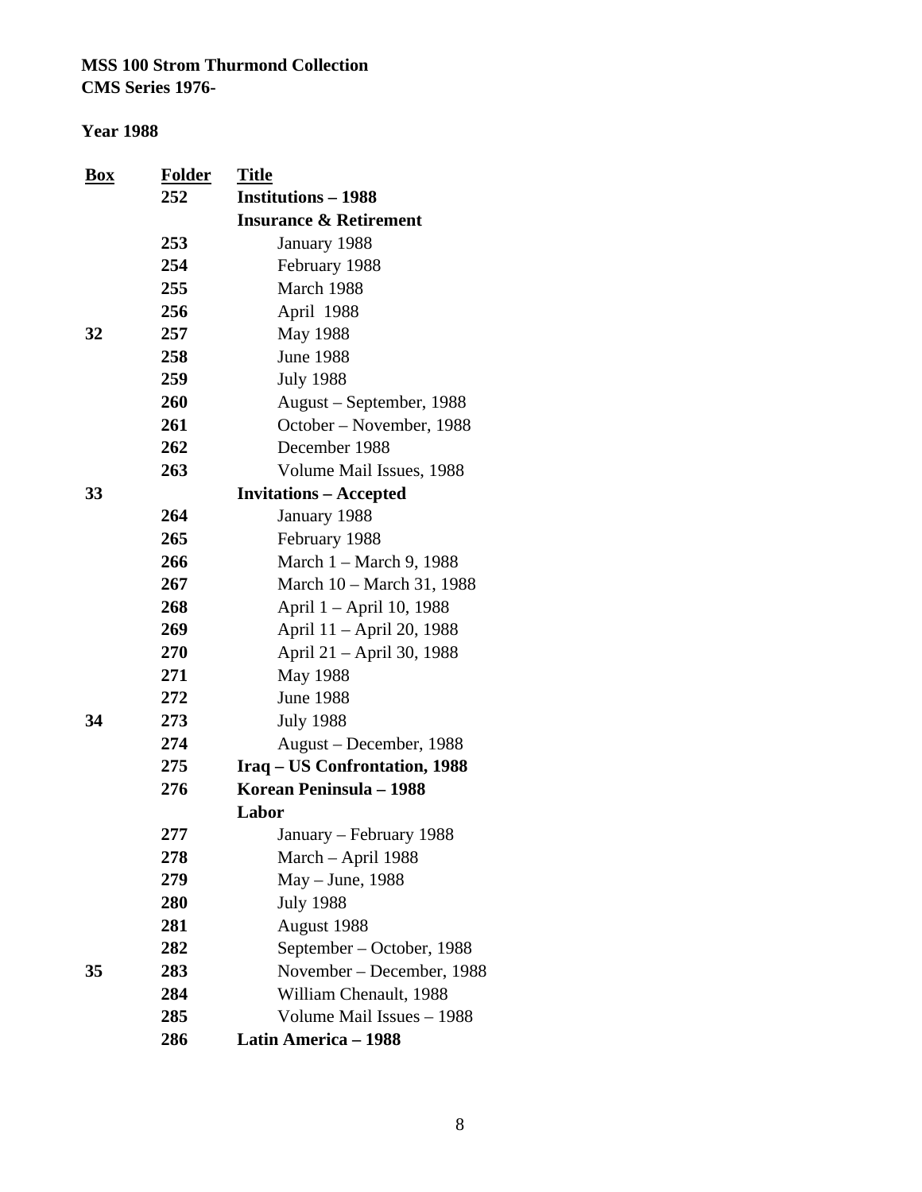**MSS 100 Strom Thurmond Collection**
**CMS Series 1976-**

**Year 1988**

| Box | Folder | Title |
|---|---|---|
| | 252 | **Institutions – 1988** |
| | | **Insurance & Retirement** |
| | 253 | January 1988 |
| | 254 | February 1988 |
| | 255 | March 1988 |
| | 256 | April 1988 |
| 32 | 257 | May 1988 |
| | 258 | June 1988 |
| | 259 | July 1988 |
| | 260 | August – September, 1988 |
| | 261 | October – November, 1988 |
| | 262 | December 1988 |
| | 263 | Volume Mail Issues, 1988 |
| 33 | | **Invitations – Accepted** |
| | 264 | January 1988 |
| | 265 | February 1988 |
| | 266 | March 1 – March 9, 1988 |
| | 267 | March 10 – March 31, 1988 |
| | 268 | April 1 – April 10, 1988 |
| | 269 | April 11 – April 20, 1988 |
| | 270 | April 21 – April 30, 1988 |
| | 271 | May 1988 |
| | 272 | June 1988 |
| 34 | 273 | July 1988 |
| | 274 | August – December, 1988 |
| | 275 | **Iraq – US Confrontation, 1988** |
| | 276 | **Korean Peninsula – 1988** |
| | | **Labor** |
| | 277 | January – February 1988 |
| | 278 | March – April 1988 |
| | 279 | May – June, 1988 |
| | 280 | July 1988 |
| | 281 | August 1988 |
| | 282 | September – October, 1988 |
| 35 | 283 | November – December, 1988 |
| | 284 | William Chenault, 1988 |
| | 285 | Volume Mail Issues – 1988 |
| | 286 | **Latin America – 1988** |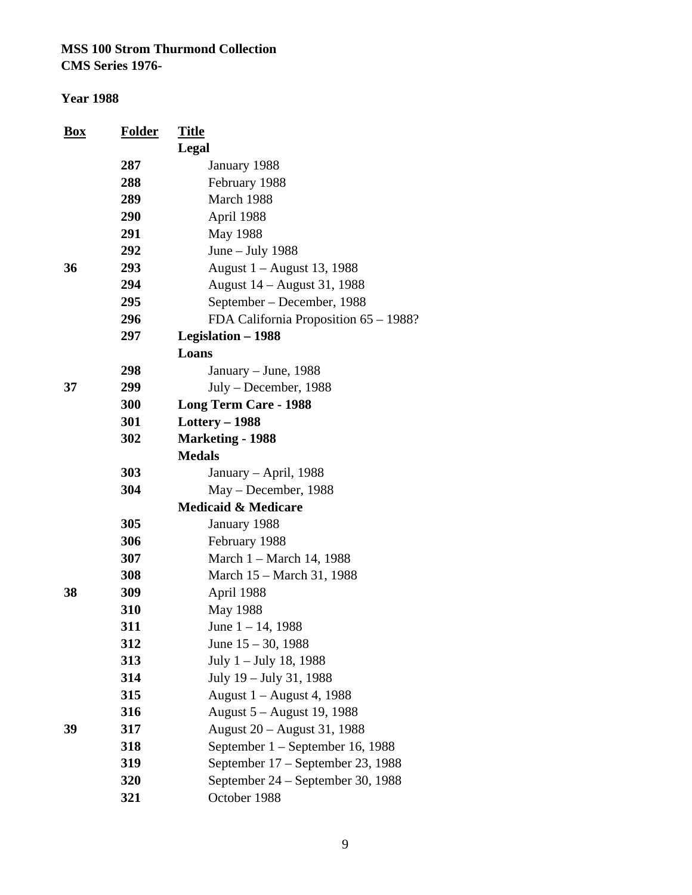**MSS 100 Strom Thurmond Collection**
**CMS Series 1976-**

**Year 1988**

| Box | Folder | Title |
|---|---|---|
| | | **Legal** |
| | **287** | January 1988 |
| | **288** | February 1988 |
| | **289** | March 1988 |
| | **290** | April 1988 |
| | **291** | May 1988 |
| | **292** | June – July 1988 |
| **36** | **293** | August 1 – August 13, 1988 |
| | **294** | August 14 – August 31, 1988 |
| | **295** | September – December, 1988 |
| | **296** | FDA California Proposition 65 – 1988? |
| | **297** | **Legislation – 1988** |
| | | **Loans** |
| | **298** | January – June, 1988 |
| **37** | **299** | July – December, 1988 |
| | **300** | **Long Term Care - 1988** |
| | **301** | **Lottery – 1988** |
| | **302** | **Marketing - 1988** |
| | | **Medals** |
| | **303** | January – April, 1988 |
| | **304** | May – December, 1988 |
| | | **Medicaid & Medicare** |
| | **305** | January 1988 |
| | **306** | February 1988 |
| | **307** | March 1 – March 14, 1988 |
| | **308** | March 15 – March 31, 1988 |
| **38** | **309** | April 1988 |
| | **310** | May 1988 |
| | **311** | June 1 – 14, 1988 |
| | **312** | June 15 – 30, 1988 |
| | **313** | July 1 – July 18, 1988 |
| | **314** | July 19 – July 31, 1988 |
| | **315** | August 1 – August 4, 1988 |
| | **316** | August 5 – August 19, 1988 |
| **39** | **317** | August 20 – August 31, 1988 |
| | **318** | September 1 – September 16, 1988 |
| | **319** | September 17 – September 23, 1988 |
| | **320** | September 24 – September 30, 1988 |
| | **321** | October 1988 |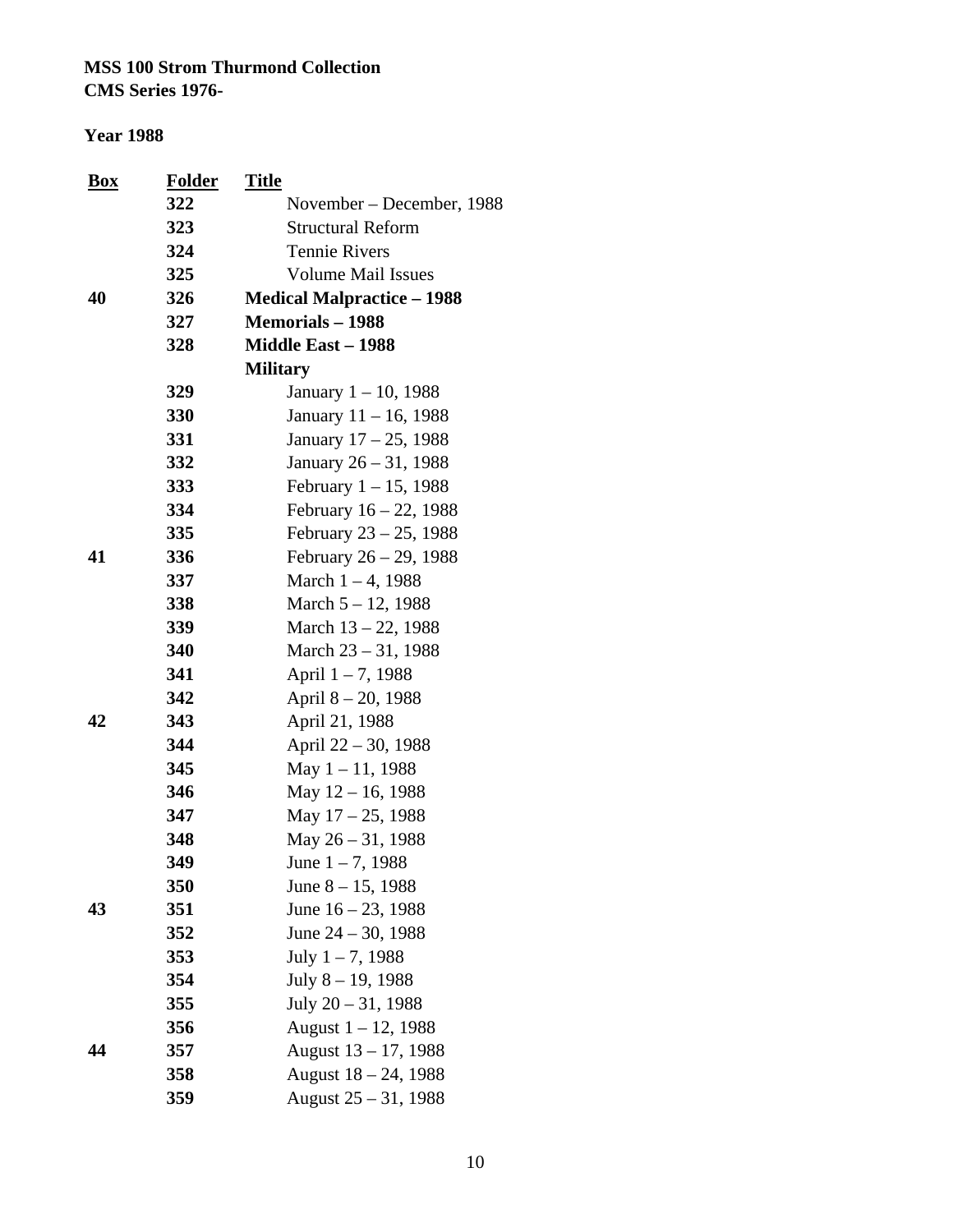**MSS 100 Strom Thurmond Collection**
**CMS Series 1976-**

**Year 1988**

| Box | Folder | Title |
|---|---|---|
| | 322 | November – December, 1988 |
| | 323 | Structural Reform |
| | 324 | Tennie Rivers |
| | 325 | Volume Mail Issues |
| 40 | 326 | **Medical Malpractice – 1988** |
| | 327 | **Memorials – 1988** |
| | 328 | **Middle East – 1988** |
| | | **Military** |
| | 329 | January 1 – 10, 1988 |
| | 330 | January 11 – 16, 1988 |
| | 331 | January 17 – 25, 1988 |
| | 332 | January 26 – 31, 1988 |
| | 333 | February 1 – 15, 1988 |
| | 334 | February 16 – 22, 1988 |
| | 335 | February 23 – 25, 1988 |
| 41 | 336 | February 26 – 29, 1988 |
| | 337 | March 1 – 4, 1988 |
| | 338 | March 5 – 12, 1988 |
| | 339 | March 13 – 22, 1988 |
| | 340 | March 23 – 31, 1988 |
| | 341 | April 1 – 7, 1988 |
| | 342 | April 8 – 20, 1988 |
| 42 | 343 | April 21, 1988 |
| | 344 | April 22 – 30, 1988 |
| | 345 | May 1 – 11, 1988 |
| | 346 | May 12 – 16, 1988 |
| | 347 | May 17 – 25, 1988 |
| | 348 | May 26 – 31, 1988 |
| | 349 | June 1 – 7, 1988 |
| | 350 | June 8 – 15, 1988 |
| 43 | 351 | June 16 – 23, 1988 |
| | 352 | June 24 – 30, 1988 |
| | 353 | July 1 – 7, 1988 |
| | 354 | July 8 – 19, 1988 |
| | 355 | July 20 – 31, 1988 |
| | 356 | August 1 – 12, 1988 |
| 44 | 357 | August 13 – 17, 1988 |
| | 358 | August 18 – 24, 1988 |
| | 359 | August 25 – 31, 1988 |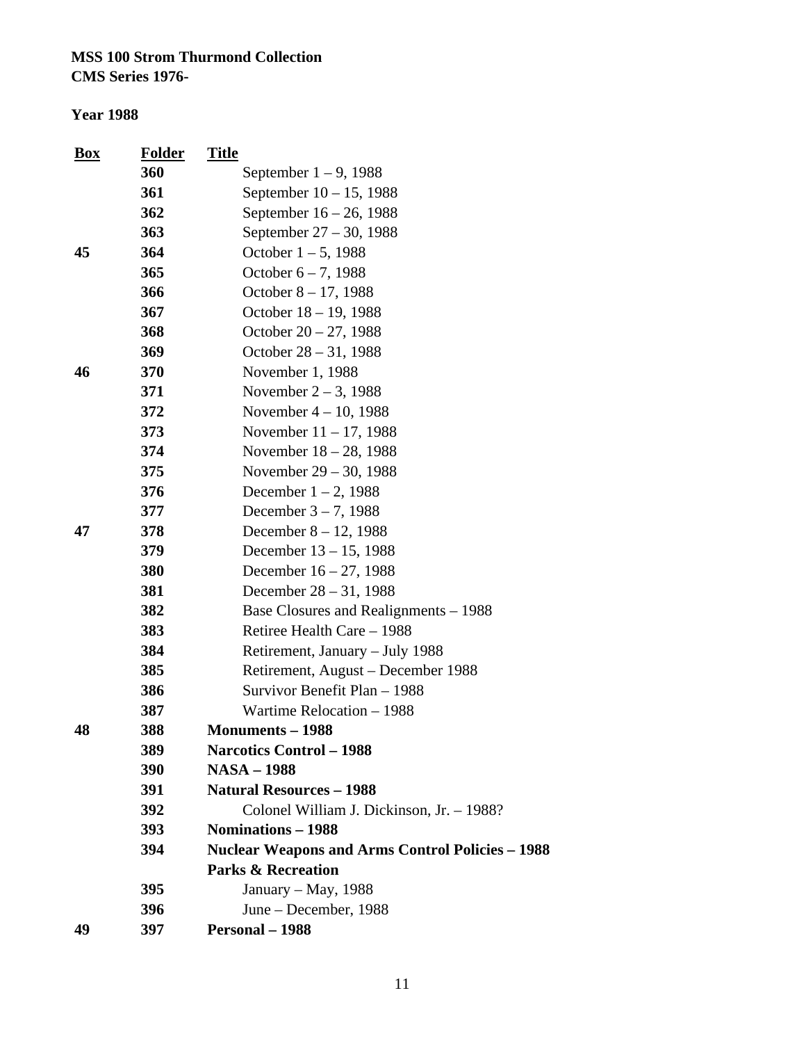**MSS 100 Strom Thurmond Collection**
**CMS Series 1976-**

**Year 1988**

| Box | Folder | Title |
|---|---|---|
| | 360 | September 1 – 9, 1988 |
| | 361 | September 10 – 15, 1988 |
| | 362 | September 16 – 26, 1988 |
| | 363 | September 27 – 30, 1988 |
| 45 | 364 | October 1 – 5, 1988 |
| | 365 | October 6 – 7, 1988 |
| | 366 | October 8 – 17, 1988 |
| | 367 | October 18 – 19, 1988 |
| | 368 | October 20 – 27, 1988 |
| | 369 | October 28 – 31, 1988 |
| 46 | 370 | November 1, 1988 |
| | 371 | November 2 – 3, 1988 |
| | 372 | November 4 – 10, 1988 |
| | 373 | November 11 – 17, 1988 |
| | 374 | November 18 – 28, 1988 |
| | 375 | November 29 – 30, 1988 |
| | 376 | December 1 – 2, 1988 |
| | 377 | December 3 – 7, 1988 |
| 47 | 378 | December 8 – 12, 1988 |
| | 379 | December 13 – 15, 1988 |
| | 380 | December 16 – 27, 1988 |
| | 381 | December 28 – 31, 1988 |
| | 382 | Base Closures and Realignments – 1988 |
| | 383 | Retiree Health Care – 1988 |
| | 384 | Retirement, January – July 1988 |
| | 385 | Retirement, August – December 1988 |
| | 386 | Survivor Benefit Plan – 1988 |
| | 387 | Wartime Relocation – 1988 |
| 48 | 388 | **Monuments – 1988** |
| | 389 | **Narcotics Control – 1988** |
| | 390 | **NASA – 1988** |
| | 391 | **Natural Resources – 1988** |
| | 392 | Colonel William J. Dickinson, Jr. – 1988? |
| | 393 | **Nominations – 1988** |
| | 394 | **Nuclear Weapons and Arms Control Policies – 1988** |
| | | **Parks & Recreation** |
| | 395 | January – May, 1988 |
| | 396 | June – December, 1988 |
| 49 | 397 | **Personal – 1988** |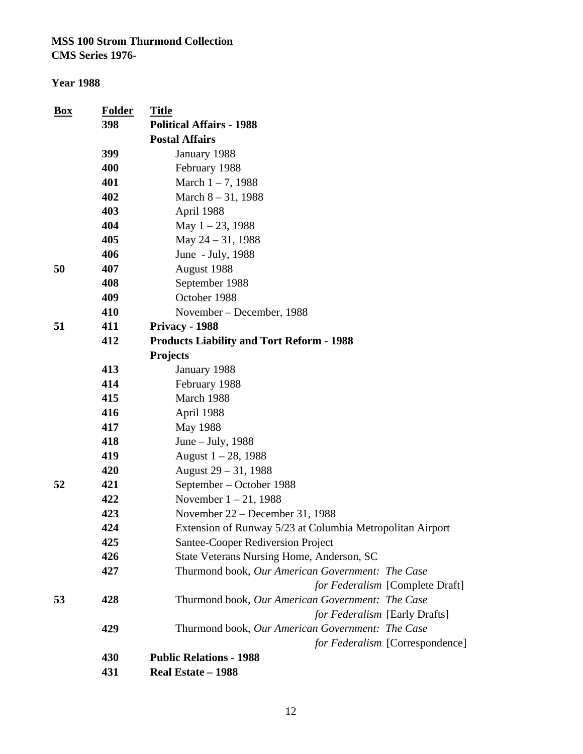**MSS 100 Strom Thurmond Collection**
**CMS Series 1976-**

**Year 1988**

| Box | Folder | Title |
|---|---|---|
| | **398** | **Political Affairs - 1988** |
| | | **Postal Affairs** |
| | **399** | January 1988 |
| | **400** | February 1988 |
| | **401** | March 1 – 7, 1988 |
| | **402** | March 8 – 31, 1988 |
| | **403** | April 1988 |
| | **404** | May 1 – 23, 1988 |
| | **405** | May 24 – 31, 1988 |
| | **406** | June - July, 1988 |
| **50** | **407** | August 1988 |
| | **408** | September 1988 |
| | **409** | October 1988 |
| | **410** | November – December, 1988 |
| **51** | **411** | **Privacy - 1988** |
| | **412** | **Products Liability and Tort Reform - 1988** |
| | | **Projects** |
| | **413** | January 1988 |
| | **414** | February 1988 |
| | **415** | March 1988 |
| | **416** | April 1988 |
| | **417** | May 1988 |
| | **418** | June – July, 1988 |
| | **419** | August 1 – 28, 1988 |
| | **420** | August 29 – 31, 1988 |
| **52** | **421** | September – October 1988 |
| | **422** | November 1 – 21, 1988 |
| | **423** | November 22 – December 31, 1988 |
| | **424** | Extension of Runway 5/23 at Columbia Metropolitan Airport |
| | **425** | Santee-Cooper Rediversion Project |
| | **426** | State Veterans Nursing Home, Anderson, SC |
| | **427** | Thurmond book, *Our American Government: The Case for Federalism* [Complete Draft] |
| **53** | **428** | Thurmond book, *Our American Government: The Case for Federalism* [Early Drafts] |
| | **429** | Thurmond book, *Our American Government: The Case for Federalism* [Correspondence] |
| | **430** | **Public Relations - 1988** |
| | **431** | **Real Estate – 1988** |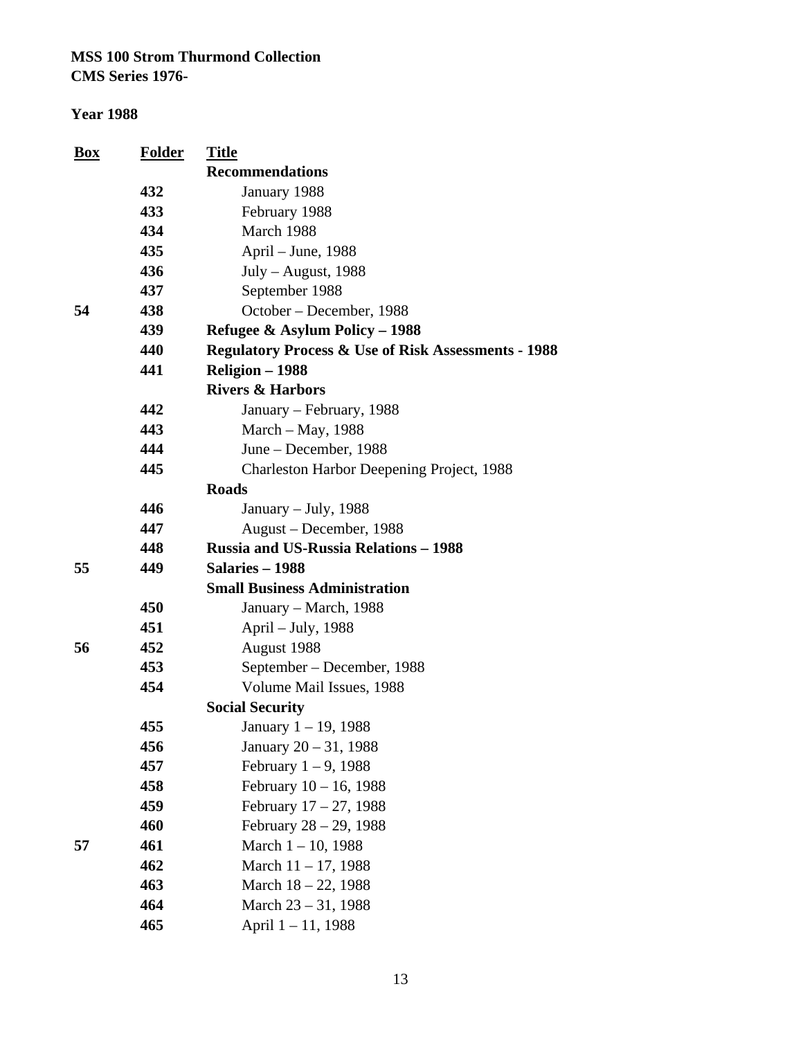**MSS 100 Strom Thurmond Collection**
**CMS Series 1976-**

**Year 1988**

| Box | Folder | Title |
|---|---|---|
| | | **Recommendations** |
| | **432** | January 1988 |
| | **433** | February 1988 |
| | **434** | March 1988 |
| | **435** | April – June, 1988 |
| | **436** | July – August, 1988 |
| | **437** | September 1988 |
| **54** | **438** | October – December, 1988 |
| | **439** | **Refugee & Asylum Policy – 1988** |
| | **440** | **Regulatory Process & Use of Risk Assessments - 1988** |
| | **441** | **Religion – 1988** |
| | | **Rivers & Harbors** |
| | **442** | January – February, 1988 |
| | **443** | March – May, 1988 |
| | **444** | June – December, 1988 |
| | **445** | Charleston Harbor Deepening Project, 1988 |
| | | **Roads** |
| | **446** | January – July, 1988 |
| | **447** | August – December, 1988 |
| | **448** | **Russia and US-Russia Relations – 1988** |
| **55** | **449** | **Salaries – 1988** |
| | | **Small Business Administration** |
| | **450** | January – March, 1988 |
| | **451** | April – July, 1988 |
| **56** | **452** | August 1988 |
| | **453** | September – December, 1988 |
| | **454** | Volume Mail Issues, 1988 |
| | | **Social Security** |
| | **455** | January 1 – 19, 1988 |
| | **456** | January 20 – 31, 1988 |
| | **457** | February 1 – 9, 1988 |
| | **458** | February 10 – 16, 1988 |
| | **459** | February 17 – 27, 1988 |
| | **460** | February 28 – 29, 1988 |
| **57** | **461** | March 1 – 10, 1988 |
| | **462** | March 11 – 17, 1988 |
| | **463** | March 18 – 22, 1988 |
| | **464** | March 23 – 31, 1988 |
| | **465** | April 1 – 11, 1988 |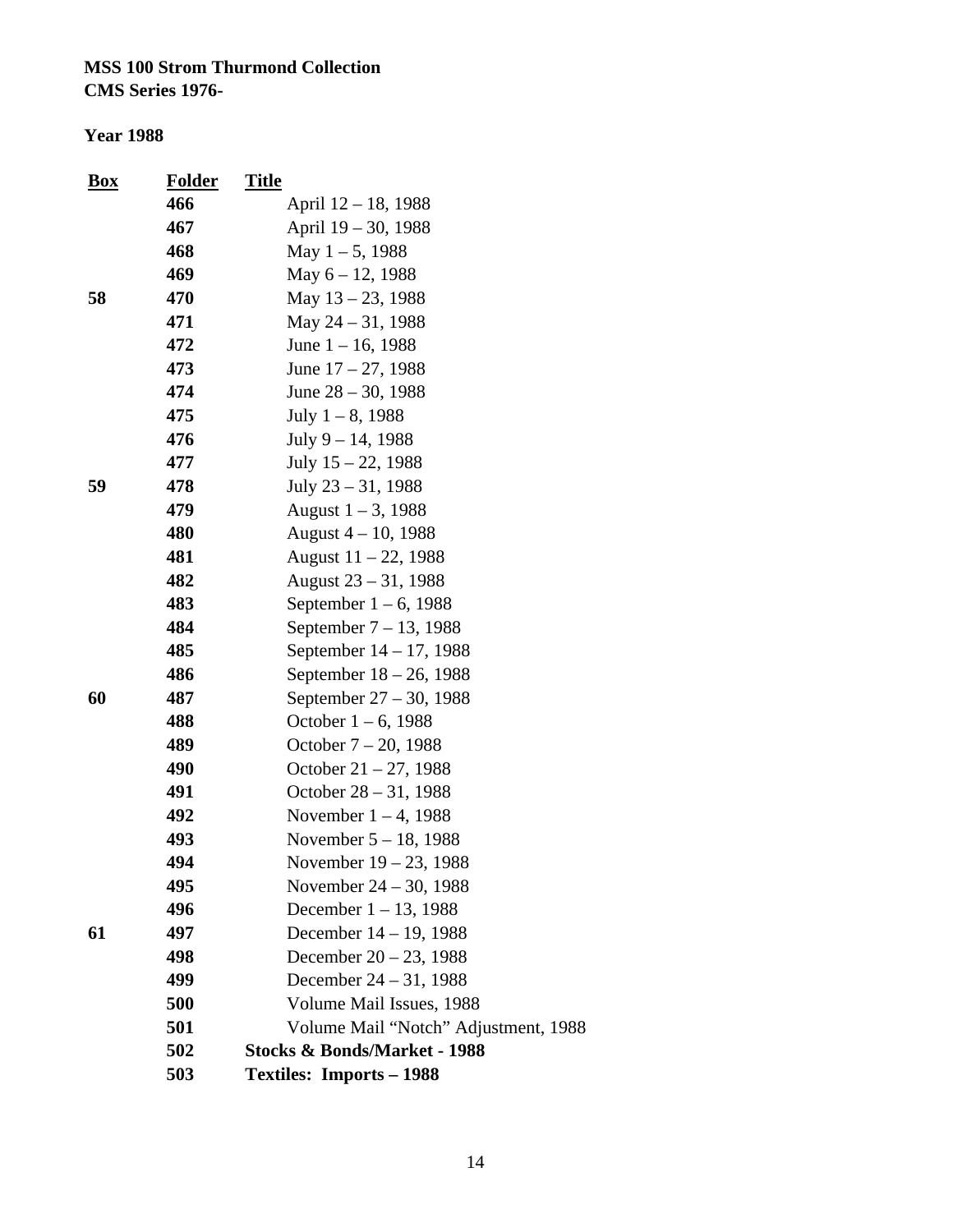**MSS 100 Strom Thurmond Collection**
**CMS Series 1976-**

**Year 1988**

| Box | Folder | Title |
|---|---|---|
| | **466** | April 12 – 18, 1988 |
| | **467** | April 19 – 30, 1988 |
| | **468** | May 1 – 5, 1988 |
| | **469** | May 6 – 12, 1988 |
| **58** | **470** | May 13 – 23, 1988 |
| | **471** | May 24 – 31, 1988 |
| | **472** | June 1 – 16, 1988 |
| | **473** | June 17 – 27, 1988 |
| | **474** | June 28 – 30, 1988 |
| | **475** | July 1 – 8, 1988 |
| | **476** | July 9 – 14, 1988 |
| | **477** | July 15 – 22, 1988 |
| **59** | **478** | July 23 – 31, 1988 |
| | **479** | August 1 – 3, 1988 |
| | **480** | August 4 – 10, 1988 |
| | **481** | August 11 – 22, 1988 |
| | **482** | August 23 – 31, 1988 |
| | **483** | September 1 – 6, 1988 |
| | **484** | September 7 – 13, 1988 |
| | **485** | September 14 – 17, 1988 |
| | **486** | September 18 – 26, 1988 |
| **60** | **487** | September 27 – 30, 1988 |
| | **488** | October 1 – 6, 1988 |
| | **489** | October 7 – 20, 1988 |
| | **490** | October 21 – 27, 1988 |
| | **491** | October 28 – 31, 1988 |
| | **492** | November 1 – 4, 1988 |
| | **493** | November 5 – 18, 1988 |
| | **494** | November 19 – 23, 1988 |
| | **495** | November 24 – 30, 1988 |
| | **496** | December 1 – 13, 1988 |
| **61** | **497** | December 14 – 19, 1988 |
| | **498** | December 20 – 23, 1988 |
| | **499** | December 24 – 31, 1988 |
| | **500** | Volume Mail Issues, 1988 |
| | **501** | Volume Mail "Notch" Adjustment, 1988 |
| | **502** | **Stocks & Bonds/Market - 1988** |
| | **503** | **Textiles: Imports – 1988** |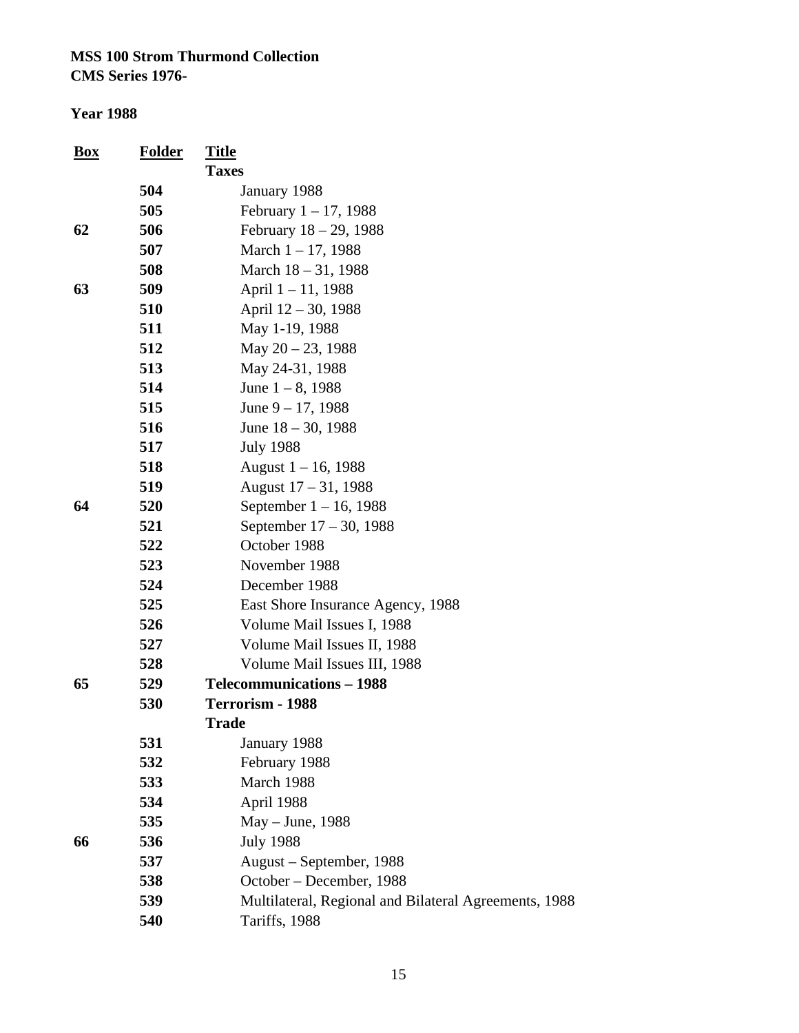**MSS 100 Strom Thurmond Collection**
**CMS Series 1976-**

**Year 1988**

| Box | Folder | Title |
|---|---|---|
| | | **Taxes** |
| | 504 | January 1988 |
| | 505 | February 1 – 17, 1988 |
| 62 | 506 | February 18 – 29, 1988 |
| | 507 | March 1 – 17, 1988 |
| | 508 | March 18 – 31, 1988 |
| 63 | 509 | April 1 – 11, 1988 |
| | 510 | April 12 – 30, 1988 |
| | 511 | May 1-19, 1988 |
| | 512 | May 20 – 23, 1988 |
| | 513 | May 24-31, 1988 |
| | 514 | June 1 – 8, 1988 |
| | 515 | June 9 – 17, 1988 |
| | 516 | June 18 – 30, 1988 |
| | 517 | July 1988 |
| | 518 | August 1 – 16, 1988 |
| | 519 | August 17 – 31, 1988 |
| 64 | 520 | September 1 – 16, 1988 |
| | 521 | September 17 – 30, 1988 |
| | 522 | October 1988 |
| | 523 | November 1988 |
| | 524 | December 1988 |
| | 525 | East Shore Insurance Agency, 1988 |
| | 526 | Volume Mail Issues I, 1988 |
| | 527 | Volume Mail Issues II, 1988 |
| | 528 | Volume Mail Issues III, 1988 |
| 65 | 529 | **Telecommunications – 1988** |
| | 530 | **Terrorism - 1988** |
| | | **Trade** |
| | 531 | January 1988 |
| | 532 | February 1988 |
| | 533 | March 1988 |
| | 534 | April 1988 |
| | 535 | May – June, 1988 |
| 66 | 536 | July 1988 |
| | 537 | August – September, 1988 |
| | 538 | October – December, 1988 |
| | 539 | Multilateral, Regional and Bilateral Agreements, 1988 |
| | 540 | Tariffs, 1988 |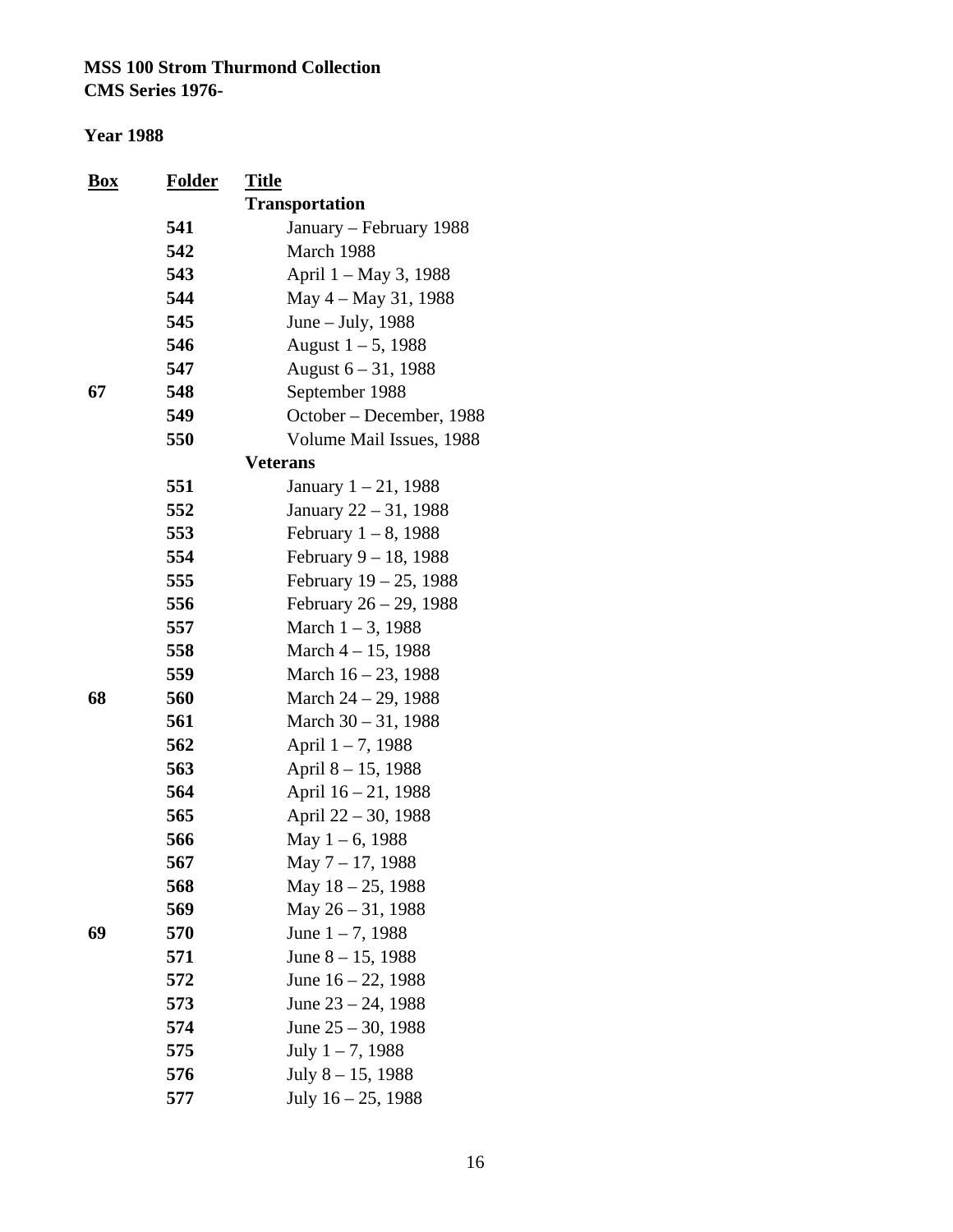**MSS 100 Strom Thurmond Collection**
**CMS Series 1976-**

**Year 1988**

| Box | Folder | Title |
|---|---|---|
| | | **Transportation** |
| | 541 | January – February 1988 |
| | 542 | March 1988 |
| | 543 | April 1 – May 3, 1988 |
| | 544 | May 4 – May 31, 1988 |
| | 545 | June – July, 1988 |
| | 546 | August 1 – 5, 1988 |
| | 547 | August 6 – 31, 1988 |
| 67 | 548 | September 1988 |
| | 549 | October – December, 1988 |
| | 550 | Volume Mail Issues, 1988 |
| | | **Veterans** |
| | 551 | January 1 – 21, 1988 |
| | 552 | January 22 – 31, 1988 |
| | 553 | February 1 – 8, 1988 |
| | 554 | February 9 – 18, 1988 |
| | 555 | February 19 – 25, 1988 |
| | 556 | February 26 – 29, 1988 |
| | 557 | March 1 – 3, 1988 |
| | 558 | March 4 – 15, 1988 |
| | 559 | March 16 – 23, 1988 |
| 68 | 560 | March 24 – 29, 1988 |
| | 561 | March 30 – 31, 1988 |
| | 562 | April 1 – 7, 1988 |
| | 563 | April 8 – 15, 1988 |
| | 564 | April 16 – 21, 1988 |
| | 565 | April 22 – 30, 1988 |
| | 566 | May 1 – 6, 1988 |
| | 567 | May 7 – 17, 1988 |
| | 568 | May 18 – 25, 1988 |
| | 569 | May 26 – 31, 1988 |
| 69 | 570 | June 1 – 7, 1988 |
| | 571 | June 8 – 15, 1988 |
| | 572 | June 16 – 22, 1988 |
| | 573 | June 23 – 24, 1988 |
| | 574 | June 25 – 30, 1988 |
| | 575 | July 1 – 7, 1988 |
| | 576 | July 8 – 15, 1988 |
| | 577 | July 16 – 25, 1988 |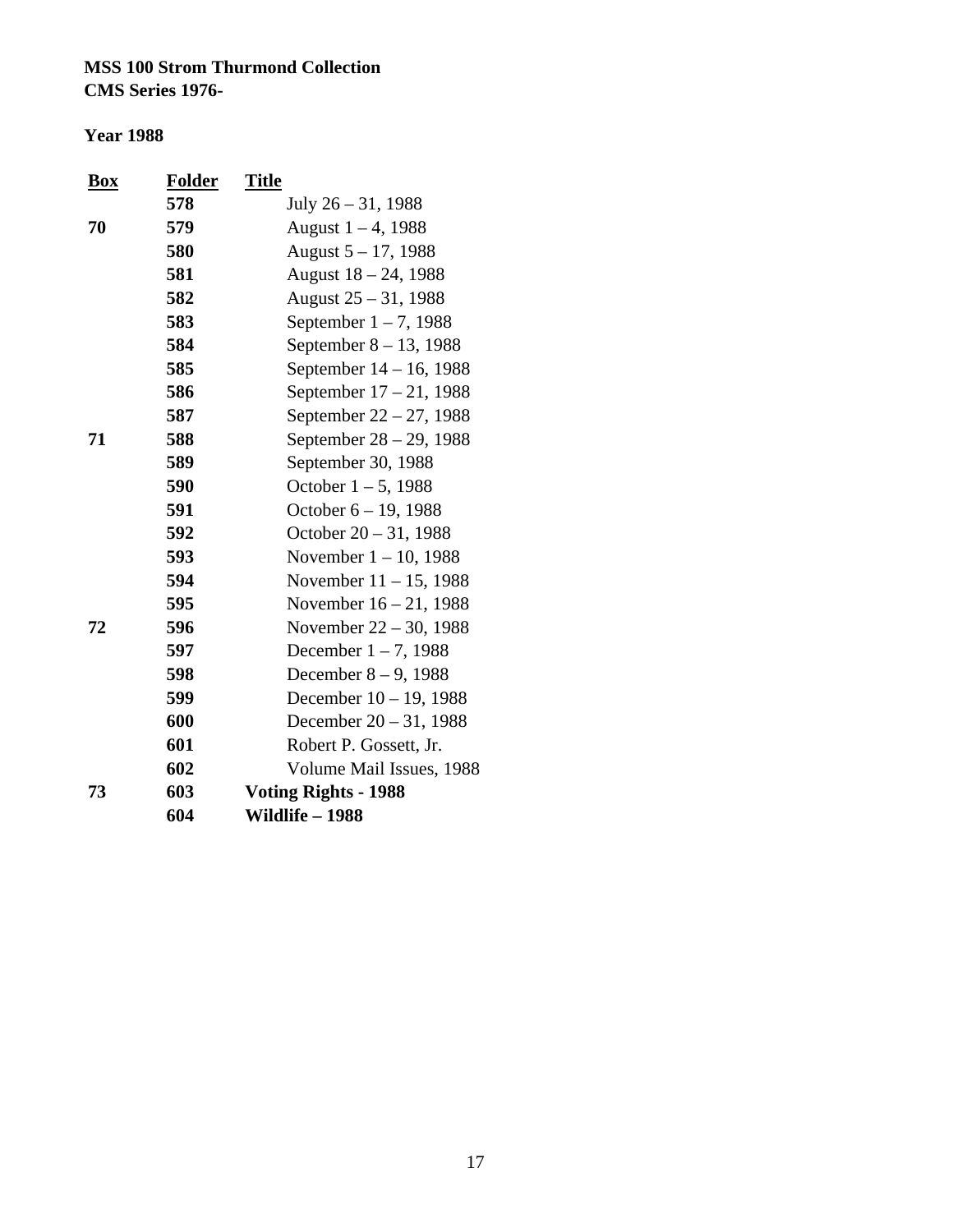**MSS 100 Strom Thurmond Collection**
**CMS Series 1976-**

**Year 1988**

| Box | Folder | Title |
|---|---|---|
| | 578 | July 26 – 31, 1988 |
| 70 | 579 | August 1 – 4, 1988 |
| | 580 | August 5 – 17, 1988 |
| | 581 | August 18 – 24, 1988 |
| | 582 | August 25 – 31, 1988 |
| | 583 | September 1 – 7, 1988 |
| | 584 | September 8 – 13, 1988 |
| | 585 | September 14 – 16, 1988 |
| | 586 | September 17 – 21, 1988 |
| | 587 | September 22 – 27, 1988 |
| 71 | 588 | September 28 – 29, 1988 |
| | 589 | September 30, 1988 |
| | 590 | October 1 – 5, 1988 |
| | 591 | October 6 – 19, 1988 |
| | 592 | October 20 – 31, 1988 |
| | 593 | November 1 – 10, 1988 |
| | 594 | November 11 – 15, 1988 |
| | 595 | November 16 – 21, 1988 |
| 72 | 596 | November 22 – 30, 1988 |
| | 597 | December 1 – 7, 1988 |
| | 598 | December 8 – 9, 1988 |
| | 599 | December 10 – 19, 1988 |
| | 600 | December 20 – 31, 1988 |
| | 601 | Robert P. Gossett, Jr. |
| | 602 | Volume Mail Issues, 1988 |
| 73 | 603 | **Voting Rights - 1988** |
| | 604 | **Wildlife – 1988** |